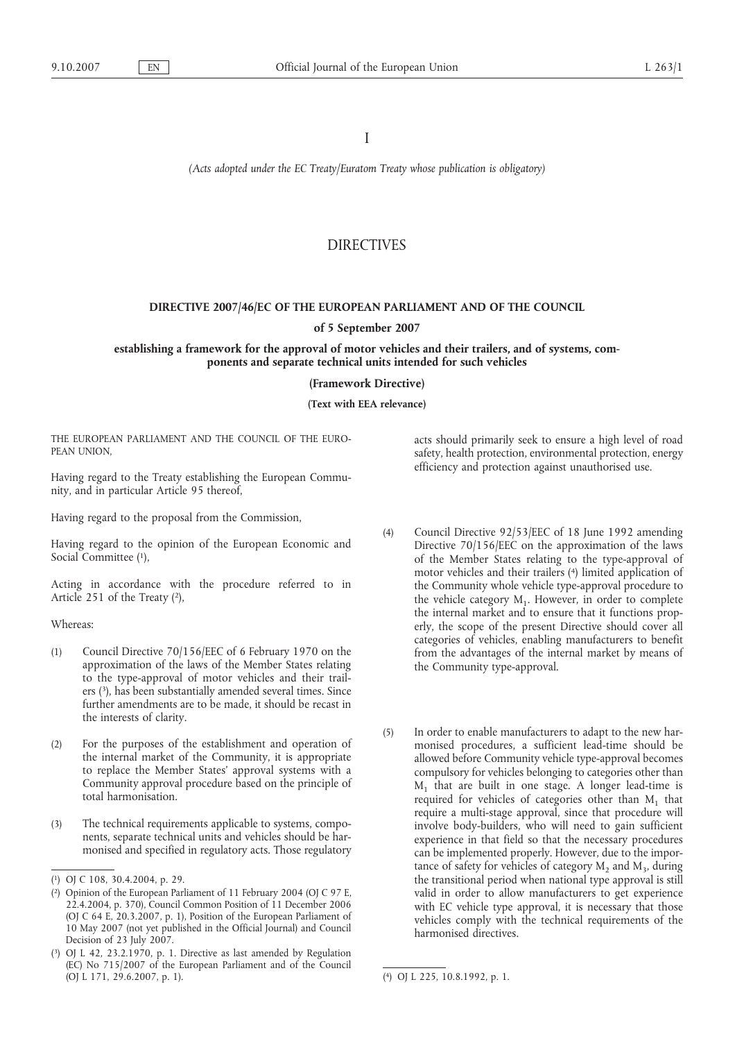I

*(Acts adopted under the EC Treaty/Euratom Treaty whose publication is obligatory)*

# DIRECTIVES

## DIRECTIVE 2007/46/EC OF THE EUROPEAN PARLIAMENT AND OF THE COUNCIL

**of 5 September 2007**

**establishing a framework for the approval of motor vehicles and their trailers, and of systems, components and separate technical units intended for such vehicles**

**(Framework Directive)**

**(Text with EEA relevance)**

THE EUROPEAN PARLIAMENT AND THE COUNCIL OF THE EUROPEAN UNION,

Having regard to the Treaty establishing the European Community, and in particular Article 95 thereof,

Having regard to the proposal from the Commission,

Having regard to the opinion of the European Economic and Social Committee [1],

Acting in accordance with the procedure referred to in Article 251 of the Treaty [2],

Whereas:

(1) Council Directive 70/156/EEC of 6 February 1970 on the approximation of the laws of the Member States relating to the type-approval of motor vehicles and their trailers [3], has been substantially amended several times. Since further amendments are to be made, it should be recast in the interests of clarity.

(2) For the purposes of the establishment and operation of the internal market of the Community, it is appropriate to replace the Member States' approval systems with a Community approval procedure based on the principle of total harmonisation.

(3) The technical requirements applicable to systems, components, separate technical units and vehicles should be harmonised and specified in regulatory acts. Those regulatory acts should primarily seek to ensure a high level of road safety, health protection, environmental protection, energy efficiency and protection against unauthorised use.

(4) Council Directive 92/53/EEC of 18 June 1992 amending Directive 70/156/EEC on the approximation of the laws of the Member States relating to the type-approval of motor vehicles and their trailers [4] limited application of the Community whole vehicle type-approval procedure to the vehicle category $M_1$. However, in order to complete the internal market and to ensure that it functions properly, the scope of the present Directive should cover all categories of vehicles, enabling manufacturers to benefit from the advantages of the internal market by means of the Community type-approval.

(5) In order to enable manufacturers to adapt to the new harmonised procedures, a sufficient lead-time should be allowed before Community vehicle type-approval becomes compulsory for vehicles belonging to categories other than $M_1$ that are built in one stage. A longer lead-time is required for vehicles of categories other than $M_1$ that require a multi-stage approval, since that procedure will involve body-builders, who will need to gain sufficient experience in that field so that the necessary procedures can be implemented properly. However, due to the importance of safety for vehicles of category $M_2$ and $M_3$, during the transitional period when national type approval is still valid in order to allow manufacturers to get experience with EC vehicle type approval, it is necessary that those vehicles comply with the technical requirements of the harmonised directives.

---

[1] OJ C 108, 30.4.2004, p. 29.

[2] Opinion of the European Parliament of 11 February 2004 (OJ C 97 E, 22.4.2004, p. 370), Council Common Position of 11 December 2006 (OJ C 64 E, 20.3.2007, p. 1), Position of the European Parliament of 10 May 2007 (not yet published in the Official Journal) and Council Decision of 23 July 2007.

[3] OJ L 42, 23.2.1970, p. 1. Directive as last amended by Regulation (EC) No 715/2007 of the European Parliament and of the Council (OJ L 171, 29.6.2007, p. 1).

[4] OJ L 225, 10.8.1992, p. 1.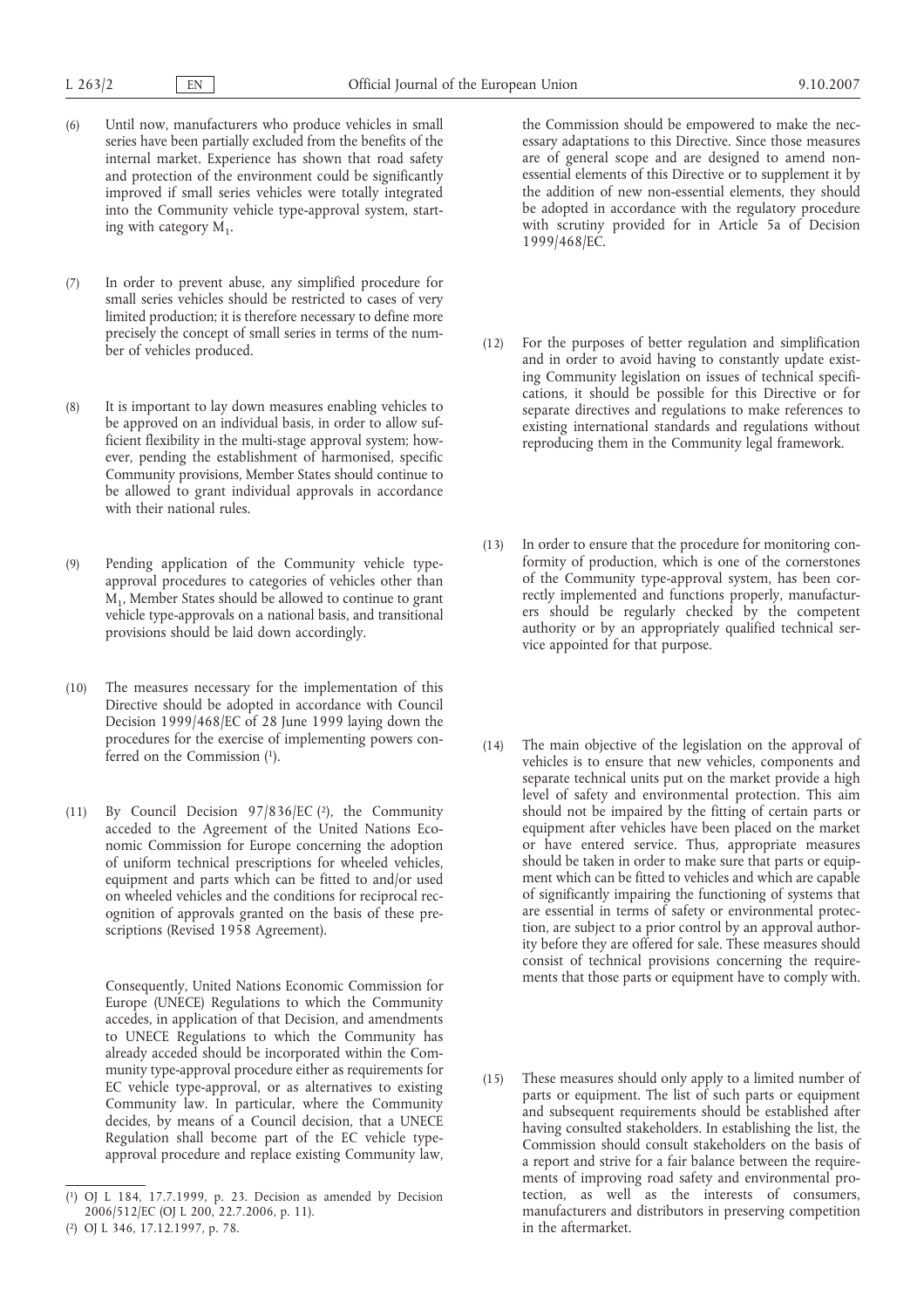(6) Until now, manufacturers who produce vehicles in small series have been partially excluded from the benefits of the internal market. Experience has shown that road safety and protection of the environment could be significantly improved if small series vehicles were totally integrated into the Community vehicle type-approval system, starting with category $M_1$.

(7) In order to prevent abuse, any simplified procedure for small series vehicles should be restricted to cases of very limited production; it is therefore necessary to define more precisely the concept of small series in terms of the number of vehicles produced.

(8) It is important to lay down measures enabling vehicles to be approved on an individual basis, in order to allow sufficient flexibility in the multi-stage approval system; however, pending the establishment of harmonised, specific Community provisions, Member States should continue to be allowed to grant individual approvals in accordance with their national rules.

(9) Pending application of the Community vehicle type-approval procedures to categories of vehicles other than $M_1$, Member States should be allowed to continue to grant vehicle type-approvals on a national basis, and transitional provisions should be laid down accordingly.

(10) The measures necessary for the implementation of this Directive should be adopted in accordance with Council Decision 1999/468/EC of 28 June 1999 laying down the procedures for the exercise of implementing powers conferred on the Commission [1].

(11) By Council Decision 97/836/EC [2], the Community acceded to the Agreement of the United Nations Economic Commission for Europe concerning the adoption of uniform technical prescriptions for wheeled vehicles, equipment and parts which can be fitted to and/or used on wheeled vehicles and the conditions for reciprocal recognition of approvals granted on the basis of these prescriptions (Revised 1958 Agreement).

Consequently, United Nations Economic Commission for Europe (UNECE) Regulations to which the Community accedes, in application of that Decision, and amendments to UNECE Regulations to which the Community has already acceded should be incorporated within the Community type-approval procedure either as requirements for EC vehicle type-approval, or as alternatives to existing Community law. In particular, where the Community decides, by means of a Council decision, that a UNECE Regulation shall become part of the EC vehicle type-approval procedure and replace existing Community law, the Commission should be empowered to make the necessary adaptations to this Directive. Since those measures are of general scope and are designed to amend non-essential elements of this Directive or to supplement it by the addition of new non-essential elements, they should be adopted in accordance with the regulatory procedure with scrutiny provided for in Article 5a of Decision 1999/468/EC.

(12) For the purposes of better regulation and simplification and in order to avoid having to constantly update existing Community legislation on issues of technical specifications, it should be possible for this Directive or for separate directives and regulations to make references to existing international standards and regulations without reproducing them in the Community legal framework.

(13) In order to ensure that the procedure for monitoring conformity of production, which is one of the cornerstones of the Community type-approval system, has been correctly implemented and functions properly, manufacturers should be regularly checked by the competent authority or by an appropriately qualified technical service appointed for that purpose.

(14) The main objective of the legislation on the approval of vehicles is to ensure that new vehicles, components and separate technical units put on the market provide a high level of safety and environmental protection. This aim should not be impaired by the fitting of certain parts or equipment after vehicles have been placed on the market or have entered service. Thus, appropriate measures should be taken in order to make sure that parts or equipment which can be fitted to vehicles and which are capable of significantly impairing the functioning of systems that are essential in terms of safety or environmental protection, are subject to a prior control by an approval authority before they are offered for sale. These measures should consist of technical provisions concerning the requirements that those parts or equipment have to comply with.

(15) These measures should only apply to a limited number of parts or equipment. The list of such parts or equipment and subsequent requirements should be established after having consulted stakeholders. In establishing the list, the Commission should consult stakeholders on the basis of a report and strive for a fair balance between the requirements of improving road safety and environmental protection, as well as the interests of consumers, manufacturers and distributors in preserving competition in the aftermarket.

---

[1] OJ L 184, 17.7.1999, p. 23. Decision as amended by Decision 2006/512/EC (OJ L 200, 22.7.2006, p. 11).

[2] OJ L 346, 17.12.1997, p. 78.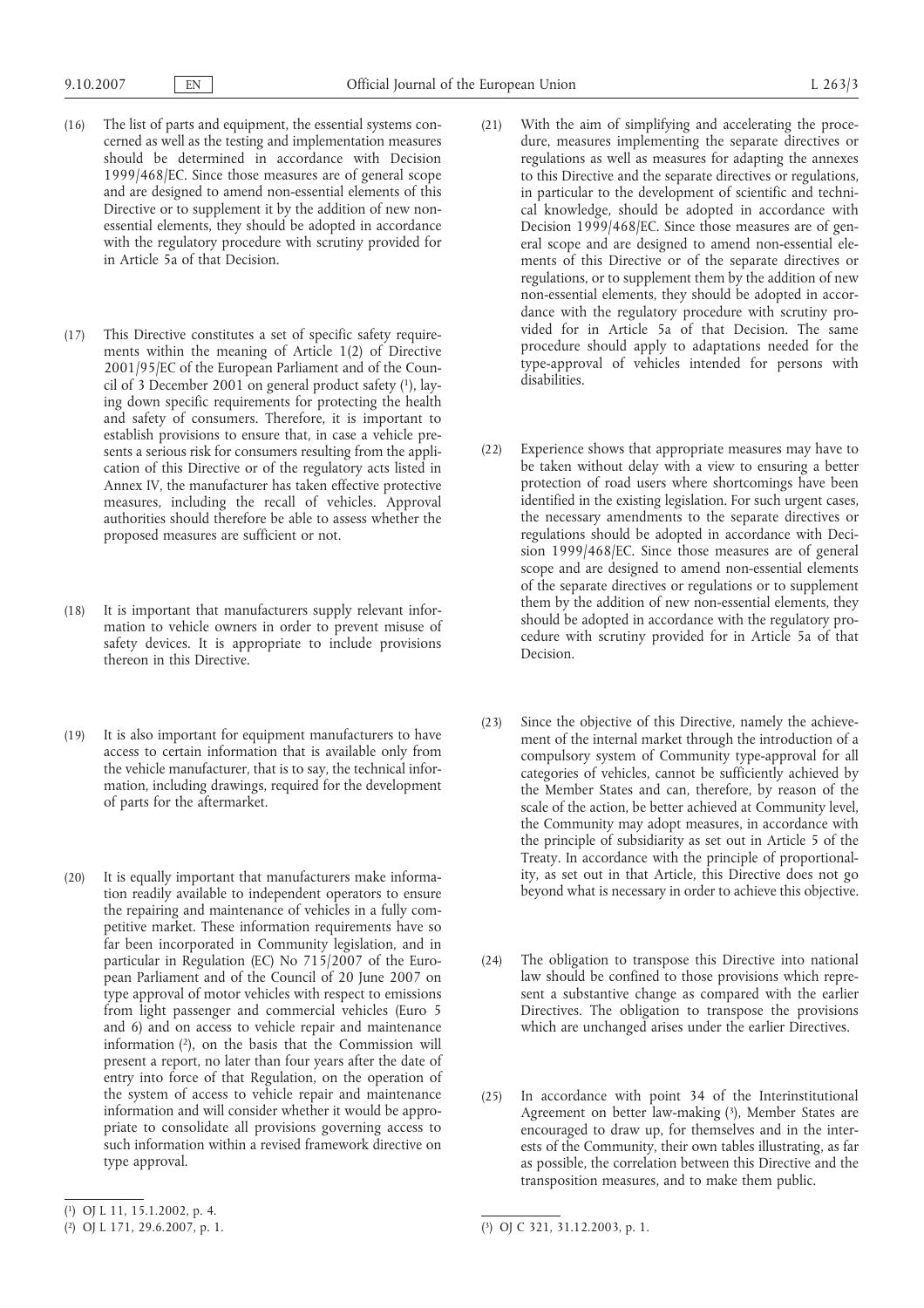(16) The list of parts and equipment, the essential systems concerned as well as the testing and implementation measures should be determined in accordance with Decision 1999/468/EC. Since those measures are of general scope and are designed to amend non-essential elements of this Directive or to supplement it by the addition of new non-essential elements, they should be adopted in accordance with the regulatory procedure with scrutiny provided for in Article 5a of that Decision.

(17) This Directive constitutes a set of specific safety requirements within the meaning of Article 1(2) of Directive 2001/95/EC of the European Parliament and of the Council of 3 December 2001 on general product safety [1], laying down specific requirements for protecting the health and safety of consumers. Therefore, it is important to establish provisions to ensure that, in case a vehicle presents a serious risk for consumers resulting from the application of this Directive or of the regulatory acts listed in Annex IV, the manufacturer has taken effective protective measures, including the recall of vehicles. Approval authorities should therefore be able to assess whether the proposed measures are sufficient or not.

(18) It is important that manufacturers supply relevant information to vehicle owners in order to prevent misuse of safety devices. It is appropriate to include provisions thereon in this Directive.

(19) It is also important for equipment manufacturers to have access to certain information that is available only from the vehicle manufacturer, that is to say, the technical information, including drawings, required for the development of parts for the aftermarket.

(20) It is equally important that manufacturers make information readily available to independent operators to ensure the repairing and maintenance of vehicles in a fully competitive market. These information requirements have so far been incorporated in Community legislation, and in particular in Regulation (EC) No 715/2007 of the European Parliament and of the Council of 20 June 2007 on type approval of motor vehicles with respect to emissions from light passenger and commercial vehicles (Euro 5 and 6) and on access to vehicle repair and maintenance information [2], on the basis that the Commission will present a report, no later than four years after the date of entry into force of that Regulation, on the operation of the system of access to vehicle repair and maintenance information and will consider whether it would be appropriate to consolidate all provisions governing access to such information within a revised framework directive on type approval.

(21) With the aim of simplifying and accelerating the procedure, measures implementing the separate directives or regulations as well as measures for adapting the annexes to this Directive and the separate directives or regulations, in particular to the development of scientific and technical knowledge, should be adopted in accordance with Decision 1999/468/EC. Since those measures are of general scope and are designed to amend non-essential elements of this Directive or of the separate directives or regulations, or to supplement them by the addition of new non-essential elements, they should be adopted in accordance with the regulatory procedure with scrutiny provided for in Article 5a of that Decision. The same procedure should apply to adaptations needed for the type-approval of vehicles intended for persons with disabilities.

(22) Experience shows that appropriate measures may have to be taken without delay with a view to ensuring a better protection of road users where shortcomings have been identified in the existing legislation. For such urgent cases, the necessary amendments to the separate directives or regulations should be adopted in accordance with Decision 1999/468/EC. Since those measures are of general scope and are designed to amend non-essential elements of the separate directives or regulations or to supplement them by the addition of new non-essential elements, they should be adopted in accordance with the regulatory procedure with scrutiny provided for in Article 5a of that Decision.

(23) Since the objective of this Directive, namely the achievement of the internal market through the introduction of a compulsory system of Community type-approval for all categories of vehicles, cannot be sufficiently achieved by the Member States and can, therefore, by reason of the scale of the action, be better achieved at Community level, the Community may adopt measures, in accordance with the principle of subsidiarity as set out in Article 5 of the Treaty. In accordance with the principle of proportionality, as set out in that Article, this Directive does not go beyond what is necessary in order to achieve this objective.

(24) The obligation to transpose this Directive into national law should be confined to those provisions which represent a substantive change as compared with the earlier Directives. The obligation to transpose the provisions which are unchanged arises under the earlier Directives.

(25) In accordance with point 34 of the Interinstitutional Agreement on better law-making [3], Member States are encouraged to draw up, for themselves and in the interests of the Community, their own tables illustrating, as far as possible, the correlation between this Directive and the transposition measures, and to make them public.

---

[1] OJ L 11, 15.1.2002, p. 4.

[2] OJ L 171, 29.6.2007, p. 1.

[3] OJ C 321, 31.12.2003, p. 1.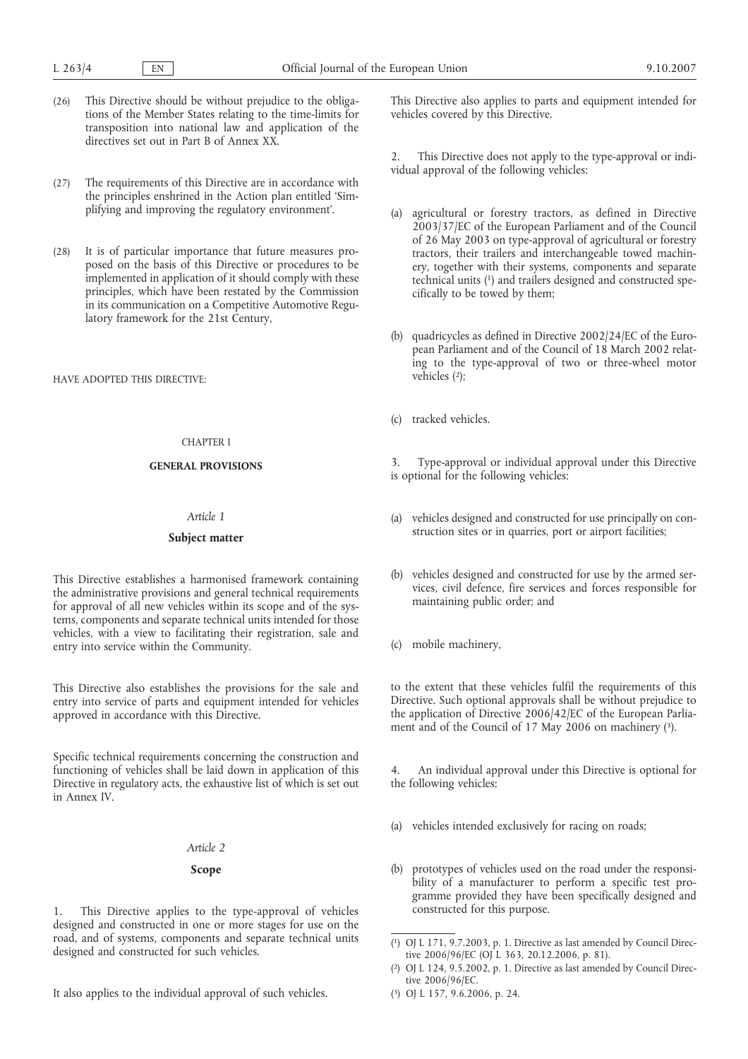(26) This Directive should be without prejudice to the obligations of the Member States relating to the time-limits for transposition into national law and application of the directives set out in Part B of Annex XX.

(27) The requirements of this Directive are in accordance with the principles enshrined in the Action plan entitled 'Simplifying and improving the regulatory environment'.

(28) It is of particular importance that future measures proposed on the basis of this Directive or procedures to be implemented in application of it should comply with these principles, which have been restated by the Commission in its communication on a Competitive Automotive Regulatory framework for the 21st Century,

HAVE ADOPTED THIS DIRECTIVE:

## CHAPTER I

## GENERAL PROVISIONS

### *Article 1*

### Subject matter

This Directive establishes a harmonised framework containing the administrative provisions and general technical requirements for approval of all new vehicles within its scope and of the systems, components and separate technical units intended for those vehicles, with a view to facilitating their registration, sale and entry into service within the Community.

This Directive also establishes the provisions for the sale and entry into service of parts and equipment intended for vehicles approved in accordance with this Directive.

Specific technical requirements concerning the construction and functioning of vehicles shall be laid down in application of this Directive in regulatory acts, the exhaustive list of which is set out in Annex IV.

### *Article 2*

### Scope

1. This Directive applies to the type-approval of vehicles designed and constructed in one or more stages for use on the road, and of systems, components and separate technical units designed and constructed for such vehicles.

It also applies to the individual approval of such vehicles.

This Directive also applies to parts and equipment intended for vehicles covered by this Directive.

2. This Directive does not apply to the type-approval or individual approval of the following vehicles:

(a) agricultural or forestry tractors, as defined in Directive 2003/37/EC of the European Parliament and of the Council of 26 May 2003 on type-approval of agricultural or forestry tractors, their trailers and interchangeable towed machinery, together with their systems, components and separate technical units [1] and trailers designed and constructed specifically to be towed by them;

(b) quadricycles as defined in Directive 2002/24/EC of the European Parliament and of the Council of 18 March 2002 relating to the type-approval of two or three-wheel motor vehicles [2];

(c) tracked vehicles.

3. Type-approval or individual approval under this Directive is optional for the following vehicles:

(a) vehicles designed and constructed for use principally on construction sites or in quarries, port or airport facilities;

(b) vehicles designed and constructed for use by the armed services, civil defence, fire services and forces responsible for maintaining public order; and

(c) mobile machinery,

to the extent that these vehicles fulfil the requirements of this Directive. Such optional approvals shall be without prejudice to the application of Directive 2006/42/EC of the European Parliament and of the Council of 17 May 2006 on machinery [3].

4. An individual approval under this Directive is optional for the following vehicles:

(a) vehicles intended exclusively for racing on roads;

(b) prototypes of vehicles used on the road under the responsibility of a manufacturer to perform a specific test programme provided they have been specifically designed and constructed for this purpose.

---

[1] OJ L 171, 9.7.2003, p. 1. Directive as last amended by Council Directive 2006/96/EC (OJ L 363, 20.12.2006, p. 81).

[2] OJ L 124, 9.5.2002, p. 1. Directive as last amended by Council Directive 2006/96/EC.

[3] OJ L 157, 9.6.2006, p. 24.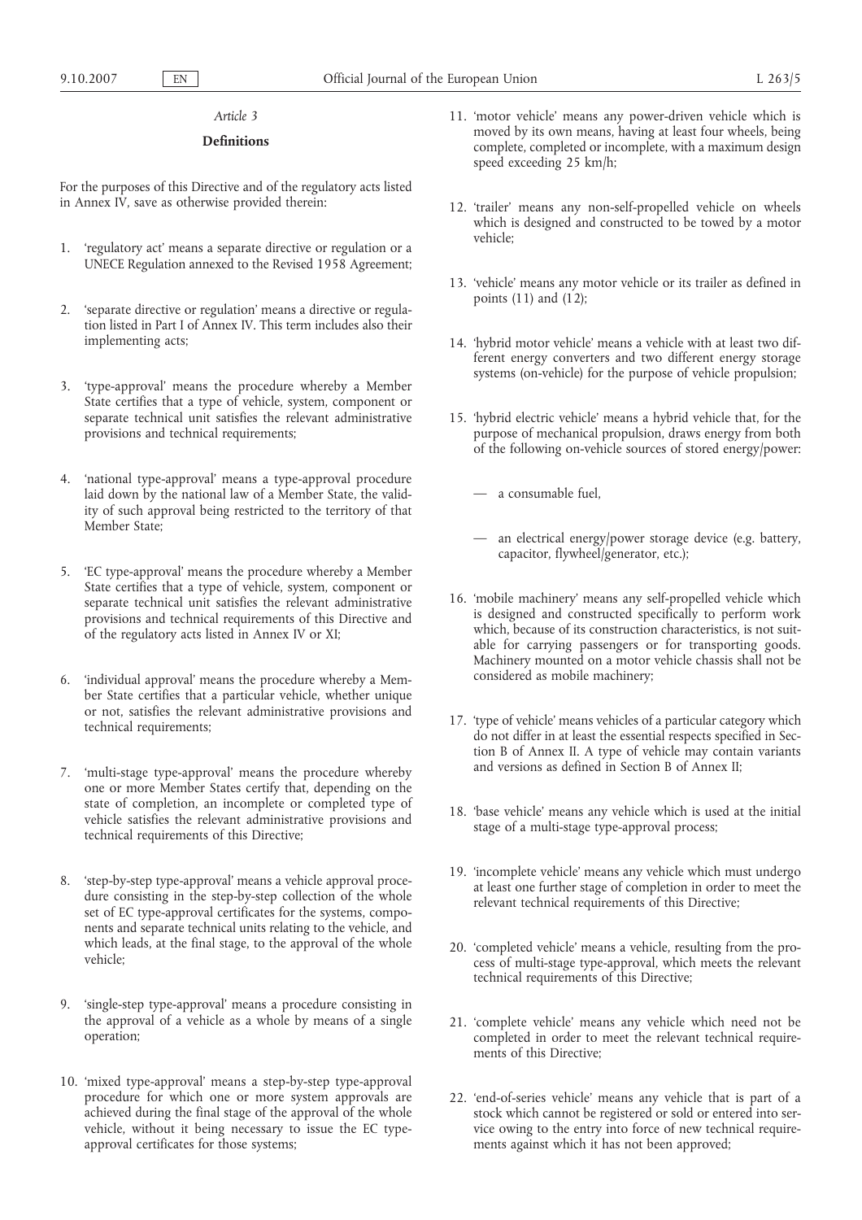*Article 3*

**Definitions**

For the purposes of this Directive and of the regulatory acts listed in Annex IV, save as otherwise provided therein:

1. 'regulatory act' means a separate directive or regulation or a UNECE Regulation annexed to the Revised 1958 Agreement;

2. 'separate directive or regulation' means a directive or regulation listed in Part I of Annex IV. This term includes also their implementing acts;

3. 'type-approval' means the procedure whereby a Member State certifies that a type of vehicle, system, component or separate technical unit satisfies the relevant administrative provisions and technical requirements;

4. 'national type-approval' means a type-approval procedure laid down by the national law of a Member State, the validity of such approval being restricted to the territory of that Member State;

5. 'EC type-approval' means the procedure whereby a Member State certifies that a type of vehicle, system, component or separate technical unit satisfies the relevant administrative provisions and technical requirements of this Directive and of the regulatory acts listed in Annex IV or XI;

6. 'individual approval' means the procedure whereby a Member State certifies that a particular vehicle, whether unique or not, satisfies the relevant administrative provisions and technical requirements;

7. 'multi-stage type-approval' means the procedure whereby one or more Member States certify that, depending on the state of completion, an incomplete or completed type of vehicle satisfies the relevant administrative provisions and technical requirements of this Directive;

8. 'step-by-step type-approval' means a vehicle approval procedure consisting in the step-by-step collection of the whole set of EC type-approval certificates for the systems, components and separate technical units relating to the vehicle, and which leads, at the final stage, to the approval of the whole vehicle;

9. 'single-step type-approval' means a procedure consisting in the approval of a vehicle as a whole by means of a single operation;

10. 'mixed type-approval' means a step-by-step type-approval procedure for which one or more system approvals are achieved during the final stage of the approval of the whole vehicle, without it being necessary to issue the EC type-approval certificates for those systems;

11. 'motor vehicle' means any power-driven vehicle which is moved by its own means, having at least four wheels, being complete, completed or incomplete, with a maximum design speed exceeding 25 km/h;

12. 'trailer' means any non-self-propelled vehicle on wheels which is designed and constructed to be towed by a motor vehicle;

13. 'vehicle' means any motor vehicle or its trailer as defined in points (11) and (12);

14. 'hybrid motor vehicle' means a vehicle with at least two different energy converters and two different energy storage systems (on-vehicle) for the purpose of vehicle propulsion;

15. 'hybrid electric vehicle' means a hybrid vehicle that, for the purpose of mechanical propulsion, draws energy from both of the following on-vehicle sources of stored energy/power:

    — a consumable fuel,

    — an electrical energy/power storage device (e.g. battery, capacitor, flywheel/generator, etc.);

16. 'mobile machinery' means any self-propelled vehicle which is designed and constructed specifically to perform work which, because of its construction characteristics, is not suitable for carrying passengers or for transporting goods. Machinery mounted on a motor vehicle chassis shall not be considered as mobile machinery;

17. 'type of vehicle' means vehicles of a particular category which do not differ in at least the essential respects specified in Section B of Annex II. A type of vehicle may contain variants and versions as defined in Section B of Annex II;

18. 'base vehicle' means any vehicle which is used at the initial stage of a multi-stage type-approval process;

19. 'incomplete vehicle' means any vehicle which must undergo at least one further stage of completion in order to meet the relevant technical requirements of this Directive;

20. 'completed vehicle' means a vehicle, resulting from the process of multi-stage type-approval, which meets the relevant technical requirements of this Directive;

21. 'complete vehicle' means any vehicle which need not be completed in order to meet the relevant technical requirements of this Directive;

22. 'end-of-series vehicle' means any vehicle that is part of a stock which cannot be registered or sold or entered into service owing to the entry into force of new technical requirements against which it has not been approved;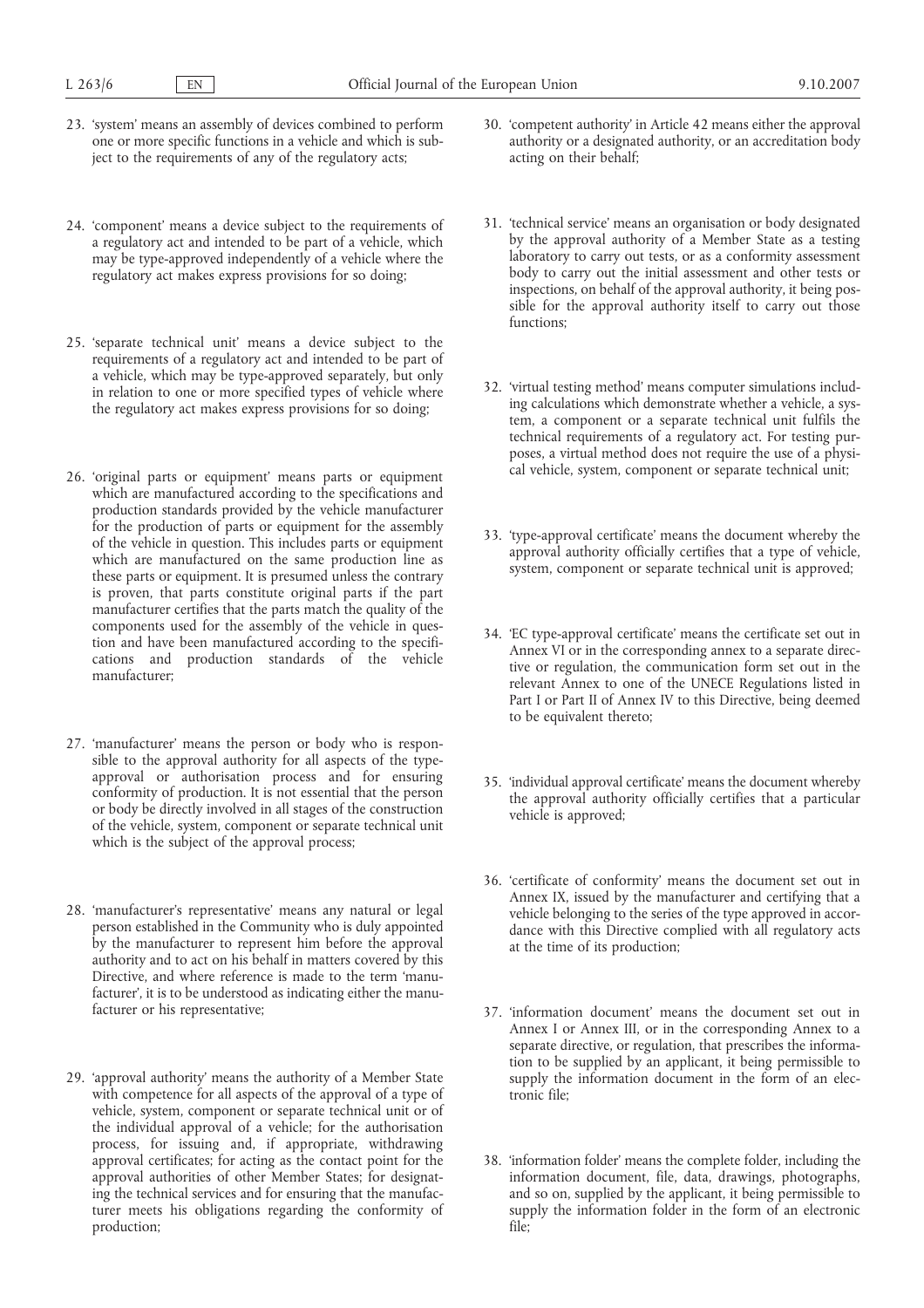23. 'system' means an assembly of devices combined to perform one or more specific functions in a vehicle and which is subject to the requirements of any of the regulatory acts;

24. 'component' means a device subject to the requirements of a regulatory act and intended to be part of a vehicle, which may be type-approved independently of a vehicle where the regulatory act makes express provisions for so doing;

25. 'separate technical unit' means a device subject to the requirements of a regulatory act and intended to be part of a vehicle, which may be type-approved separately, but only in relation to one or more specified types of vehicle where the regulatory act makes express provisions for so doing;

26. 'original parts or equipment' means parts or equipment which are manufactured according to the specifications and production standards provided by the vehicle manufacturer for the production of parts or equipment for the assembly of the vehicle in question. This includes parts or equipment which are manufactured on the same production line as these parts or equipment. It is presumed unless the contrary is proven, that parts constitute original parts if the part manufacturer certifies that the parts match the quality of the components used for the assembly of the vehicle in question and have been manufactured according to the specifications and production standards of the vehicle manufacturer;

27. 'manufacturer' means the person or body who is responsible to the approval authority for all aspects of the type-approval or authorisation process and for ensuring conformity of production. It is not essential that the person or body be directly involved in all stages of the construction of the vehicle, system, component or separate technical unit which is the subject of the approval process;

28. 'manufacturer's representative' means any natural or legal person established in the Community who is duly appointed by the manufacturer to represent him before the approval authority and to act on his behalf in matters covered by this Directive, and where reference is made to the term 'manufacturer', it is to be understood as indicating either the manufacturer or his representative;

29. 'approval authority' means the authority of a Member State with competence for all aspects of the approval of a type of vehicle, system, component or separate technical unit or of the individual approval of a vehicle; for the authorisation process, for issuing and, if appropriate, withdrawing approval certificates; for acting as the contact point for the approval authorities of other Member States; for designating the technical services and for ensuring that the manufacturer meets his obligations regarding the conformity of production;

30. 'competent authority' in Article 42 means either the approval authority or a designated authority, or an accreditation body acting on their behalf;

31. 'technical service' means an organisation or body designated by the approval authority of a Member State as a testing laboratory to carry out tests, or as a conformity assessment body to carry out the initial assessment and other tests or inspections, on behalf of the approval authority, it being possible for the approval authority itself to carry out those functions;

32. 'virtual testing method' means computer simulations including calculations which demonstrate whether a vehicle, a system, a component or a separate technical unit fulfils the technical requirements of a regulatory act. For testing purposes, a virtual method does not require the use of a physical vehicle, system, component or separate technical unit;

33. 'type-approval certificate' means the document whereby the approval authority officially certifies that a type of vehicle, system, component or separate technical unit is approved;

34. 'EC type-approval certificate' means the certificate set out in Annex VI or in the corresponding annex to a separate directive or regulation, the communication form set out in the relevant Annex to one of the UNECE Regulations listed in Part I or Part II of Annex IV to this Directive, being deemed to be equivalent thereto;

35. 'individual approval certificate' means the document whereby the approval authority officially certifies that a particular vehicle is approved;

36. 'certificate of conformity' means the document set out in Annex IX, issued by the manufacturer and certifying that a vehicle belonging to the series of the type approved in accordance with this Directive complied with all regulatory acts at the time of its production;

37. 'information document' means the document set out in Annex I or Annex III, or in the corresponding Annex to a separate directive, or regulation, that prescribes the information to be supplied by an applicant, it being permissible to supply the information document in the form of an electronic file;

38. 'information folder' means the complete folder, including the information document, file, data, drawings, photographs, and so on, supplied by the applicant, it being permissible to supply the information folder in the form of an electronic file;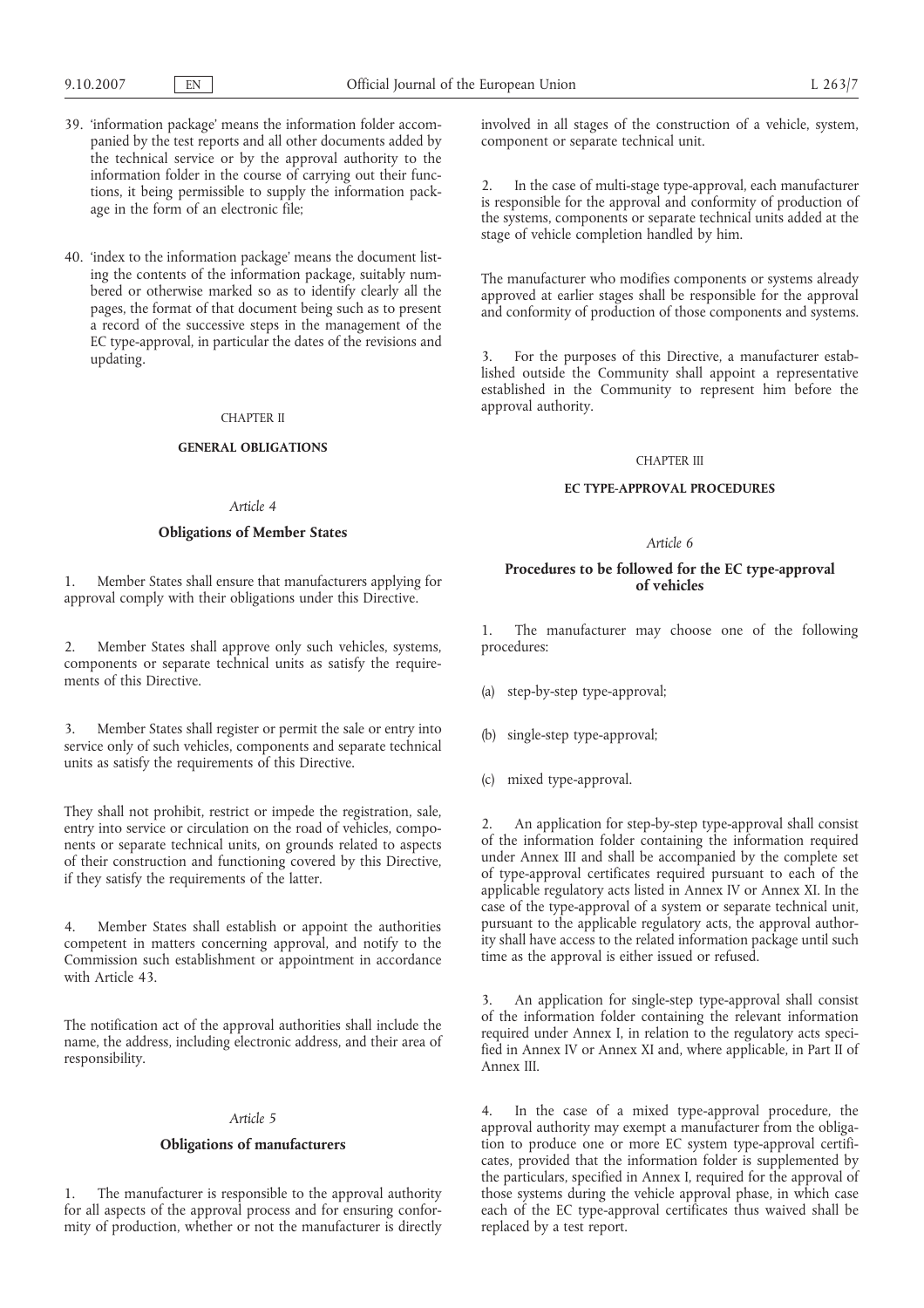39. 'information package' means the information folder accompanied by the test reports and all other documents added by the technical service or by the approval authority to the information folder in the course of carrying out their functions, it being permissible to supply the information package in the form of an electronic file;

40. 'index to the information package' means the document listing the contents of the information package, suitably numbered or otherwise marked so as to identify clearly all the pages, the format of that document being such as to present a record of the successive steps in the management of the EC type-approval, in particular the dates of the revisions and updating.

CHAPTER II

## GENERAL OBLIGATIONS

*Article 4*

### Obligations of Member States

1. Member States shall ensure that manufacturers applying for approval comply with their obligations under this Directive.

2. Member States shall approve only such vehicles, systems, components or separate technical units as satisfy the requirements of this Directive.

3. Member States shall register or permit the sale or entry into service only of such vehicles, components and separate technical units as satisfy the requirements of this Directive.

They shall not prohibit, restrict or impede the registration, sale, entry into service or circulation on the road of vehicles, components or separate technical units, on grounds related to aspects of their construction and functioning covered by this Directive, if they satisfy the requirements of the latter.

4. Member States shall establish or appoint the authorities competent in matters concerning approval, and notify to the Commission such establishment or appointment in accordance with Article 43.

The notification act of the approval authorities shall include the name, the address, including electronic address, and their area of responsibility.

*Article 5*

### Obligations of manufacturers

1. The manufacturer is responsible to the approval authority for all aspects of the approval process and for ensuring conformity of production, whether or not the manufacturer is directly involved in all stages of the construction of a vehicle, system, component or separate technical unit.

2. In the case of multi-stage type-approval, each manufacturer is responsible for the approval and conformity of production of the systems, components or separate technical units added at the stage of vehicle completion handled by him.

The manufacturer who modifies components or systems already approved at earlier stages shall be responsible for the approval and conformity of production of those components and systems.

3. For the purposes of this Directive, a manufacturer established outside the Community shall appoint a representative established in the Community to represent him before the approval authority.

CHAPTER III

## EC TYPE-APPROVAL PROCEDURES

*Article 6*

### Procedures to be followed for the EC type-approval of vehicles

1. The manufacturer may choose one of the following procedures:

(a) step-by-step type-approval;

(b) single-step type-approval;

(c) mixed type-approval.

2. An application for step-by-step type-approval shall consist of the information folder containing the information required under Annex III and shall be accompanied by the complete set of type-approval certificates required pursuant to each of the applicable regulatory acts listed in Annex IV or Annex XI. In the case of the type-approval of a system or separate technical unit, pursuant to the applicable regulatory acts, the approval authority shall have access to the related information package until such time as the approval is either issued or refused.

3. An application for single-step type-approval shall consist of the information folder containing the relevant information required under Annex I, in relation to the regulatory acts specified in Annex IV or Annex XI and, where applicable, in Part II of Annex III.

4. In the case of a mixed type-approval procedure, the approval authority may exempt a manufacturer from the obligation to produce one or more EC system type-approval certificates, provided that the information folder is supplemented by the particulars, specified in Annex I, required for the approval of those systems during the vehicle approval phase, in which case each of the EC type-approval certificates thus waived shall be replaced by a test report.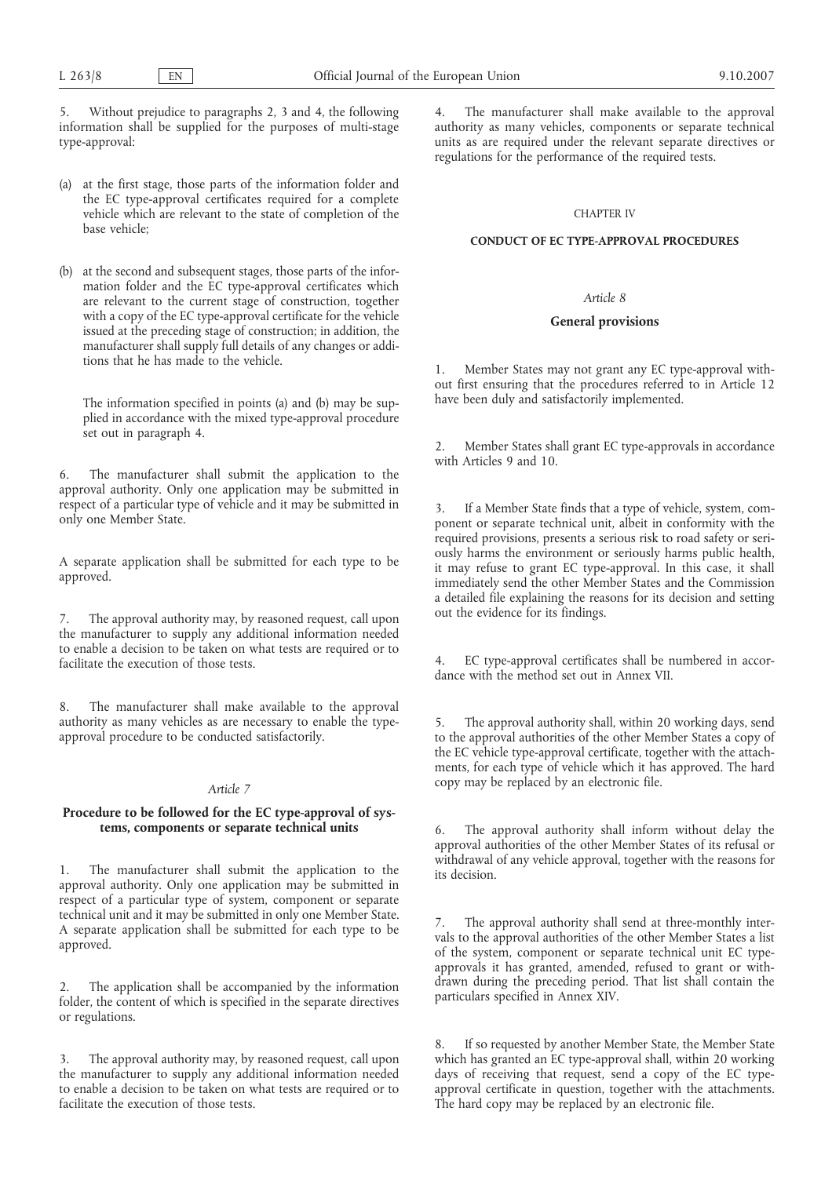5. Without prejudice to paragraphs 2, 3 and 4, the following information shall be supplied for the purposes of multi-stage type-approval:

(a) at the first stage, those parts of the information folder and the EC type-approval certificates required for a complete vehicle which are relevant to the state of completion of the base vehicle;

(b) at the second and subsequent stages, those parts of the information folder and the EC type-approval certificates which are relevant to the current stage of construction, together with a copy of the EC type-approval certificate for the vehicle issued at the preceding stage of construction; in addition, the manufacturer shall supply full details of any changes or additions that he has made to the vehicle.

The information specified in points (a) and (b) may be supplied in accordance with the mixed type-approval procedure set out in paragraph 4.

6. The manufacturer shall submit the application to the approval authority. Only one application may be submitted in respect of a particular type of vehicle and it may be submitted in only one Member State.

A separate application shall be submitted for each type to be approved.

7. The approval authority may, by reasoned request, call upon the manufacturer to supply any additional information needed to enable a decision to be taken on what tests are required or to facilitate the execution of those tests.

8. The manufacturer shall make available to the approval authority as many vehicles as are necessary to enable the type-approval procedure to be conducted satisfactorily.

### *Article 7*

### Procedure to be followed for the EC type-approval of systems, components or separate technical units

1. The manufacturer shall submit the application to the approval authority. Only one application may be submitted in respect of a particular type of system, component or separate technical unit and it may be submitted in only one Member State. A separate application shall be submitted for each type to be approved.

2. The application shall be accompanied by the information folder, the content of which is specified in the separate directives or regulations.

3. The approval authority may, by reasoned request, call upon the manufacturer to supply any additional information needed to enable a decision to be taken on what tests are required or to facilitate the execution of those tests.

4. The manufacturer shall make available to the approval authority as many vehicles, components or separate technical units as are required under the relevant separate directives or regulations for the performance of the required tests.

## CHAPTER IV

## CONDUCT OF EC TYPE-APPROVAL PROCEDURES

### *Article 8*

### General provisions

1. Member States may not grant any EC type-approval without first ensuring that the procedures referred to in Article 12 have been duly and satisfactorily implemented.

2. Member States shall grant EC type-approvals in accordance with Articles 9 and 10.

3. If a Member State finds that a type of vehicle, system, component or separate technical unit, albeit in conformity with the required provisions, presents a serious risk to road safety or seriously harms the environment or seriously harms public health, it may refuse to grant EC type-approval. In this case, it shall immediately send the other Member States and the Commission a detailed file explaining the reasons for its decision and setting out the evidence for its findings.

4. EC type-approval certificates shall be numbered in accordance with the method set out in Annex VII.

5. The approval authority shall, within 20 working days, send to the approval authorities of the other Member States a copy of the EC vehicle type-approval certificate, together with the attachments, for each type of vehicle which it has approved. The hard copy may be replaced by an electronic file.

6. The approval authority shall inform without delay the approval authorities of the other Member States of its refusal or withdrawal of any vehicle approval, together with the reasons for its decision.

7. The approval authority shall send at three-monthly intervals to the approval authorities of the other Member States a list of the system, component or separate technical unit EC type-approvals it has granted, amended, refused to grant or withdrawn during the preceding period. That list shall contain the particulars specified in Annex XIV.

8. If so requested by another Member State, the Member State which has granted an EC type-approval shall, within 20 working days of receiving that request, send a copy of the EC type-approval certificate in question, together with the attachments. The hard copy may be replaced by an electronic file.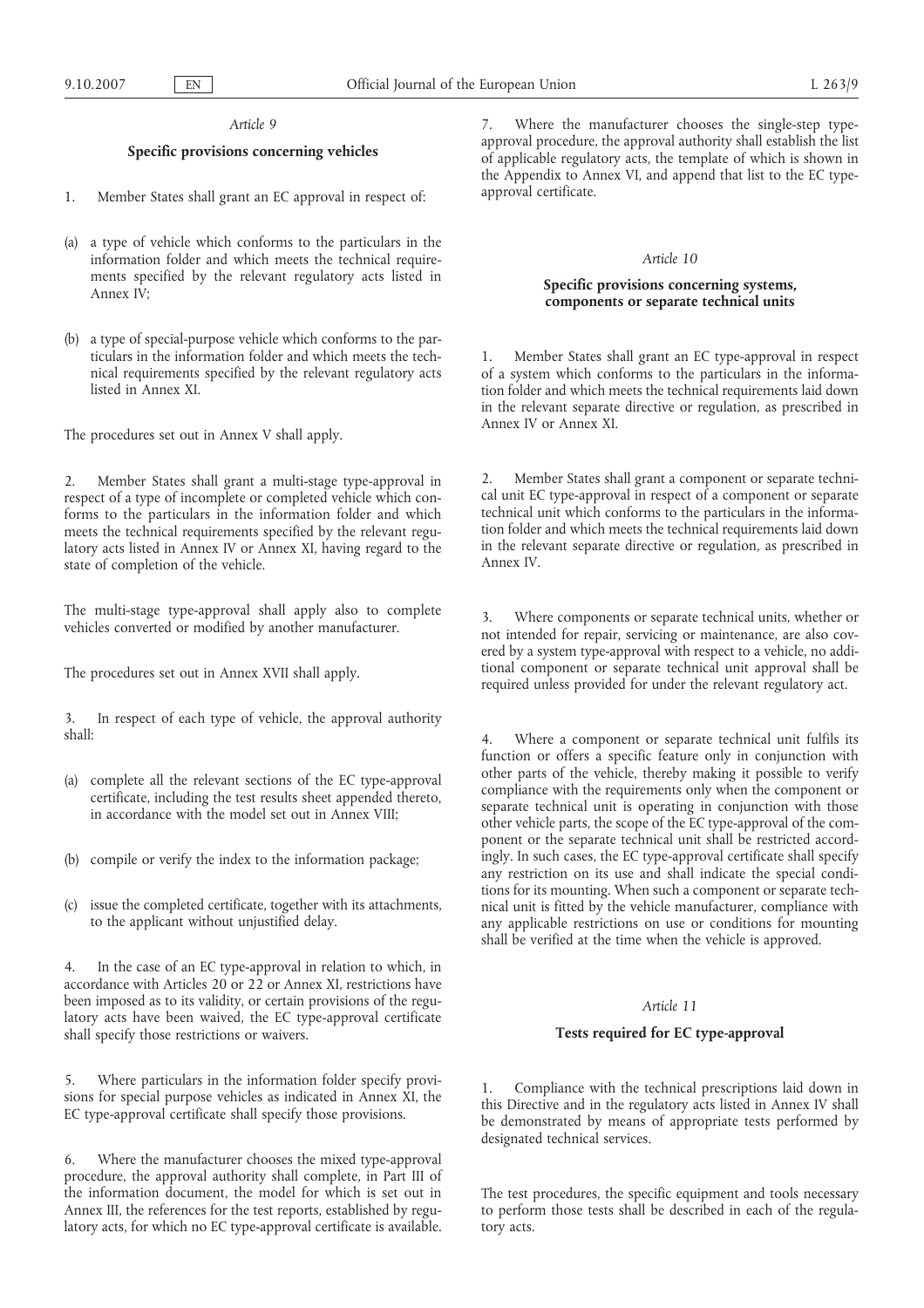*Article 9*

**Specific provisions concerning vehicles**

1. Member States shall grant an EC approval in respect of:

(a) a type of vehicle which conforms to the particulars in the information folder and which meets the technical requirements specified by the relevant regulatory acts listed in Annex IV;

(b) a type of special-purpose vehicle which conforms to the particulars in the information folder and which meets the technical requirements specified by the relevant regulatory acts listed in Annex XI.

The procedures set out in Annex V shall apply.

2. Member States shall grant a multi-stage type-approval in respect of a type of incomplete or completed vehicle which conforms to the particulars in the information folder and which meets the technical requirements specified by the relevant regulatory acts listed in Annex IV or Annex XI, having regard to the state of completion of the vehicle.

The multi-stage type-approval shall apply also to complete vehicles converted or modified by another manufacturer.

The procedures set out in Annex XVII shall apply.

3. In respect of each type of vehicle, the approval authority shall:

(a) complete all the relevant sections of the EC type-approval certificate, including the test results sheet appended thereto, in accordance with the model set out in Annex VIII;

(b) compile or verify the index to the information package;

(c) issue the completed certificate, together with its attachments, to the applicant without unjustified delay.

4. In the case of an EC type-approval in relation to which, in accordance with Articles 20 or 22 or Annex XI, restrictions have been imposed as to its validity, or certain provisions of the regulatory acts have been waived, the EC type-approval certificate shall specify those restrictions or waivers.

5. Where particulars in the information folder specify provisions for special purpose vehicles as indicated in Annex XI, the EC type-approval certificate shall specify those provisions.

6. Where the manufacturer chooses the mixed type-approval procedure, the approval authority shall complete, in Part III of the information document, the model for which is set out in Annex III, the references for the test reports, established by regulatory acts, for which no EC type-approval certificate is available.

7. Where the manufacturer chooses the single-step type-approval procedure, the approval authority shall establish the list of applicable regulatory acts, the template of which is shown in the Appendix to Annex VI, and append that list to the EC type-approval certificate.

*Article 10*

**Specific provisions concerning systems, components or separate technical units**

1. Member States shall grant an EC type-approval in respect of a system which conforms to the particulars in the information folder and which meets the technical requirements laid down in the relevant separate directive or regulation, as prescribed in Annex IV or Annex XI.

2. Member States shall grant a component or separate technical unit EC type-approval in respect of a component or separate technical unit which conforms to the particulars in the information folder and which meets the technical requirements laid down in the relevant separate directive or regulation, as prescribed in Annex IV.

3. Where components or separate technical units, whether or not intended for repair, servicing or maintenance, are also covered by a system type-approval with respect to a vehicle, no additional component or separate technical unit approval shall be required unless provided for under the relevant regulatory act.

4. Where a component or separate technical unit fulfils its function or offers a specific feature only in conjunction with other parts of the vehicle, thereby making it possible to verify compliance with the requirements only when the component or separate technical unit is operating in conjunction with those other vehicle parts, the scope of the EC type-approval of the component or the separate technical unit shall be restricted accordingly. In such cases, the EC type-approval certificate shall specify any restriction on its use and shall indicate the special conditions for its mounting. When such a component or separate technical unit is fitted by the vehicle manufacturer, compliance with any applicable restrictions on use or conditions for mounting shall be verified at the time when the vehicle is approved.

*Article 11*

**Tests required for EC type-approval**

1. Compliance with the technical prescriptions laid down in this Directive and in the regulatory acts listed in Annex IV shall be demonstrated by means of appropriate tests performed by designated technical services.

The test procedures, the specific equipment and tools necessary to perform those tests shall be described in each of the regulatory acts.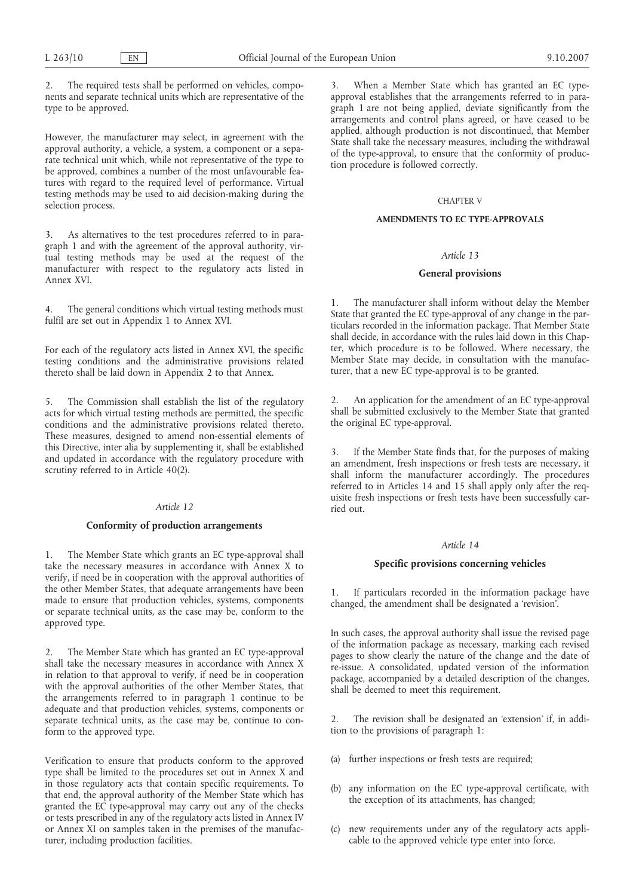2. The required tests shall be performed on vehicles, components and separate technical units which are representative of the type to be approved.

However, the manufacturer may select, in agreement with the approval authority, a vehicle, a system, a component or a separate technical unit which, while not representative of the type to be approved, combines a number of the most unfavourable features with regard to the required level of performance. Virtual testing methods may be used to aid decision-making during the selection process.

3. As alternatives to the test procedures referred to in paragraph 1 and with the agreement of the approval authority, virtual testing methods may be used at the request of the manufacturer with respect to the regulatory acts listed in Annex XVI.

4. The general conditions which virtual testing methods must fulfil are set out in Appendix 1 to Annex XVI.

For each of the regulatory acts listed in Annex XVI, the specific testing conditions and the administrative provisions related thereto shall be laid down in Appendix 2 to that Annex.

5. The Commission shall establish the list of the regulatory acts for which virtual testing methods are permitted, the specific conditions and the administrative provisions related thereto. These measures, designed to amend non-essential elements of this Directive, inter alia by supplementing it, shall be established and updated in accordance with the regulatory procedure with scrutiny referred to in Article 40(2).

### *Article 12*

### Conformity of production arrangements

1. The Member State which grants an EC type-approval shall take the necessary measures in accordance with Annex X to verify, if need be in cooperation with the approval authorities of the other Member States, that adequate arrangements have been made to ensure that production vehicles, systems, components or separate technical units, as the case may be, conform to the approved type.

2. The Member State which has granted an EC type-approval shall take the necessary measures in accordance with Annex X in relation to that approval to verify, if need be in cooperation with the approval authorities of the other Member States, that the arrangements referred to in paragraph 1 continue to be adequate and that production vehicles, systems, components or separate technical units, as the case may be, continue to conform to the approved type.

Verification to ensure that products conform to the approved type shall be limited to the procedures set out in Annex X and in those regulatory acts that contain specific requirements. To that end, the approval authority of the Member State which has granted the EC type-approval may carry out any of the checks or tests prescribed in any of the regulatory acts listed in Annex IV or Annex XI on samples taken in the premises of the manufacturer, including production facilities.

3. When a Member State which has granted an EC type-approval establishes that the arrangements referred to in paragraph 1 are not being applied, deviate significantly from the arrangements and control plans agreed, or have ceased to be applied, although production is not discontinued, that Member State shall take the necessary measures, including the withdrawal of the type-approval, to ensure that the conformity of production procedure is followed correctly.

## CHAPTER V

## AMENDMENTS TO EC TYPE-APPROVALS

### *Article 13*

### General provisions

1. The manufacturer shall inform without delay the Member State that granted the EC type-approval of any change in the particulars recorded in the information package. That Member State shall decide, in accordance with the rules laid down in this Chapter, which procedure is to be followed. Where necessary, the Member State may decide, in consultation with the manufacturer, that a new EC type-approval is to be granted.

2. An application for the amendment of an EC type-approval shall be submitted exclusively to the Member State that granted the original EC type-approval.

3. If the Member State finds that, for the purposes of making an amendment, fresh inspections or fresh tests are necessary, it shall inform the manufacturer accordingly. The procedures referred to in Articles 14 and 15 shall apply only after the requisite fresh inspections or fresh tests have been successfully carried out.

### *Article 14*

### Specific provisions concerning vehicles

1. If particulars recorded in the information package have changed, the amendment shall be designated a 'revision'.

In such cases, the approval authority shall issue the revised page of the information package as necessary, marking each revised pages to show clearly the nature of the change and the date of re-issue. A consolidated, updated version of the information package, accompanied by a detailed description of the changes, shall be deemed to meet this requirement.

2. The revision shall be designated an 'extension' if, in addition to the provisions of paragraph 1:

(a) further inspections or fresh tests are required;

(b) any information on the EC type-approval certificate, with the exception of its attachments, has changed;

(c) new requirements under any of the regulatory acts applicable to the approved vehicle type enter into force.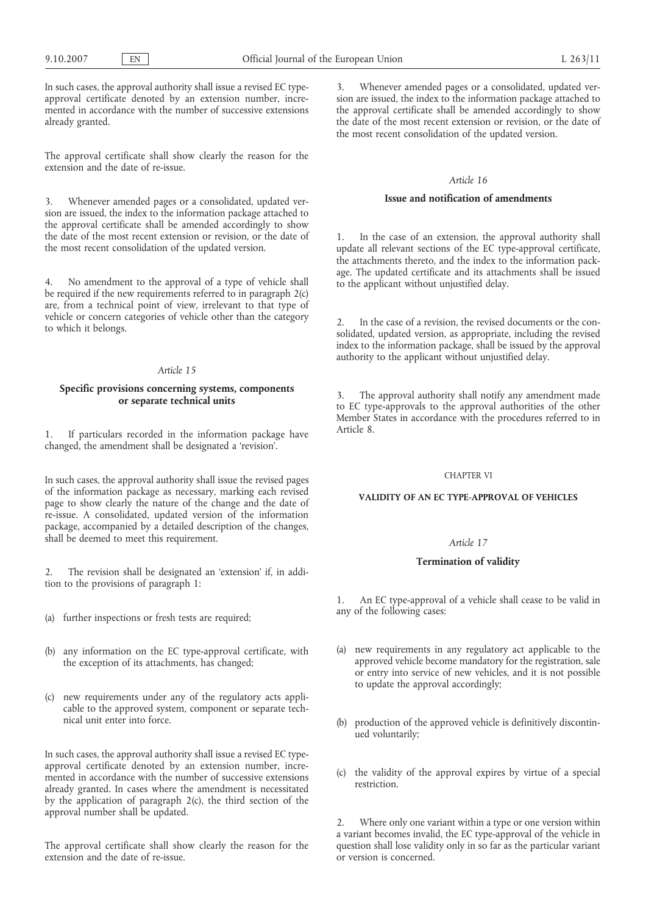In such cases, the approval authority shall issue a revised EC type-approval certificate denoted by an extension number, incremented in accordance with the number of successive extensions already granted.

The approval certificate shall show clearly the reason for the extension and the date of re-issue.

3. Whenever amended pages or a consolidated, updated version are issued, the index to the information package attached to the approval certificate shall be amended accordingly to show the date of the most recent extension or revision, or the date of the most recent consolidation of the updated version.

4. No amendment to the approval of a type of vehicle shall be required if the new requirements referred to in paragraph 2(c) are, from a technical point of view, irrelevant to that type of vehicle or concern categories of vehicle other than the category to which it belongs.

*Article 15*

**Specific provisions concerning systems, components or separate technical units**

1. If particulars recorded in the information package have changed, the amendment shall be designated a 'revision'.

In such cases, the approval authority shall issue the revised pages of the information package as necessary, marking each revised page to show clearly the nature of the change and the date of re-issue. A consolidated, updated version of the information package, accompanied by a detailed description of the changes, shall be deemed to meet this requirement.

2. The revision shall be designated an 'extension' if, in addition to the provisions of paragraph 1:

(a) further inspections or fresh tests are required;

(b) any information on the EC type-approval certificate, with the exception of its attachments, has changed;

(c) new requirements under any of the regulatory acts applicable to the approved system, component or separate technical unit enter into force.

In such cases, the approval authority shall issue a revised EC type-approval certificate denoted by an extension number, incremented in accordance with the number of successive extensions already granted. In cases where the amendment is necessitated by the application of paragraph 2(c), the third section of the approval number shall be updated.

The approval certificate shall show clearly the reason for the extension and the date of re-issue.

3. Whenever amended pages or a consolidated, updated version are issued, the index to the information package attached to the approval certificate shall be amended accordingly to show the date of the most recent extension or revision, or the date of the most recent consolidation of the updated version.

*Article 16*

**Issue and notification of amendments**

1. In the case of an extension, the approval authority shall update all relevant sections of the EC type-approval certificate, the attachments thereto, and the index to the information package. The updated certificate and its attachments shall be issued to the applicant without unjustified delay.

2. In the case of a revision, the revised documents or the consolidated, updated version, as appropriate, including the revised index to the information package, shall be issued by the approval authority to the applicant without unjustified delay.

3. The approval authority shall notify any amendment made to EC type-approvals to the approval authorities of the other Member States in accordance with the procedures referred to in Article 8.

CHAPTER VI

**VALIDITY OF AN EC TYPE-APPROVAL OF VEHICLES**

*Article 17*

**Termination of validity**

1. An EC type-approval of a vehicle shall cease to be valid in any of the following cases:

(a) new requirements in any regulatory act applicable to the approved vehicle become mandatory for the registration, sale or entry into service of new vehicles, and it is not possible to update the approval accordingly;

(b) production of the approved vehicle is definitively discontinued voluntarily;

(c) the validity of the approval expires by virtue of a special restriction.

2. Where only one variant within a type or one version within a variant becomes invalid, the EC type-approval of the vehicle in question shall lose validity only in so far as the particular variant or version is concerned.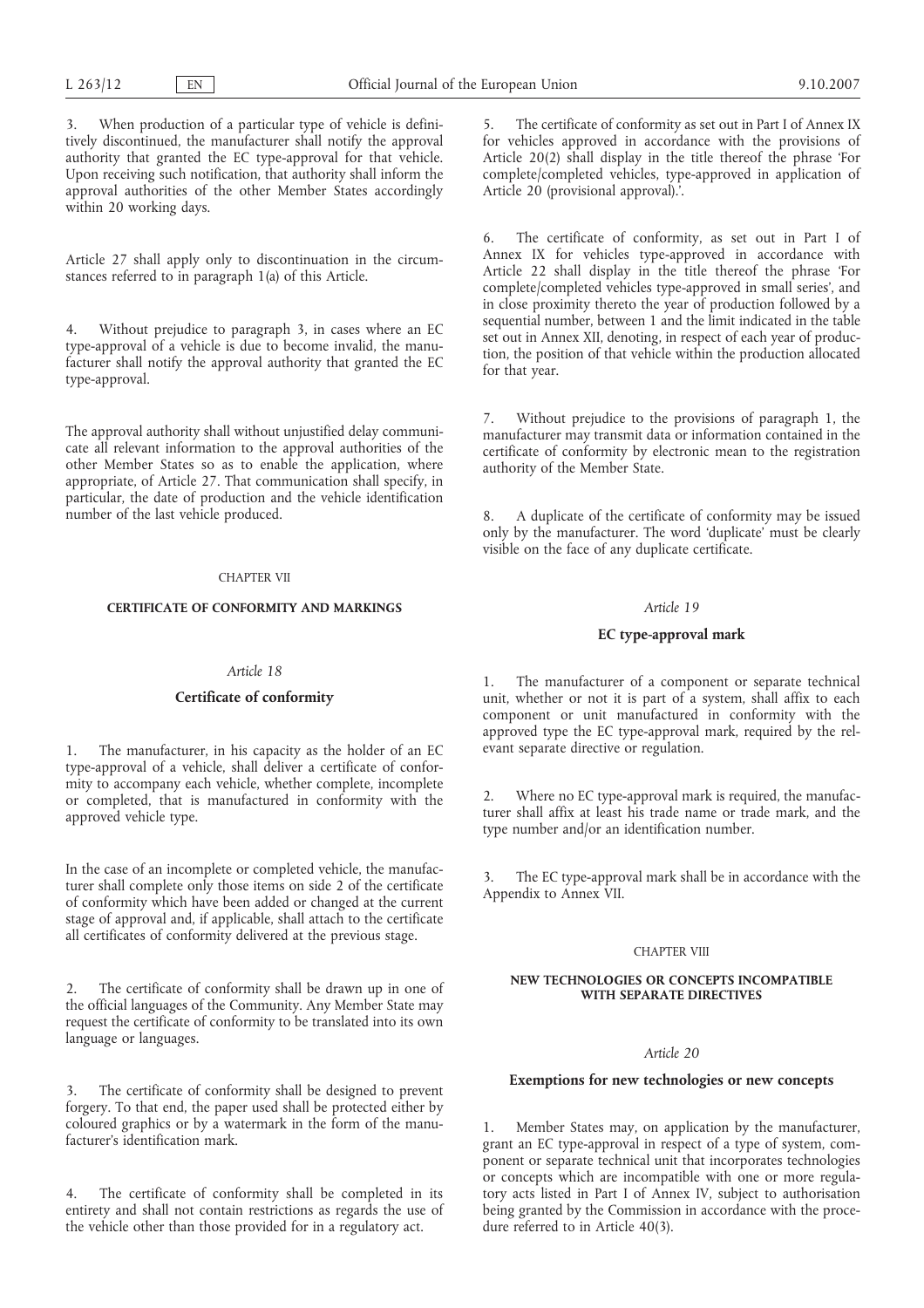3. When production of a particular type of vehicle is definitively discontinued, the manufacturer shall notify the approval authority that granted the EC type-approval for that vehicle. Upon receiving such notification, that authority shall inform the approval authorities of the other Member States accordingly within 20 working days.

Article 27 shall apply only to discontinuation in the circumstances referred to in paragraph 1(a) of this Article.

4. Without prejudice to paragraph 3, in cases where an EC type-approval of a vehicle is due to become invalid, the manufacturer shall notify the approval authority that granted the EC type-approval.

The approval authority shall without unjustified delay communicate all relevant information to the approval authorities of the other Member States so as to enable the application, where appropriate, of Article 27. That communication shall specify, in particular, the date of production and the vehicle identification number of the last vehicle produced.

## CHAPTER VII

## CERTIFICATE OF CONFORMITY AND MARKINGS

### *Article 18*

### Certificate of conformity

1. The manufacturer, in his capacity as the holder of an EC type-approval of a vehicle, shall deliver a certificate of conformity to accompany each vehicle, whether complete, incomplete or completed, that is manufactured in conformity with the approved vehicle type.

In the case of an incomplete or completed vehicle, the manufacturer shall complete only those items on side 2 of the certificate of conformity which have been added or changed at the current stage of approval and, if applicable, shall attach to the certificate all certificates of conformity delivered at the previous stage.

2. The certificate of conformity shall be drawn up in one of the official languages of the Community. Any Member State may request the certificate of conformity to be translated into its own language or languages.

3. The certificate of conformity shall be designed to prevent forgery. To that end, the paper used shall be protected either by coloured graphics or by a watermark in the form of the manufacturer's identification mark.

4. The certificate of conformity shall be completed in its entirety and shall not contain restrictions as regards the use of the vehicle other than those provided for in a regulatory act.

5. The certificate of conformity as set out in Part I of Annex IX for vehicles approved in accordance with the provisions of Article 20(2) shall display in the title thereof the phrase 'For complete/completed vehicles, type-approved in application of Article 20 (provisional approval).'.

6. The certificate of conformity, as set out in Part I of Annex IX for vehicles type-approved in accordance with Article 22 shall display in the title thereof the phrase 'For complete/completed vehicles type-approved in small series', and in close proximity thereto the year of production followed by a sequential number, between 1 and the limit indicated in the table set out in Annex XII, denoting, in respect of each year of production, the position of that vehicle within the production allocated for that year.

7. Without prejudice to the provisions of paragraph 1, the manufacturer may transmit data or information contained in the certificate of conformity by electronic mean to the registration authority of the Member State.

8. A duplicate of the certificate of conformity may be issued only by the manufacturer. The word 'duplicate' must be clearly visible on the face of any duplicate certificate.

### *Article 19*

### EC type-approval mark

1. The manufacturer of a component or separate technical unit, whether or not it is part of a system, shall affix to each component or unit manufactured in conformity with the approved type the EC type-approval mark, required by the relevant separate directive or regulation.

2. Where no EC type-approval mark is required, the manufacturer shall affix at least his trade name or trade mark, and the type number and/or an identification number.

3. The EC type-approval mark shall be in accordance with the Appendix to Annex VII.

## CHAPTER VIII

## NEW TECHNOLOGIES OR CONCEPTS INCOMPATIBLE WITH SEPARATE DIRECTIVES

### *Article 20*

### Exemptions for new technologies or new concepts

1. Member States may, on application by the manufacturer, grant an EC type-approval in respect of a type of system, component or separate technical unit that incorporates technologies or concepts which are incompatible with one or more regulatory acts listed in Part I of Annex IV, subject to authorisation being granted by the Commission in accordance with the procedure referred to in Article 40(3).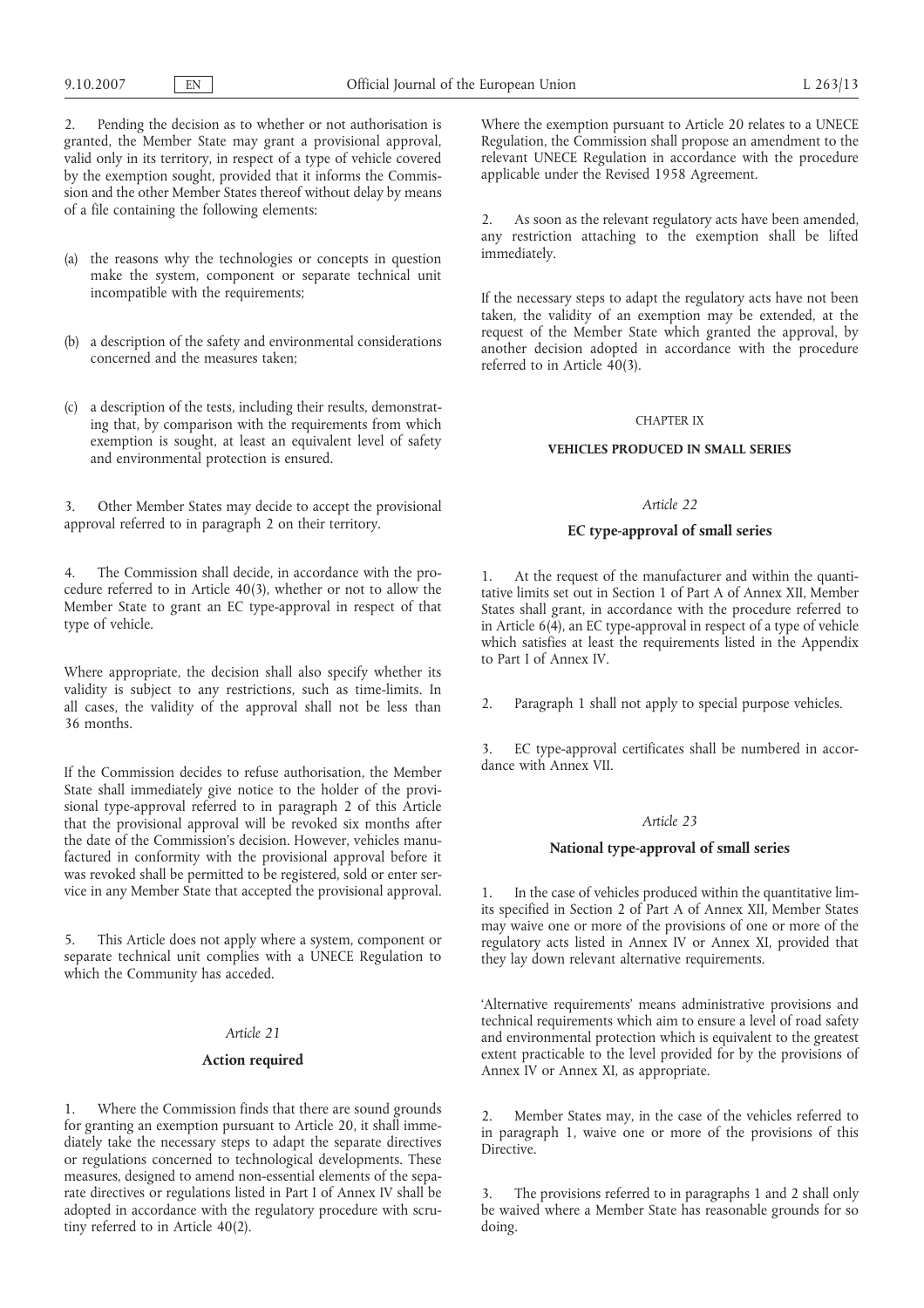2. Pending the decision as to whether or not authorisation is granted, the Member State may grant a provisional approval, valid only in its territory, in respect of a type of vehicle covered by the exemption sought, provided that it informs the Commission and the other Member States thereof without delay by means of a file containing the following elements:

(a) the reasons why the technologies or concepts in question make the system, component or separate technical unit incompatible with the requirements;

(b) a description of the safety and environmental considerations concerned and the measures taken;

(c) a description of the tests, including their results, demonstrating that, by comparison with the requirements from which exemption is sought, at least an equivalent level of safety and environmental protection is ensured.

3. Other Member States may decide to accept the provisional approval referred to in paragraph 2 on their territory.

4. The Commission shall decide, in accordance with the procedure referred to in Article 40(3), whether or not to allow the Member State to grant an EC type-approval in respect of that type of vehicle.

Where appropriate, the decision shall also specify whether its validity is subject to any restrictions, such as time-limits. In all cases, the validity of the approval shall not be less than 36 months.

If the Commission decides to refuse authorisation, the Member State shall immediately give notice to the holder of the provisional type-approval referred to in paragraph 2 of this Article that the provisional approval will be revoked six months after the date of the Commission's decision. However, vehicles manufactured in conformity with the provisional approval before it was revoked shall be permitted to be registered, sold or enter service in any Member State that accepted the provisional approval.

5. This Article does not apply where a system, component or separate technical unit complies with a UNECE Regulation to which the Community has acceded.

*Article 21*

**Action required**

1. Where the Commission finds that there are sound grounds for granting an exemption pursuant to Article 20, it shall immediately take the necessary steps to adapt the separate directives or regulations concerned to technological developments. These measures, designed to amend non-essential elements of the separate directives or regulations listed in Part I of Annex IV shall be adopted in accordance with the regulatory procedure with scrutiny referred to in Article 40(2).

Where the exemption pursuant to Article 20 relates to a UNECE Regulation, the Commission shall propose an amendment to the relevant UNECE Regulation in accordance with the procedure applicable under the Revised 1958 Agreement.

2. As soon as the relevant regulatory acts have been amended, any restriction attaching to the exemption shall be lifted immediately.

If the necessary steps to adapt the regulatory acts have not been taken, the validity of an exemption may be extended, at the request of the Member State which granted the approval, by another decision adopted in accordance with the procedure referred to in Article 40(3).

CHAPTER IX

**VEHICLES PRODUCED IN SMALL SERIES**

*Article 22*

**EC type-approval of small series**

1. At the request of the manufacturer and within the quantitative limits set out in Section 1 of Part A of Annex XII, Member States shall grant, in accordance with the procedure referred to in Article 6(4), an EC type-approval in respect of a type of vehicle which satisfies at least the requirements listed in the Appendix to Part I of Annex IV.

2. Paragraph 1 shall not apply to special purpose vehicles.

3. EC type-approval certificates shall be numbered in accordance with Annex VII.

*Article 23*

**National type-approval of small series**

1. In the case of vehicles produced within the quantitative limits specified in Section 2 of Part A of Annex XII, Member States may waive one or more of the provisions of one or more of the regulatory acts listed in Annex IV or Annex XI, provided that they lay down relevant alternative requirements.

'Alternative requirements' means administrative provisions and technical requirements which aim to ensure a level of road safety and environmental protection which is equivalent to the greatest extent practicable to the level provided for by the provisions of Annex IV or Annex XI, as appropriate.

2. Member States may, in the case of the vehicles referred to in paragraph 1, waive one or more of the provisions of this Directive.

3. The provisions referred to in paragraphs 1 and 2 shall only be waived where a Member State has reasonable grounds for so doing.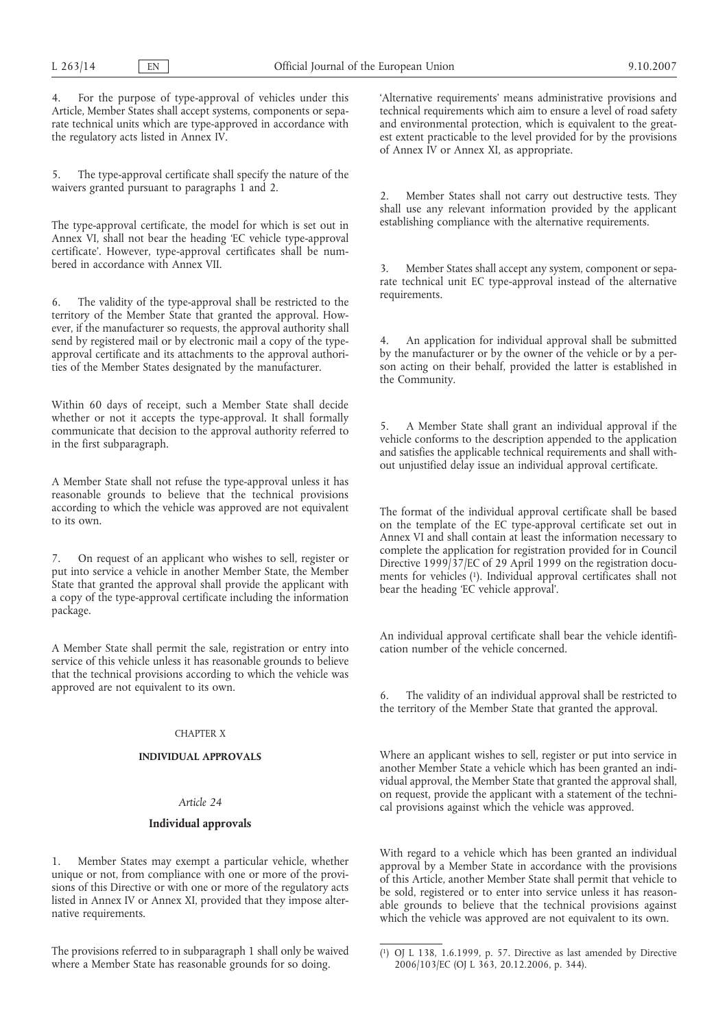4. For the purpose of type-approval of vehicles under this Article, Member States shall accept systems, components or separate technical units which are type-approved in accordance with the regulatory acts listed in Annex IV.

5. The type-approval certificate shall specify the nature of the waivers granted pursuant to paragraphs 1 and 2.

The type-approval certificate, the model for which is set out in Annex VI, shall not bear the heading 'EC vehicle type-approval certificate'. However, type-approval certificates shall be numbered in accordance with Annex VII.

6. The validity of the type-approval shall be restricted to the territory of the Member State that granted the approval. However, if the manufacturer so requests, the approval authority shall send by registered mail or by electronic mail a copy of the type-approval certificate and its attachments to the approval authorities of the Member States designated by the manufacturer.

Within 60 days of receipt, such a Member State shall decide whether or not it accepts the type-approval. It shall formally communicate that decision to the approval authority referred to in the first subparagraph.

A Member State shall not refuse the type-approval unless it has reasonable grounds to believe that the technical provisions according to which the vehicle was approved are not equivalent to its own.

7. On request of an applicant who wishes to sell, register or put into service a vehicle in another Member State, the Member State that granted the approval shall provide the applicant with a copy of the type-approval certificate including the information package.

A Member State shall permit the sale, registration or entry into service of this vehicle unless it has reasonable grounds to believe that the technical provisions according to which the vehicle was approved are not equivalent to its own.

CHAPTER X

## INDIVIDUAL APPROVALS

*Article 24*

### Individual approvals

1. Member States may exempt a particular vehicle, whether unique or not, from compliance with one or more of the provisions of this Directive or with one or more of the regulatory acts listed in Annex IV or Annex XI, provided that they impose alternative requirements.

The provisions referred to in subparagraph 1 shall only be waived where a Member State has reasonable grounds for so doing.

'Alternative requirements' means administrative provisions and technical requirements which aim to ensure a level of road safety and environmental protection, which is equivalent to the greatest extent practicable to the level provided for by the provisions of Annex IV or Annex XI, as appropriate.

2. Member States shall not carry out destructive tests. They shall use any relevant information provided by the applicant establishing compliance with the alternative requirements.

3. Member States shall accept any system, component or separate technical unit EC type-approval instead of the alternative requirements.

4. An application for individual approval shall be submitted by the manufacturer or by the owner of the vehicle or by a person acting on their behalf, provided the latter is established in the Community.

5. A Member State shall grant an individual approval if the vehicle conforms to the description appended to the application and satisfies the applicable technical requirements and shall without unjustified delay issue an individual approval certificate.

The format of the individual approval certificate shall be based on the template of the EC type-approval certificate set out in Annex VI and shall contain at least the information necessary to complete the application for registration provided for in Council Directive 1999/37/EC of 29 April 1999 on the registration documents for vehicles [1]. Individual approval certificates shall not bear the heading 'EC vehicle approval'.

An individual approval certificate shall bear the vehicle identification number of the vehicle concerned.

6. The validity of an individual approval shall be restricted to the territory of the Member State that granted the approval.

Where an applicant wishes to sell, register or put into service in another Member State a vehicle which has been granted an individual approval, the Member State that granted the approval shall, on request, provide the applicant with a statement of the technical provisions against which the vehicle was approved.

With regard to a vehicle which has been granted an individual approval by a Member State in accordance with the provisions of this Article, another Member State shall permit that vehicle to be sold, registered or to enter into service unless it has reasonable grounds to believe that the technical provisions against which the vehicle was approved are not equivalent to its own.

[1] OJ L 138, 1.6.1999, p. 57. Directive as last amended by Directive 2006/103/EC (OJ L 363, 20.12.2006, p. 344).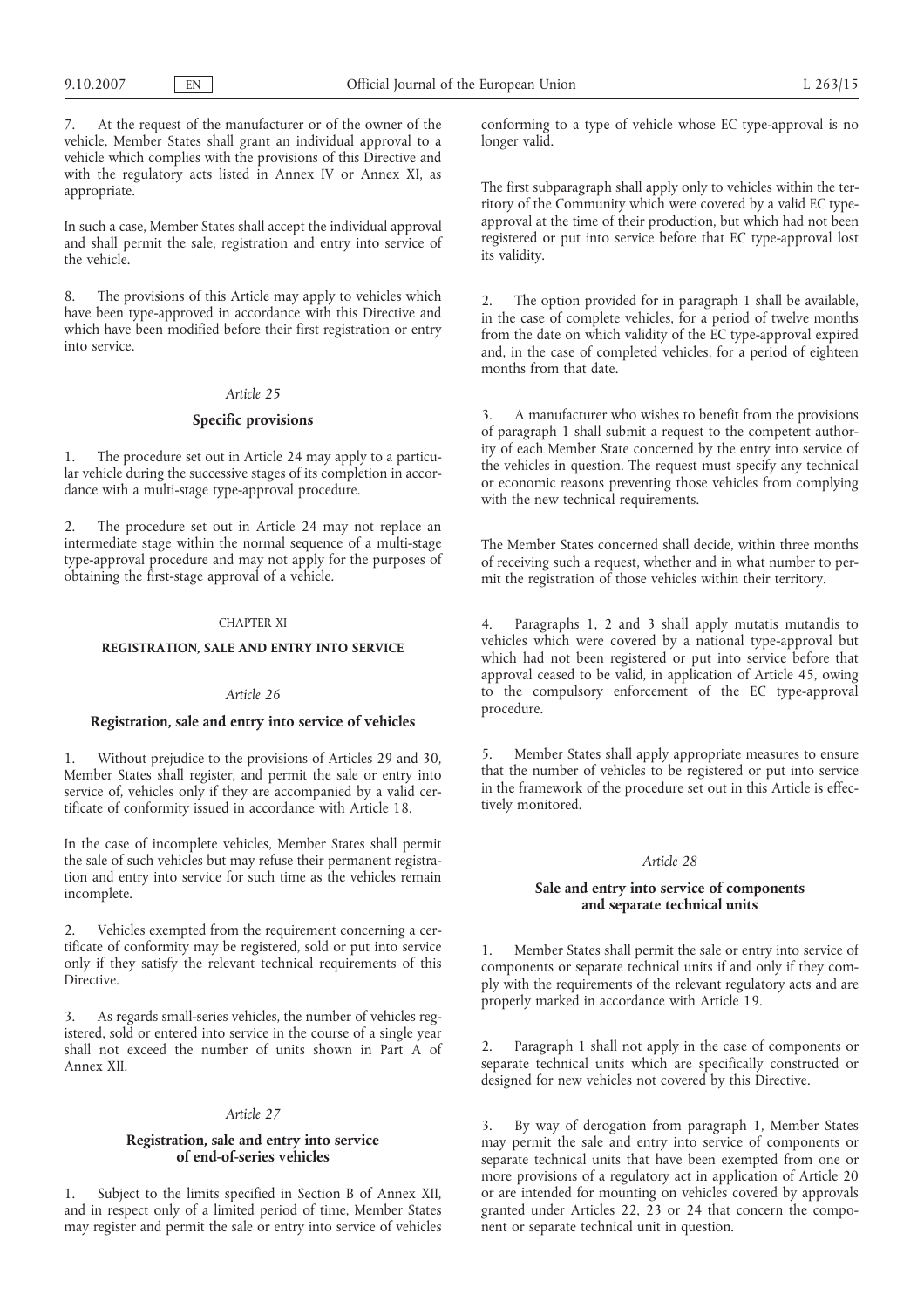7. At the request of the manufacturer or of the owner of the vehicle, Member States shall grant an individual approval to a vehicle which complies with the provisions of this Directive and with the regulatory acts listed in Annex IV or Annex XI, as appropriate.

In such a case, Member States shall accept the individual approval and shall permit the sale, registration and entry into service of the vehicle.

8. The provisions of this Article may apply to vehicles which have been type-approved in accordance with this Directive and which have been modified before their first registration or entry into service.

*Article 25*

**Specific provisions**

1. The procedure set out in Article 24 may apply to a particular vehicle during the successive stages of its completion in accordance with a multi-stage type-approval procedure.

2. The procedure set out in Article 24 may not replace an intermediate stage within the normal sequence of a multi-stage type-approval procedure and may not apply for the purposes of obtaining the first-stage approval of a vehicle.

CHAPTER XI

**REGISTRATION, SALE AND ENTRY INTO SERVICE**

*Article 26*

**Registration, sale and entry into service of vehicles**

1. Without prejudice to the provisions of Articles 29 and 30, Member States shall register, and permit the sale or entry into service of, vehicles only if they are accompanied by a valid certificate of conformity issued in accordance with Article 18.

In the case of incomplete vehicles, Member States shall permit the sale of such vehicles but may refuse their permanent registration and entry into service for such time as the vehicles remain incomplete.

2. Vehicles exempted from the requirement concerning a certificate of conformity may be registered, sold or put into service only if they satisfy the relevant technical requirements of this Directive.

3. As regards small-series vehicles, the number of vehicles registered, sold or entered into service in the course of a single year shall not exceed the number of units shown in Part A of Annex XII.

*Article 27*

**Registration, sale and entry into service of end-of-series vehicles**

1. Subject to the limits specified in Section B of Annex XII, and in respect only of a limited period of time, Member States may register and permit the sale or entry into service of vehicles conforming to a type of vehicle whose EC type-approval is no longer valid.

The first subparagraph shall apply only to vehicles within the territory of the Community which were covered by a valid EC type-approval at the time of their production, but which had not been registered or put into service before that EC type-approval lost its validity.

2. The option provided for in paragraph 1 shall be available, in the case of complete vehicles, for a period of twelve months from the date on which validity of the EC type-approval expired and, in the case of completed vehicles, for a period of eighteen months from that date.

3. A manufacturer who wishes to benefit from the provisions of paragraph 1 shall submit a request to the competent authority of each Member State concerned by the entry into service of the vehicles in question. The request must specify any technical or economic reasons preventing those vehicles from complying with the new technical requirements.

The Member States concerned shall decide, within three months of receiving such a request, whether and in what number to permit the registration of those vehicles within their territory.

4. Paragraphs 1, 2 and 3 shall apply mutatis mutandis to vehicles which were covered by a national type-approval but which had not been registered or put into service before that approval ceased to be valid, in application of Article 45, owing to the compulsory enforcement of the EC type-approval procedure.

5. Member States shall apply appropriate measures to ensure that the number of vehicles to be registered or put into service in the framework of the procedure set out in this Article is effectively monitored.

*Article 28*

**Sale and entry into service of components and separate technical units**

1. Member States shall permit the sale or entry into service of components or separate technical units if and only if they comply with the requirements of the relevant regulatory acts and are properly marked in accordance with Article 19.

2. Paragraph 1 shall not apply in the case of components or separate technical units which are specifically constructed or designed for new vehicles not covered by this Directive.

3. By way of derogation from paragraph 1, Member States may permit the sale and entry into service of components or separate technical units that have been exempted from one or more provisions of a regulatory act in application of Article 20 or are intended for mounting on vehicles covered by approvals granted under Articles 22, 23 or 24 that concern the component or separate technical unit in question.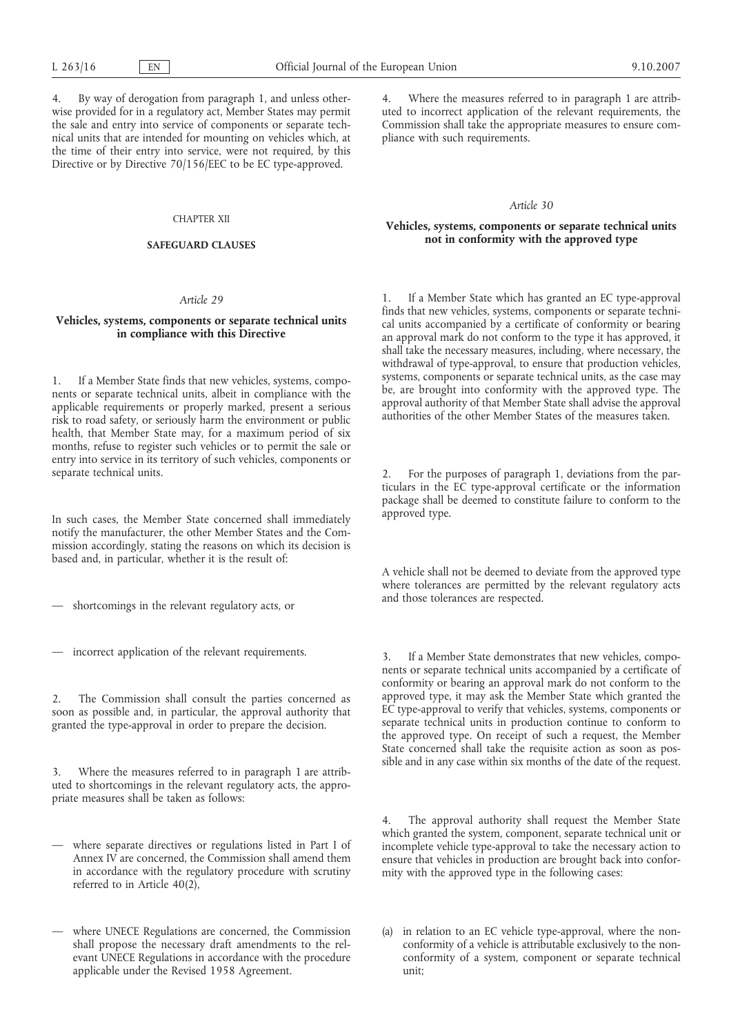4. By way of derogation from paragraph 1, and unless otherwise provided for in a regulatory act, Member States may permit the sale and entry into service of components or separate technical units that are intended for mounting on vehicles which, at the time of their entry into service, were not required, by this Directive or by Directive 70/156/EEC to be EC type-approved.

CHAPTER XII

## SAFEGUARD CLAUSES

*Article 29*

### Vehicles, systems, components or separate technical units in compliance with this Directive

1. If a Member State finds that new vehicles, systems, components or separate technical units, albeit in compliance with the applicable requirements or properly marked, present a serious risk to road safety, or seriously harm the environment or public health, that Member State may, for a maximum period of six months, refuse to register such vehicles or to permit the sale or entry into service in its territory of such vehicles, components or separate technical units.

In such cases, the Member State concerned shall immediately notify the manufacturer, the other Member States and the Commission accordingly, stating the reasons on which its decision is based and, in particular, whether it is the result of:

— shortcomings in the relevant regulatory acts, or

— incorrect application of the relevant requirements.

2. The Commission shall consult the parties concerned as soon as possible and, in particular, the approval authority that granted the type-approval in order to prepare the decision.

3. Where the measures referred to in paragraph 1 are attributed to shortcomings in the relevant regulatory acts, the appropriate measures shall be taken as follows:

— where separate directives or regulations listed in Part I of Annex IV are concerned, the Commission shall amend them in accordance with the regulatory procedure with scrutiny referred to in Article 40(2),

— where UNECE Regulations are concerned, the Commission shall propose the necessary draft amendments to the relevant UNECE Regulations in accordance with the procedure applicable under the Revised 1958 Agreement.

4. Where the measures referred to in paragraph 1 are attributed to incorrect application of the relevant requirements, the Commission shall take the appropriate measures to ensure compliance with such requirements.

*Article 30*

### Vehicles, systems, components or separate technical units not in conformity with the approved type

1. If a Member State which has granted an EC type-approval finds that new vehicles, systems, components or separate technical units accompanied by a certificate of conformity or bearing an approval mark do not conform to the type it has approved, it shall take the necessary measures, including, where necessary, the withdrawal of type-approval, to ensure that production vehicles, systems, components or separate technical units, as the case may be, are brought into conformity with the approved type. The approval authority of that Member State shall advise the approval authorities of the other Member States of the measures taken.

2. For the purposes of paragraph 1, deviations from the particulars in the EC type-approval certificate or the information package shall be deemed to constitute failure to conform to the approved type.

A vehicle shall not be deemed to deviate from the approved type where tolerances are permitted by the relevant regulatory acts and those tolerances are respected.

3. If a Member State demonstrates that new vehicles, components or separate technical units accompanied by a certificate of conformity or bearing an approval mark do not conform to the approved type, it may ask the Member State which granted the EC type-approval to verify that vehicles, systems, components or separate technical units in production continue to conform to the approved type. On receipt of such a request, the Member State concerned shall take the requisite action as soon as possible and in any case within six months of the date of the request.

4. The approval authority shall request the Member State which granted the system, component, separate technical unit or incomplete vehicle type-approval to take the necessary action to ensure that vehicles in production are brought back into conformity with the approved type in the following cases:

(a) in relation to an EC vehicle type-approval, where the non-conformity of a vehicle is attributable exclusively to the non-conformity of a system, component or separate technical unit;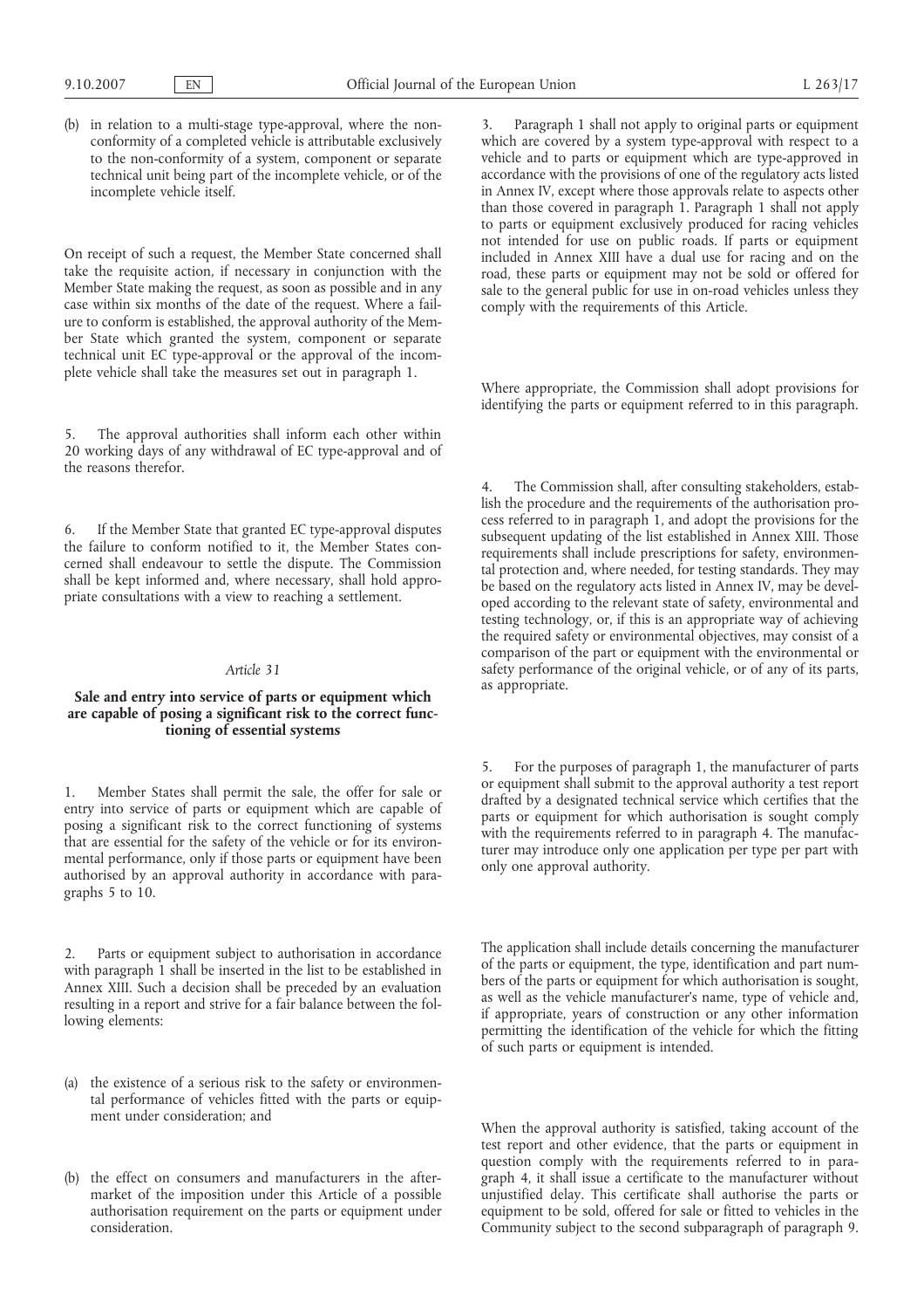(b) in relation to a multi-stage type-approval, where the non-conformity of a completed vehicle is attributable exclusively to the non-conformity of a system, component or separate technical unit being part of the incomplete vehicle, or of the incomplete vehicle itself.

On receipt of such a request, the Member State concerned shall take the requisite action, if necessary in conjunction with the Member State making the request, as soon as possible and in any case within six months of the date of the request. Where a failure to conform is established, the approval authority of the Member State which granted the system, component or separate technical unit EC type-approval or the approval of the incomplete vehicle shall take the measures set out in paragraph 1.

5. The approval authorities shall inform each other within 20 working days of any withdrawal of EC type-approval and of the reasons therefor.

6. If the Member State that granted EC type-approval disputes the failure to conform notified to it, the Member States concerned shall endeavour to settle the dispute. The Commission shall be kept informed and, where necessary, shall hold appropriate consultations with a view to reaching a settlement.

*Article 31*

## Sale and entry into service of parts or equipment which are capable of posing a significant risk to the correct functioning of essential systems

1. Member States shall permit the sale, the offer for sale or entry into service of parts or equipment which are capable of posing a significant risk to the correct functioning of systems that are essential for the safety of the vehicle or for its environmental performance, only if those parts or equipment have been authorised by an approval authority in accordance with paragraphs 5 to 10.

2. Parts or equipment subject to authorisation in accordance with paragraph 1 shall be inserted in the list to be established in Annex XIII. Such a decision shall be preceded by an evaluation resulting in a report and strive for a fair balance between the following elements:

(a) the existence of a serious risk to the safety or environmental performance of vehicles fitted with the parts or equipment under consideration; and

(b) the effect on consumers and manufacturers in the after-market of the imposition under this Article of a possible authorisation requirement on the parts or equipment under consideration.

3. Paragraph 1 shall not apply to original parts or equipment which are covered by a system type-approval with respect to a vehicle and to parts or equipment which are type-approved in accordance with the provisions of one of the regulatory acts listed in Annex IV, except where those approvals relate to aspects other than those covered in paragraph 1. Paragraph 1 shall not apply to parts or equipment exclusively produced for racing vehicles not intended for use on public roads. If parts or equipment included in Annex XIII have a dual use for racing and on the road, these parts or equipment may not be sold or offered for sale to the general public for use in on-road vehicles unless they comply with the requirements of this Article.

Where appropriate, the Commission shall adopt provisions for identifying the parts or equipment referred to in this paragraph.

4. The Commission shall, after consulting stakeholders, establish the procedure and the requirements of the authorisation process referred to in paragraph 1, and adopt the provisions for the subsequent updating of the list established in Annex XIII. Those requirements shall include prescriptions for safety, environmental protection and, where needed, for testing standards. They may be based on the regulatory acts listed in Annex IV, may be developed according to the relevant state of safety, environmental and testing technology, or, if this is an appropriate way of achieving the required safety or environmental objectives, may consist of a comparison of the part or equipment with the environmental or safety performance of the original vehicle, or of any of its parts, as appropriate.

5. For the purposes of paragraph 1, the manufacturer of parts or equipment shall submit to the approval authority a test report drafted by a designated technical service which certifies that the parts or equipment for which authorisation is sought comply with the requirements referred to in paragraph 4. The manufacturer may introduce only one application per type per part with only one approval authority.

The application shall include details concerning the manufacturer of the parts or equipment, the type, identification and part numbers of the parts or equipment for which authorisation is sought, as well as the vehicle manufacturer's name, type of vehicle and, if appropriate, years of construction or any other information permitting the identification of the vehicle for which the fitting of such parts or equipment is intended.

When the approval authority is satisfied, taking account of the test report and other evidence, that the parts or equipment in question comply with the requirements referred to in paragraph 4, it shall issue a certificate to the manufacturer without unjustified delay. This certificate shall authorise the parts or equipment to be sold, offered for sale or fitted to vehicles in the Community subject to the second subparagraph of paragraph 9.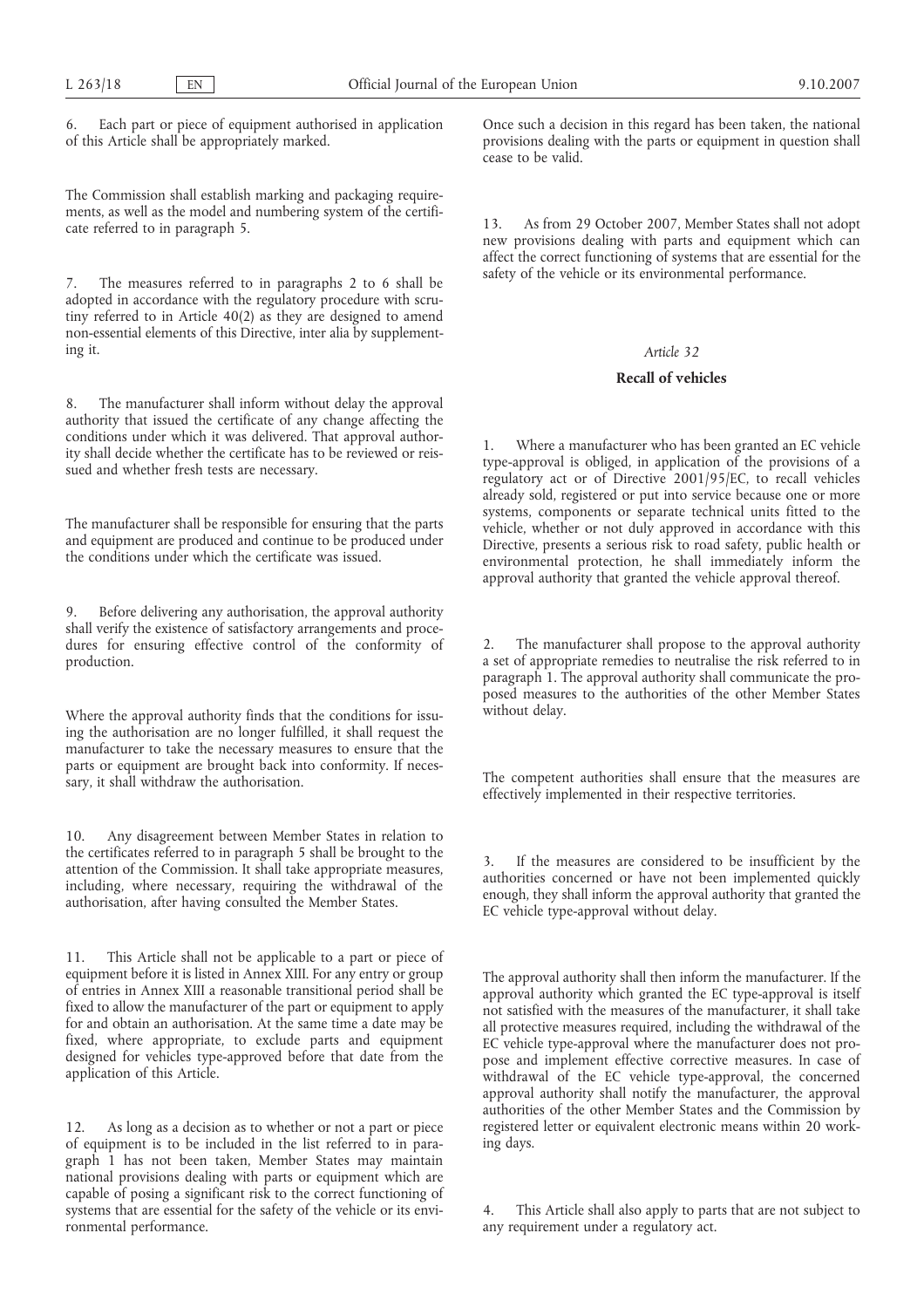6. Each part or piece of equipment authorised in application of this Article shall be appropriately marked.

The Commission shall establish marking and packaging requirements, as well as the model and numbering system of the certificate referred to in paragraph 5.

7. The measures referred to in paragraphs 2 to 6 shall be adopted in accordance with the regulatory procedure with scrutiny referred to in Article 40(2) as they are designed to amend non-essential elements of this Directive, inter alia by supplementing it.

8. The manufacturer shall inform without delay the approval authority that issued the certificate of any change affecting the conditions under which it was delivered. That approval authority shall decide whether the certificate has to be reviewed or reissued and whether fresh tests are necessary.

The manufacturer shall be responsible for ensuring that the parts and equipment are produced and continue to be produced under the conditions under which the certificate was issued.

9. Before delivering any authorisation, the approval authority shall verify the existence of satisfactory arrangements and procedures for ensuring effective control of the conformity of production.

Where the approval authority finds that the conditions for issuing the authorisation are no longer fulfilled, it shall request the manufacturer to take the necessary measures to ensure that the parts or equipment are brought back into conformity. If necessary, it shall withdraw the authorisation.

10. Any disagreement between Member States in relation to the certificates referred to in paragraph 5 shall be brought to the attention of the Commission. It shall take appropriate measures, including, where necessary, requiring the withdrawal of the authorisation, after having consulted the Member States.

11. This Article shall not be applicable to a part or piece of equipment before it is listed in Annex XIII. For any entry or group of entries in Annex XIII a reasonable transitional period shall be fixed to allow the manufacturer of the part or equipment to apply for and obtain an authorisation. At the same time a date may be fixed, where appropriate, to exclude parts and equipment designed for vehicles type-approved before that date from the application of this Article.

12. As long as a decision as to whether or not a part or piece of equipment is to be included in the list referred to in paragraph 1 has not been taken, Member States may maintain national provisions dealing with parts or equipment which are capable of posing a significant risk to the correct functioning of systems that are essential for the safety of the vehicle or its environmental performance.

Once such a decision in this regard has been taken, the national provisions dealing with the parts or equipment in question shall cease to be valid.

13. As from 29 October 2007, Member States shall not adopt new provisions dealing with parts and equipment which can affect the correct functioning of systems that are essential for the safety of the vehicle or its environmental performance.

*Article 32*

**Recall of vehicles**

1. Where a manufacturer who has been granted an EC vehicle type-approval is obliged, in application of the provisions of a regulatory act or of Directive 2001/95/EC, to recall vehicles already sold, registered or put into service because one or more systems, components or separate technical units fitted to the vehicle, whether or not duly approved in accordance with this Directive, presents a serious risk to road safety, public health or environmental protection, he shall immediately inform the approval authority that granted the vehicle approval thereof.

2. The manufacturer shall propose to the approval authority a set of appropriate remedies to neutralise the risk referred to in paragraph 1. The approval authority shall communicate the proposed measures to the authorities of the other Member States without delay.

The competent authorities shall ensure that the measures are effectively implemented in their respective territories.

3. If the measures are considered to be insufficient by the authorities concerned or have not been implemented quickly enough, they shall inform the approval authority that granted the EC vehicle type-approval without delay.

The approval authority shall then inform the manufacturer. If the approval authority which granted the EC type-approval is itself not satisfied with the measures of the manufacturer, it shall take all protective measures required, including the withdrawal of the EC vehicle type-approval where the manufacturer does not propose and implement effective corrective measures. In case of withdrawal of the EC vehicle type-approval, the concerned approval authority shall notify the manufacturer, the approval authorities of the other Member States and the Commission by registered letter or equivalent electronic means within 20 working days.

4. This Article shall also apply to parts that are not subject to any requirement under a regulatory act.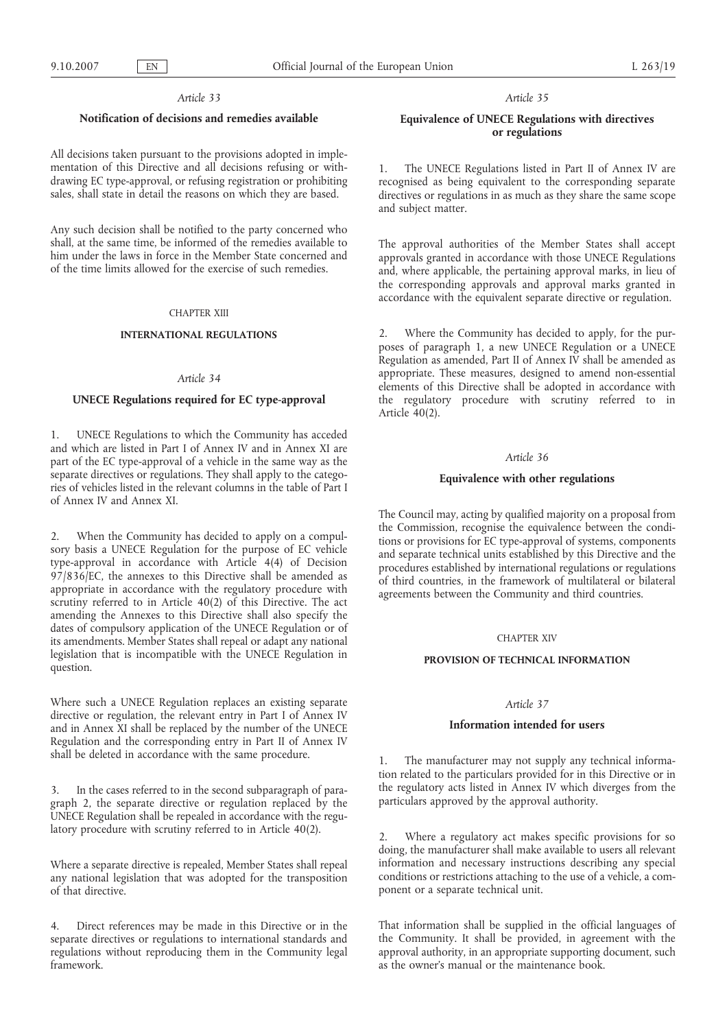*Article 33*

**Notification of decisions and remedies available**

All decisions taken pursuant to the provisions adopted in implementation of this Directive and all decisions refusing or withdrawing EC type-approval, or refusing registration or prohibiting sales, shall state in detail the reasons on which they are based.

Any such decision shall be notified to the party concerned who shall, at the same time, be informed of the remedies available to him under the laws in force in the Member State concerned and of the time limits allowed for the exercise of such remedies.

CHAPTER XIII

**INTERNATIONAL REGULATIONS**

*Article 34*

**UNECE Regulations required for EC type-approval**

1. UNECE Regulations to which the Community has acceded and which are listed in Part I of Annex IV and in Annex XI are part of the EC type-approval of a vehicle in the same way as the separate directives or regulations. They shall apply to the categories of vehicles listed in the relevant columns in the table of Part I of Annex IV and Annex XI.

2. When the Community has decided to apply on a compulsory basis a UNECE Regulation for the purpose of EC vehicle type-approval in accordance with Article 4(4) of Decision 97/836/EC, the annexes to this Directive shall be amended as appropriate in accordance with the regulatory procedure with scrutiny referred to in Article 40(2) of this Directive. The act amending the Annexes to this Directive shall also specify the dates of compulsory application of the UNECE Regulation or of its amendments. Member States shall repeal or adapt any national legislation that is incompatible with the UNECE Regulation in question.

Where such a UNECE Regulation replaces an existing separate directive or regulation, the relevant entry in Part I of Annex IV and in Annex XI shall be replaced by the number of the UNECE Regulation and the corresponding entry in Part II of Annex IV shall be deleted in accordance with the same procedure.

3. In the cases referred to in the second subparagraph of paragraph 2, the separate directive or regulation replaced by the UNECE Regulation shall be repealed in accordance with the regulatory procedure with scrutiny referred to in Article 40(2).

Where a separate directive is repealed, Member States shall repeal any national legislation that was adopted for the transposition of that directive.

4. Direct references may be made in this Directive or in the separate directives or regulations to international standards and regulations without reproducing them in the Community legal framework.

*Article 35*

**Equivalence of UNECE Regulations with directives or regulations**

1. The UNECE Regulations listed in Part II of Annex IV are recognised as being equivalent to the corresponding separate directives or regulations in as much as they share the same scope and subject matter.

The approval authorities of the Member States shall accept approvals granted in accordance with those UNECE Regulations and, where applicable, the pertaining approval marks, in lieu of the corresponding approvals and approval marks granted in accordance with the equivalent separate directive or regulation.

2. Where the Community has decided to apply, for the purposes of paragraph 1, a new UNECE Regulation or a UNECE Regulation as amended, Part II of Annex IV shall be amended as appropriate. These measures, designed to amend non-essential elements of this Directive shall be adopted in accordance with the regulatory procedure with scrutiny referred to in Article 40(2).

*Article 36*

**Equivalence with other regulations**

The Council may, acting by qualified majority on a proposal from the Commission, recognise the equivalence between the conditions or provisions for EC type-approval of systems, components and separate technical units established by this Directive and the procedures established by international regulations or regulations of third countries, in the framework of multilateral or bilateral agreements between the Community and third countries.

CHAPTER XIV

**PROVISION OF TECHNICAL INFORMATION**

*Article 37*

**Information intended for users**

1. The manufacturer may not supply any technical information related to the particulars provided for in this Directive or in the regulatory acts listed in Annex IV which diverges from the particulars approved by the approval authority.

2. Where a regulatory act makes specific provisions for so doing, the manufacturer shall make available to users all relevant information and necessary instructions describing any special conditions or restrictions attaching to the use of a vehicle, a component or a separate technical unit.

That information shall be supplied in the official languages of the Community. It shall be provided, in agreement with the approval authority, in an appropriate supporting document, such as the owner's manual or the maintenance book.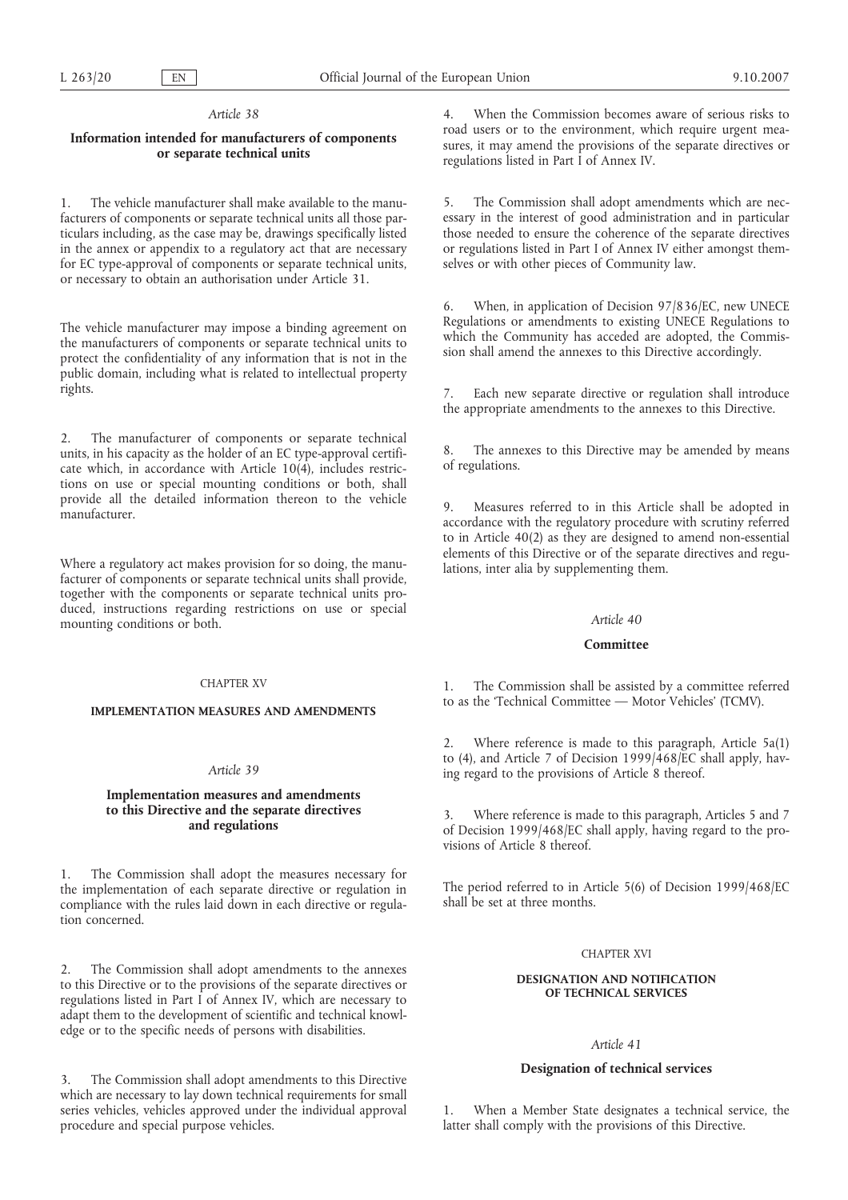*Article 38*

### Information intended for manufacturers of components or separate technical units

1. The vehicle manufacturer shall make available to the manufacturers of components or separate technical units all those particulars including, as the case may be, drawings specifically listed in the annex or appendix to a regulatory act that are necessary for EC type-approval of components or separate technical units, or necessary to obtain an authorisation under Article 31.

The vehicle manufacturer may impose a binding agreement on the manufacturers of components or separate technical units to protect the confidentiality of any information that is not in the public domain, including what is related to intellectual property rights.

2. The manufacturer of components or separate technical units, in his capacity as the holder of an EC type-approval certificate which, in accordance with Article 10(4), includes restrictions on use or special mounting conditions or both, shall provide all the detailed information thereon to the vehicle manufacturer.

Where a regulatory act makes provision for so doing, the manufacturer of components or separate technical units shall provide, together with the components or separate technical units produced, instructions regarding restrictions on use or special mounting conditions or both.

## CHAPTER XV

## IMPLEMENTATION MEASURES AND AMENDMENTS

*Article 39*

### Implementation measures and amendments to this Directive and the separate directives and regulations

1. The Commission shall adopt the measures necessary for the implementation of each separate directive or regulation in compliance with the rules laid down in each directive or regulation concerned.

2. The Commission shall adopt amendments to the annexes to this Directive or to the provisions of the separate directives or regulations listed in Part I of Annex IV, which are necessary to adapt them to the development of scientific and technical knowledge or to the specific needs of persons with disabilities.

3. The Commission shall adopt amendments to this Directive which are necessary to lay down technical requirements for small series vehicles, vehicles approved under the individual approval procedure and special purpose vehicles.

4. When the Commission becomes aware of serious risks to road users or to the environment, which require urgent measures, it may amend the provisions of the separate directives or regulations listed in Part I of Annex IV.

5. The Commission shall adopt amendments which are necessary in the interest of good administration and in particular those needed to ensure the coherence of the separate directives or regulations listed in Part I of Annex IV either amongst themselves or with other pieces of Community law.

6. When, in application of Decision 97/836/EC, new UNECE Regulations or amendments to existing UNECE Regulations to which the Community has acceded are adopted, the Commission shall amend the annexes to this Directive accordingly.

7. Each new separate directive or regulation shall introduce the appropriate amendments to the annexes to this Directive.

8. The annexes to this Directive may be amended by means of regulations.

9. Measures referred to in this Article shall be adopted in accordance with the regulatory procedure with scrutiny referred to in Article 40(2) as they are designed to amend non-essential elements of this Directive or of the separate directives and regulations, inter alia by supplementing them.

*Article 40*

### Committee

1. The Commission shall be assisted by a committee referred to as the 'Technical Committee — Motor Vehicles' (TCMV).

2. Where reference is made to this paragraph, Article 5a(1) to (4), and Article 7 of Decision 1999/468/EC shall apply, having regard to the provisions of Article 8 thereof.

3. Where reference is made to this paragraph, Articles 5 and 7 of Decision 1999/468/EC shall apply, having regard to the provisions of Article 8 thereof.

The period referred to in Article 5(6) of Decision 1999/468/EC shall be set at three months.

## CHAPTER XVI

## DESIGNATION AND NOTIFICATION OF TECHNICAL SERVICES

*Article 41*

### Designation of technical services

1. When a Member State designates a technical service, the latter shall comply with the provisions of this Directive.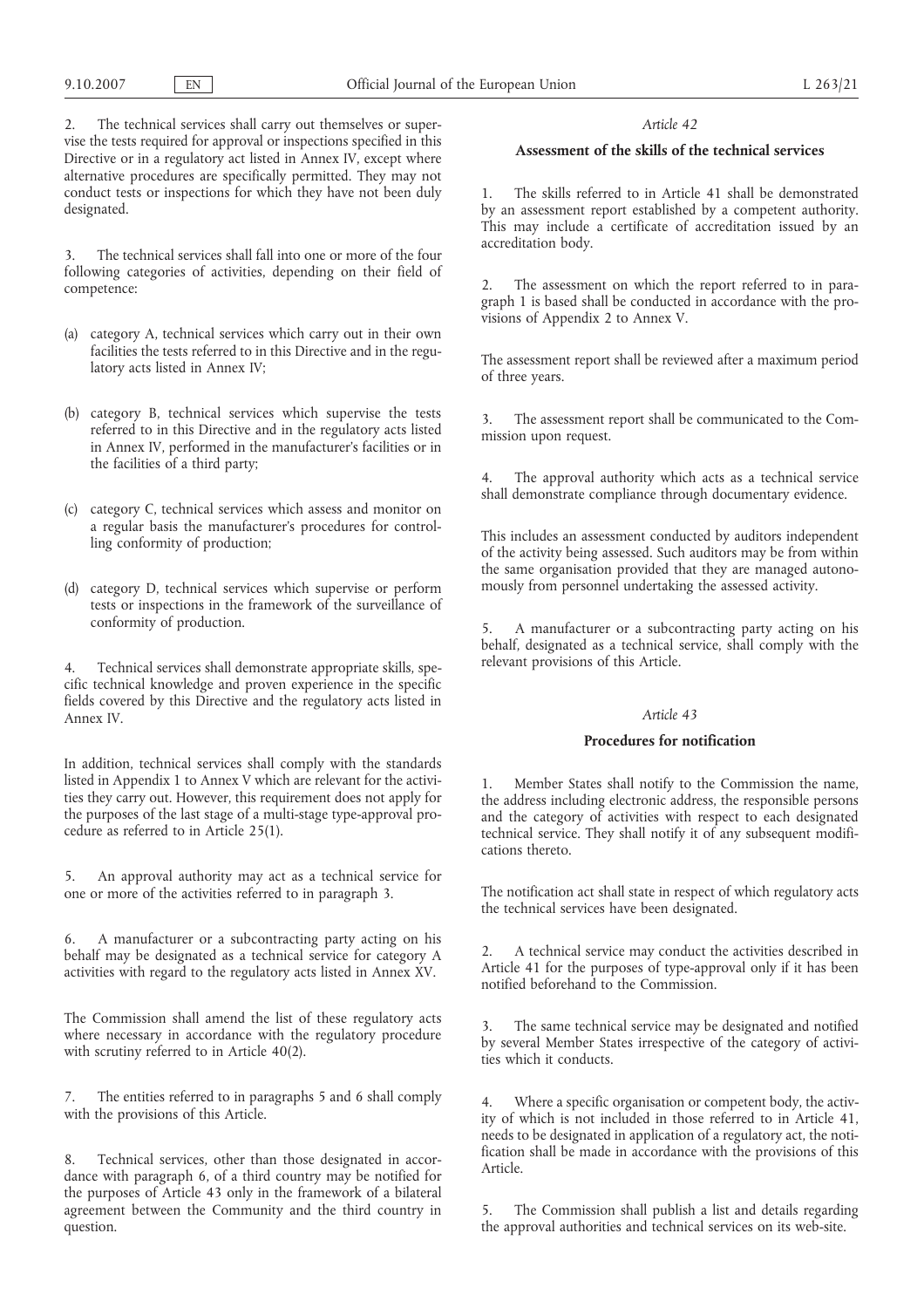2. The technical services shall carry out themselves or supervise the tests required for approval or inspections specified in this Directive or in a regulatory act listed in Annex IV, except where alternative procedures are specifically permitted. They may not conduct tests or inspections for which they have not been duly designated.

3. The technical services shall fall into one or more of the four following categories of activities, depending on their field of competence:

(a) category A, technical services which carry out in their own facilities the tests referred to in this Directive and in the regulatory acts listed in Annex IV;

(b) category B, technical services which supervise the tests referred to in this Directive and in the regulatory acts listed in Annex IV, performed in the manufacturer's facilities or in the facilities of a third party;

(c) category C, technical services which assess and monitor on a regular basis the manufacturer's procedures for controlling conformity of production;

(d) category D, technical services which supervise or perform tests or inspections in the framework of the surveillance of conformity of production.

4. Technical services shall demonstrate appropriate skills, specific technical knowledge and proven experience in the specific fields covered by this Directive and the regulatory acts listed in Annex IV.

In addition, technical services shall comply with the standards listed in Appendix 1 to Annex V which are relevant for the activities they carry out. However, this requirement does not apply for the purposes of the last stage of a multi-stage type-approval procedure as referred to in Article 25(1).

5. An approval authority may act as a technical service for one or more of the activities referred to in paragraph 3.

6. A manufacturer or a subcontracting party acting on his behalf may be designated as a technical service for category A activities with regard to the regulatory acts listed in Annex XV.

The Commission shall amend the list of these regulatory acts where necessary in accordance with the regulatory procedure with scrutiny referred to in Article 40(2).

7. The entities referred to in paragraphs 5 and 6 shall comply with the provisions of this Article.

8. Technical services, other than those designated in accordance with paragraph 6, of a third country may be notified for the purposes of Article 43 only in the framework of a bilateral agreement between the Community and the third country in question.

*Article 42*

**Assessment of the skills of the technical services**

1. The skills referred to in Article 41 shall be demonstrated by an assessment report established by a competent authority. This may include a certificate of accreditation issued by an accreditation body.

2. The assessment on which the report referred to in paragraph 1 is based shall be conducted in accordance with the provisions of Appendix 2 to Annex V.

The assessment report shall be reviewed after a maximum period of three years.

3. The assessment report shall be communicated to the Commission upon request.

4. The approval authority which acts as a technical service shall demonstrate compliance through documentary evidence.

This includes an assessment conducted by auditors independent of the activity being assessed. Such auditors may be from within the same organisation provided that they are managed autonomously from personnel undertaking the assessed activity.

5. A manufacturer or a subcontracting party acting on his behalf, designated as a technical service, shall comply with the relevant provisions of this Article.

*Article 43*

**Procedures for notification**

1. Member States shall notify to the Commission the name, the address including electronic address, the responsible persons and the category of activities with respect to each designated technical service. They shall notify it of any subsequent modifications thereto.

The notification act shall state in respect of which regulatory acts the technical services have been designated.

2. A technical service may conduct the activities described in Article 41 for the purposes of type-approval only if it has been notified beforehand to the Commission.

3. The same technical service may be designated and notified by several Member States irrespective of the category of activities which it conducts.

4. Where a specific organisation or competent body, the activity of which is not included in those referred to in Article 41, needs to be designated in application of a regulatory act, the notification shall be made in accordance with the provisions of this Article.

5. The Commission shall publish a list and details regarding the approval authorities and technical services on its web-site.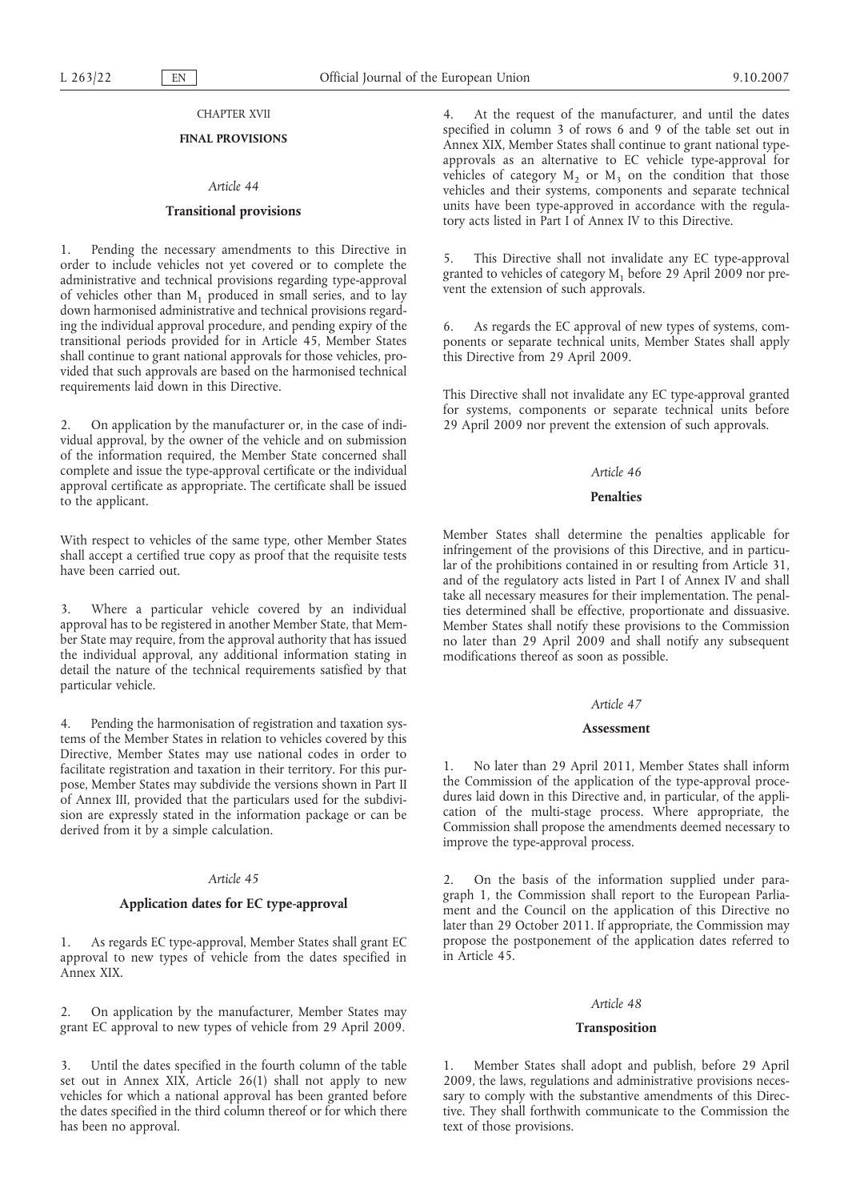## CHAPTER XVII

## FINAL PROVISIONS

### *Article 44*

### Transitional provisions

1. Pending the necessary amendments to this Directive in order to include vehicles not yet covered or to complete the administrative and technical provisions regarding type-approval of vehicles other than $M_1$ produced in small series, and to lay down harmonised administrative and technical provisions regarding the individual approval procedure, and pending expiry of the transitional periods provided for in Article 45, Member States shall continue to grant national approvals for those vehicles, provided that such approvals are based on the harmonised technical requirements laid down in this Directive.

2. On application by the manufacturer or, in the case of individual approval, by the owner of the vehicle and on submission of the information required, the Member State concerned shall complete and issue the type-approval certificate or the individual approval certificate as appropriate. The certificate shall be issued to the applicant.

With respect to vehicles of the same type, other Member States shall accept a certified true copy as proof that the requisite tests have been carried out.

3. Where a particular vehicle covered by an individual approval has to be registered in another Member State, that Member State may require, from the approval authority that has issued the individual approval, any additional information stating in detail the nature of the technical requirements satisfied by that particular vehicle.

4. Pending the harmonisation of registration and taxation systems of the Member States in relation to vehicles covered by this Directive, Member States may use national codes in order to facilitate registration and taxation in their territory. For this purpose, Member States may subdivide the versions shown in Part II of Annex III, provided that the particulars used for the subdivision are expressly stated in the information package or can be derived from it by a simple calculation.

### *Article 45*

### Application dates for EC type-approval

1. As regards EC type-approval, Member States shall grant EC approval to new types of vehicle from the dates specified in Annex XIX.

2. On application by the manufacturer, Member States may grant EC approval to new types of vehicle from 29 April 2009.

3. Until the dates specified in the fourth column of the table set out in Annex XIX, Article 26(1) shall not apply to new vehicles for which a national approval has been granted before the dates specified in the third column thereof or for which there has been no approval.

4. At the request of the manufacturer, and until the dates specified in column 3 of rows 6 and 9 of the table set out in Annex XIX, Member States shall continue to grant national type-approvals as an alternative to EC vehicle type-approval for vehicles of category $M_2$ or $M_3$ on the condition that those vehicles and their systems, components and separate technical units have been type-approved in accordance with the regulatory acts listed in Part I of Annex IV to this Directive.

5. This Directive shall not invalidate any EC type-approval granted to vehicles of category $M_1$ before 29 April 2009 nor prevent the extension of such approvals.

6. As regards the EC approval of new types of systems, components or separate technical units, Member States shall apply this Directive from 29 April 2009.

This Directive shall not invalidate any EC type-approval granted for systems, components or separate technical units before 29 April 2009 nor prevent the extension of such approvals.

### *Article 46*

### Penalties

Member States shall determine the penalties applicable for infringement of the provisions of this Directive, and in particular of the prohibitions contained in or resulting from Article 31, and of the regulatory acts listed in Part I of Annex IV and shall take all necessary measures for their implementation. The penalties determined shall be effective, proportionate and dissuasive. Member States shall notify these provisions to the Commission no later than 29 April 2009 and shall notify any subsequent modifications thereof as soon as possible.

### *Article 47*

### Assessment

1. No later than 29 April 2011, Member States shall inform the Commission of the application of the type-approval procedures laid down in this Directive and, in particular, of the application of the multi-stage process. Where appropriate, the Commission shall propose the amendments deemed necessary to improve the type-approval process.

2. On the basis of the information supplied under paragraph 1, the Commission shall report to the European Parliament and the Council on the application of this Directive no later than 29 October 2011. If appropriate, the Commission may propose the postponement of the application dates referred to in Article 45.

### *Article 48*

### Transposition

1. Member States shall adopt and publish, before 29 April 2009, the laws, regulations and administrative provisions necessary to comply with the substantive amendments of this Directive. They shall forthwith communicate to the Commission the text of those provisions.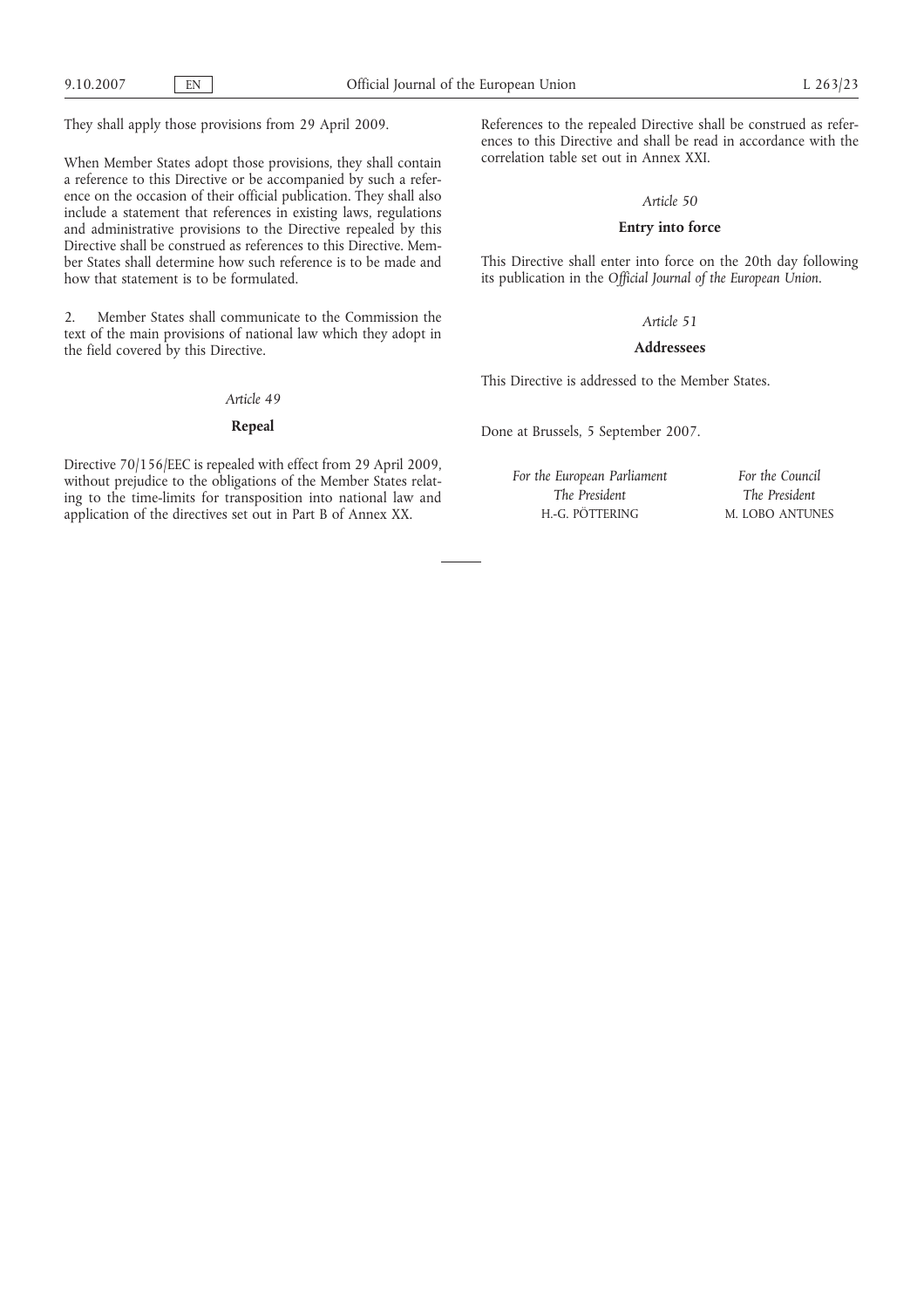They shall apply those provisions from 29 April 2009.

When Member States adopt those provisions, they shall contain a reference to this Directive or be accompanied by such a reference on the occasion of their official publication. They shall also include a statement that references in existing laws, regulations and administrative provisions to the Directive repealed by this Directive shall be construed as references to this Directive. Member States shall determine how such reference is to be made and how that statement is to be formulated.

2. Member States shall communicate to the Commission the text of the main provisions of national law which they adopt in the field covered by this Directive.

*Article 49*

**Repeal**

Directive 70/156/EEC is repealed with effect from 29 April 2009, without prejudice to the obligations of the Member States relating to the time-limits for transposition into national law and application of the directives set out in Part B of Annex XX.

References to the repealed Directive shall be construed as references to this Directive and shall be read in accordance with the correlation table set out in Annex XXI.

*Article 50*

**Entry into force**

This Directive shall enter into force on the 20th day following its publication in the *Official Journal of the European Union*.

*Article 51*

**Addressees**

This Directive is addressed to the Member States.

Done at Brussels, 5 September 2007.

*For the European Parliament*
*The President*
H.-G. PÖTTERING

*For the Council*
*The President*
M. LOBO ANTUNES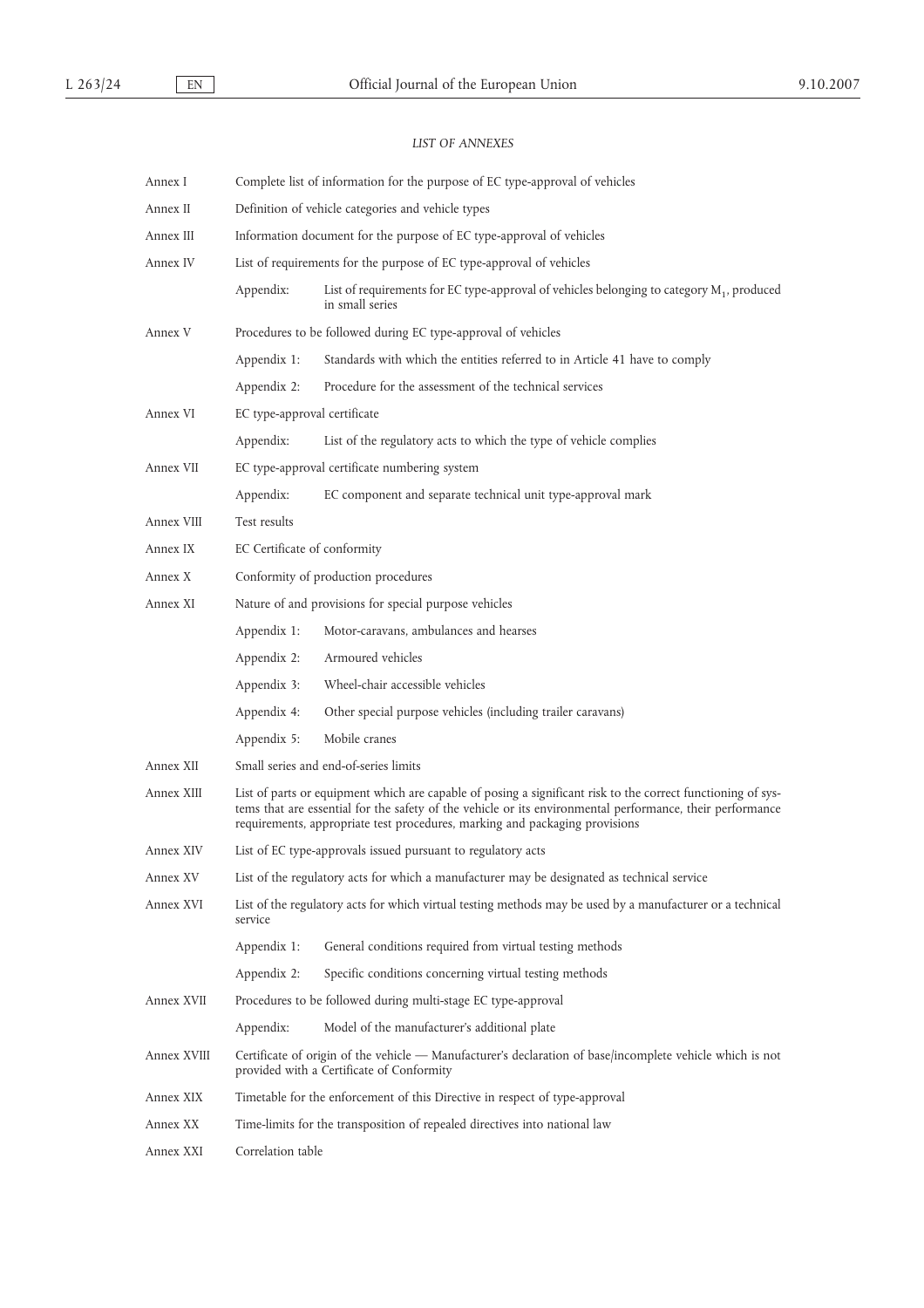*LIST OF ANNEXES*

| | | |
|---|---|---|
| Annex I | Complete list of information for the purpose of EC type-approval of vehicles | |
| Annex II | Definition of vehicle categories and vehicle types | |
| Annex III | Information document for the purpose of EC type-approval of vehicles | |
| Annex IV | List of requirements for the purpose of EC type-approval of vehicles | |
| | Appendix: | List of requirements for EC type-approval of vehicles belonging to category $M_1$, produced in small series |
| Annex V | Procedures to be followed during EC type-approval of vehicles | |
| | Appendix 1: | Standards with which the entities referred to in Article 41 have to comply |
| | Appendix 2: | Procedure for the assessment of the technical services |
| Annex VI | EC type-approval certificate | |
| | Appendix: | List of the regulatory acts to which the type of vehicle complies |
| Annex VII | EC type-approval certificate numbering system | |
| | Appendix: | EC component and separate technical unit type-approval mark |
| Annex VIII | Test results | |
| Annex IX | EC Certificate of conformity | |
| Annex X | Conformity of production procedures | |
| Annex XI | Nature of and provisions for special purpose vehicles | |
| | Appendix 1: | Motor-caravans, ambulances and hearses |
| | Appendix 2: | Armoured vehicles |
| | Appendix 3: | Wheel-chair accessible vehicles |
| | Appendix 4: | Other special purpose vehicles (including trailer caravans) |
| | Appendix 5: | Mobile cranes |
| Annex XII | Small series and end-of-series limits | |
| Annex XIII | List of parts or equipment which are capable of posing a significant risk to the correct functioning of systems that are essential for the safety of the vehicle or its environmental performance, their performance requirements, appropriate test procedures, marking and packaging provisions | |
| Annex XIV | List of EC type-approvals issued pursuant to regulatory acts | |
| Annex XV | List of the regulatory acts for which a manufacturer may be designated as technical service | |
| Annex XVI | List of the regulatory acts for which virtual testing methods may be used by a manufacturer or a technical service | |
| | Appendix 1: | General conditions required from virtual testing methods |
| | Appendix 2: | Specific conditions concerning virtual testing methods |
| Annex XVII | Procedures to be followed during multi-stage EC type-approval | |
| | Appendix: | Model of the manufacturer's additional plate |
| Annex XVIII | Certificate of origin of the vehicle — Manufacturer's declaration of base/incomplete vehicle which is not provided with a Certificate of Conformity | |
| Annex XIX | Timetable for the enforcement of this Directive in respect of type-approval | |
| Annex XX | Time-limits for the transposition of repealed directives into national law | |
| Annex XXI | Correlation table | |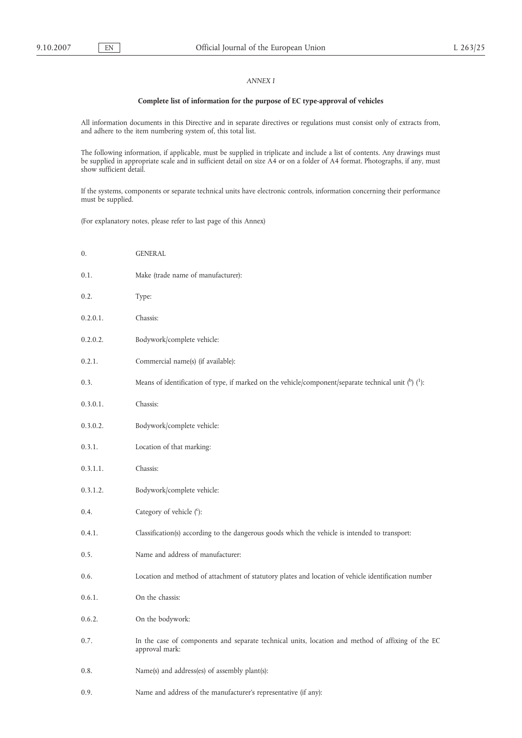*ANNEX I*

## Complete list of information for the purpose of EC type-approval of vehicles

All information documents in this Directive and in separate directives or regulations must consist only of extracts from, and adhere to the item numbering system of, this total list.

The following information, if applicable, must be supplied in triplicate and include a list of contents. Any drawings must be supplied in appropriate scale and in sufficient detail on size A4 or on a folder of A4 format. Photographs, if any, must show sufficient detail.

If the systems, components or separate technical units have electronic controls, information concerning their performance must be supplied.

(For explanatory notes, please refer to last page of this Annex)

0. GENERAL

0.1. Make (trade name of manufacturer):

0.2. Type:

0.2.0.1. Chassis:

0.2.0.2. Bodywork/complete vehicle:

0.2.1. Commercial name(s) (if available):

0.3. Means of identification of type, if marked on the vehicle/component/separate technical unit ([b]) ([1]):

0.3.0.1. Chassis:

0.3.0.2. Bodywork/complete vehicle:

0.3.1. Location of that marking:

0.3.1.1. Chassis:

0.3.1.2. Bodywork/complete vehicle:

0.4. Category of vehicle ([c]):

0.4.1. Classification(s) according to the dangerous goods which the vehicle is intended to transport:

0.5. Name and address of manufacturer:

0.6. Location and method of attachment of statutory plates and location of vehicle identification number

0.6.1. On the chassis:

0.6.2. On the bodywork:

0.7. In the case of components and separate technical units, location and method of affixing of the EC approval mark:

0.8. Name(s) and address(es) of assembly plant(s):

0.9. Name and address of the manufacturer's representative (if any):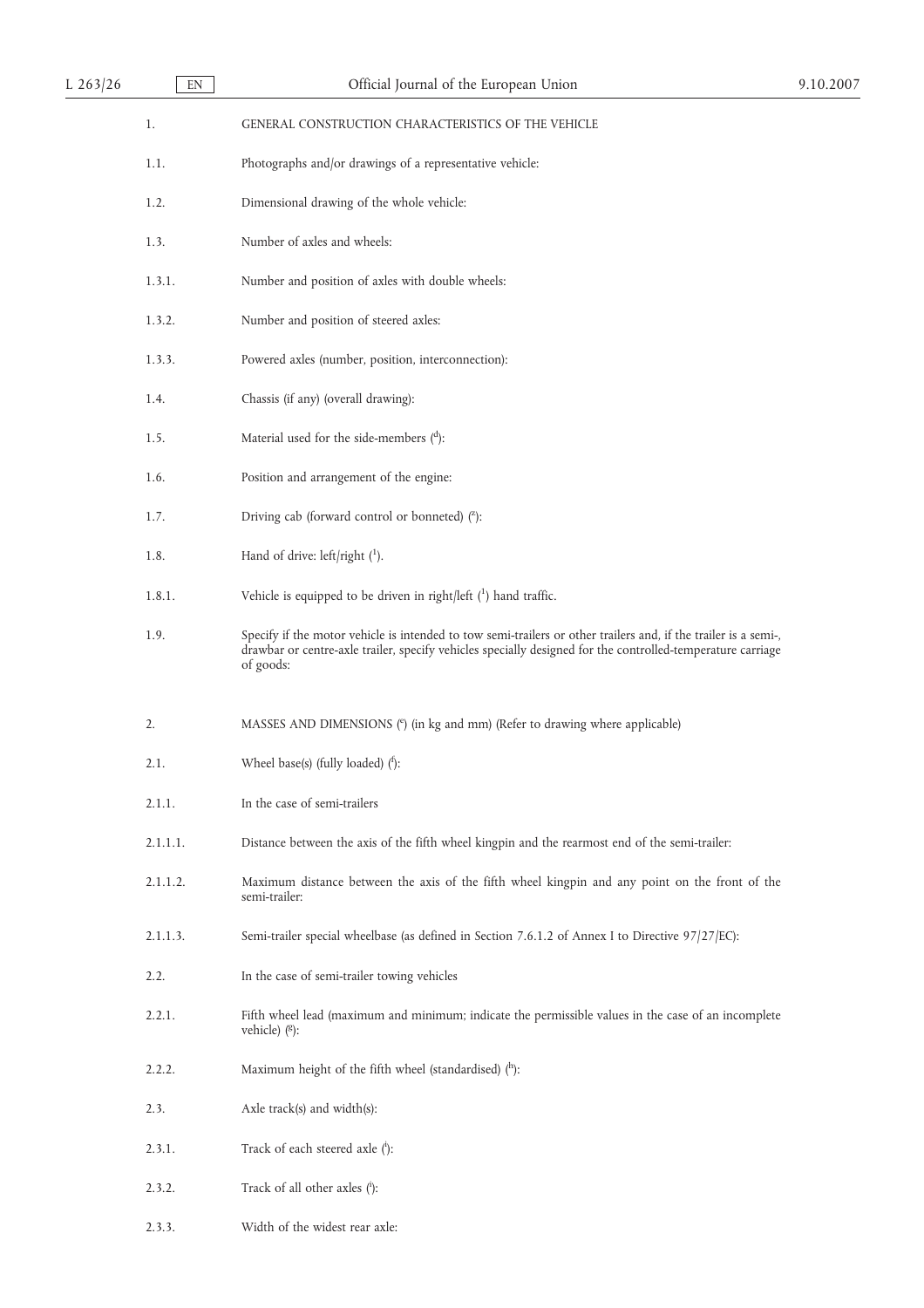1. GENERAL CONSTRUCTION CHARACTERISTICS OF THE VEHICLE

1.1. Photographs and/or drawings of a representative vehicle:

1.2. Dimensional drawing of the whole vehicle:

1.3. Number of axles and wheels:

1.3.1. Number and position of axles with double wheels:

1.3.2. Number and position of steered axles:

1.3.3. Powered axles (number, position, interconnection):

1.4. Chassis (if any) (overall drawing):

1.5. Material used for the side-members ([d]):

1.6. Position and arrangement of the engine:

1.7. Driving cab (forward control or bonneted) ([z]):

1.8. Hand of drive: left/right ([1]).

1.8.1. Vehicle is equipped to be driven in right/left ([1]) hand traffic.

1.9. Specify if the motor vehicle is intended to tow semi-trailers or other trailers and, if the trailer is a semi-, drawbar or centre-axle trailer, specify vehicles specially designed for the controlled-temperature carriage of goods:

2. MASSES AND DIMENSIONS ([e]) (in kg and mm) (Refer to drawing where applicable)

2.1. Wheel base(s) (fully loaded) ([f]):

2.1.1. In the case of semi-trailers

2.1.1.1. Distance between the axis of the fifth wheel kingpin and the rearmost end of the semi-trailer:

2.1.1.2. Maximum distance between the axis of the fifth wheel kingpin and any point on the front of the semi-trailer:

2.1.1.3. Semi-trailer special wheelbase (as defined in Section 7.6.1.2 of Annex I to Directive 97/27/EC):

2.2. In the case of semi-trailer towing vehicles

2.2.1. Fifth wheel lead (maximum and minimum; indicate the permissible values in the case of an incomplete vehicle) ([g]):

2.2.2. Maximum height of the fifth wheel (standardised) ([h]):

2.3. Axle track(s) and width(s):

2.3.1. Track of each steered axle ([i]):

2.3.2. Track of all other axles ([i]):

2.3.3. Width of the widest rear axle: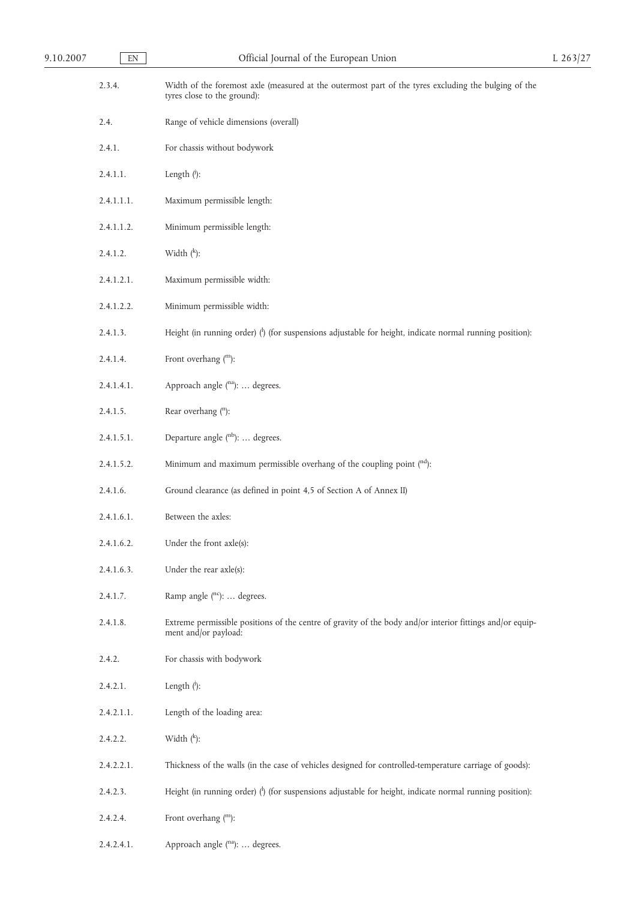2.3.4. Width of the foremost axle (measured at the outermost part of the tyres excluding the bulging of the tyres close to the ground):

2.4. Range of vehicle dimensions (overall)

2.4.1. For chassis without bodywork

2.4.1.1. Length ([j]):

2.4.1.1.1. Maximum permissible length:

2.4.1.1.2. Minimum permissible length:

2.4.1.2. Width ([k]):

2.4.1.2.1. Maximum permissible width:

2.4.1.2.2. Minimum permissible width:

2.4.1.3. Height (in running order) ([l]) (for suspensions adjustable for height, indicate normal running position):

2.4.1.4. Front overhang ([m]):

2.4.1.4.1. Approach angle ([na]): … degrees.

2.4.1.5. Rear overhang ([n]):

2.4.1.5.1. Departure angle ([nb]): … degrees.

2.4.1.5.2. Minimum and maximum permissible overhang of the coupling point ([nd]):

2.4.1.6. Ground clearance (as defined in point 4,5 of Section A of Annex II)

2.4.1.6.1. Between the axles:

2.4.1.6.2. Under the front axle(s):

2.4.1.6.3. Under the rear axle(s):

2.4.1.7. Ramp angle ([nc]): … degrees.

2.4.1.8. Extreme permissible positions of the centre of gravity of the body and/or interior fittings and/or equipment and/or payload:

2.4.2. For chassis with bodywork

2.4.2.1. Length ([j]):

2.4.2.1.1. Length of the loading area:

2.4.2.2. Width ([k]):

2.4.2.2.1. Thickness of the walls (in the case of vehicles designed for controlled-temperature carriage of goods):

2.4.2.3. Height (in running order) ([l]) (for suspensions adjustable for height, indicate normal running position):

2.4.2.4. Front overhang ([m]):

2.4.2.4.1. Approach angle ([na]): … degrees.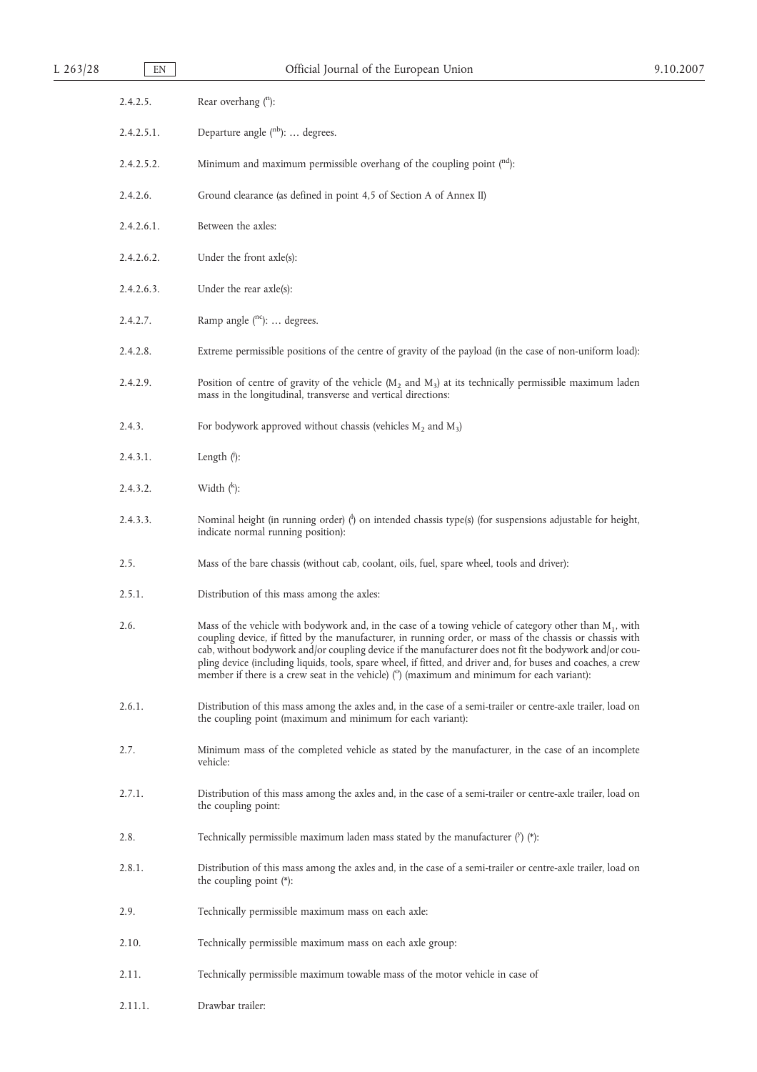2.4.2.5. Rear overhang ([n]):

2.4.2.5.1. Departure angle ([nb]): … degrees.

2.4.2.5.2. Minimum and maximum permissible overhang of the coupling point ([nd]):

2.4.2.6. Ground clearance (as defined in point 4,5 of Section A of Annex II)

2.4.2.6.1. Between the axles:

2.4.2.6.2. Under the front axle(s):

2.4.2.6.3. Under the rear axle(s):

2.4.2.7. Ramp angle ([nc]): … degrees.

2.4.2.8. Extreme permissible positions of the centre of gravity of the payload (in the case of non-uniform load):

2.4.2.9. Position of centre of gravity of the vehicle ($M_2$ and $M_3$) at its technically permissible maximum laden mass in the longitudinal, transverse and vertical directions:

2.4.3. For bodywork approved without chassis (vehicles $M_2$ and $M_3$)

2.4.3.1. Length ([j]):

2.4.3.2. Width ([k]):

2.4.3.3. Nominal height (in running order) ([l]) on intended chassis type(s) (for suspensions adjustable for height, indicate normal running position):

2.5. Mass of the bare chassis (without cab, coolant, oils, fuel, spare wheel, tools and driver):

2.5.1. Distribution of this mass among the axles:

2.6. Mass of the vehicle with bodywork and, in the case of a towing vehicle of category other than $M_1$, with coupling device, if fitted by the manufacturer, in running order, or mass of the chassis or chassis with cab, without bodywork and/or coupling device if the manufacturer does not fit the bodywork and/or coupling device (including liquids, tools, spare wheel, if fitted, and driver and, for buses and coaches, a crew member if there is a crew seat in the vehicle) ([o]) (maximum and minimum for each variant):

2.6.1. Distribution of this mass among the axles and, in the case of a semi-trailer or centre-axle trailer, load on the coupling point (maximum and minimum for each variant):

2.7. Minimum mass of the completed vehicle as stated by the manufacturer, in the case of an incomplete vehicle:

2.7.1. Distribution of this mass among the axles and, in the case of a semi-trailer or centre-axle trailer, load on the coupling point:

2.8. Technically permissible maximum laden mass stated by the manufacturer ([y]) (*):

2.8.1. Distribution of this mass among the axles and, in the case of a semi-trailer or centre-axle trailer, load on the coupling point (*):

2.9. Technically permissible maximum mass on each axle:

2.10. Technically permissible maximum mass on each axle group:

2.11. Technically permissible maximum towable mass of the motor vehicle in case of

2.11.1. Drawbar trailer: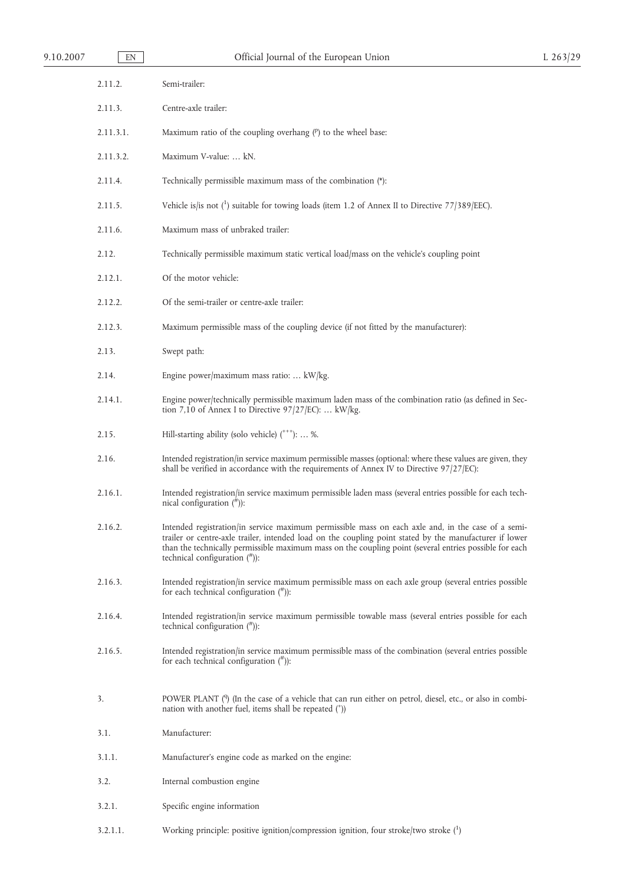2.11.2. Semi-trailer:

2.11.3. Centre-axle trailer:

2.11.3.1. Maximum ratio of the coupling overhang [p] to the wheel base:

2.11.3.2. Maximum V-value: … kN.

2.11.4. Technically permissible maximum mass of the combination (*):

2.11.5. Vehicle is/is not [1] suitable for towing loads (item 1.2 of Annex II to Directive 77/389/EEC).

2.11.6. Maximum mass of unbraked trailer:

2.12. Technically permissible maximum static vertical load/mass on the vehicle's coupling point

2.12.1. Of the motor vehicle:

2.12.2. Of the semi-trailer or centre-axle trailer:

2.12.3. Maximum permissible mass of the coupling device (if not fitted by the manufacturer):

2.13. Swept path:

2.14. Engine power/maximum mass ratio: … kW/kg.

2.14.1. Engine power/technically permissible maximum laden mass of the combination ratio (as defined in Section 7,10 of Annex I to Directive 97/27/EC): … kW/kg.

2.15. Hill-starting ability (solo vehicle) [+++]: … %.

2.16. Intended registration/in service maximum permissible masses (optional: where these values are given, they shall be verified in accordance with the requirements of Annex IV to Directive 97/27/EC):

2.16.1. Intended registration/in service maximum permissible laden mass (several entries possible for each technical configuration [#]):

2.16.2. Intended registration/in service maximum permissible mass on each axle and, in the case of a semi-trailer or centre-axle trailer, intended load on the coupling point stated by the manufacturer if lower than the technically permissible maximum mass on the coupling point (several entries possible for each technical configuration [#]):

2.16.3. Intended registration/in service maximum permissible mass on each axle group (several entries possible for each technical configuration [#]):

2.16.4. Intended registration/in service maximum permissible towable mass (several entries possible for each technical configuration [#]):

2.16.5. Intended registration/in service maximum permissible mass of the combination (several entries possible for each technical configuration [#]):

3. POWER PLANT [q] (In the case of a vehicle that can run either on petrol, diesel, etc., or also in combination with another fuel, items shall be repeated [+])

3.1. Manufacturer:

3.1.1. Manufacturer's engine code as marked on the engine:

3.2. Internal combustion engine

3.2.1. Specific engine information

3.2.1.1. Working principle: positive ignition/compression ignition, four stroke/two stroke [1]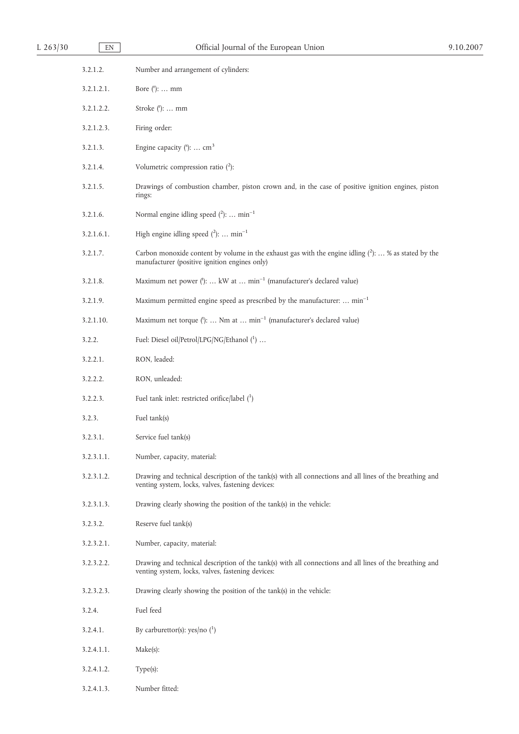3.2.1.2. Number and arrangement of cylinders:

3.2.1.2.1. Bore [r]: … mm

3.2.1.2.2. Stroke [r]: … mm

3.2.1.2.3. Firing order:

3.2.1.3. Engine capacity [s]: … $cm^3$

3.2.1.4. Volumetric compression ratio [2]:

3.2.1.5. Drawings of combustion chamber, piston crown and, in the case of positive ignition engines, piston rings:

3.2.1.6. Normal engine idling speed [2]: … $min^{-1}$

3.2.1.6.1. High engine idling speed [2]: … $min^{-1}$

3.2.1.7. Carbon monoxide content by volume in the exhaust gas with the engine idling [2]: … % as stated by the manufacturer (positive ignition engines only)

3.2.1.8. Maximum net power [t]: … kW at … $min^{-1}$ (manufacturer's declared value)

3.2.1.9. Maximum permitted engine speed as prescribed by the manufacturer: … $min^{-1}$

3.2.1.10. Maximum net torque [t]: … Nm at … $min^{-1}$ (manufacturer's declared value)

3.2.2. Fuel: Diesel oil/Petrol/LPG/NG/Ethanol [1] …

3.2.2.1. RON, leaded:

3.2.2.2. RON, unleaded:

3.2.2.3. Fuel tank inlet: restricted orifice/label [1]

3.2.3. Fuel tank(s)

3.2.3.1. Service fuel tank(s)

3.2.3.1.1. Number, capacity, material:

3.2.3.1.2. Drawing and technical description of the tank(s) with all connections and all lines of the breathing and venting system, locks, valves, fastening devices:

3.2.3.1.3. Drawing clearly showing the position of the tank(s) in the vehicle:

3.2.3.2. Reserve fuel tank(s)

3.2.3.2.1. Number, capacity, material:

3.2.3.2.2. Drawing and technical description of the tank(s) with all connections and all lines of the breathing and venting system, locks, valves, fastening devices:

3.2.3.2.3. Drawing clearly showing the position of the tank(s) in the vehicle:

3.2.4. Fuel feed

3.2.4.1. By carburettor(s): yes/no [1]

3.2.4.1.1. Make(s):

3.2.4.1.2. Type(s):

3.2.4.1.3. Number fitted: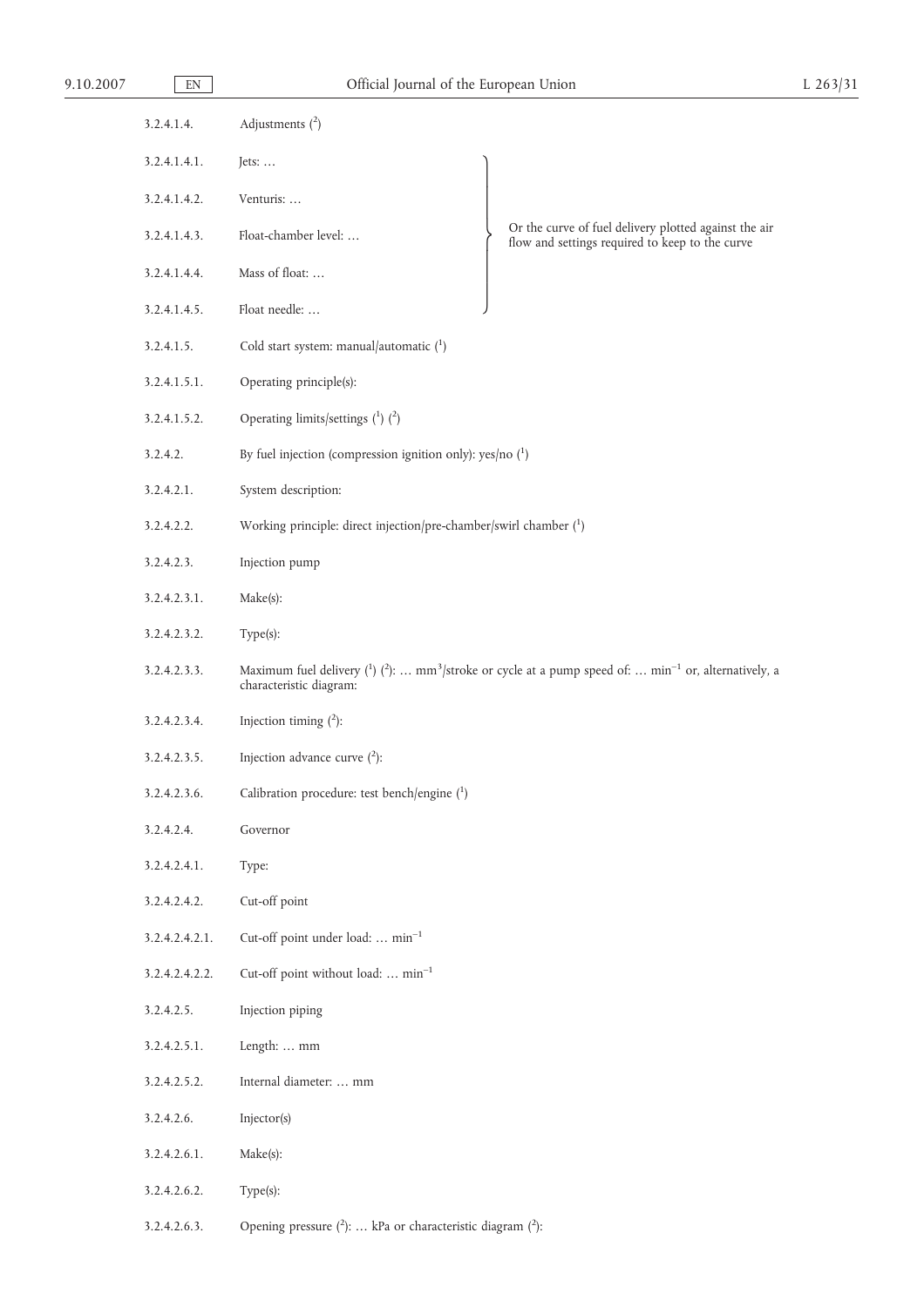3.2.4.1.4. Adjustments (2)

3.2.4.1.4.1. Jets: …

3.2.4.1.4.2. Venturis: …

3.2.4.1.4.3. Float-chamber level: …

3.2.4.1.4.4. Mass of float: …

3.2.4.1.4.5. Float needle: …

} Or the curve of fuel delivery plotted against the air flow and settings required to keep to the curve

3.2.4.1.5. Cold start system: manual/automatic (1)

3.2.4.1.5.1. Operating principle(s):

3.2.4.1.5.2. Operating limits/settings (1) (2)

3.2.4.2. By fuel injection (compression ignition only): yes/no (1)

3.2.4.2.1. System description:

3.2.4.2.2. Working principle: direct injection/pre-chamber/swirl chamber (1)

3.2.4.2.3. Injection pump

3.2.4.2.3.1. Make(s):

3.2.4.2.3.2. Type(s):

3.2.4.2.3.3. Maximum fuel delivery (1) (2): … $mm^3$/stroke or cycle at a pump speed of: … $min^{-1}$ or, alternatively, a characteristic diagram:

3.2.4.2.3.4. Injection timing (2):

3.2.4.2.3.5. Injection advance curve (2):

3.2.4.2.3.6. Calibration procedure: test bench/engine (1)

3.2.4.2.4. Governor

3.2.4.2.4.1. Type:

3.2.4.2.4.2. Cut-off point

3.2.4.2.4.2.1. Cut-off point under load: … $min^{-1}$

3.2.4.2.4.2.2. Cut-off point without load: … $min^{-1}$

3.2.4.2.5. Injection piping

3.2.4.2.5.1. Length: … mm

3.2.4.2.5.2. Internal diameter: … mm

3.2.4.2.6. Injector(s)

3.2.4.2.6.1. Make(s):

3.2.4.2.6.2. Type(s):

3.2.4.2.6.3. Opening pressure (2): … kPa or characteristic diagram (2):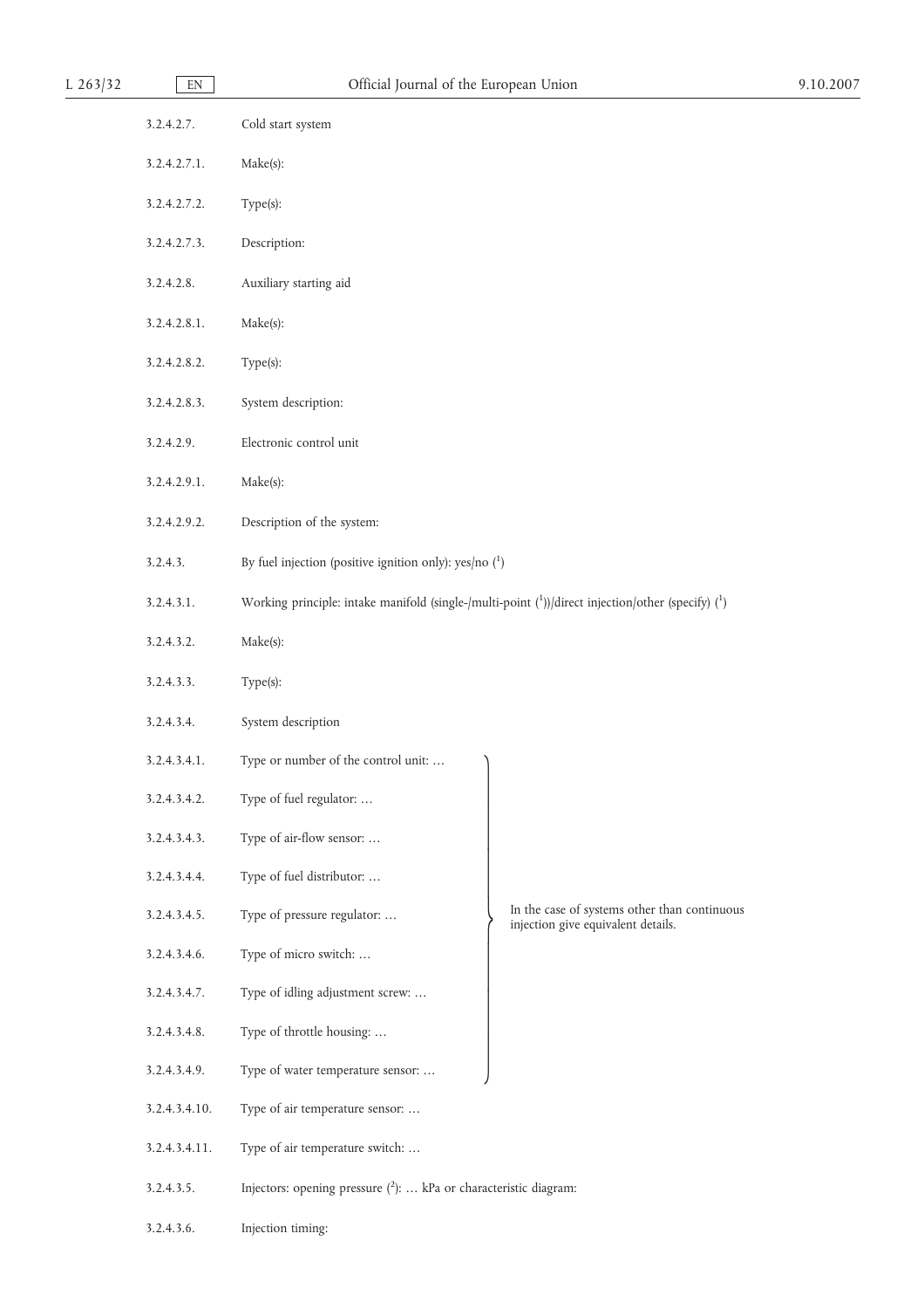3.2.4.2.7. Cold start system

3.2.4.2.7.1. Make(s):

3.2.4.2.7.2. Type(s):

3.2.4.2.7.3. Description:

3.2.4.2.8. Auxiliary starting aid

3.2.4.2.8.1. Make(s):

3.2.4.2.8.2. Type(s):

3.2.4.2.8.3. System description:

3.2.4.2.9. Electronic control unit

3.2.4.2.9.1. Make(s):

3.2.4.2.9.2. Description of the system:

3.2.4.3. By fuel injection (positive ignition only): yes/no ([1])

3.2.4.3.1. Working principle: intake manifold (single-/multi-point ([1]))/direct injection/other (specify) ([1])

3.2.4.3.2. Make(s):

3.2.4.3.3. Type(s):

3.2.4.3.4. System description

3.2.4.3.4.1. Type or number of the control unit: …

3.2.4.3.4.2. Type of fuel regulator: …

3.2.4.3.4.3. Type of air-flow sensor: …

3.2.4.3.4.4. Type of fuel distributor: …

3.2.4.3.4.5. Type of pressure regulator: …

3.2.4.3.4.6. Type of micro switch: …

3.2.4.3.4.7. Type of idling adjustment screw: …

3.2.4.3.4.8. Type of throttle housing: …

3.2.4.3.4.9. Type of water temperature sensor: …

(3.2.4.3.4.1 to 3.2.4.3.4.9: In the case of systems other than continuous injection give equivalent details.)

3.2.4.3.4.10. Type of air temperature sensor: …

3.2.4.3.4.11. Type of air temperature switch: …

3.2.4.3.5. Injectors: opening pressure ([2]): … kPa or characteristic diagram:

3.2.4.3.6. Injection timing: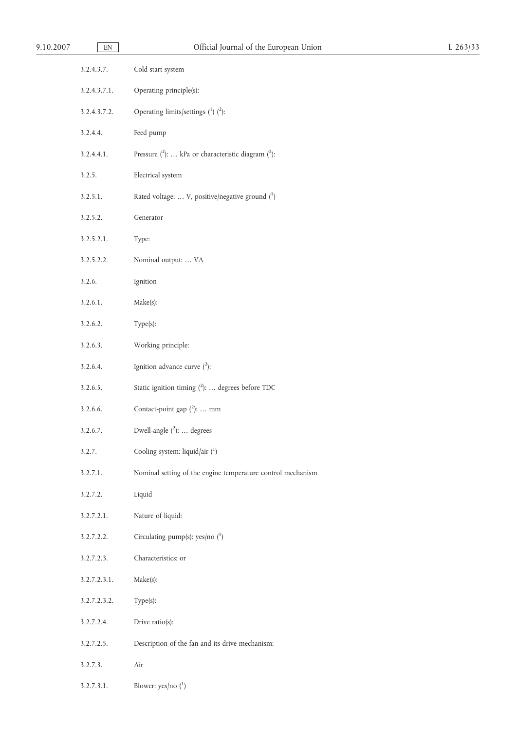3.2.4.3.7. Cold start system

3.2.4.3.7.1. Operating principle(s):

3.2.4.3.7.2. Operating limits/settings (1) (2):

3.2.4.4. Feed pump

3.2.4.4.1. Pressure (2): … kPa or characteristic diagram (2):

3.2.5. Electrical system

3.2.5.1. Rated voltage: … V, positive/negative ground (1)

3.2.5.2. Generator

3.2.5.2.1. Type:

3.2.5.2.2. Nominal output: … VA

3.2.6. Ignition

3.2.6.1. Make(s):

3.2.6.2. Type(s):

3.2.6.3. Working principle:

3.2.6.4. Ignition advance curve (2):

3.2.6.5. Static ignition timing (2): … degrees before TDC

3.2.6.6. Contact-point gap (2): … mm

3.2.6.7. Dwell-angle (2): … degrees

3.2.7. Cooling system: liquid/air (1)

3.2.7.1. Nominal setting of the engine temperature control mechanism

3.2.7.2. Liquid

3.2.7.2.1. Nature of liquid:

3.2.7.2.2. Circulating pump(s): yes/no (1)

3.2.7.2.3. Characteristics: or

3.2.7.2.3.1. Make(s):

3.2.7.2.3.2. Type(s):

3.2.7.2.4. Drive ratio(s):

3.2.7.2.5. Description of the fan and its drive mechanism:

3.2.7.3. Air

3.2.7.3.1. Blower: yes/no (1)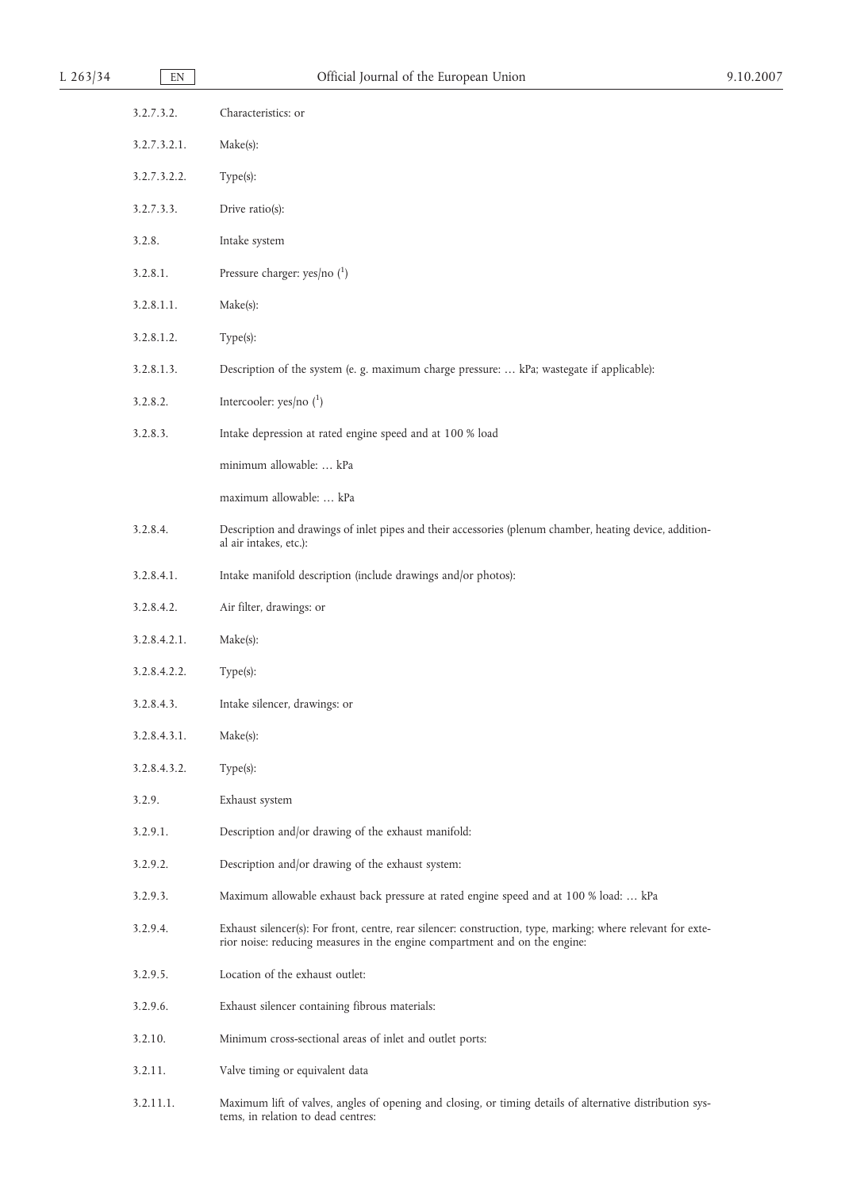3.2.7.3.2. Characteristics: or

3.2.7.3.2.1. Make(s):

3.2.7.3.2.2. Type(s):

3.2.7.3.3. Drive ratio(s):

3.2.8. Intake system

3.2.8.1. Pressure charger: yes/no (1)

3.2.8.1.1. Make(s):

3.2.8.1.2. Type(s):

3.2.8.1.3. Description of the system (e. g. maximum charge pressure: … kPa; wastegate if applicable):

3.2.8.2. Intercooler: yes/no (1)

3.2.8.3. Intake depression at rated engine speed and at 100 % load

minimum allowable: … kPa

maximum allowable: … kPa

3.2.8.4. Description and drawings of inlet pipes and their accessories (plenum chamber, heating device, additional air intakes, etc.):

3.2.8.4.1. Intake manifold description (include drawings and/or photos):

3.2.8.4.2. Air filter, drawings: or

3.2.8.4.2.1. Make(s):

3.2.8.4.2.2. Type(s):

3.2.8.4.3. Intake silencer, drawings: or

3.2.8.4.3.1. Make(s):

3.2.8.4.3.2. Type(s):

3.2.9. Exhaust system

3.2.9.1. Description and/or drawing of the exhaust manifold:

3.2.9.2. Description and/or drawing of the exhaust system:

3.2.9.3. Maximum allowable exhaust back pressure at rated engine speed and at 100 % load: … kPa

3.2.9.4. Exhaust silencer(s): For front, centre, rear silencer: construction, type, marking; where relevant for exterior noise: reducing measures in the engine compartment and on the engine:

3.2.9.5. Location of the exhaust outlet:

3.2.9.6. Exhaust silencer containing fibrous materials:

3.2.10. Minimum cross-sectional areas of inlet and outlet ports:

3.2.11. Valve timing or equivalent data

3.2.11.1. Maximum lift of valves, angles of opening and closing, or timing details of alternative distribution systems, in relation to dead centres: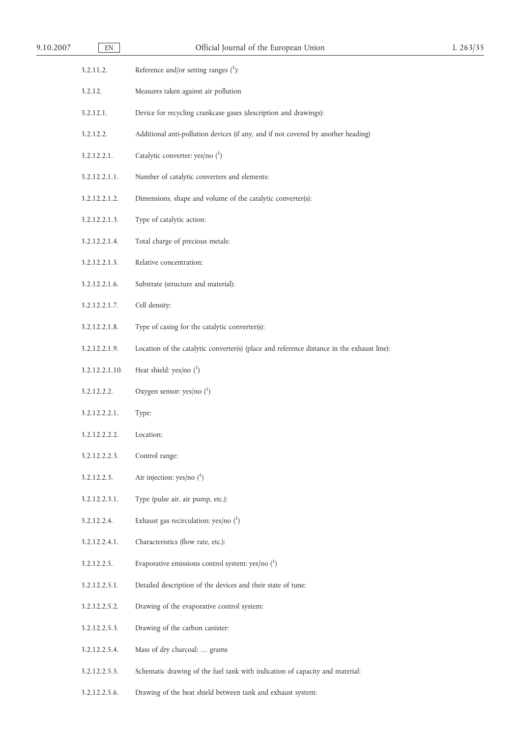3.2.11.2. Reference and/or setting ranges ([1]):

3.2.12. Measures taken against air pollution

3.2.12.1. Device for recycling crankcase gases (description and drawings):

3.2.12.2. Additional anti-pollution devices (if any, and if not covered by another heading)

3.2.12.2.1. Catalytic converter: yes/no ([1])

3.2.12.2.1.1. Number of catalytic converters and elements:

3.2.12.2.1.2. Dimensions, shape and volume of the catalytic converter(s):

3.2.12.2.1.3. Type of catalytic action:

3.2.12.2.1.4. Total charge of precious metals:

3.2.12.2.1.5. Relative concentration:

3.2.12.2.1.6. Substrate (structure and material):

3.2.12.2.1.7. Cell density:

3.2.12.2.1.8. Type of casing for the catalytic converter(s):

3.2.12.2.1.9. Location of the catalytic converter(s) (place and reference distance in the exhaust line):

3.2.12.2.1.10. Heat shield: yes/no ([1])

3.2.12.2.2. Oxygen sensor: yes/no ([1])

3.2.12.2.2.1. Type:

3.2.12.2.2.2. Location:

3.2.12.2.2.3. Control range:

3.2.12.2.3. Air injection: yes/no ([1])

3.2.12.2.3.1. Type (pulse air, air pump, etc.):

3.2.12.2.4. Exhaust gas recirculation: yes/no ([1])

3.2.12.2.4.1. Characteristics (flow rate, etc.):

3.2.12.2.5. Evaporative emissions control system: yes/no ([1])

3.2.12.2.5.1. Detailed description of the devices and their state of tune:

3.2.12.2.5.2. Drawing of the evaporative control system:

3.2.12.2.5.3. Drawing of the carbon canister:

3.2.12.2.5.4. Mass of dry charcoal: … grams

3.2.12.2.5.5. Schematic drawing of the fuel tank with indication of capacity and material:

3.2.12.2.5.6. Drawing of the heat shield between tank and exhaust system: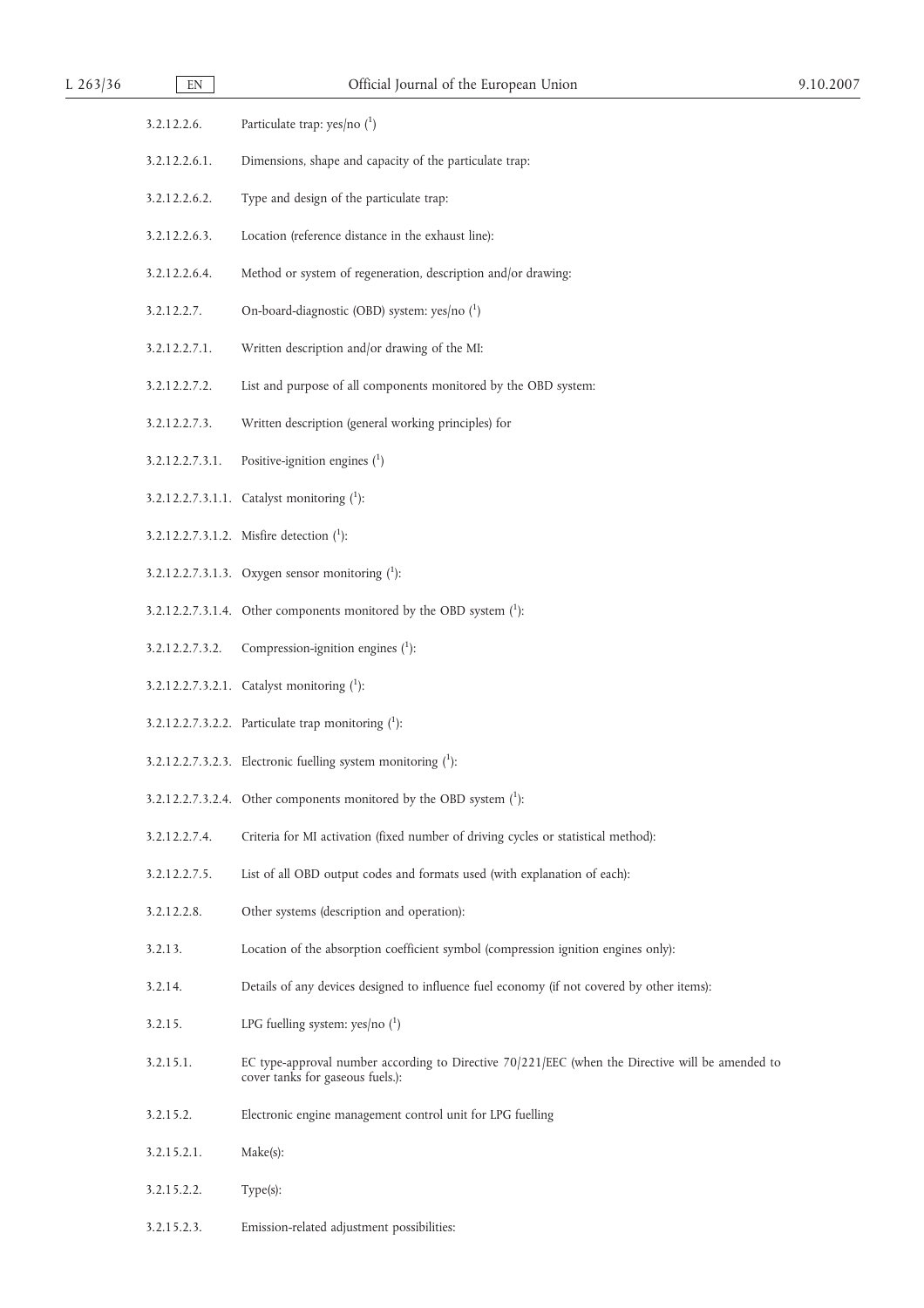3.2.12.2.6. Particulate trap: yes/no [1]

3.2.12.2.6.1. Dimensions, shape and capacity of the particulate trap:

3.2.12.2.6.2. Type and design of the particulate trap:

3.2.12.2.6.3. Location (reference distance in the exhaust line):

3.2.12.2.6.4. Method or system of regeneration, description and/or drawing:

3.2.12.2.7. On-board-diagnostic (OBD) system: yes/no [1]

3.2.12.2.7.1. Written description and/or drawing of the MI:

3.2.12.2.7.2. List and purpose of all components monitored by the OBD system:

3.2.12.2.7.3. Written description (general working principles) for

3.2.12.2.7.3.1. Positive-ignition engines [1]

3.2.12.2.7.3.1.1. Catalyst monitoring [1]:

3.2.12.2.7.3.1.2. Misfire detection [1]:

3.2.12.2.7.3.1.3. Oxygen sensor monitoring [1]:

3.2.12.2.7.3.1.4. Other components monitored by the OBD system [1]:

3.2.12.2.7.3.2. Compression-ignition engines [1]:

3.2.12.2.7.3.2.1. Catalyst monitoring [1]:

3.2.12.2.7.3.2.2. Particulate trap monitoring [1]:

3.2.12.2.7.3.2.3. Electronic fuelling system monitoring [1]:

3.2.12.2.7.3.2.4. Other components monitored by the OBD system [1]:

3.2.12.2.7.4. Criteria for MI activation (fixed number of driving cycles or statistical method):

3.2.12.2.7.5. List of all OBD output codes and formats used (with explanation of each):

3.2.12.2.8. Other systems (description and operation):

3.2.13. Location of the absorption coefficient symbol (compression ignition engines only):

3.2.14. Details of any devices designed to influence fuel economy (if not covered by other items):

3.2.15. LPG fuelling system: yes/no [1]

3.2.15.1. EC type-approval number according to Directive 70/221/EEC (when the Directive will be amended to cover tanks for gaseous fuels.):

3.2.15.2. Electronic engine management control unit for LPG fuelling

3.2.15.2.1. Make(s):

3.2.15.2.2. Type(s):

3.2.15.2.3. Emission-related adjustment possibilities: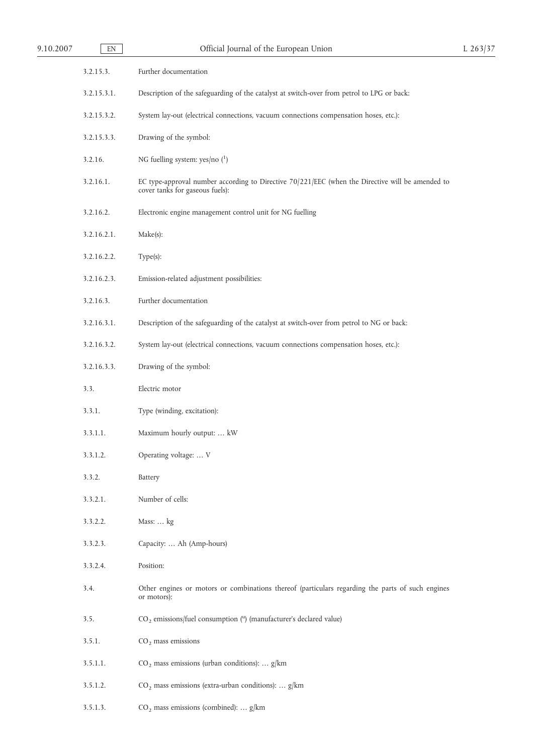3.2.15.3. Further documentation

3.2.15.3.1. Description of the safeguarding of the catalyst at switch-over from petrol to LPG or back:

3.2.15.3.2. System lay-out (electrical connections, vacuum connections compensation hoses, etc.):

3.2.15.3.3. Drawing of the symbol:

3.2.16. NG fuelling system: yes/no ([1])

3.2.16.1. EC type-approval number according to Directive 70/221/EEC (when the Directive will be amended to cover tanks for gaseous fuels):

3.2.16.2. Electronic engine management control unit for NG fuelling

3.2.16.2.1. Make(s):

3.2.16.2.2. Type(s):

3.2.16.2.3. Emission-related adjustment possibilities:

3.2.16.3. Further documentation

3.2.16.3.1. Description of the safeguarding of the catalyst at switch-over from petrol to NG or back:

3.2.16.3.2. System lay-out (electrical connections, vacuum connections compensation hoses, etc.):

3.2.16.3.3. Drawing of the symbol:

3.3. Electric motor

3.3.1. Type (winding, excitation):

3.3.1.1. Maximum hourly output: … kW

3.3.1.2. Operating voltage: … V

3.3.2. Battery

3.3.2.1. Number of cells:

3.3.2.2. Mass: … kg

3.3.2.3. Capacity: … Ah (Amp-hours)

3.3.2.4. Position:

3.4. Other engines or motors or combinations thereof (particulars regarding the parts of such engines or motors):

3.5. $CO_2$ emissions/fuel consumption ([u]) (manufacturer's declared value)

3.5.1. $CO_2$ mass emissions

3.5.1.1. $CO_2$ mass emissions (urban conditions): … g/km

3.5.1.2. $CO_2$ mass emissions (extra-urban conditions): … g/km

3.5.1.3. $CO_2$ mass emissions (combined): … g/km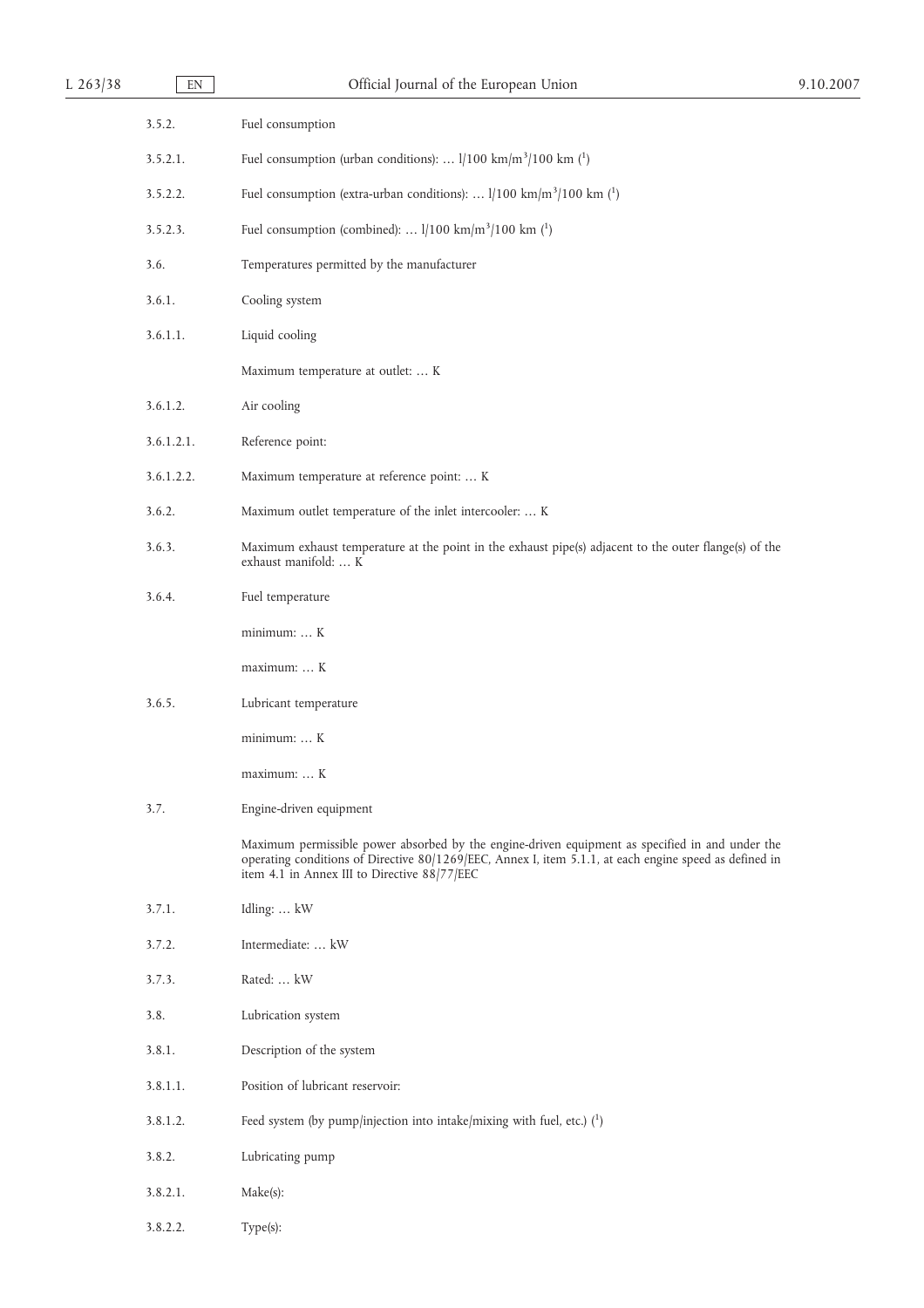3.5.2. Fuel consumption

3.5.2.1. Fuel consumption (urban conditions): … l/100 km/$m^3$/100 km [1]

3.5.2.2. Fuel consumption (extra-urban conditions): … l/100 km/$m^3$/100 km [1]

3.5.2.3. Fuel consumption (combined): … l/100 km/$m^3$/100 km [1]

3.6. Temperatures permitted by the manufacturer

3.6.1. Cooling system

3.6.1.1. Liquid cooling

Maximum temperature at outlet: … K

3.6.1.2. Air cooling

3.6.1.2.1. Reference point:

3.6.1.2.2. Maximum temperature at reference point: … K

3.6.2. Maximum outlet temperature of the inlet intercooler: … K

3.6.3. Maximum exhaust temperature at the point in the exhaust pipe(s) adjacent to the outer flange(s) of the exhaust manifold: … K

3.6.4. Fuel temperature

minimum: … K

maximum: … K

3.6.5. Lubricant temperature

minimum: … K

maximum: … K

3.7. Engine-driven equipment

Maximum permissible power absorbed by the engine-driven equipment as specified in and under the operating conditions of Directive 80/1269/EEC, Annex I, item 5.1.1, at each engine speed as defined in item 4.1 in Annex III to Directive 88/77/EEC

3.7.1. Idling: … kW

3.7.2. Intermediate: … kW

3.7.3. Rated: … kW

3.8. Lubrication system

3.8.1. Description of the system

3.8.1.1. Position of lubricant reservoir:

3.8.1.2. Feed system (by pump/injection into intake/mixing with fuel, etc.) [1]

3.8.2. Lubricating pump

3.8.2.1. Make(s):

3.8.2.2. Type(s):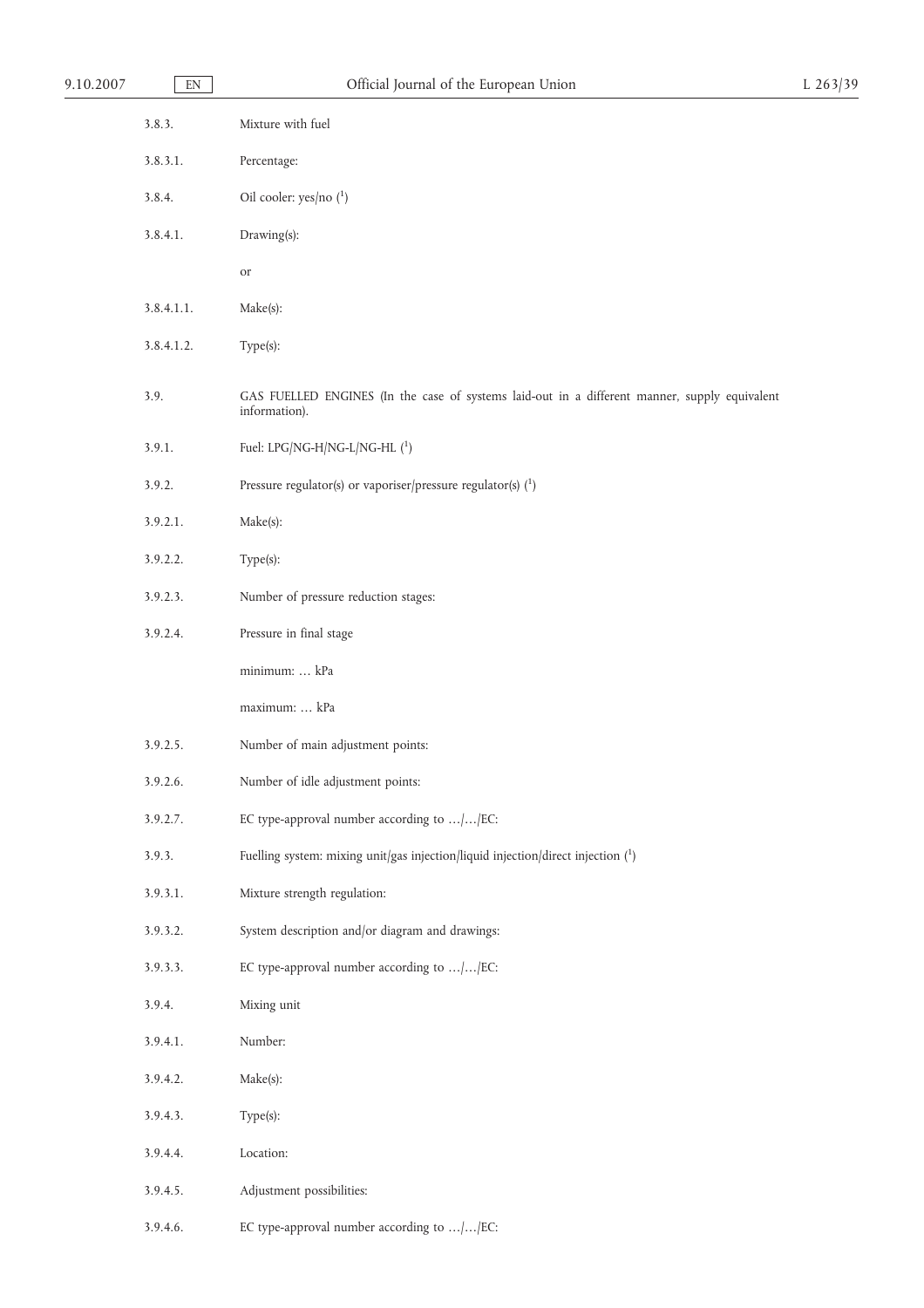3.8.3. Mixture with fuel

3.8.3.1. Percentage:

3.8.4. Oil cooler: yes/no [1]

3.8.4.1. Drawing(s):

or

3.8.4.1.1. Make(s):

3.8.4.1.2. Type(s):

3.9. GAS FUELLED ENGINES (In the case of systems laid-out in a different manner, supply equivalent information).

3.9.1. Fuel: LPG/NG-H/NG-L/NG-HL [1]

3.9.2. Pressure regulator(s) or vaporiser/pressure regulator(s) [1]

3.9.2.1. Make(s):

3.9.2.2. Type(s):

3.9.2.3. Number of pressure reduction stages:

3.9.2.4. Pressure in final stage

minimum: … kPa

maximum: … kPa

3.9.2.5. Number of main adjustment points:

3.9.2.6. Number of idle adjustment points:

3.9.2.7. EC type-approval number according to …/…/EC:

3.9.3. Fuelling system: mixing unit/gas injection/liquid injection/direct injection [1]

3.9.3.1. Mixture strength regulation:

3.9.3.2. System description and/or diagram and drawings:

3.9.3.3. EC type-approval number according to …/…/EC:

3.9.4. Mixing unit

3.9.4.1. Number:

3.9.4.2. Make(s):

3.9.4.3. Type(s):

3.9.4.4. Location:

3.9.4.5. Adjustment possibilities:

3.9.4.6. EC type-approval number according to …/…/EC: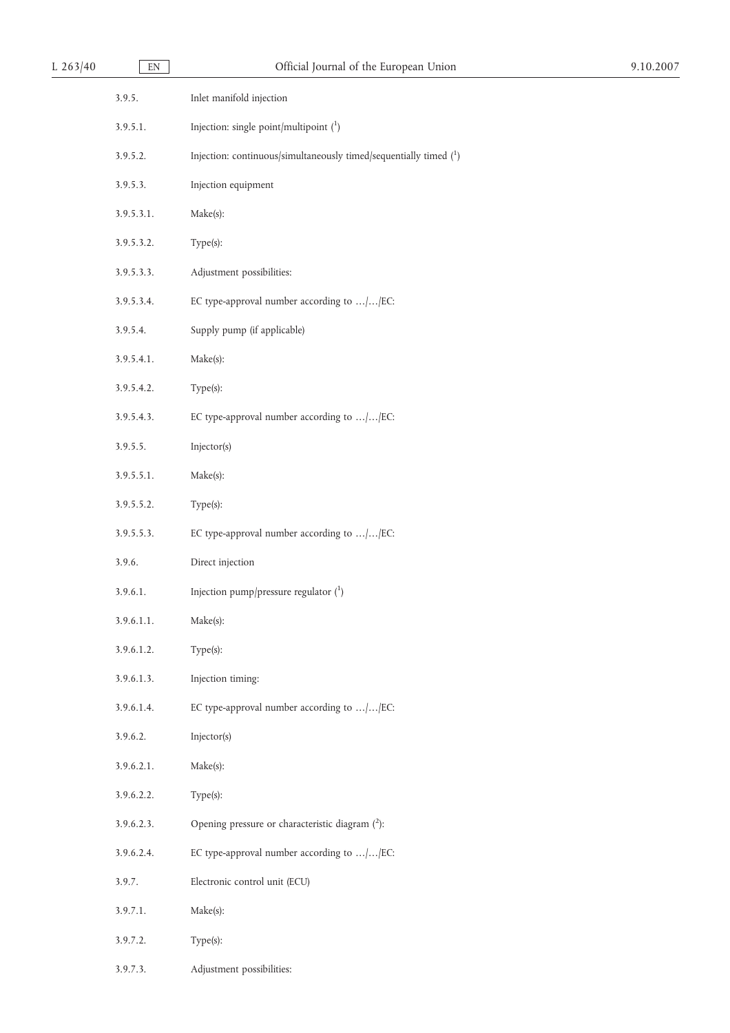3.9.5. Inlet manifold injection

3.9.5.1. Injection: single point/multipoint [1]

3.9.5.2. Injection: continuous/simultaneously timed/sequentially timed [1]

3.9.5.3. Injection equipment

3.9.5.3.1. Make(s):

3.9.5.3.2. Type(s):

3.9.5.3.3. Adjustment possibilities:

3.9.5.3.4. EC type-approval number according to …/…/EC:

3.9.5.4. Supply pump (if applicable)

3.9.5.4.1. Make(s):

3.9.5.4.2. Type(s):

3.9.5.4.3. EC type-approval number according to …/…/EC:

3.9.5.5. Injector(s)

3.9.5.5.1. Make(s):

3.9.5.5.2. Type(s):

3.9.5.5.3. EC type-approval number according to …/…/EC:

3.9.6. Direct injection

3.9.6.1. Injection pump/pressure regulator [1]

3.9.6.1.1. Make(s):

3.9.6.1.2. Type(s):

3.9.6.1.3. Injection timing:

3.9.6.1.4. EC type-approval number according to …/…/EC:

3.9.6.2. Injector(s)

3.9.6.2.1. Make(s):

3.9.6.2.2. Type(s):

3.9.6.2.3. Opening pressure or characteristic diagram [2]:

3.9.6.2.4. EC type-approval number according to …/…/EC:

3.9.7. Electronic control unit (ECU)

3.9.7.1. Make(s):

3.9.7.2. Type(s):

3.9.7.3. Adjustment possibilities: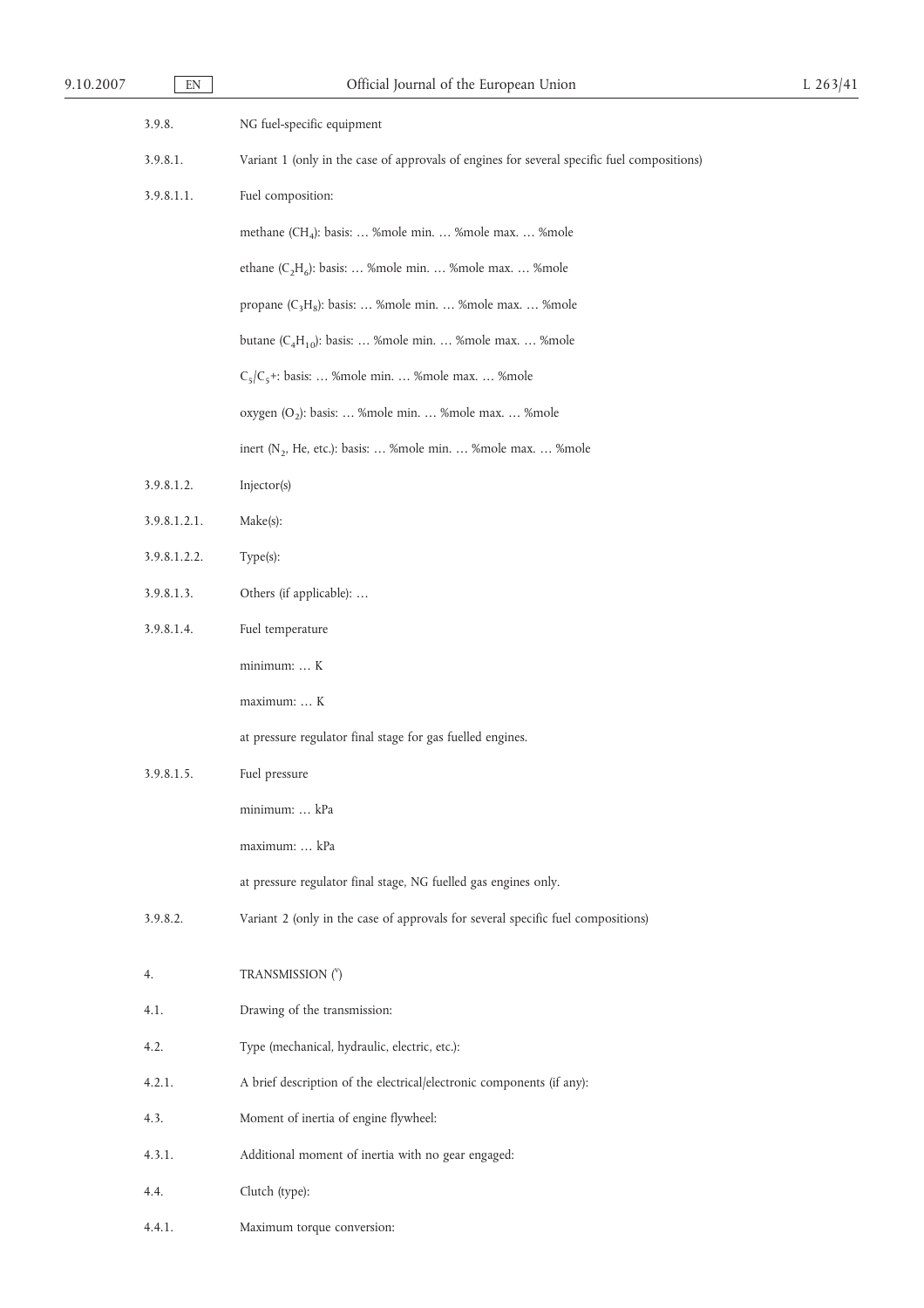3.9.8. NG fuel-specific equipment

3.9.8.1. Variant 1 (only in the case of approvals of engines for several specific fuel compositions)

3.9.8.1.1. Fuel composition:

methane ($CH_4$): basis: … %mole min. … %mole max. … %mole

ethane ($C_2H_6$): basis: … %mole min. … %mole max. … %mole

propane ($C_3H_8$): basis: … %mole min. … %mole max. … %mole

butane ($C_4H_{10}$): basis: … %mole min. … %mole max. … %mole

$C_5$/$C_5$+: basis: … %mole min. … %mole max. … %mole

oxygen ($O_2$): basis: … %mole min. … %mole max. … %mole

inert ($N_2$, He, etc.): basis: … %mole min. … %mole max. … %mole

3.9.8.1.2. Injector(s)

3.9.8.1.2.1. Make(s):

3.9.8.1.2.2. Type(s):

3.9.8.1.3. Others (if applicable): …

3.9.8.1.4. Fuel temperature

minimum: … K

maximum: … K

at pressure regulator final stage for gas fuelled engines.

3.9.8.1.5. Fuel pressure

minimum: … kPa

maximum: … kPa

at pressure regulator final stage, NG fuelled gas engines only.

3.9.8.2. Variant 2 (only in the case of approvals for several specific fuel compositions)

4. TRANSMISSION ([v])

4.1. Drawing of the transmission:

4.2. Type (mechanical, hydraulic, electric, etc.):

4.2.1. A brief description of the electrical/electronic components (if any):

4.3. Moment of inertia of engine flywheel:

4.3.1. Additional moment of inertia with no gear engaged:

4.4. Clutch (type):

4.4.1. Maximum torque conversion: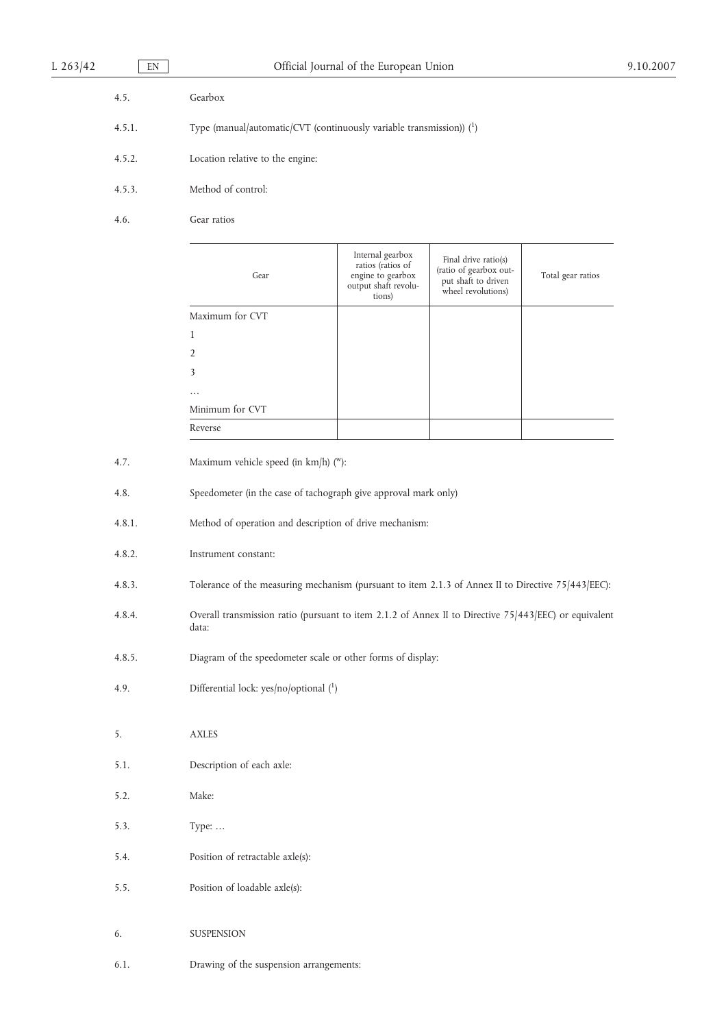4.5. Gearbox

4.5.1. Type (manual/automatic/CVT (continuously variable transmission)) ([1])

4.5.2. Location relative to the engine:

4.5.3. Method of control:

4.6. Gear ratios

| Gear | Internal gearbox ratios (ratios of engine to gearbox output shaft revolutions) | Final drive ratio(s) (ratio of gearbox output shaft to driven wheel revolutions) | Total gear ratios |
|---|---|---|---|
| Maximum for CVT | | | |
| 1 | | | |
| 2 | | | |
| 3 | | | |
| … | | | |
| Minimum for CVT | | | |
| Reverse | | | |

4.7. Maximum vehicle speed (in km/h) ([w]):

4.8. Speedometer (in the case of tachograph give approval mark only)

4.8.1. Method of operation and description of drive mechanism:

4.8.2. Instrument constant:

4.8.3. Tolerance of the measuring mechanism (pursuant to item 2.1.3 of Annex II to Directive 75/443/EEC):

4.8.4. Overall transmission ratio (pursuant to item 2.1.2 of Annex II to Directive 75/443/EEC) or equivalent data:

4.8.5. Diagram of the speedometer scale or other forms of display:

4.9. Differential lock: yes/no/optional ([1])

5. AXLES

5.1. Description of each axle:

5.2. Make:

5.3. Type: …

5.4. Position of retractable axle(s):

5.5. Position of loadable axle(s):

6. SUSPENSION

6.1. Drawing of the suspension arrangements: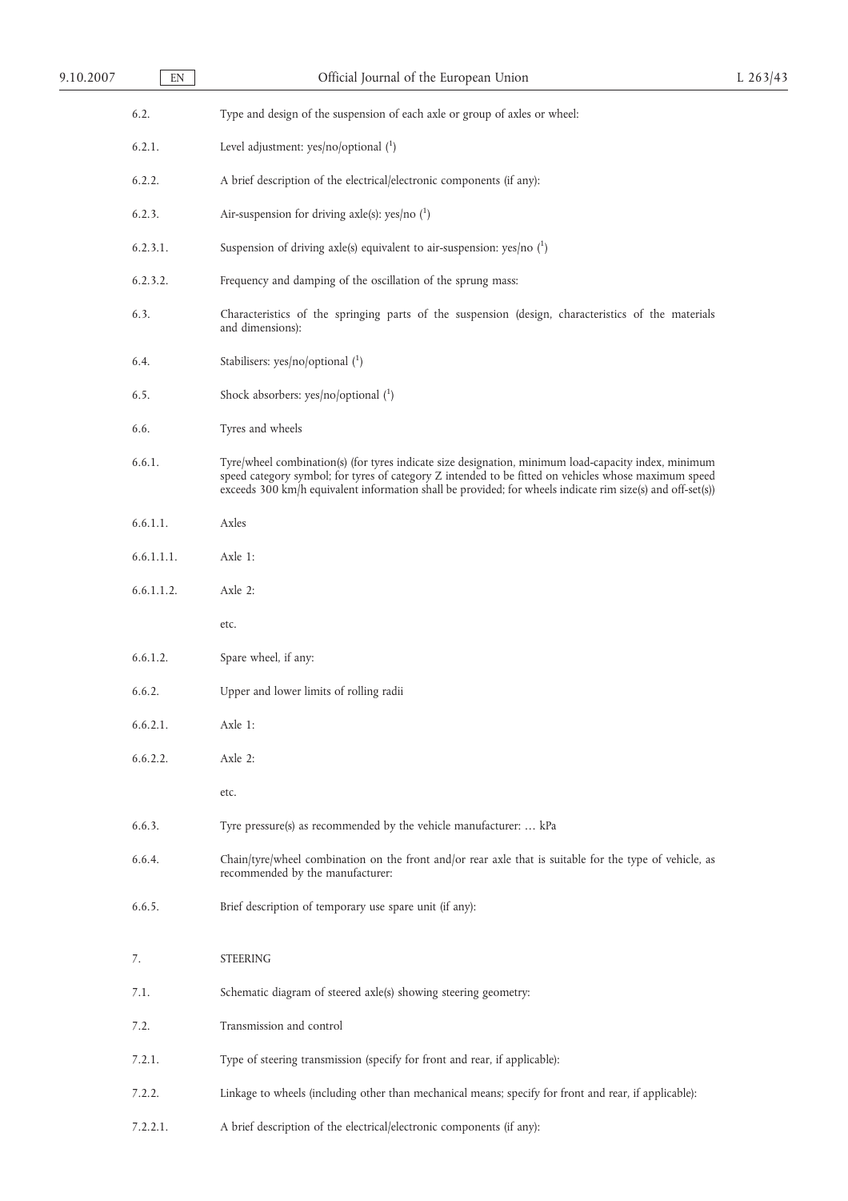6.2. Type and design of the suspension of each axle or group of axles or wheel:

6.2.1. Level adjustment: yes/no/optional ([1])

6.2.2. A brief description of the electrical/electronic components (if any):

6.2.3. Air-suspension for driving axle(s): yes/no ([1])

6.2.3.1. Suspension of driving axle(s) equivalent to air-suspension: yes/no ([1])

6.2.3.2. Frequency and damping of the oscillation of the sprung mass:

6.3. Characteristics of the springing parts of the suspension (design, characteristics of the materials and dimensions):

6.4. Stabilisers: yes/no/optional ([1])

6.5. Shock absorbers: yes/no/optional ([1])

6.6. Tyres and wheels

6.6.1. Tyre/wheel combination(s) (for tyres indicate size designation, minimum load-capacity index, minimum speed category symbol; for tyres of category Z intended to be fitted on vehicles whose maximum speed exceeds 300 km/h equivalent information shall be provided; for wheels indicate rim size(s) and off-set(s))

6.6.1.1. Axles

6.6.1.1.1. Axle 1:

6.6.1.1.2. Axle 2:

etc.

6.6.1.2. Spare wheel, if any:

6.6.2. Upper and lower limits of rolling radii

6.6.2.1. Axle 1:

6.6.2.2. Axle 2:

etc.

6.6.3. Tyre pressure(s) as recommended by the vehicle manufacturer: … kPa

6.6.4. Chain/tyre/wheel combination on the front and/or rear axle that is suitable for the type of vehicle, as recommended by the manufacturer:

6.6.5. Brief description of temporary use spare unit (if any):

7. STEERING

7.1. Schematic diagram of steered axle(s) showing steering geometry:

7.2. Transmission and control

7.2.1. Type of steering transmission (specify for front and rear, if applicable):

7.2.2. Linkage to wheels (including other than mechanical means; specify for front and rear, if applicable):

7.2.2.1. A brief description of the electrical/electronic components (if any):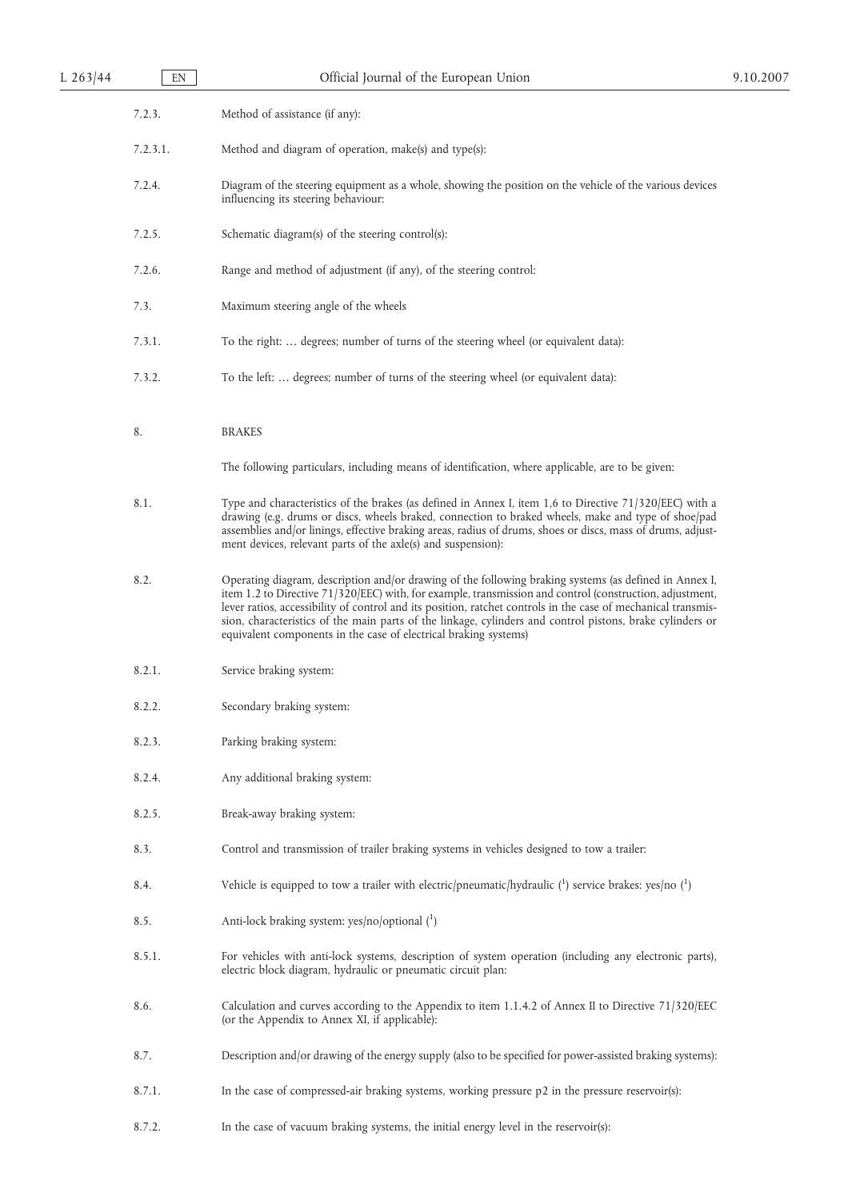7.2.3. Method of assistance (if any):

7.2.3.1. Method and diagram of operation, make(s) and type(s):

7.2.4. Diagram of the steering equipment as a whole, showing the position on the vehicle of the various devices influencing its steering behaviour:

7.2.5. Schematic diagram(s) of the steering control(s):

7.2.6. Range and method of adjustment (if any), of the steering control:

7.3. Maximum steering angle of the wheels

7.3.1. To the right: … degrees; number of turns of the steering wheel (or equivalent data):

7.3.2. To the left: … degrees; number of turns of the steering wheel (or equivalent data):

## 8. BRAKES

The following particulars, including means of identification, where applicable, are to be given:

8.1. Type and characteristics of the brakes (as defined in Annex I, item 1,6 to Directive 71/320/EEC) with a drawing (e.g. drums or discs, wheels braked, connection to braked wheels, make and type of shoe/pad assemblies and/or linings, effective braking areas, radius of drums, shoes or discs, mass of drums, adjustment devices, relevant parts of the axle(s) and suspension):

8.2. Operating diagram, description and/or drawing of the following braking systems (as defined in Annex I, item 1.2 to Directive 71/320/EEC) with, for example, transmission and control (construction, adjustment, lever ratios, accessibility of control and its position, ratchet controls in the case of mechanical transmission, characteristics of the main parts of the linkage, cylinders and control pistons, brake cylinders or equivalent components in the case of electrical braking systems)

8.2.1. Service braking system:

8.2.2. Secondary braking system:

8.2.3. Parking braking system:

8.2.4. Any additional braking system:

8.2.5. Break-away braking system:

8.3. Control and transmission of trailer braking systems in vehicles designed to tow a trailer:

8.4. Vehicle is equipped to tow a trailer with electric/pneumatic/hydraulic ([1]) service brakes: yes/no ([1])

8.5. Anti-lock braking system: yes/no/optional ([1])

8.5.1. For vehicles with anti-lock systems, description of system operation (including any electronic parts), electric block diagram, hydraulic or pneumatic circuit plan:

8.6. Calculation and curves according to the Appendix to item 1.1.4.2 of Annex II to Directive 71/320/EEC (or the Appendix to Annex XI, if applicable):

8.7. Description and/or drawing of the energy supply (also to be specified for power-assisted braking systems):

8.7.1. In the case of compressed-air braking systems, working pressure p2 in the pressure reservoir(s):

8.7.2. In the case of vacuum braking systems, the initial energy level in the reservoir(s):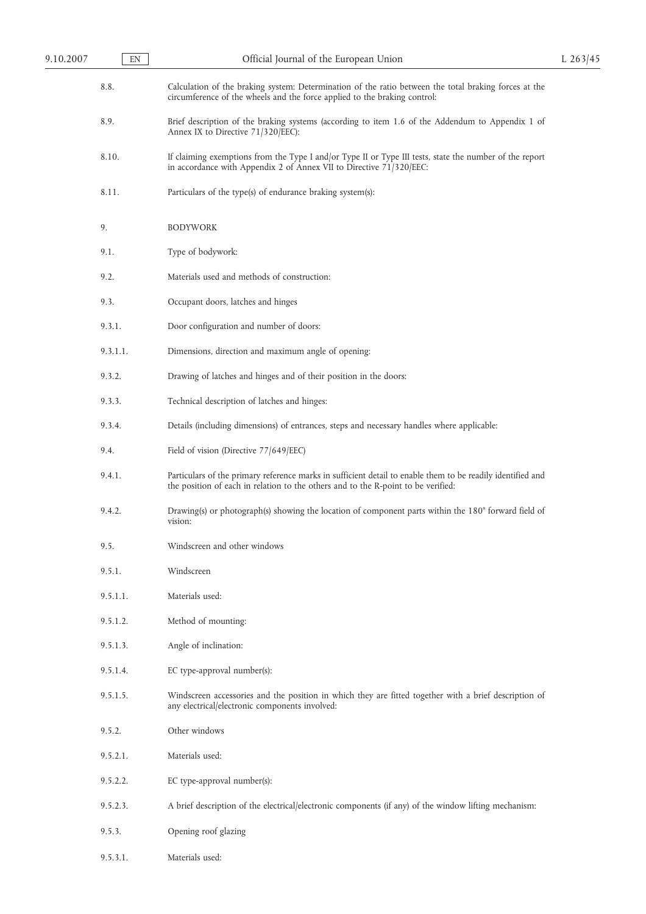8.8. Calculation of the braking system: Determination of the ratio between the total braking forces at the circumference of the wheels and the force applied to the braking control:

8.9. Brief description of the braking systems (according to item 1.6 of the Addendum to Appendix 1 of Annex IX to Directive 71/320/EEC):

8.10. If claiming exemptions from the Type I and/or Type II or Type III tests, state the number of the report in accordance with Appendix 2 of Annex VII to Directive 71/320/EEC:

8.11. Particulars of the type(s) of endurance braking system(s):

9. BODYWORK

9.1. Type of bodywork:

9.2. Materials used and methods of construction:

9.3. Occupant doors, latches and hinges

9.3.1. Door configuration and number of doors:

9.3.1.1. Dimensions, direction and maximum angle of opening:

9.3.2. Drawing of latches and hinges and of their position in the doors:

9.3.3. Technical description of latches and hinges:

9.3.4. Details (including dimensions) of entrances, steps and necessary handles where applicable:

9.4. Field of vision (Directive 77/649/EEC)

9.4.1. Particulars of the primary reference marks in sufficient detail to enable them to be readily identified and the position of each in relation to the others and to the R-point to be verified:

9.4.2. Drawing(s) or photograph(s) showing the location of component parts within the 180° forward field of vision:

9.5. Windscreen and other windows

9.5.1. Windscreen

9.5.1.1. Materials used:

9.5.1.2. Method of mounting:

9.5.1.3. Angle of inclination:

9.5.1.4. EC type-approval number(s):

9.5.1.5. Windscreen accessories and the position in which they are fitted together with a brief description of any electrical/electronic components involved:

9.5.2. Other windows

9.5.2.1. Materials used:

9.5.2.2. EC type-approval number(s):

9.5.2.3. A brief description of the electrical/electronic components (if any) of the window lifting mechanism:

9.5.3. Opening roof glazing

9.5.3.1. Materials used: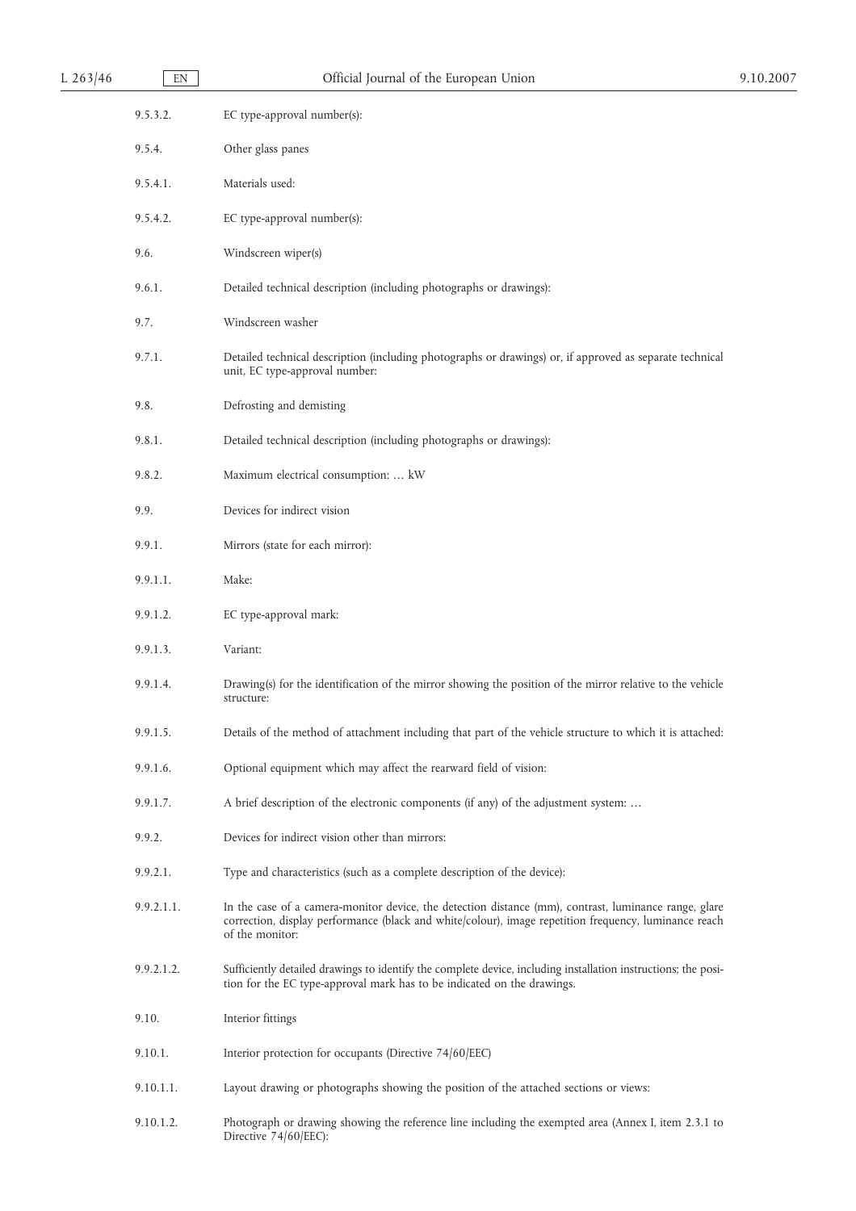9.5.3.2. EC type-approval number(s):

9.5.4. Other glass panes

9.5.4.1. Materials used:

9.5.4.2. EC type-approval number(s):

9.6. Windscreen wiper(s)

9.6.1. Detailed technical description (including photographs or drawings):

9.7. Windscreen washer

9.7.1. Detailed technical description (including photographs or drawings) or, if approved as separate technical unit, EC type-approval number:

9.8. Defrosting and demisting

9.8.1. Detailed technical description (including photographs or drawings):

9.8.2. Maximum electrical consumption: … kW

9.9. Devices for indirect vision

9.9.1. Mirrors (state for each mirror):

9.9.1.1. Make:

9.9.1.2. EC type-approval mark:

9.9.1.3. Variant:

9.9.1.4. Drawing(s) for the identification of the mirror showing the position of the mirror relative to the vehicle structure:

9.9.1.5. Details of the method of attachment including that part of the vehicle structure to which it is attached:

9.9.1.6. Optional equipment which may affect the rearward field of vision:

9.9.1.7. A brief description of the electronic components (if any) of the adjustment system: …

9.9.2. Devices for indirect vision other than mirrors:

9.9.2.1. Type and characteristics (such as a complete description of the device):

9.9.2.1.1. In the case of a camera-monitor device, the detection distance (mm), contrast, luminance range, glare correction, display performance (black and white/colour), image repetition frequency, luminance reach of the monitor:

9.9.2.1.2. Sufficiently detailed drawings to identify the complete device, including installation instructions; the position for the EC type-approval mark has to be indicated on the drawings.

9.10. Interior fittings

9.10.1. Interior protection for occupants (Directive 74/60/EEC)

9.10.1.1. Layout drawing or photographs showing the position of the attached sections or views:

9.10.1.2. Photograph or drawing showing the reference line including the exempted area (Annex I, item 2.3.1 to Directive 74/60/EEC):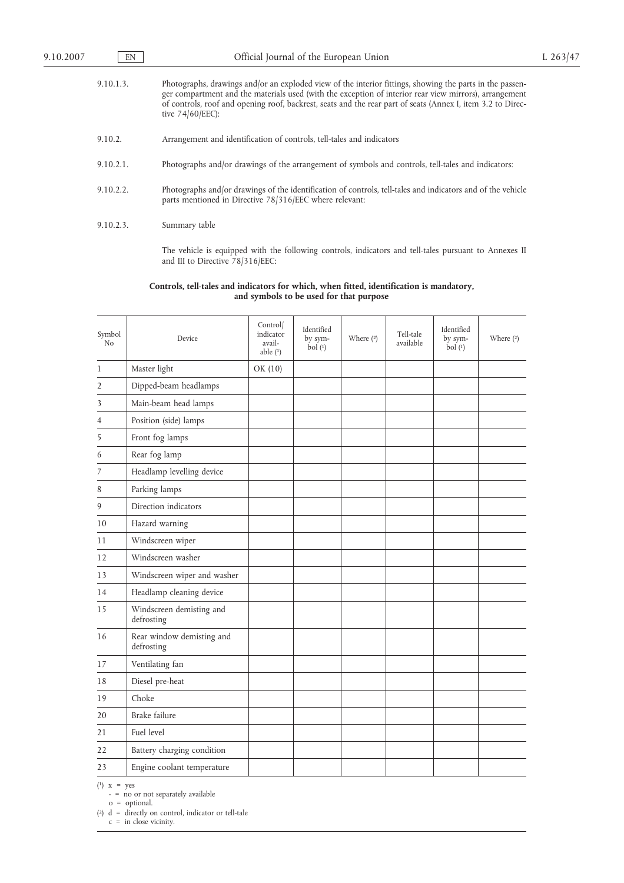9.10.1.3. Photographs, drawings and/or an exploded view of the interior fittings, showing the parts in the passenger compartment and the materials used (with the exception of interior rear view mirrors), arrangement of controls, roof and opening roof, backrest, seats and the rear part of seats (Annex I, item 3.2 to Directive 74/60/EEC):

9.10.2. Arrangement and identification of controls, tell-tales and indicators

9.10.2.1. Photographs and/or drawings of the arrangement of symbols and controls, tell-tales and indicators:

9.10.2.2. Photographs and/or drawings of the identification of controls, tell-tales and indicators and of the vehicle parts mentioned in Directive 78/316/EEC where relevant:

9.10.2.3. Summary table

The vehicle is equipped with the following controls, indicators and tell-tales pursuant to Annexes II and III to Directive 78/316/EEC:

**Controls, tell-tales and indicators for which, when fitted, identification is mandatory, and symbols to be used for that purpose**

| Symbol No | Device | Control/ indicator available (1) | Identified by symbol (1) | Where (2) | Tell-tale available | Identified by symbol (1) | Where (2) |
|---|---|---|---|---|---|---|---|
| 1 | Master light | OK (10) | | | | | |
| 2 | Dipped-beam headlamps | | | | | | |
| 3 | Main-beam head lamps | | | | | | |
| 4 | Position (side) lamps | | | | | | |
| 5 | Front fog lamps | | | | | | |
| 6 | Rear fog lamp | | | | | | |
| 7 | Headlamp levelling device | | | | | | |
| 8 | Parking lamps | | | | | | |
| 9 | Direction indicators | | | | | | |
| 10 | Hazard warning | | | | | | |
| 11 | Windscreen wiper | | | | | | |
| 12 | Windscreen washer | | | | | | |
| 13 | Windscreen wiper and washer | | | | | | |
| 14 | Headlamp cleaning device | | | | | | |
| 15 | Windscreen demisting and defrosting | | | | | | |
| 16 | Rear window demisting and defrosting | | | | | | |
| 17 | Ventilating fan | | | | | | |
| 18 | Diesel pre-heat | | | | | | |
| 19 | Choke | | | | | | |
| 20 | Brake failure | | | | | | |
| 21 | Fuel level | | | | | | |
| 22 | Battery charging condition | | | | | | |
| 23 | Engine coolant temperature | | | | | | |

(1) x = yes
- = no or not separately available
o = optional.

(2) d = directly on control, indicator or tell-tale
c = in close vicinity.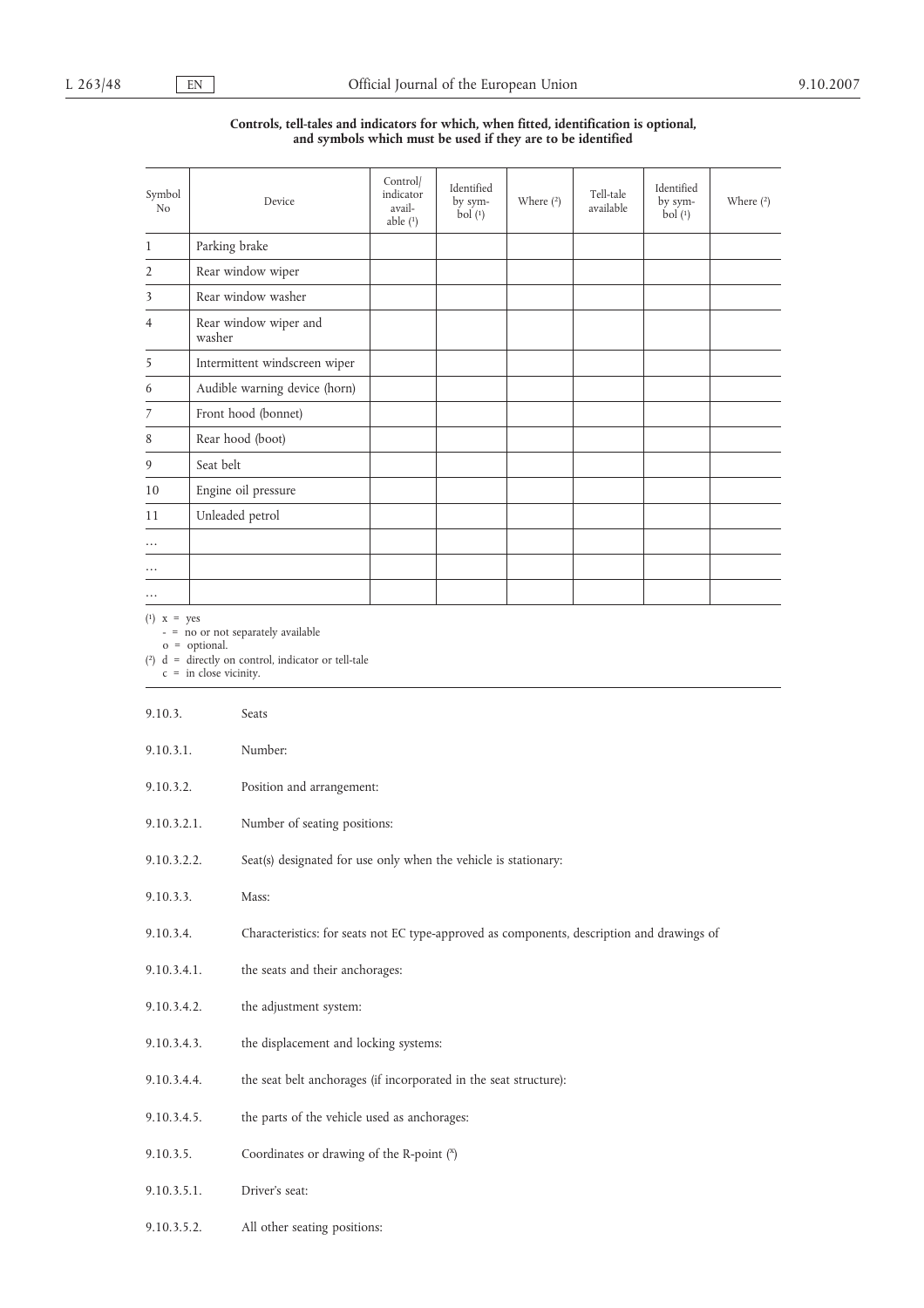**Controls, tell-tales and indicators for which, when fitted, identification is optional, and symbols which must be used if they are to be identified**

| Symbol No | Device | Control/indicator available (1) | Identified by symbol (1) | Where (2) | Tell-tale available | Identified by symbol (1) | Where (2) |
|---|---|---|---|---|---|---|---|
| 1 | Parking brake | | | | | | |
| 2 | Rear window wiper | | | | | | |
| 3 | Rear window washer | | | | | | |
| 4 | Rear window wiper and washer | | | | | | |
| 5 | Intermittent windscreen wiper | | | | | | |
| 6 | Audible warning device (horn) | | | | | | |
| 7 | Front hood (bonnet) | | | | | | |
| 8 | Rear hood (boot) | | | | | | |
| 9 | Seat belt | | | | | | |
| 10 | Engine oil pressure | | | | | | |
| 11 | Unleaded petrol | | | | | | |
| … | | | | | | | |
| … | | | | | | | |
| … | | | | | | | |

(1) x = yes
- = no or not separately available
o = optional.

(2) d = directly on control, indicator or tell-tale
c = in close vicinity.

9.10.3. Seats

9.10.3.1. Number:

9.10.3.2. Position and arrangement:

9.10.3.2.1. Number of seating positions:

9.10.3.2.2. Seat(s) designated for use only when the vehicle is stationary:

9.10.3.3. Mass:

9.10.3.4. Characteristics: for seats not EC type-approved as components, description and drawings of

9.10.3.4.1. the seats and their anchorages:

9.10.3.4.2. the adjustment system:

9.10.3.4.3. the displacement and locking systems:

9.10.3.4.4. the seat belt anchorages (if incorporated in the seat structure):

9.10.3.4.5. the parts of the vehicle used as anchorages:

9.10.3.5. Coordinates or drawing of the R-point (x)

9.10.3.5.1. Driver's seat:

9.10.3.5.2. All other seating positions: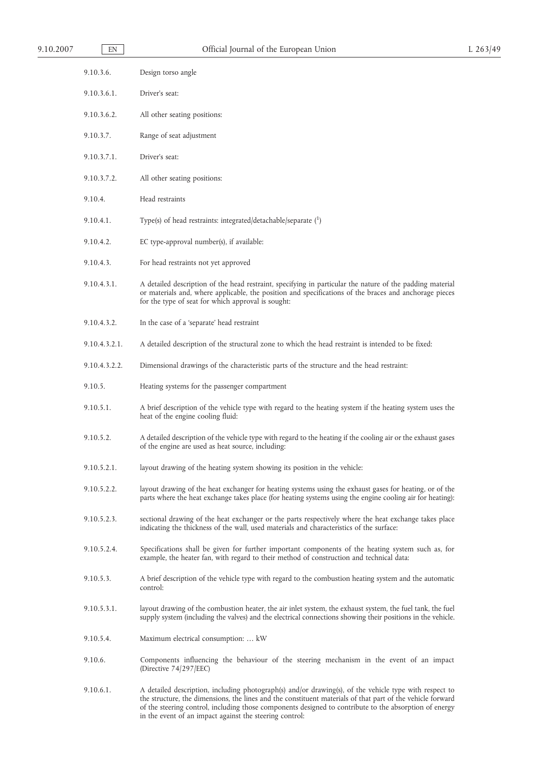9.10.3.6. Design torso angle

9.10.3.6.1. Driver's seat:

9.10.3.6.2. All other seating positions:

9.10.3.7. Range of seat adjustment

9.10.3.7.1. Driver's seat:

9.10.3.7.2. All other seating positions:

9.10.4. Head restraints

9.10.4.1. Type(s) of head restraints: integrated/detachable/separate ([1])

9.10.4.2. EC type-approval number(s), if available:

9.10.4.3. For head restraints not yet approved

9.10.4.3.1. A detailed description of the head restraint, specifying in particular the nature of the padding material or materials and, where applicable, the position and specifications of the braces and anchorage pieces for the type of seat for which approval is sought:

9.10.4.3.2. In the case of a 'separate' head restraint

9.10.4.3.2.1. A detailed description of the structural zone to which the head restraint is intended to be fixed:

9.10.4.3.2.2. Dimensional drawings of the characteristic parts of the structure and the head restraint:

9.10.5. Heating systems for the passenger compartment

9.10.5.1. A brief description of the vehicle type with regard to the heating system if the heating system uses the heat of the engine cooling fluid:

9.10.5.2. A detailed description of the vehicle type with regard to the heating if the cooling air or the exhaust gases of the engine are used as heat source, including:

9.10.5.2.1. layout drawing of the heating system showing its position in the vehicle:

9.10.5.2.2. layout drawing of the heat exchanger for heating systems using the exhaust gases for heating, or of the parts where the heat exchange takes place (for heating systems using the engine cooling air for heating):

9.10.5.2.3. sectional drawing of the heat exchanger or the parts respectively where the heat exchange takes place indicating the thickness of the wall, used materials and characteristics of the surface:

9.10.5.2.4. Specifications shall be given for further important components of the heating system such as, for example, the heater fan, with regard to their method of construction and technical data:

9.10.5.3. A brief description of the vehicle type with regard to the combustion heating system and the automatic control:

9.10.5.3.1. layout drawing of the combustion heater, the air inlet system, the exhaust system, the fuel tank, the fuel supply system (including the valves) and the electrical connections showing their positions in the vehicle.

9.10.5.4. Maximum electrical consumption: … kW

9.10.6. Components influencing the behaviour of the steering mechanism in the event of an impact (Directive 74/297/EEC)

9.10.6.1. A detailed description, including photograph(s) and/or drawing(s), of the vehicle type with respect to the structure, the dimensions, the lines and the constituent materials of that part of the vehicle forward of the steering control, including those components designed to contribute to the absorption of energy in the event of an impact against the steering control: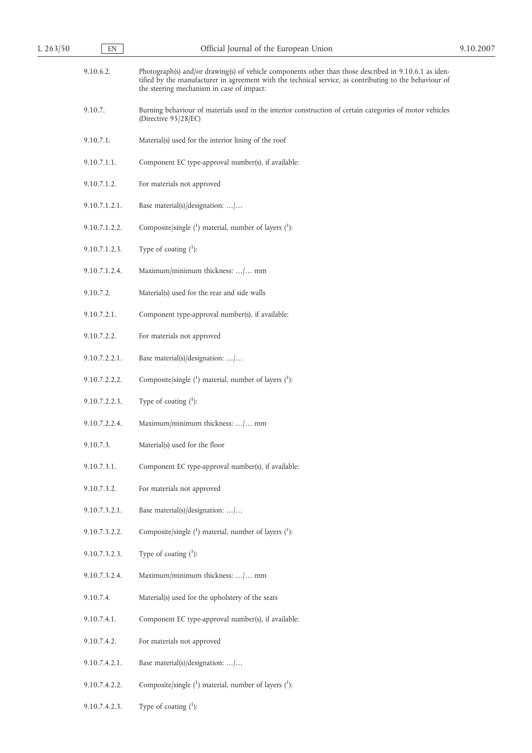9.10.6.2. Photograph(s) and/or drawing(s) of vehicle components other than those described in 9.10.6.1 as identified by the manufacturer in agreement with the technical service, as contributing to the behaviour of the steering mechanism in case of impact:

9.10.7. Burning behaviour of materials used in the interior construction of certain categories of motor vehicles (Directive 95/28/EC)

9.10.7.1. Material(s) used for the interior lining of the roof

9.10.7.1.1. Component EC type-approval number(s), if available:

9.10.7.1.2. For materials not approved

9.10.7.1.2.1. Base material(s)/designation: …/…

9.10.7.1.2.2. Composite/single ([1]) material, number of layers ([1]):

9.10.7.1.2.3. Type of coating ([1]):

9.10.7.1.2.4. Maximum/minimum thickness: …/… mm

9.10.7.2. Material(s) used for the rear and side walls

9.10.7.2.1. Component type-approval number(s), if available:

9.10.7.2.2. For materials not approved

9.10.7.2.2.1. Base material(s)/designation: …/…

9.10.7.2.2.2. Composite/single ([1]) material, number of layers ([1]):

9.10.7.2.2.3. Type of coating ([1]):

9.10.7.2.2.4. Maximum/minimum thickness: …/… mm

9.10.7.3. Material(s) used for the floor

9.10.7.3.1. Component EC type-approval number(s), if available:

9.10.7.3.2. For materials not approved

9.10.7.3.2.1. Base material(s)/designation: …/…

9.10.7.3.2.2. Composite/single ([1]) material, number of layers ([1]):

9.10.7.3.2.3. Type of coating ([1]):

9.10.7.3.2.4. Maximum/minimum thickness: …/… mm

9.10.7.4. Material(s) used for the upholstery of the seats

9.10.7.4.1. Component EC type-approval number(s), if available:

9.10.7.4.2. For materials not approved

9.10.7.4.2.1. Base material(s)/designation: …/…

9.10.7.4.2.2. Composite/single ([1]) material, number of layers ([1]):

9.10.7.4.2.3. Type of coating ([1]):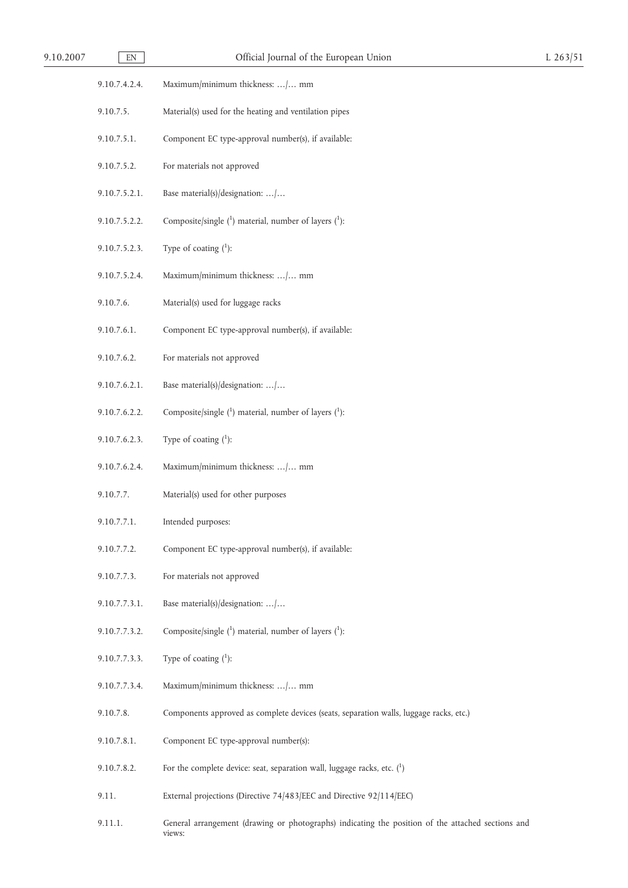9.10.7.4.2.4. Maximum/minimum thickness: …/… mm

9.10.7.5. Material(s) used for the heating and ventilation pipes

9.10.7.5.1. Component EC type-approval number(s), if available:

9.10.7.5.2. For materials not approved

9.10.7.5.2.1. Base material(s)/designation: …/…

9.10.7.5.2.2. Composite/single [1] material, number of layers [1]:

9.10.7.5.2.3. Type of coating [1]:

9.10.7.5.2.4. Maximum/minimum thickness: …/… mm

9.10.7.6. Material(s) used for luggage racks

9.10.7.6.1. Component EC type-approval number(s), if available:

9.10.7.6.2. For materials not approved

9.10.7.6.2.1. Base material(s)/designation: …/…

9.10.7.6.2.2. Composite/single [1] material, number of layers [1]:

9.10.7.6.2.3. Type of coating [1]:

9.10.7.6.2.4. Maximum/minimum thickness: …/… mm

9.10.7.7. Material(s) used for other purposes

9.10.7.7.1. Intended purposes:

9.10.7.7.2. Component EC type-approval number(s), if available:

9.10.7.7.3. For materials not approved

9.10.7.7.3.1. Base material(s)/designation: …/…

9.10.7.7.3.2. Composite/single [1] material, number of layers [1]:

9.10.7.7.3.3. Type of coating [1]:

9.10.7.7.3.4. Maximum/minimum thickness: …/… mm

9.10.7.8. Components approved as complete devices (seats, separation walls, luggage racks, etc.)

9.10.7.8.1. Component EC type-approval number(s):

9.10.7.8.2. For the complete device: seat, separation wall, luggage racks, etc. [1]

9.11. External projections (Directive 74/483/EEC and Directive 92/114/EEC)

9.11.1. General arrangement (drawing or photographs) indicating the position of the attached sections and views: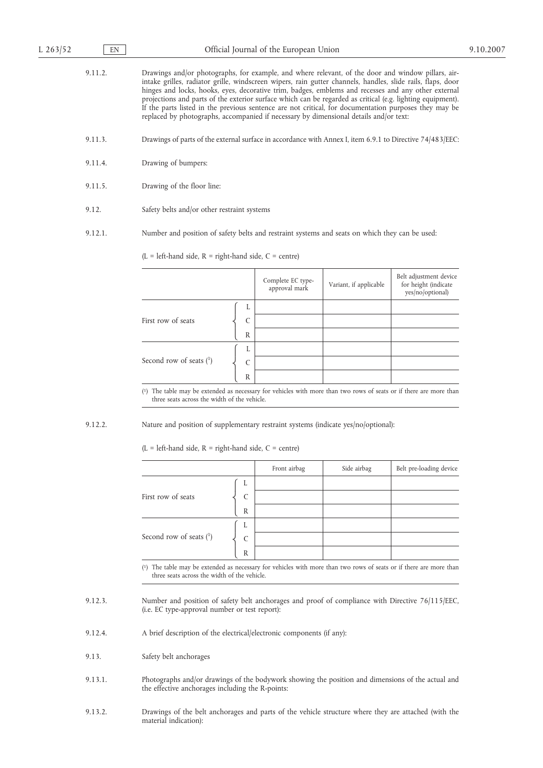9.11.2. Drawings and/or photographs, for example, and where relevant, of the door and window pillars, air-intake grilles, radiator grille, windscreen wipers, rain gutter channels, handles, slide rails, flaps, door hinges and locks, hooks, eyes, decorative trim, badges, emblems and recesses and any other external projections and parts of the exterior surface which can be regarded as critical (e.g. lighting equipment). If the parts listed in the previous sentence are not critical, for documentation purposes they may be replaced by photographs, accompanied if necessary by dimensional details and/or text:

9.11.3. Drawings of parts of the external surface in accordance with Annex I, item 6.9.1 to Directive 74/483/EEC:

9.11.4. Drawing of bumpers:

9.11.5. Drawing of the floor line:

9.12. Safety belts and/or other restraint systems

9.12.1. Number and position of safety belts and restraint systems and seats on which they can be used:

(L = left-hand side, R = right-hand side, C = centre)

| | | Complete EC type-approval mark | Variant, if applicable | Belt adjustment device for height (indicate yes/no/optional) |
|---|---|---|---|---|
| First row of seats | L | | | |
| | C | | | |
| | R | | | |
| Second row of seats [1] | L | | | |
| | C | | | |
| | R | | | |

[1] The table may be extended as necessary for vehicles with more than two rows of seats or if there are more than three seats across the width of the vehicle.

9.12.2. Nature and position of supplementary restraint systems (indicate yes/no/optional):

(L = left-hand side, R = right-hand side, C = centre)

| | | Front airbag | Side airbag | Belt pre-loading device |
|---|---|---|---|---|
| First row of seats | L | | | |
| | C | | | |
| | R | | | |
| Second row of seats [1] | L | | | |
| | C | | | |
| | R | | | |

[1] The table may be extended as necessary for vehicles with more than two rows of seats or if there are more than three seats across the width of the vehicle.

9.12.3. Number and position of safety belt anchorages and proof of compliance with Directive 76/115/EEC, (i.e. EC type-approval number or test report):

9.12.4. A brief description of the electrical/electronic components (if any):

9.13. Safety belt anchorages

9.13.1. Photographs and/or drawings of the bodywork showing the position and dimensions of the actual and the effective anchorages including the R-points:

9.13.2. Drawings of the belt anchorages and parts of the vehicle structure where they are attached (with the material indication):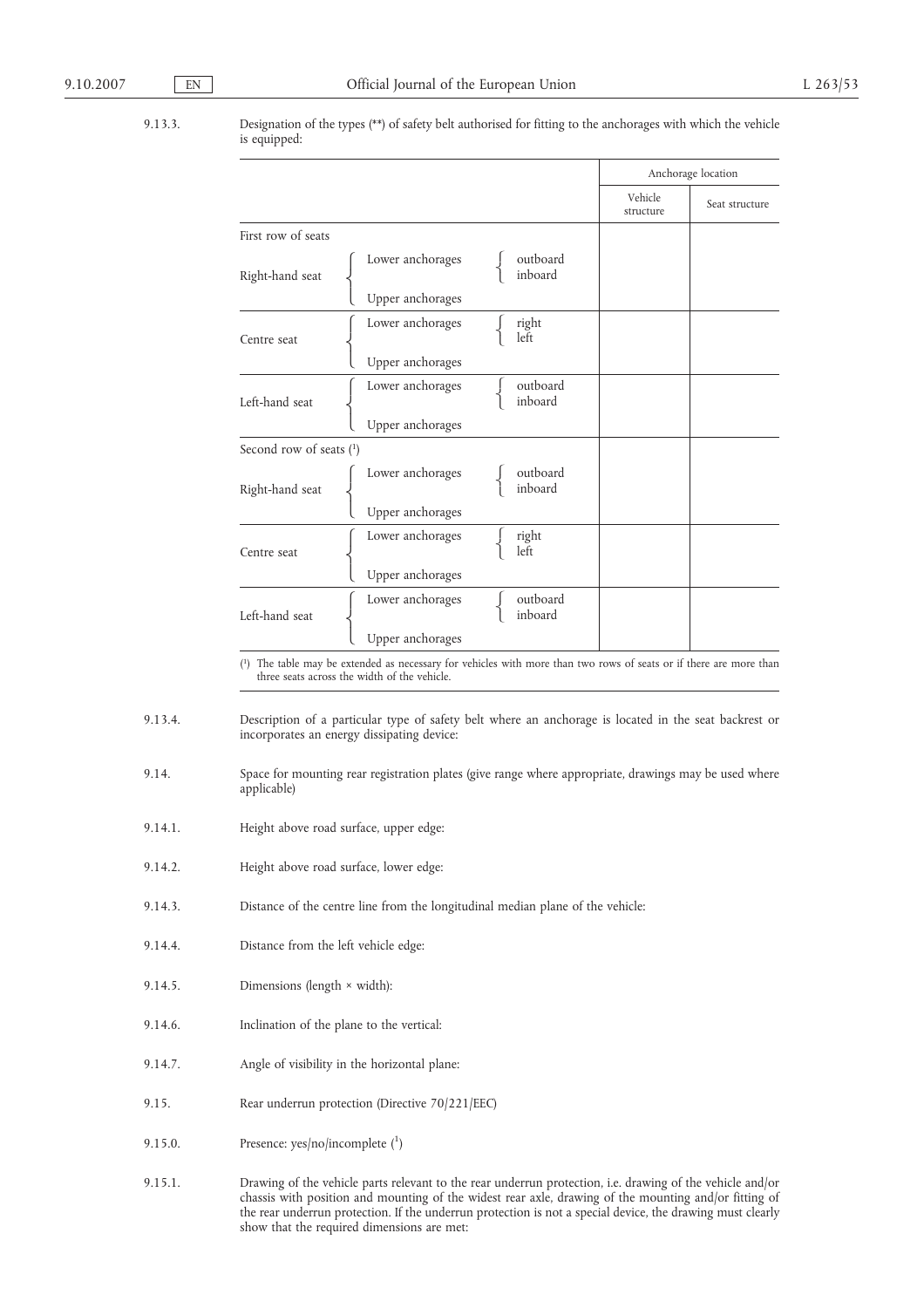9.13.3. Designation of the types (**) of safety belt authorised for fitting to the anchorages with which the vehicle is equipped:

| | | | Anchorage location | |
|---|---|---|---|---|
| | | | Vehicle structure | Seat structure |
| First row of seats | | | | |
| Right-hand seat | Lower anchorages | outboard | | |
| | | inboard | | |
| | Upper anchorages | | | |
| Centre seat | Lower anchorages | right | | |
| | | left | | |
| | Upper anchorages | | | |
| Left-hand seat | Lower anchorages | outboard | | |
| | | inboard | | |
| | Upper anchorages | | | |
| Second row of seats ([1]) | | | | |
| Right-hand seat | Lower anchorages | outboard | | |
| | | inboard | | |
| | Upper anchorages | | | |
| Centre seat | Lower anchorages | right | | |
| | | left | | |
| | Upper anchorages | | | |
| Left-hand seat | Lower anchorages | outboard | | |
| | | inboard | | |
| | Upper anchorages | | | |

([1]) The table may be extended as necessary for vehicles with more than two rows of seats or if there are more than three seats across the width of the vehicle.

9.13.4. Description of a particular type of safety belt where an anchorage is located in the seat backrest or incorporates an energy dissipating device:

9.14. Space for mounting rear registration plates (give range where appropriate, drawings may be used where applicable)

9.14.1. Height above road surface, upper edge:

9.14.2. Height above road surface, lower edge:

9.14.3. Distance of the centre line from the longitudinal median plane of the vehicle:

9.14.4. Distance from the left vehicle edge:

9.14.5. Dimensions (length × width):

9.14.6. Inclination of the plane to the vertical:

9.14.7. Angle of visibility in the horizontal plane:

9.15. Rear underrun protection (Directive 70/221/EEC)

9.15.0. Presence: yes/no/incomplete ([1])

9.15.1. Drawing of the vehicle parts relevant to the rear underrun protection, i.e. drawing of the vehicle and/or chassis with position and mounting of the widest rear axle, drawing of the mounting and/or fitting of the rear underrun protection. If the underrun protection is not a special device, the drawing must clearly show that the required dimensions are met: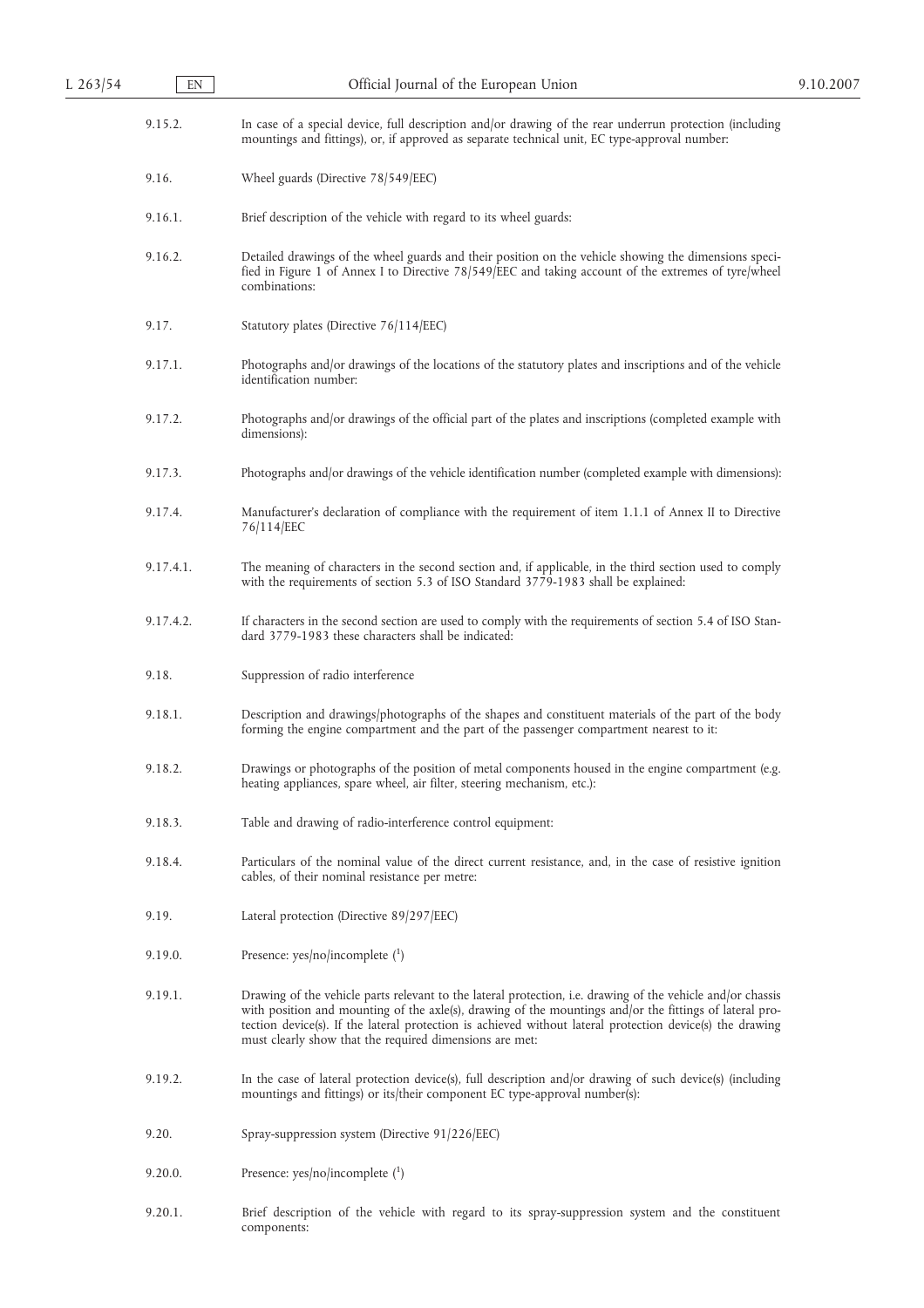9.15.2. In case of a special device, full description and/or drawing of the rear underrun protection (including mountings and fittings), or, if approved as separate technical unit, EC type-approval number:

9.16. Wheel guards (Directive 78/549/EEC)

9.16.1. Brief description of the vehicle with regard to its wheel guards:

9.16.2. Detailed drawings of the wheel guards and their position on the vehicle showing the dimensions specified in Figure 1 of Annex I to Directive 78/549/EEC and taking account of the extremes of tyre/wheel combinations:

9.17. Statutory plates (Directive 76/114/EEC)

9.17.1. Photographs and/or drawings of the locations of the statutory plates and inscriptions and of the vehicle identification number:

9.17.2. Photographs and/or drawings of the official part of the plates and inscriptions (completed example with dimensions):

9.17.3. Photographs and/or drawings of the vehicle identification number (completed example with dimensions):

9.17.4. Manufacturer's declaration of compliance with the requirement of item 1.1.1 of Annex II to Directive 76/114/EEC

9.17.4.1. The meaning of characters in the second section and, if applicable, in the third section used to comply with the requirements of section 5.3 of ISO Standard 3779-1983 shall be explained:

9.17.4.2. If characters in the second section are used to comply with the requirements of section 5.4 of ISO Standard 3779-1983 these characters shall be indicated:

9.18. Suppression of radio interference

9.18.1. Description and drawings/photographs of the shapes and constituent materials of the part of the body forming the engine compartment and the part of the passenger compartment nearest to it:

9.18.2. Drawings or photographs of the position of metal components housed in the engine compartment (e.g. heating appliances, spare wheel, air filter, steering mechanism, etc.):

9.18.3. Table and drawing of radio-interference control equipment:

9.18.4. Particulars of the nominal value of the direct current resistance, and, in the case of resistive ignition cables, of their nominal resistance per metre:

9.19. Lateral protection (Directive 89/297/EEC)

9.19.0. Presence: yes/no/incomplete [1]

9.19.1. Drawing of the vehicle parts relevant to the lateral protection, i.e. drawing of the vehicle and/or chassis with position and mounting of the axle(s), drawing of the mountings and/or the fittings of lateral protection device(s). If the lateral protection is achieved without lateral protection device(s) the drawing must clearly show that the required dimensions are met:

9.19.2. In the case of lateral protection device(s), full description and/or drawing of such device(s) (including mountings and fittings) or its/their component EC type-approval number(s):

9.20. Spray-suppression system (Directive 91/226/EEC)

9.20.0. Presence: yes/no/incomplete [1]

9.20.1. Brief description of the vehicle with regard to its spray-suppression system and the constituent components: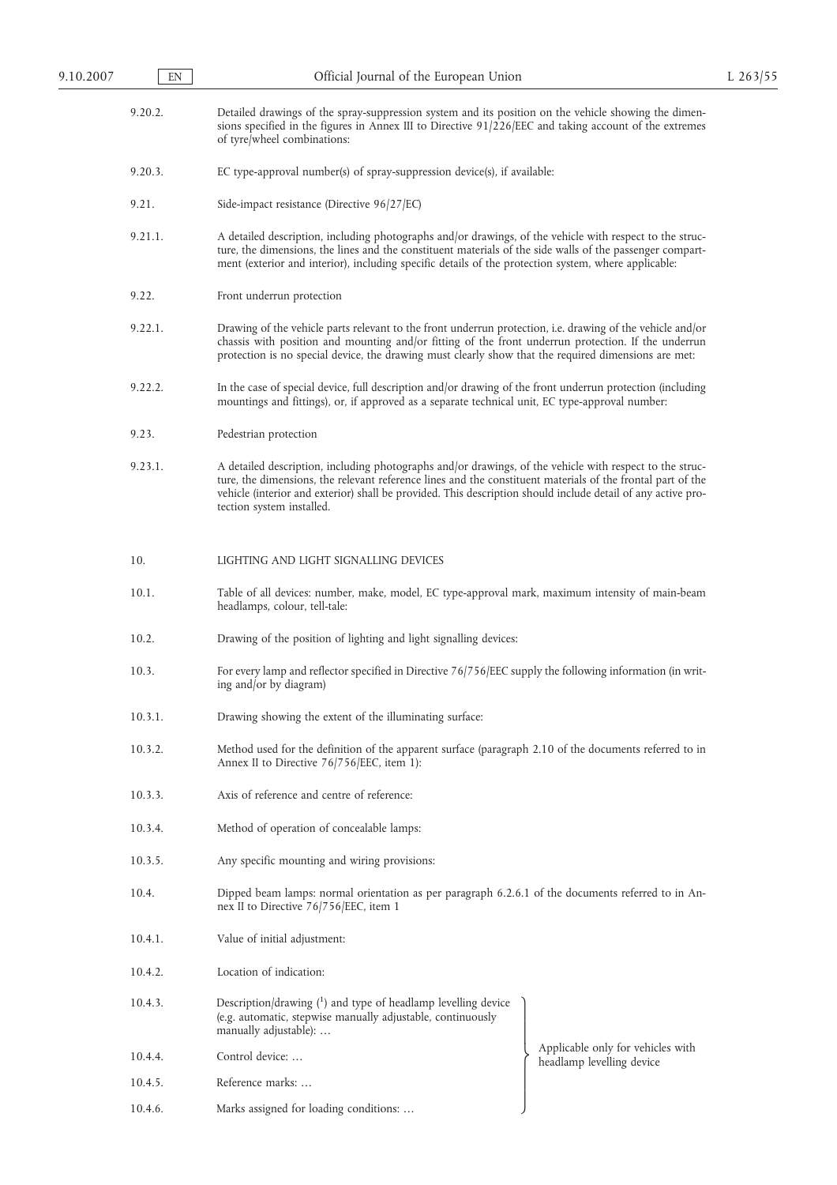9.20.2. Detailed drawings of the spray-suppression system and its position on the vehicle showing the dimensions specified in the figures in Annex III to Directive 91/226/EEC and taking account of the extremes of tyre/wheel combinations:

9.20.3. EC type-approval number(s) of spray-suppression device(s), if available:

9.21. Side-impact resistance (Directive 96/27/EC)

9.21.1. A detailed description, including photographs and/or drawings, of the vehicle with respect to the structure, the dimensions, the lines and the constituent materials of the side walls of the passenger compartment (exterior and interior), including specific details of the protection system, where applicable:

9.22. Front underrun protection

9.22.1. Drawing of the vehicle parts relevant to the front underrun protection, i.e. drawing of the vehicle and/or chassis with position and mounting and/or fitting of the front underrun protection. If the underrun protection is no special device, the drawing must clearly show that the required dimensions are met:

9.22.2. In the case of special device, full description and/or drawing of the front underrun protection (including mountings and fittings), or, if approved as a separate technical unit, EC type-approval number:

9.23. Pedestrian protection

9.23.1. A detailed description, including photographs and/or drawings, of the vehicle with respect to the structure, the dimensions, the relevant reference lines and the constituent materials of the frontal part of the vehicle (interior and exterior) shall be provided. This description should include detail of any active protection system installed.

10. LIGHTING AND LIGHT SIGNALLING DEVICES

10.1. Table of all devices: number, make, model, EC type-approval mark, maximum intensity of main-beam headlamps, colour, tell-tale:

10.2. Drawing of the position of lighting and light signalling devices:

10.3. For every lamp and reflector specified in Directive 76/756/EEC supply the following information (in writing and/or by diagram)

10.3.1. Drawing showing the extent of the illuminating surface:

10.3.2. Method used for the definition of the apparent surface (paragraph 2.10 of the documents referred to in Annex II to Directive 76/756/EEC, item 1):

10.3.3. Axis of reference and centre of reference:

10.3.4. Method of operation of concealable lamps:

10.3.5. Any specific mounting and wiring provisions:

10.4. Dipped beam lamps: normal orientation as per paragraph 6.2.6.1 of the documents referred to in Annex II to Directive 76/756/EEC, item 1

10.4.1. Value of initial adjustment:

10.4.2. Location of indication:

10.4.3. Description/drawing [1] and type of headlamp levelling device (e.g. automatic, stepwise manually adjustable, continuously manually adjustable): …

10.4.4. Control device: …

10.4.5. Reference marks: …

10.4.6. Marks assigned for loading conditions: …

(10.4.3.–10.4.6.: Applicable only for vehicles with headlamp levelling device)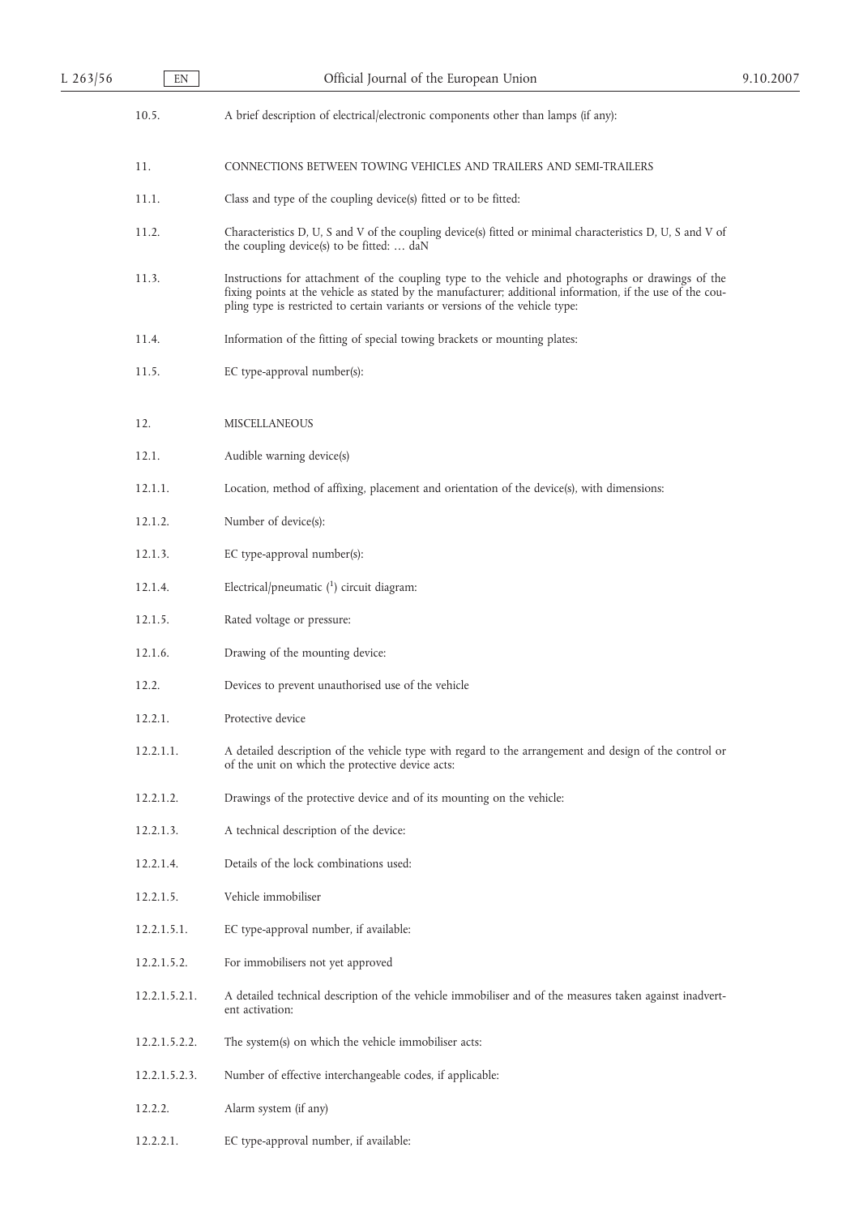10.5. A brief description of electrical/electronic components other than lamps (if any):

11. CONNECTIONS BETWEEN TOWING VEHICLES AND TRAILERS AND SEMI-TRAILERS

11.1. Class and type of the coupling device(s) fitted or to be fitted:

11.2. Characteristics D, U, S and V of the coupling device(s) fitted or minimal characteristics D, U, S and V of the coupling device(s) to be fitted: … daN

11.3. Instructions for attachment of the coupling type to the vehicle and photographs or drawings of the fixing points at the vehicle as stated by the manufacturer; additional information, if the use of the coupling type is restricted to certain variants or versions of the vehicle type:

11.4. Information of the fitting of special towing brackets or mounting plates:

11.5. EC type-approval number(s):

12. MISCELLANEOUS

12.1. Audible warning device(s)

12.1.1. Location, method of affixing, placement and orientation of the device(s), with dimensions:

12.1.2. Number of device(s):

12.1.3. EC type-approval number(s):

12.1.4. Electrical/pneumatic ([1]) circuit diagram:

12.1.5. Rated voltage or pressure:

12.1.6. Drawing of the mounting device:

12.2. Devices to prevent unauthorised use of the vehicle

12.2.1. Protective device

12.2.1.1. A detailed description of the vehicle type with regard to the arrangement and design of the control or of the unit on which the protective device acts:

12.2.1.2. Drawings of the protective device and of its mounting on the vehicle:

12.2.1.3. A technical description of the device:

12.2.1.4. Details of the lock combinations used:

12.2.1.5. Vehicle immobiliser

12.2.1.5.1. EC type-approval number, if available:

12.2.1.5.2. For immobilisers not yet approved

12.2.1.5.2.1. A detailed technical description of the vehicle immobiliser and of the measures taken against inadvertent activation:

12.2.1.5.2.2. The system(s) on which the vehicle immobiliser acts:

12.2.1.5.2.3. Number of effective interchangeable codes, if applicable:

12.2.2. Alarm system (if any)

12.2.2.1. EC type-approval number, if available: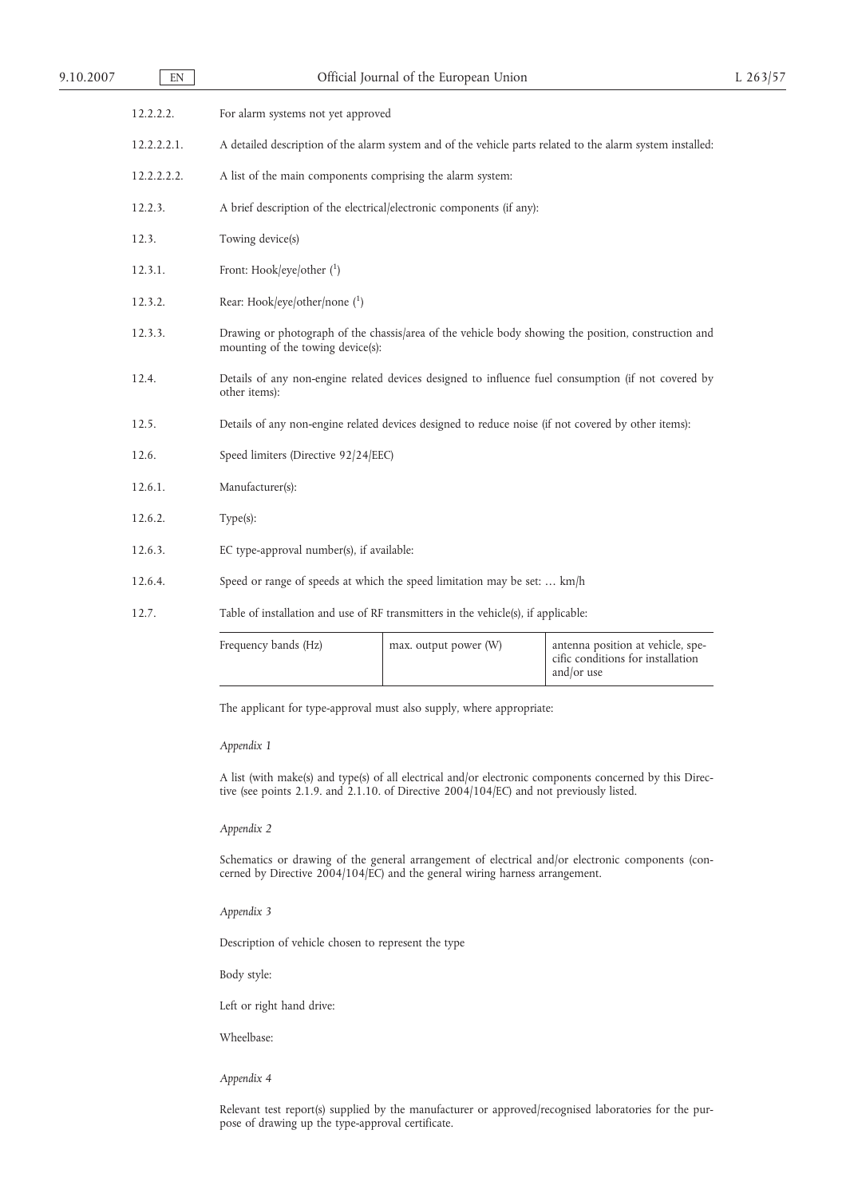12.2.2.2. For alarm systems not yet approved

12.2.2.2.1. A detailed description of the alarm system and of the vehicle parts related to the alarm system installed:

12.2.2.2.2. A list of the main components comprising the alarm system:

12.2.3. A brief description of the electrical/electronic components (if any):

12.3. Towing device(s)

12.3.1. Front: Hook/eye/other [1]

12.3.2. Rear: Hook/eye/other/none [1]

12.3.3. Drawing or photograph of the chassis/area of the vehicle body showing the position, construction and mounting of the towing device(s):

12.4. Details of any non-engine related devices designed to influence fuel consumption (if not covered by other items):

12.5. Details of any non-engine related devices designed to reduce noise (if not covered by other items):

12.6. Speed limiters (Directive 92/24/EEC)

12.6.1. Manufacturer(s):

12.6.2. Type(s):

12.6.3. EC type-approval number(s), if available:

12.6.4. Speed or range of speeds at which the speed limitation may be set: … km/h

12.7. Table of installation and use of RF transmitters in the vehicle(s), if applicable:

| Frequency bands (Hz) | max. output power (W) | antenna position at vehicle, specific conditions for installation and/or use |
|---|---|---|

The applicant for type-approval must also supply, where appropriate:

*Appendix 1*

A list (with make(s) and type(s) of all electrical and/or electronic components concerned by this Directive (see points 2.1.9. and 2.1.10. of Directive 2004/104/EC) and not previously listed.

*Appendix 2*

Schematics or drawing of the general arrangement of electrical and/or electronic components (concerned by Directive 2004/104/EC) and the general wiring harness arrangement.

*Appendix 3*

Description of vehicle chosen to represent the type

Body style:

Left or right hand drive:

Wheelbase:

*Appendix 4*

Relevant test report(s) supplied by the manufacturer or approved/recognised laboratories for the purpose of drawing up the type-approval certificate.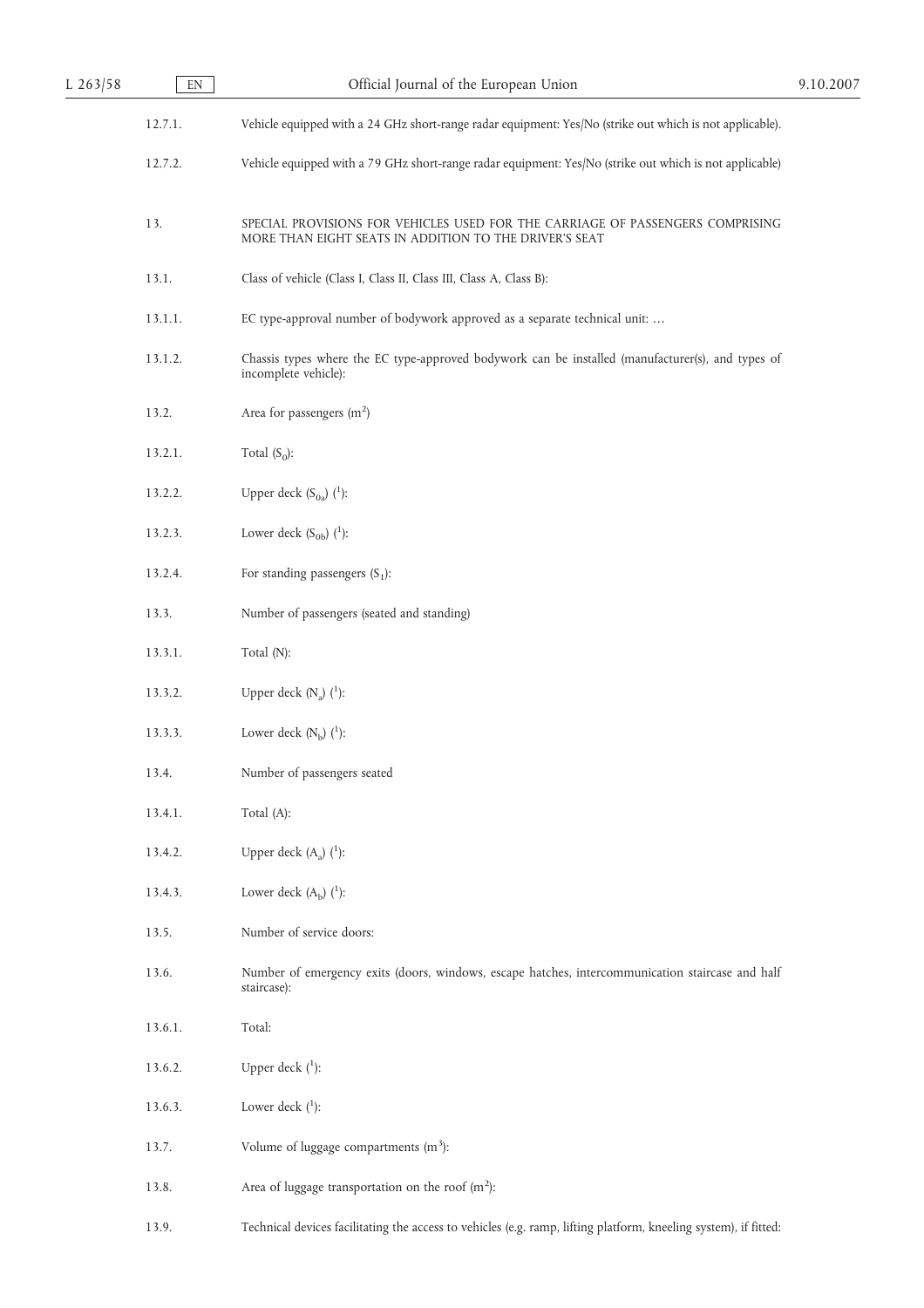12.7.1. Vehicle equipped with a 24 GHz short-range radar equipment: Yes/No (strike out which is not applicable).

12.7.2. Vehicle equipped with a 79 GHz short-range radar equipment: Yes/No (strike out which is not applicable)

13. SPECIAL PROVISIONS FOR VEHICLES USED FOR THE CARRIAGE OF PASSENGERS COMPRISING MORE THAN EIGHT SEATS IN ADDITION TO THE DRIVER'S SEAT

13.1. Class of vehicle (Class I, Class II, Class III, Class A, Class B):

13.1.1. EC type-approval number of bodywork approved as a separate technical unit: …

13.1.2. Chassis types where the EC type-approved bodywork can be installed (manufacturer(s), and types of incomplete vehicle):

13.2. Area for passengers ($m^2$)

13.2.1. Total ($S_0$):

13.2.2. Upper deck ($S_{0a}$) (1):

13.2.3. Lower deck ($S_{0b}$) (1):

13.2.4. For standing passengers ($S_1$):

13.3. Number of passengers (seated and standing)

13.3.1. Total (N):

13.3.2. Upper deck ($N_a$) (1):

13.3.3. Lower deck ($N_b$) (1):

13.4. Number of passengers seated

13.4.1. Total (A):

13.4.2. Upper deck ($A_a$) (1):

13.4.3. Lower deck ($A_b$) (1):

13.5. Number of service doors:

13.6. Number of emergency exits (doors, windows, escape hatches, intercommunication staircase and half staircase):

13.6.1. Total:

13.6.2. Upper deck (1):

13.6.3. Lower deck (1):

13.7. Volume of luggage compartments ($m^3$):

13.8. Area of luggage transportation on the roof ($m^2$):

13.9. Technical devices facilitating the access to vehicles (e.g. ramp, lifting platform, kneeling system), if fitted: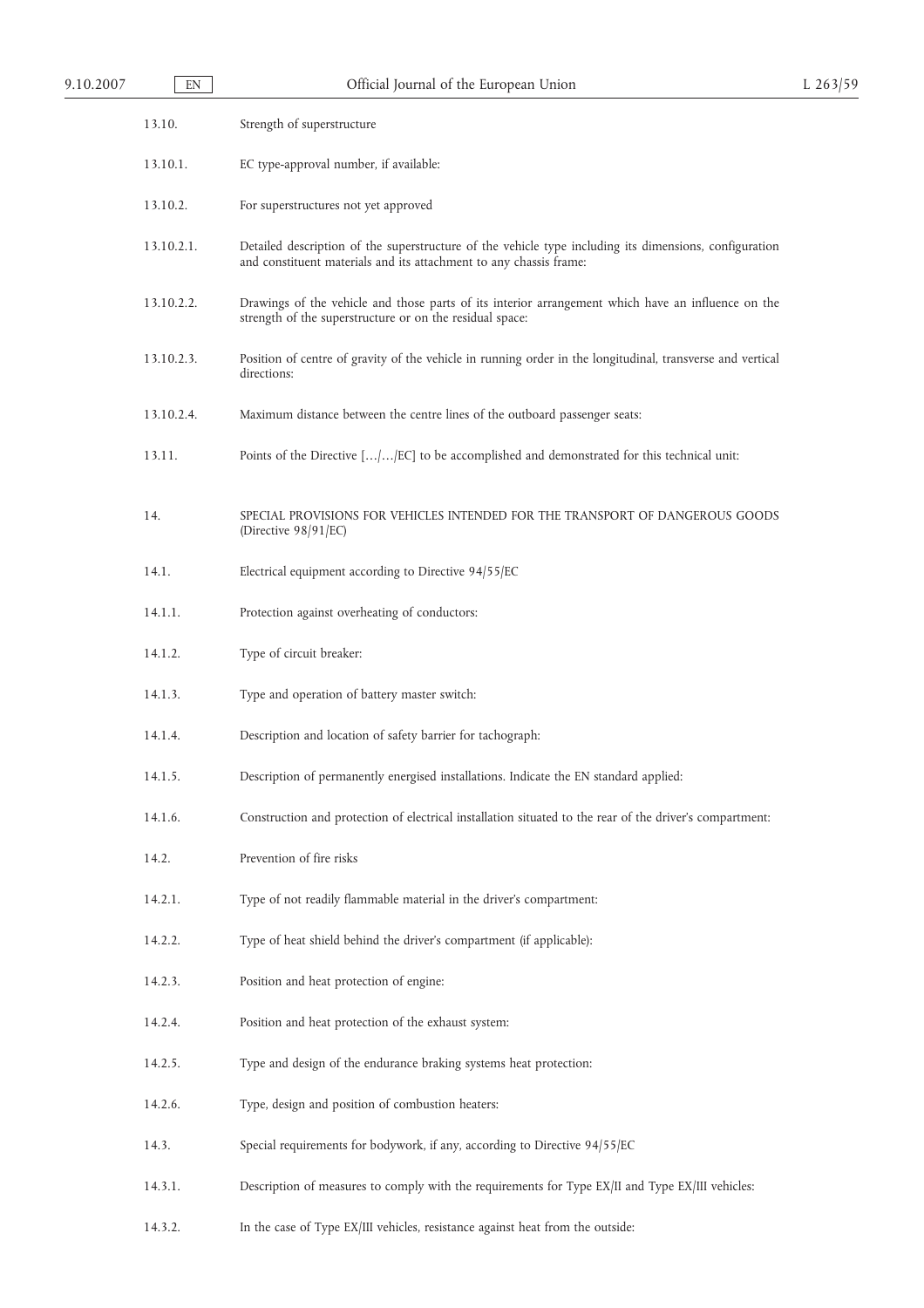13.10. Strength of superstructure

13.10.1. EC type-approval number, if available:

13.10.2. For superstructures not yet approved

13.10.2.1. Detailed description of the superstructure of the vehicle type including its dimensions, configuration and constituent materials and its attachment to any chassis frame:

13.10.2.2. Drawings of the vehicle and those parts of its interior arrangement which have an influence on the strength of the superstructure or on the residual space:

13.10.2.3. Position of centre of gravity of the vehicle in running order in the longitudinal, transverse and vertical directions:

13.10.2.4. Maximum distance between the centre lines of the outboard passenger seats:

13.11. Points of the Directive […/…/EC] to be accomplished and demonstrated for this technical unit:

14. SPECIAL PROVISIONS FOR VEHICLES INTENDED FOR THE TRANSPORT OF DANGEROUS GOODS (Directive 98/91/EC)

14.1. Electrical equipment according to Directive 94/55/EC

14.1.1. Protection against overheating of conductors:

14.1.2. Type of circuit breaker:

14.1.3. Type and operation of battery master switch:

14.1.4. Description and location of safety barrier for tachograph:

14.1.5. Description of permanently energised installations. Indicate the EN standard applied:

14.1.6. Construction and protection of electrical installation situated to the rear of the driver's compartment:

14.2. Prevention of fire risks

14.2.1. Type of not readily flammable material in the driver's compartment:

14.2.2. Type of heat shield behind the driver's compartment (if applicable):

14.2.3. Position and heat protection of engine:

14.2.4. Position and heat protection of the exhaust system:

14.2.5. Type and design of the endurance braking systems heat protection:

14.2.6. Type, design and position of combustion heaters:

14.3. Special requirements for bodywork, if any, according to Directive 94/55/EC

14.3.1. Description of measures to comply with the requirements for Type EX/II and Type EX/III vehicles:

14.3.2. In the case of Type EX/III vehicles, resistance against heat from the outside: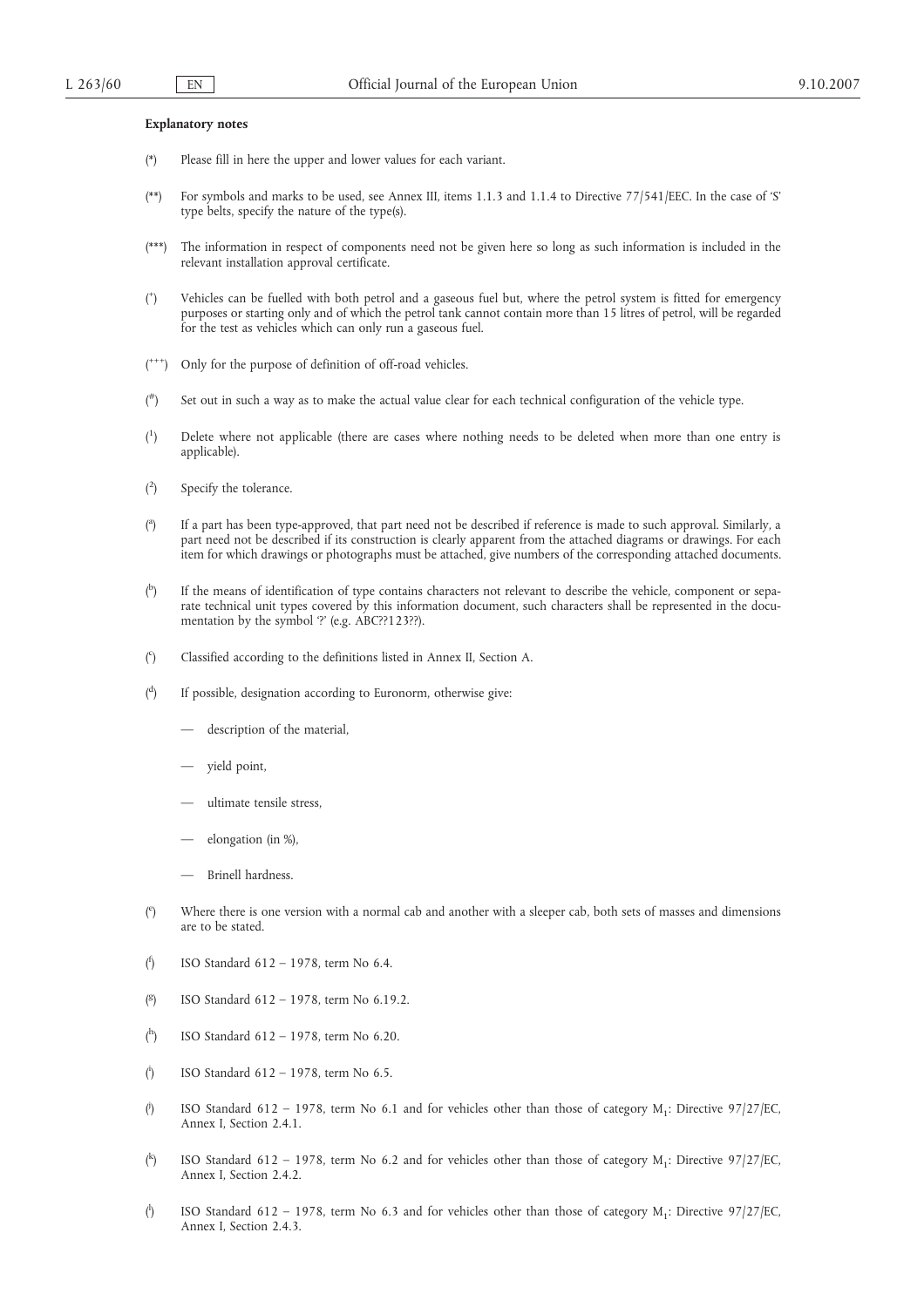**Explanatory notes**

(*) Please fill in here the upper and lower values for each variant.

(**) For symbols and marks to be used, see Annex III, items 1.1.3 and 1.1.4 to Directive 77/541/EEC. In the case of 'S' type belts, specify the nature of the type(s).

(***) The information in respect of components need not be given here so long as such information is included in the relevant installation approval certificate.

([+]) Vehicles can be fuelled with both petrol and a gaseous fuel but, where the petrol system is fitted for emergency purposes or starting only and of which the petrol tank cannot contain more than 15 litres of petrol, will be regarded for the test as vehicles which can only run a gaseous fuel.

([+++]) Only for the purpose of definition of off-road vehicles.

([#]) Set out in such a way as to make the actual value clear for each technical configuration of the vehicle type.

([1]) Delete where not applicable (there are cases where nothing needs to be deleted when more than one entry is applicable).

([2]) Specify the tolerance.

([a]) If a part has been type-approved, that part need not be described if reference is made to such approval. Similarly, a part need not be described if its construction is clearly apparent from the attached diagrams or drawings. For each item for which drawings or photographs must be attached, give numbers of the corresponding attached documents.

([b]) If the means of identification of type contains characters not relevant to describe the vehicle, component or separate technical unit types covered by this information document, such characters shall be represented in the documentation by the symbol '?' (e.g. ABC??123??).

([c]) Classified according to the definitions listed in Annex II, Section A.

([d]) If possible, designation according to Euronorm, otherwise give:

— description of the material,

— yield point,

— ultimate tensile stress,

— elongation (in %),

— Brinell hardness.

([e]) Where there is one version with a normal cab and another with a sleeper cab, both sets of masses and dimensions are to be stated.

([f]) ISO Standard 612 – 1978, term No 6.4.

([g]) ISO Standard 612 – 1978, term No 6.19.2.

([h]) ISO Standard 612 – 1978, term No 6.20.

([i]) ISO Standard 612 – 1978, term No 6.5.

([j]) ISO Standard 612 – 1978, term No 6.1 and for vehicles other than those of category $M_1$: Directive 97/27/EC, Annex I, Section 2.4.1.

([k]) ISO Standard 612 – 1978, term No 6.2 and for vehicles other than those of category $M_1$: Directive 97/27/EC, Annex I, Section 2.4.2.

([l]) ISO Standard 612 – 1978, term No 6.3 and for vehicles other than those of category $M_1$: Directive 97/27/EC, Annex I, Section 2.4.3.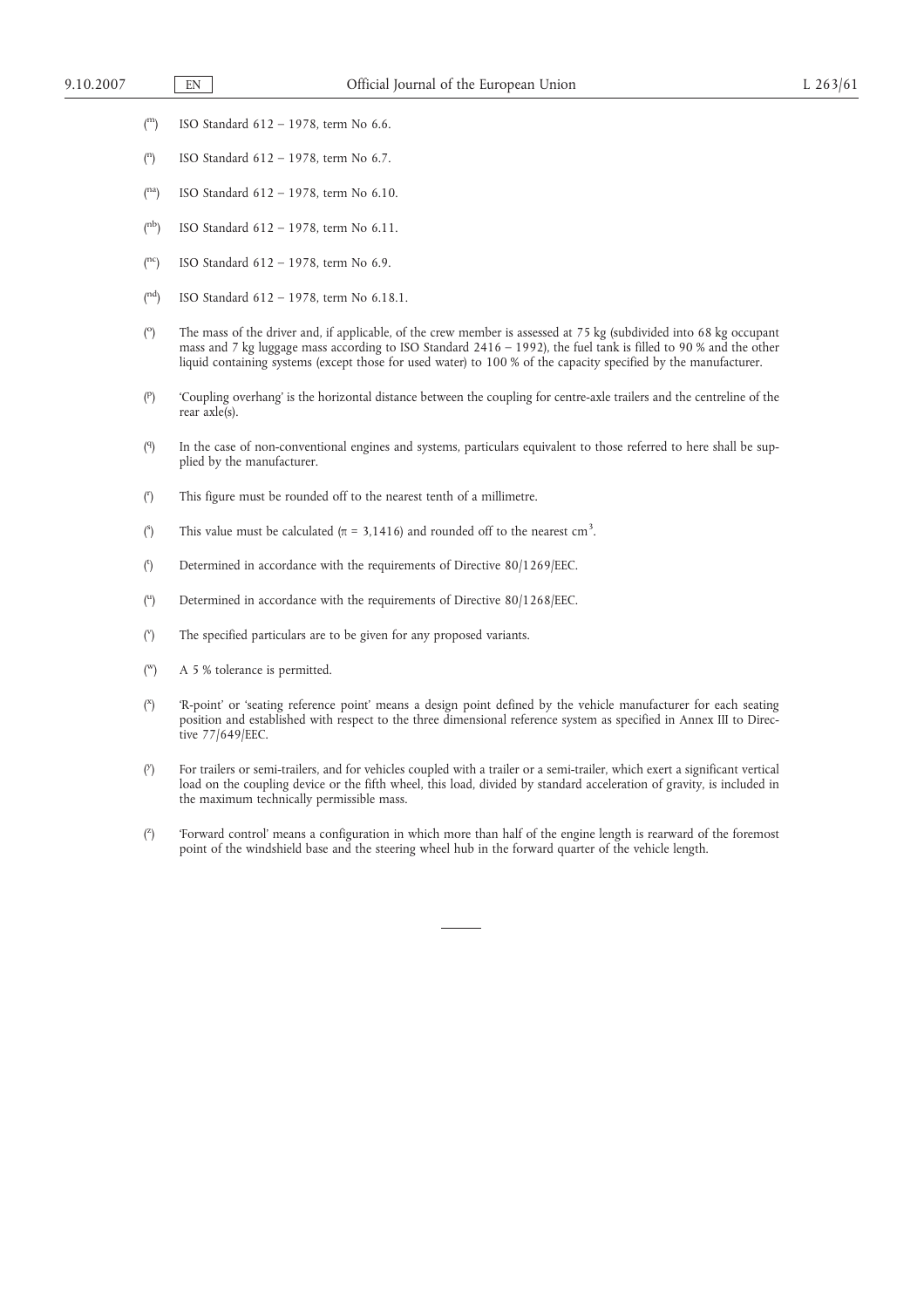([m]) ISO Standard 612 – 1978, term No 6.6.

([n]) ISO Standard 612 – 1978, term No 6.7.

([na]) ISO Standard 612 – 1978, term No 6.10.

([nb]) ISO Standard 612 – 1978, term No 6.11.

([nc]) ISO Standard 612 – 1978, term No 6.9.

([nd]) ISO Standard 612 – 1978, term No 6.18.1.

([o]) The mass of the driver and, if applicable, of the crew member is assessed at 75 kg (subdivided into 68 kg occupant mass and 7 kg luggage mass according to ISO Standard 2416 – 1992), the fuel tank is filled to 90 % and the other liquid containing systems (except those for used water) to 100 % of the capacity specified by the manufacturer.

([p]) 'Coupling overhang' is the horizontal distance between the coupling for centre-axle trailers and the centreline of the rear axle(s).

([q]) In the case of non-conventional engines and systems, particulars equivalent to those referred to here shall be supplied by the manufacturer.

([r]) This figure must be rounded off to the nearest tenth of a millimetre.

([s]) This value must be calculated ($\pi$ = 3,1416) and rounded off to the nearest $cm^3$.

([t]) Determined in accordance with the requirements of Directive 80/1269/EEC.

([u]) Determined in accordance with the requirements of Directive 80/1268/EEC.

([v]) The specified particulars are to be given for any proposed variants.

([w]) A 5 % tolerance is permitted.

([x]) 'R-point' or 'seating reference point' means a design point defined by the vehicle manufacturer for each seating position and established with respect to the three dimensional reference system as specified in Annex III to Directive 77/649/EEC.

([y]) For trailers or semi-trailers, and for vehicles coupled with a trailer or a semi-trailer, which exert a significant vertical load on the coupling device or the fifth wheel, this load, divided by standard acceleration of gravity, is included in the maximum technically permissible mass.

([z]) 'Forward control' means a configuration in which more than half of the engine length is rearward of the foremost point of the windshield base and the steering wheel hub in the forward quarter of the vehicle length.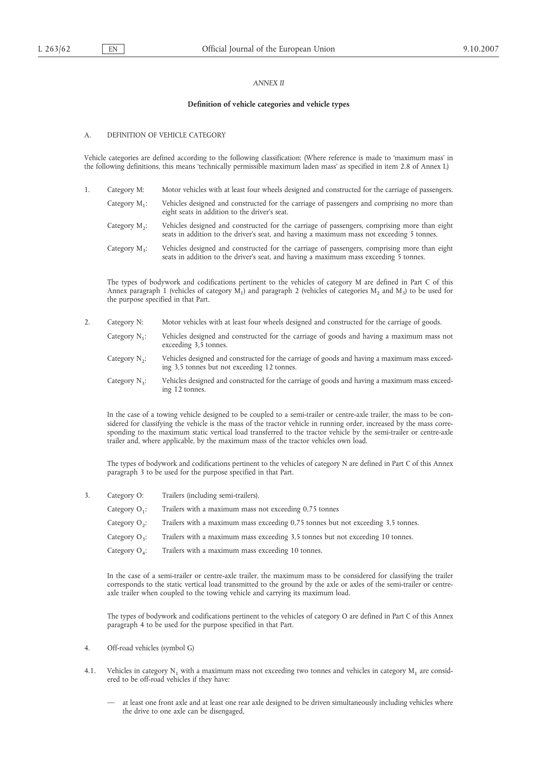*ANNEX II*

## Definition of vehicle categories and vehicle types

### A. DEFINITION OF VEHICLE CATEGORY

Vehicle categories are defined according to the following classification: (Where reference is made to 'maximum mass' in the following definitions, this means 'technically permissible maximum laden mass' as specified in item 2.8 of Annex I.)

1. Category M: Motor vehicles with at least four wheels designed and constructed for the carriage of passengers.

   Category $M_1$: Vehicles designed and constructed for the carriage of passengers and comprising no more than eight seats in addition to the driver's seat.

   Category $M_2$: Vehicles designed and constructed for the carriage of passengers, comprising more than eight seats in addition to the driver's seat, and having a maximum mass not exceeding 5 tonnes.

   Category $M_3$: Vehicles designed and constructed for the carriage of passengers, comprising more than eight seats in addition to the driver's seat, and having a maximum mass exceeding 5 tonnes.

   The types of bodywork and codifications pertinent to the vehicles of category M are defined in Part C of this Annex paragraph 1 (vehicles of category $M_1$) and paragraph 2 (vehicles of categories $M_2$ and $M_3$) to be used for the purpose specified in that Part.

2. Category N: Motor vehicles with at least four wheels designed and constructed for the carriage of goods.

   Category $N_1$: Vehicles designed and constructed for the carriage of goods and having a maximum mass not exceeding 3,5 tonnes.

   Category $N_2$: Vehicles designed and constructed for the carriage of goods and having a maximum mass exceeding 3,5 tonnes but not exceeding 12 tonnes.

   Category $N_3$: Vehicles designed and constructed for the carriage of goods and having a maximum mass exceeding 12 tonnes.

   In the case of a towing vehicle designed to be coupled to a semi-trailer or centre-axle trailer, the mass to be considered for classifying the vehicle is the mass of the tractor vehicle in running order, increased by the mass corresponding to the maximum static vertical load transferred to the tractor vehicle by the semi-trailer or centre-axle trailer and, where applicable, by the maximum mass of the tractor vehicles own load.

   The types of bodywork and codifications pertinent to the vehicles of category N are defined in Part C of this Annex paragraph 3 to be used for the purpose specified in that Part.

3. Category O: Trailers (including semi-trailers).

   Category $O_1$: Trailers with a maximum mass not exceeding 0,75 tonnes

   Category $O_2$: Trailers with a maximum mass exceeding 0,75 tonnes but not exceeding 3,5 tonnes.

   Category $O_3$: Trailers with a maximum mass exceeding 3,5 tonnes but not exceeding 10 tonnes.

   Category $O_4$: Trailers with a maximum mass exceeding 10 tonnes.

   In the case of a semi-trailer or centre-axle trailer, the maximum mass to be considered for classifying the trailer corresponds to the static vertical load transmitted to the ground by the axle or axles of the semi-trailer or centre-axle trailer when coupled to the towing vehicle and carrying its maximum load.

   The types of bodywork and codifications pertinent to the vehicles of category O are defined in Part C of this Annex paragraph 4 to be used for the purpose specified in that Part.

4. Off-road vehicles (symbol G)

4.1. Vehicles in category $N_1$ with a maximum mass not exceeding two tonnes and vehicles in category $M_1$ are considered to be off-road vehicles if they have:

— at least one front axle and at least one rear axle designed to be driven simultaneously including vehicles where the drive to one axle can be disengaged,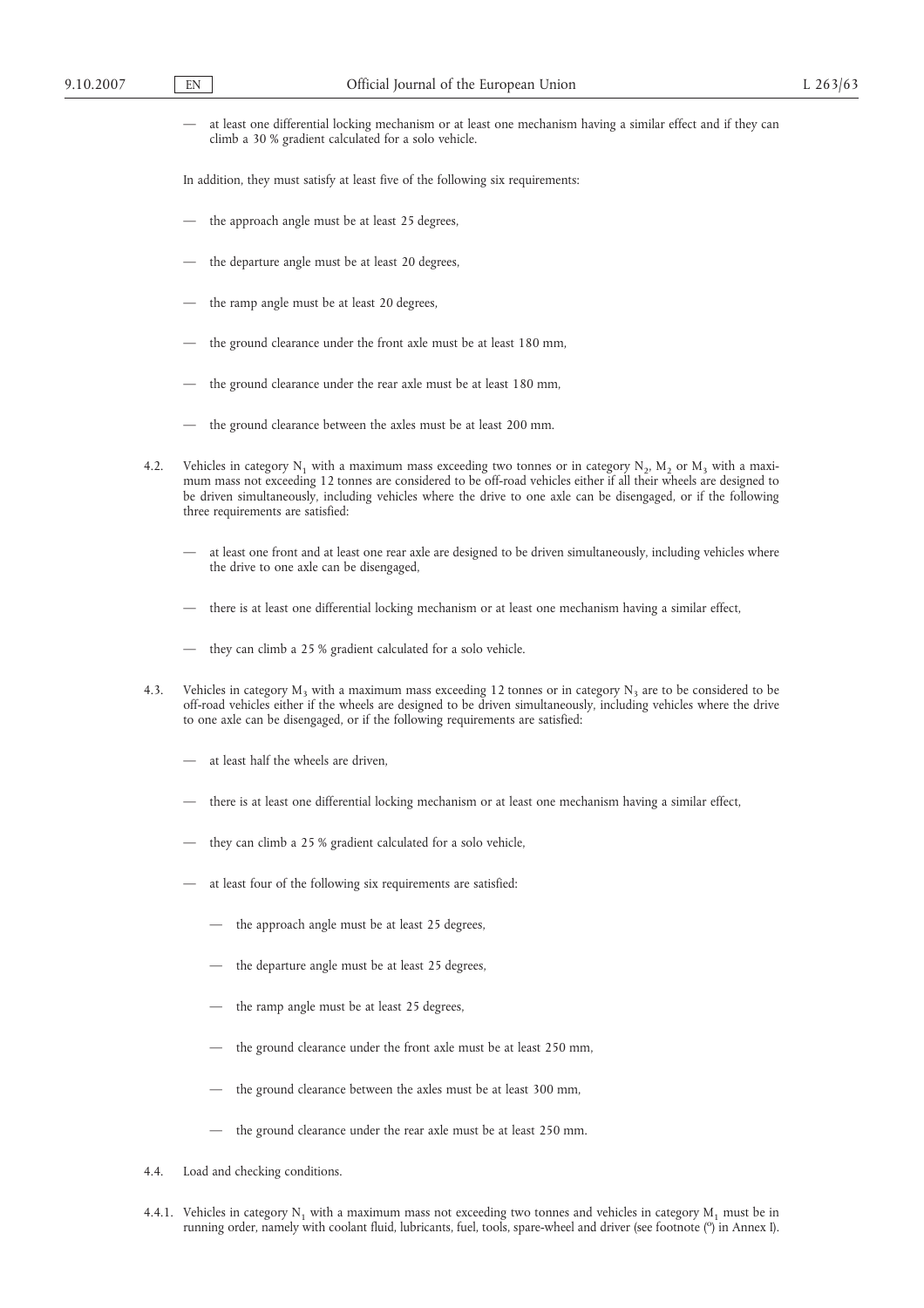— at least one differential locking mechanism or at least one mechanism having a similar effect and if they can climb a 30 % gradient calculated for a solo vehicle.

In addition, they must satisfy at least five of the following six requirements:

— the approach angle must be at least 25 degrees,

— the departure angle must be at least 20 degrees,

— the ramp angle must be at least 20 degrees,

— the ground clearance under the front axle must be at least 180 mm,

— the ground clearance under the rear axle must be at least 180 mm,

— the ground clearance between the axles must be at least 200 mm.

4.2. Vehicles in category $N_1$ with a maximum mass exceeding two tonnes or in category $N_2$, $M_2$ or $M_3$ with a maximum mass not exceeding 12 tonnes are considered to be off-road vehicles either if all their wheels are designed to be driven simultaneously, including vehicles where the drive to one axle can be disengaged, or if the following three requirements are satisfied:

— at least one front and at least one rear axle are designed to be driven simultaneously, including vehicles where the drive to one axle can be disengaged,

— there is at least one differential locking mechanism or at least one mechanism having a similar effect,

— they can climb a 25 % gradient calculated for a solo vehicle.

4.3. Vehicles in category $M_3$ with a maximum mass exceeding 12 tonnes or in category $N_3$ are to be considered to be off-road vehicles either if the wheels are designed to be driven simultaneously, including vehicles where the drive to one axle can be disengaged, or if the following requirements are satisfied:

— at least half the wheels are driven,

— there is at least one differential locking mechanism or at least one mechanism having a similar effect,

— they can climb a 25 % gradient calculated for a solo vehicle,

— at least four of the following six requirements are satisfied:

 — the approach angle must be at least 25 degrees,

 — the departure angle must be at least 25 degrees,

 — the ramp angle must be at least 25 degrees,

 — the ground clearance under the front axle must be at least 250 mm,

 — the ground clearance between the axles must be at least 300 mm,

 — the ground clearance under the rear axle must be at least 250 mm.

4.4. Load and checking conditions.

4.4.1. Vehicles in category $N_1$ with a maximum mass not exceeding two tonnes and vehicles in category $M_1$ must be in running order, namely with coolant fluid, lubricants, fuel, tools, spare-wheel and driver (see footnote (°) in Annex I).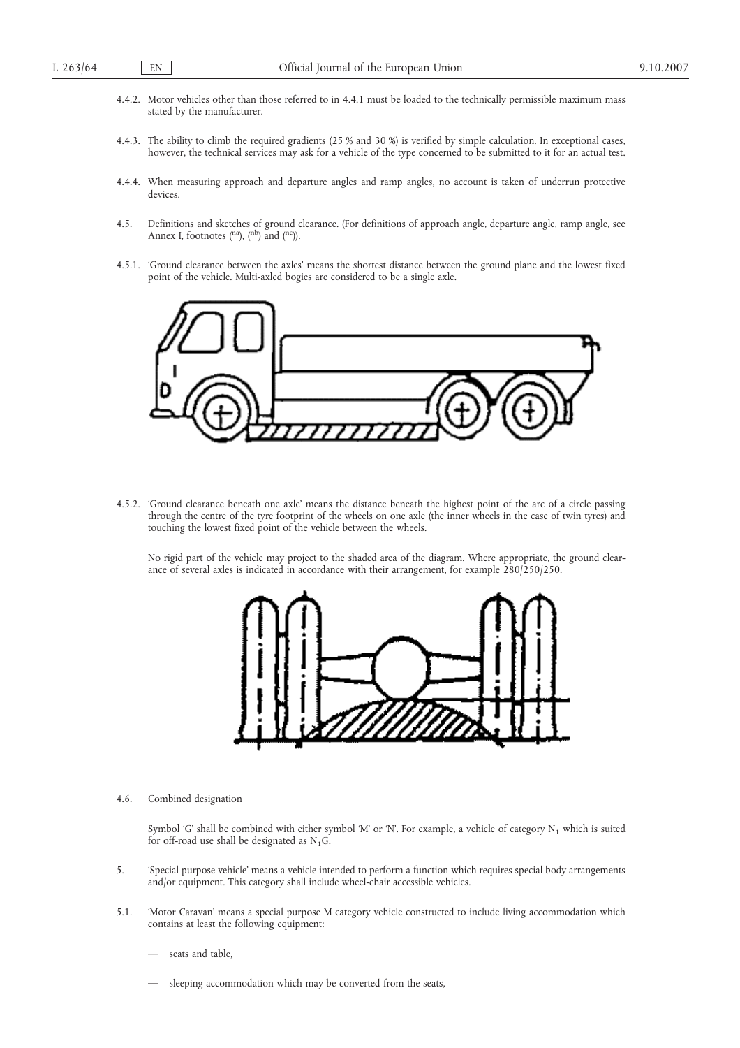4.4.2. Motor vehicles other than those referred to in 4.4.1 must be loaded to the technically permissible maximum mass stated by the manufacturer.

4.4.3. The ability to climb the required gradients (25 % and 30 %) is verified by simple calculation. In exceptional cases, however, the technical services may ask for a vehicle of the type concerned to be submitted to it for an actual test.

4.4.4. When measuring approach and departure angles and ramp angles, no account is taken of underrun protective devices.

4.5. Definitions and sketches of ground clearance. (For definitions of approach angle, departure angle, ramp angle, see Annex I, footnotes ([na]), ([nb]) and ([nc])).

4.5.1. 'Ground clearance between the axles' means the shortest distance between the ground plane and the lowest fixed point of the vehicle. Multi-axled bogies are considered to be a single axle.

4.5.2. 'Ground clearance beneath one axle' means the distance beneath the highest point of the arc of a circle passing through the centre of the tyre footprint of the wheels on one axle (the inner wheels in the case of twin tyres) and touching the lowest fixed point of the vehicle between the wheels.

No rigid part of the vehicle may project to the shaded area of the diagram. Where appropriate, the ground clearance of several axles is indicated in accordance with their arrangement, for example 280/250/250.

4.6. Combined designation

Symbol 'G' shall be combined with either symbol 'M' or 'N'. For example, a vehicle of category $N_1$ which is suited for off-road use shall be designated as $N_1G$.

5. 'Special purpose vehicle' means a vehicle intended to perform a function which requires special body arrangements and/or equipment. This category shall include wheel-chair accessible vehicles.

5.1. 'Motor Caravan' means a special purpose M category vehicle constructed to include living accommodation which contains at least the following equipment:

— seats and table,

— sleeping accommodation which may be converted from the seats,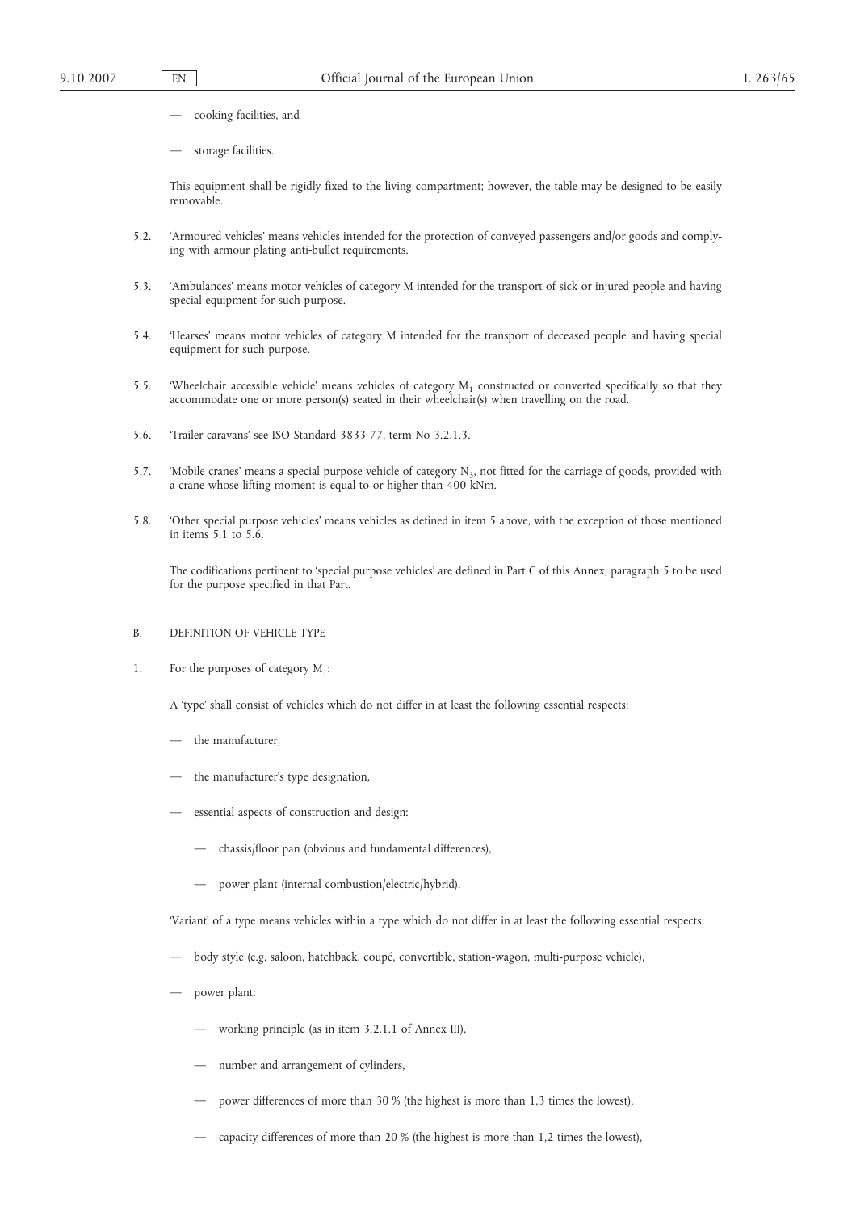— cooking facilities, and

— storage facilities.

This equipment shall be rigidly fixed to the living compartment; however, the table may be designed to be easily removable.

5.2. 'Armoured vehicles' means vehicles intended for the protection of conveyed passengers and/or goods and complying with armour plating anti-bullet requirements.

5.3. 'Ambulances' means motor vehicles of category M intended for the transport of sick or injured people and having special equipment for such purpose.

5.4. 'Hearses' means motor vehicles of category M intended for the transport of deceased people and having special equipment for such purpose.

5.5. 'Wheelchair accessible vehicle' means vehicles of category $M_1$ constructed or converted specifically so that they accommodate one or more person(s) seated in their wheelchair(s) when travelling on the road.

5.6. 'Trailer caravans' see ISO Standard 3833-77, term No 3.2.1.3.

5.7. 'Mobile cranes' means a special purpose vehicle of category $N_3$, not fitted for the carriage of goods, provided with a crane whose lifting moment is equal to or higher than 400 kNm.

5.8. 'Other special purpose vehicles' means vehicles as defined in item 5 above, with the exception of those mentioned in items 5.1 to 5.6.

The codifications pertinent to 'special purpose vehicles' are defined in Part C of this Annex, paragraph 5 to be used for the purpose specified in that Part.

B. DEFINITION OF VEHICLE TYPE

1. For the purposes of category $M_1$:

A 'type' shall consist of vehicles which do not differ in at least the following essential respects:

— the manufacturer,

— the manufacturer's type designation,

— essential aspects of construction and design:

  — chassis/floor pan (obvious and fundamental differences),

  — power plant (internal combustion/electric/hybrid).

'Variant' of a type means vehicles within a type which do not differ in at least the following essential respects:

— body style (e.g. saloon, hatchback, coupé, convertible, station-wagon, multi-purpose vehicle),

— power plant:

  — working principle (as in item 3.2.1.1 of Annex III),

  — number and arrangement of cylinders,

  — power differences of more than 30 % (the highest is more than 1,3 times the lowest),

  — capacity differences of more than 20 % (the highest is more than 1,2 times the lowest),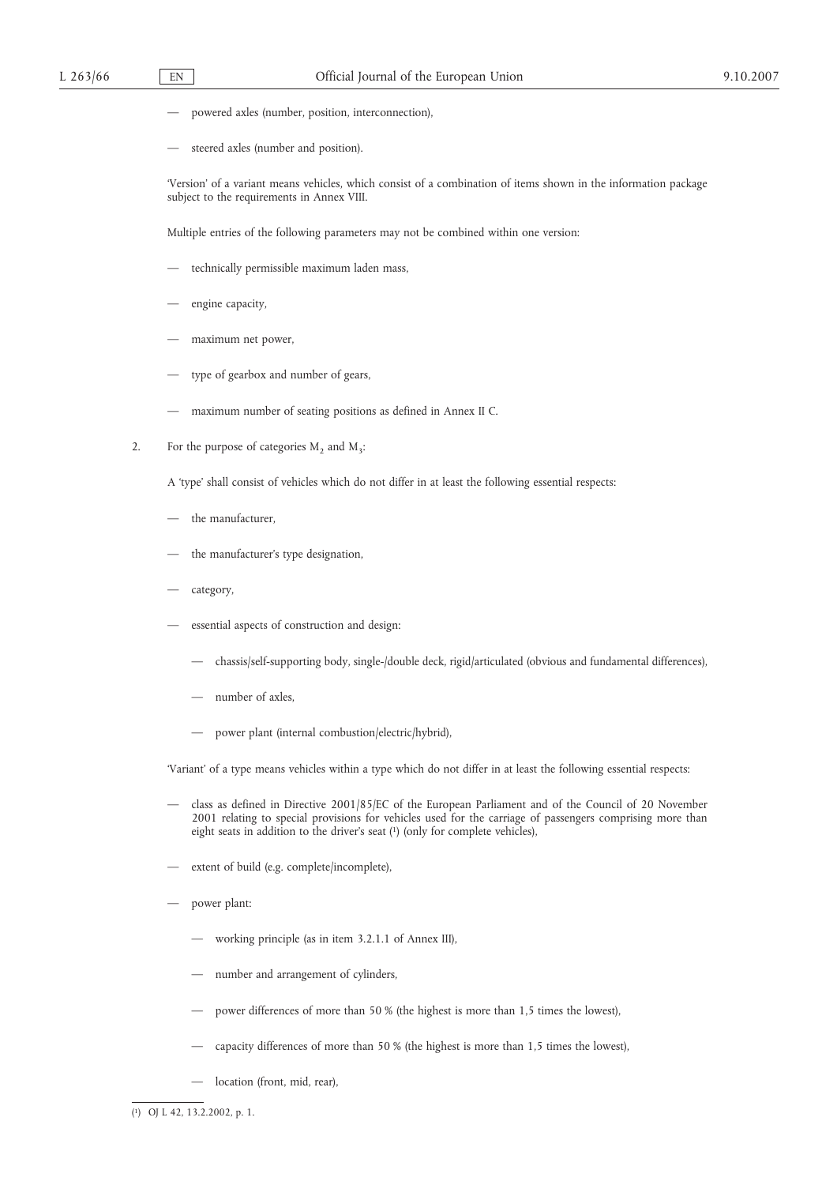— powered axles (number, position, interconnection),

— steered axles (number and position).

'Version' of a variant means vehicles, which consist of a combination of items shown in the information package subject to the requirements in Annex VIII.

Multiple entries of the following parameters may not be combined within one version:

— technically permissible maximum laden mass,

— engine capacity,

— maximum net power,

— type of gearbox and number of gears,

— maximum number of seating positions as defined in Annex II C.

2. For the purpose of categories $M_2$ and $M_3$:

A 'type' shall consist of vehicles which do not differ in at least the following essential respects:

— the manufacturer,

— the manufacturer's type designation,

— category,

— essential aspects of construction and design:

  — chassis/self-supporting body, single-/double deck, rigid/articulated (obvious and fundamental differences),

  — number of axles,

  — power plant (internal combustion/electric/hybrid),

'Variant' of a type means vehicles within a type which do not differ in at least the following essential respects:

— class as defined in Directive 2001/85/EC of the European Parliament and of the Council of 20 November 2001 relating to special provisions for vehicles used for the carriage of passengers comprising more than eight seats in addition to the driver's seat [1] (only for complete vehicles),

— extent of build (e.g. complete/incomplete),

— power plant:

  — working principle (as in item 3.2.1.1 of Annex III),

  — number and arrangement of cylinders,

  — power differences of more than 50 % (the highest is more than 1,5 times the lowest),

  — capacity differences of more than 50 % (the highest is more than 1,5 times the lowest),

  — location (front, mid, rear),

[1] OJ L 42, 13.2.2002, p. 1.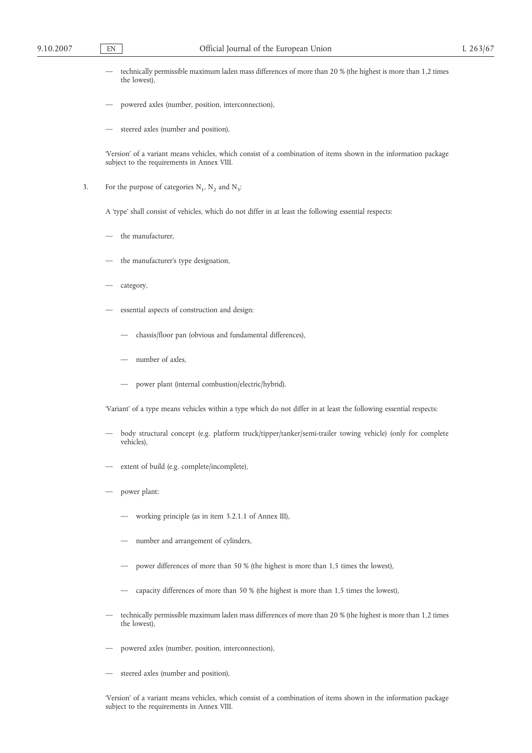- technically permissible maximum laden mass differences of more than 20 % (the highest is more than 1,2 times the lowest),
- powered axles (number, position, interconnection),
- steered axles (number and position).

'Version' of a variant means vehicles, which consist of a combination of items shown in the information package subject to the requirements in Annex VIII.

3. For the purpose of categories $N_1$, $N_2$ and $N_3$:

A 'type' shall consist of vehicles, which do not differ in at least the following essential respects:

- the manufacturer,
- the manufacturer's type designation,
- category,
- essential aspects of construction and design:
  - chassis/floor pan (obvious and fundamental differences),
  - number of axles,
  - power plant (internal combustion/electric/hybrid).

'Variant' of a type means vehicles within a type which do not differ in at least the following essential respects:

- body structural concept (e.g. platform truck/tipper/tanker/semi-trailer towing vehicle) (only for complete vehicles),
- extent of build (e.g. complete/incomplete),
- power plant:
  - working principle (as in item 3.2.1.1 of Annex III),
  - number and arrangement of cylinders,
  - power differences of more than 50 % (the highest is more than 1,5 times the lowest),
  - capacity differences of more than 50 % (the highest is more than 1,5 times the lowest),
- technically permissible maximum laden mass differences of more than 20 % (the highest is more than 1,2 times the lowest),
- powered axles (number, position, interconnection),
- steered axles (number and position),

'Version' of a variant means vehicles, which consist of a combination of items shown in the information package subject to the requirements in Annex VIII.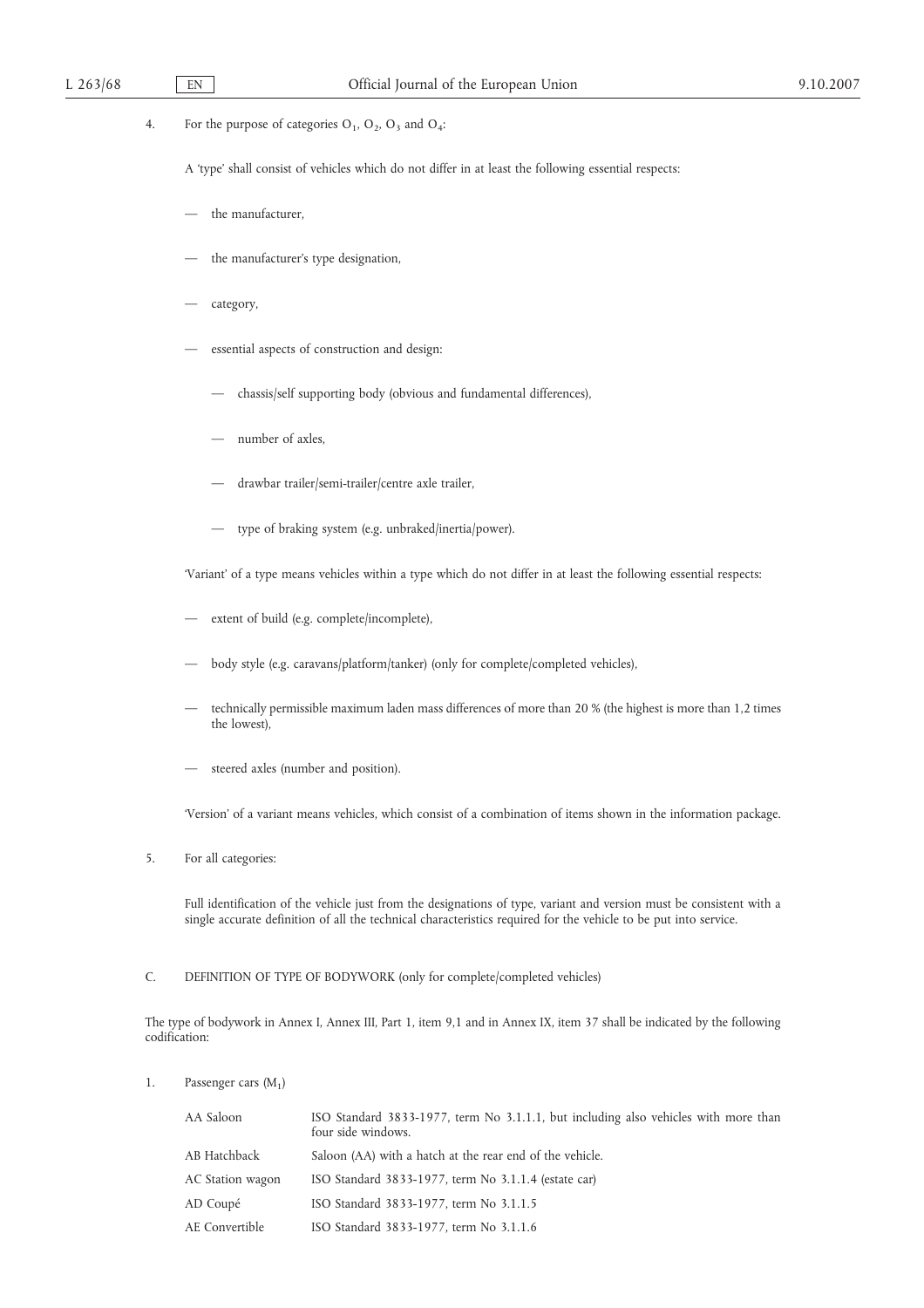4. For the purpose of categories $O_1$, $O_2$, $O_3$ and $O_4$:

A 'type' shall consist of vehicles which do not differ in at least the following essential respects:

— the manufacturer,

— the manufacturer's type designation,

— category,

— essential aspects of construction and design:

  — chassis/self supporting body (obvious and fundamental differences),

  — number of axles,

  — drawbar trailer/semi-trailer/centre axle trailer,

  — type of braking system (e.g. unbraked/inertia/power).

'Variant' of a type means vehicles within a type which do not differ in at least the following essential respects:

— extent of build (e.g. complete/incomplete),

— body style (e.g. caravans/platform/tanker) (only for complete/completed vehicles),

— technically permissible maximum laden mass differences of more than 20 % (the highest is more than 1,2 times the lowest),

— steered axles (number and position).

'Version' of a variant means vehicles, which consist of a combination of items shown in the information package.

5. For all categories:

Full identification of the vehicle just from the designations of type, variant and version must be consistent with a single accurate definition of all the technical characteristics required for the vehicle to be put into service.

C. DEFINITION OF TYPE OF BODYWORK (only for complete/completed vehicles)

The type of bodywork in Annex I, Annex III, Part 1, item 9,1 and in Annex IX, item 37 shall be indicated by the following codification:

1. Passenger cars ($M_1$)

| | |
|---|---|
| AA Saloon | ISO Standard 3833-1977, term No 3.1.1.1, but including also vehicles with more than four side windows. |
| AB Hatchback | Saloon (AA) with a hatch at the rear end of the vehicle. |
| AC Station wagon | ISO Standard 3833-1977, term No 3.1.1.4 (estate car) |
| AD Coupé | ISO Standard 3833-1977, term No 3.1.1.5 |
| AE Convertible | ISO Standard 3833-1977, term No 3.1.1.6 |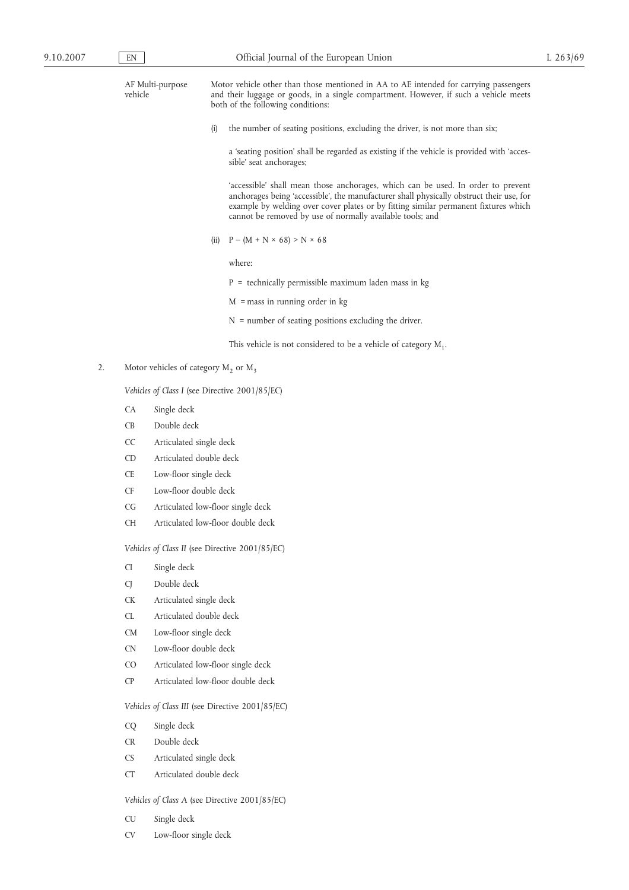AF Multi-purpose vehicle

Motor vehicle other than those mentioned in AA to AE intended for carrying passengers and their luggage or goods, in a single compartment. However, if such a vehicle meets both of the following conditions:

(i) the number of seating positions, excluding the driver, is not more than six;

a 'seating position' shall be regarded as existing if the vehicle is provided with 'accessible' seat anchorages;

'accessible' shall mean those anchorages, which can be used. In order to prevent anchorages being 'accessible', the manufacturer shall physically obstruct their use, for example by welding over cover plates or by fitting similar permanent fixtures which cannot be removed by use of normally available tools; and

(ii) $P - (M + N \times 68) > N \times 68$

where:

P = technically permissible maximum laden mass in kg

M = mass in running order in kg

N = number of seating positions excluding the driver.

This vehicle is not considered to be a vehicle of category $M_1$.

2. Motor vehicles of category $M_2$ or $M_3$

*Vehicles of Class I* (see Directive 2001/85/EC)

| | |
|---|---|
| CA | Single deck |
| CB | Double deck |
| CC | Articulated single deck |
| CD | Articulated double deck |
| CE | Low-floor single deck |
| CF | Low-floor double deck |
| CG | Articulated low-floor single deck |
| CH | Articulated low-floor double deck |

*Vehicles of Class II* (see Directive 2001/85/EC)

| | |
|---|---|
| CI | Single deck |
| CJ | Double deck |
| CK | Articulated single deck |
| CL | Articulated double deck |
| CM | Low-floor single deck |
| CN | Low-floor double deck |
| CO | Articulated low-floor single deck |
| CP | Articulated low-floor double deck |

*Vehicles of Class III* (see Directive 2001/85/EC)

| | |
|---|---|
| CQ | Single deck |
| CR | Double deck |
| CS | Articulated single deck |
| CT | Articulated double deck |

*Vehicles of Class A* (see Directive 2001/85/EC)

| | |
|---|---|
| CU | Single deck |
| CV | Low-floor single deck |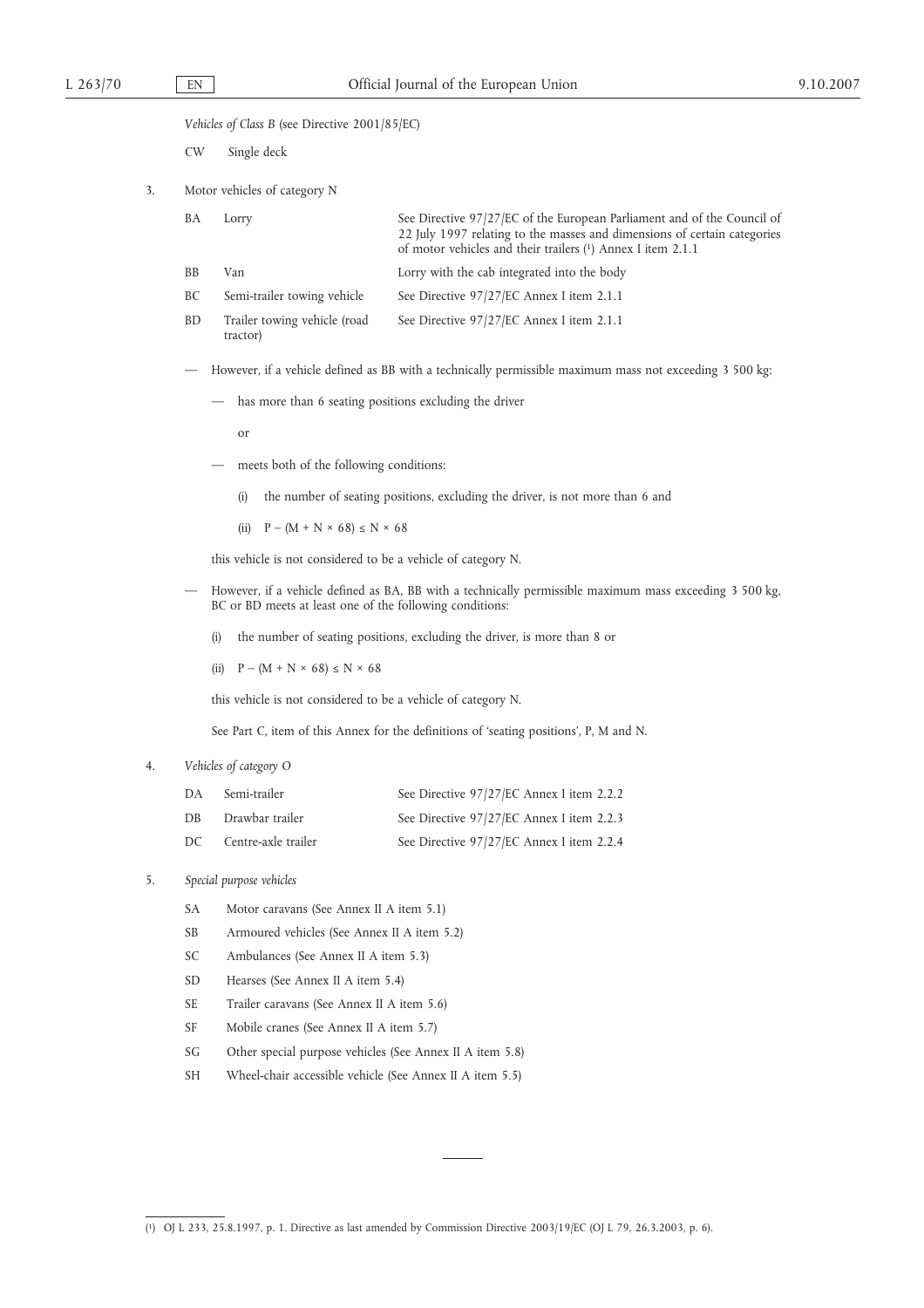*Vehicles of Class B* (see Directive 2001/85/EC)

CW Single deck

3. Motor vehicles of category N

| | | |
|---|---|---|
| BA | Lorry | See Directive 97/27/EC of the European Parliament and of the Council of 22 July 1997 relating to the masses and dimensions of certain categories of motor vehicles and their trailers [1] Annex I item 2.1.1 |
| BB | Van | Lorry with the cab integrated into the body |
| BC | Semi-trailer towing vehicle | See Directive 97/27/EC Annex I item 2.1.1 |
| BD | Trailer towing vehicle (road tractor) | See Directive 97/27/EC Annex I item 2.1.1 |

— However, if a vehicle defined as BB with a technically permissible maximum mass not exceeding 3 500 kg:

— has more than 6 seating positions excluding the driver

or

— meets both of the following conditions:

(i) the number of seating positions, excluding the driver, is not more than 6 and

(ii) $P - (M + N \times 68) \leq N \times 68$

this vehicle is not considered to be a vehicle of category N.

— However, if a vehicle defined as BA, BB with a technically permissible maximum mass exceeding 3 500 kg, BC or BD meets at least one of the following conditions:

(i) the number of seating positions, excluding the driver, is more than 8 or

(ii) $P - (M + N \times 68) \leq N \times 68$

this vehicle is not considered to be a vehicle of category N.

See Part C, item of this Annex for the definitions of 'seating positions', P, M and N.

4. *Vehicles of category O*

| | | |
|---|---|---|
| DA | Semi-trailer | See Directive 97/27/EC Annex I item 2.2.2 |
| DB | Drawbar trailer | See Directive 97/27/EC Annex I item 2.2.3 |
| DC | Centre-axle trailer | See Directive 97/27/EC Annex I item 2.2.4 |

5. *Special purpose vehicles*

SA Motor caravans (See Annex II A item 5.1)

SB Armoured vehicles (See Annex II A item 5.2)

SC Ambulances (See Annex II A item 5.3)

SD Hearses (See Annex II A item 5.4)

SE Trailer caravans (See Annex II A item 5.6)

SF Mobile cranes (See Annex II A item 5.7)

SG Other special purpose vehicles (See Annex II A item 5.8)

SH Wheel-chair accessible vehicle (See Annex II A item 5.5)

---

[1] OJ L 233, 25.8.1997, p. 1. Directive as last amended by Commission Directive 2003/19/EC (OJ L 79, 26.3.2003, p. 6).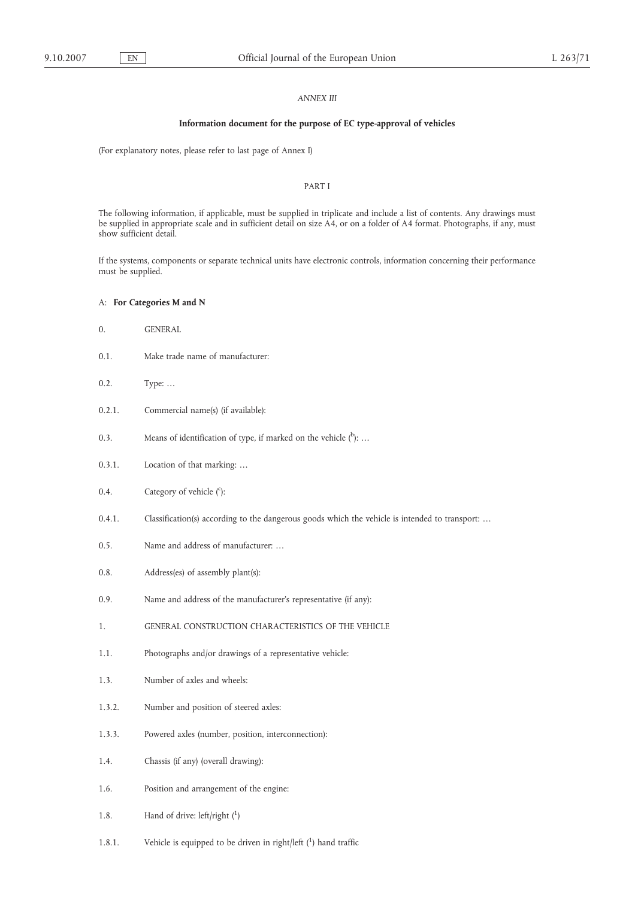*ANNEX III*

**Information document for the purpose of EC type-approval of vehicles**

(For explanatory notes, please refer to last page of Annex I)

PART I

The following information, if applicable, must be supplied in triplicate and include a list of contents. Any drawings must be supplied in appropriate scale and in sufficient detail on size A4, or on a folder of A4 format. Photographs, if any, must show sufficient detail.

If the systems, components or separate technical units have electronic controls, information concerning their performance must be supplied.

A: **For Categories M and N**

0. GENERAL

0.1. Make trade name of manufacturer:

0.2. Type: …

0.2.1. Commercial name(s) (if available):

0.3. Means of identification of type, if marked on the vehicle ([b]): …

0.3.1. Location of that marking: …

0.4. Category of vehicle ([c]):

0.4.1. Classification(s) according to the dangerous goods which the vehicle is intended to transport: …

0.5. Name and address of manufacturer: …

0.8. Address(es) of assembly plant(s):

0.9. Name and address of the manufacturer's representative (if any):

1. GENERAL CONSTRUCTION CHARACTERISTICS OF THE VEHICLE

1.1. Photographs and/or drawings of a representative vehicle:

1.3. Number of axles and wheels:

1.3.2. Number and position of steered axles:

1.3.3. Powered axles (number, position, interconnection):

1.4. Chassis (if any) (overall drawing):

1.6. Position and arrangement of the engine:

1.8. Hand of drive: left/right ([1])

1.8.1. Vehicle is equipped to be driven in right/left ([1]) hand traffic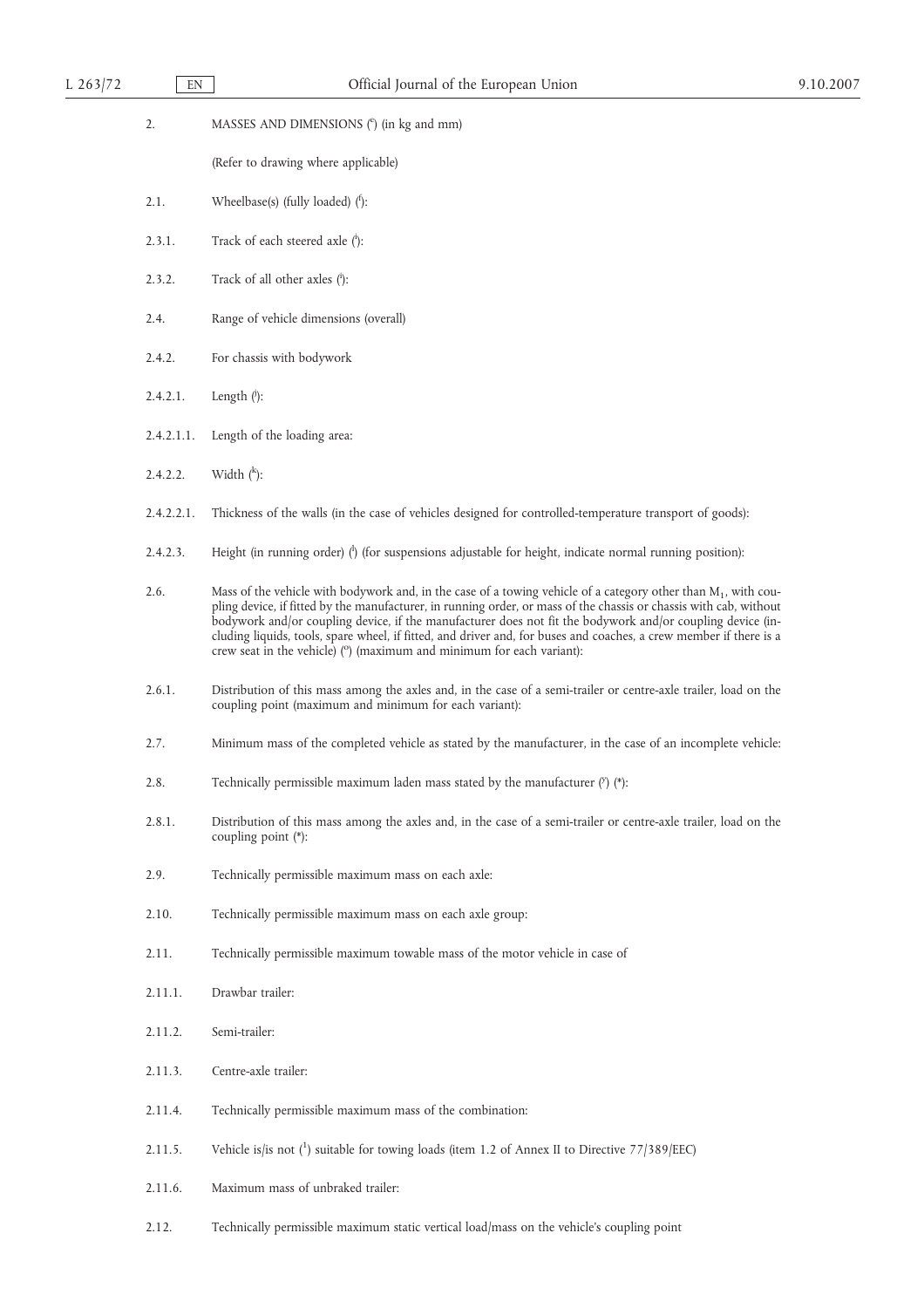2. MASSES AND DIMENSIONS ([e]) (in kg and mm)

(Refer to drawing where applicable)

2.1. Wheelbase(s) (fully loaded) ([f]):

2.3.1. Track of each steered axle ([i]):

2.3.2. Track of all other axles ([i]):

2.4. Range of vehicle dimensions (overall)

2.4.2. For chassis with bodywork

2.4.2.1. Length ([j]):

2.4.2.1.1. Length of the loading area:

2.4.2.2. Width ([k]):

2.4.2.2.1. Thickness of the walls (in the case of vehicles designed for controlled-temperature transport of goods):

2.4.2.3. Height (in running order) ([l]) (for suspensions adjustable for height, indicate normal running position):

2.6. Mass of the vehicle with bodywork and, in the case of a towing vehicle of a category other than $M_1$, with coupling device, if fitted by the manufacturer, in running order, or mass of the chassis or chassis with cab, without bodywork and/or coupling device, if the manufacturer does not fit the bodywork and/or coupling device (including liquids, tools, spare wheel, if fitted, and driver and, for buses and coaches, a crew member if there is a crew seat in the vehicle) ([o]) (maximum and minimum for each variant):

2.6.1. Distribution of this mass among the axles and, in the case of a semi-trailer or centre-axle trailer, load on the coupling point (maximum and minimum for each variant):

2.7. Minimum mass of the completed vehicle as stated by the manufacturer, in the case of an incomplete vehicle:

2.8. Technically permissible maximum laden mass stated by the manufacturer ([y]) (*):

2.8.1. Distribution of this mass among the axles and, in the case of a semi-trailer or centre-axle trailer, load on the coupling point (*):

2.9. Technically permissible maximum mass on each axle:

2.10. Technically permissible maximum mass on each axle group:

2.11. Technically permissible maximum towable mass of the motor vehicle in case of

2.11.1. Drawbar trailer:

2.11.2. Semi-trailer:

2.11.3. Centre-axle trailer:

2.11.4. Technically permissible maximum mass of the combination:

2.11.5. Vehicle is/is not ([1]) suitable for towing loads (item 1.2 of Annex II to Directive 77/389/EEC)

2.11.6. Maximum mass of unbraked trailer:

2.12. Technically permissible maximum static vertical load/mass on the vehicle's coupling point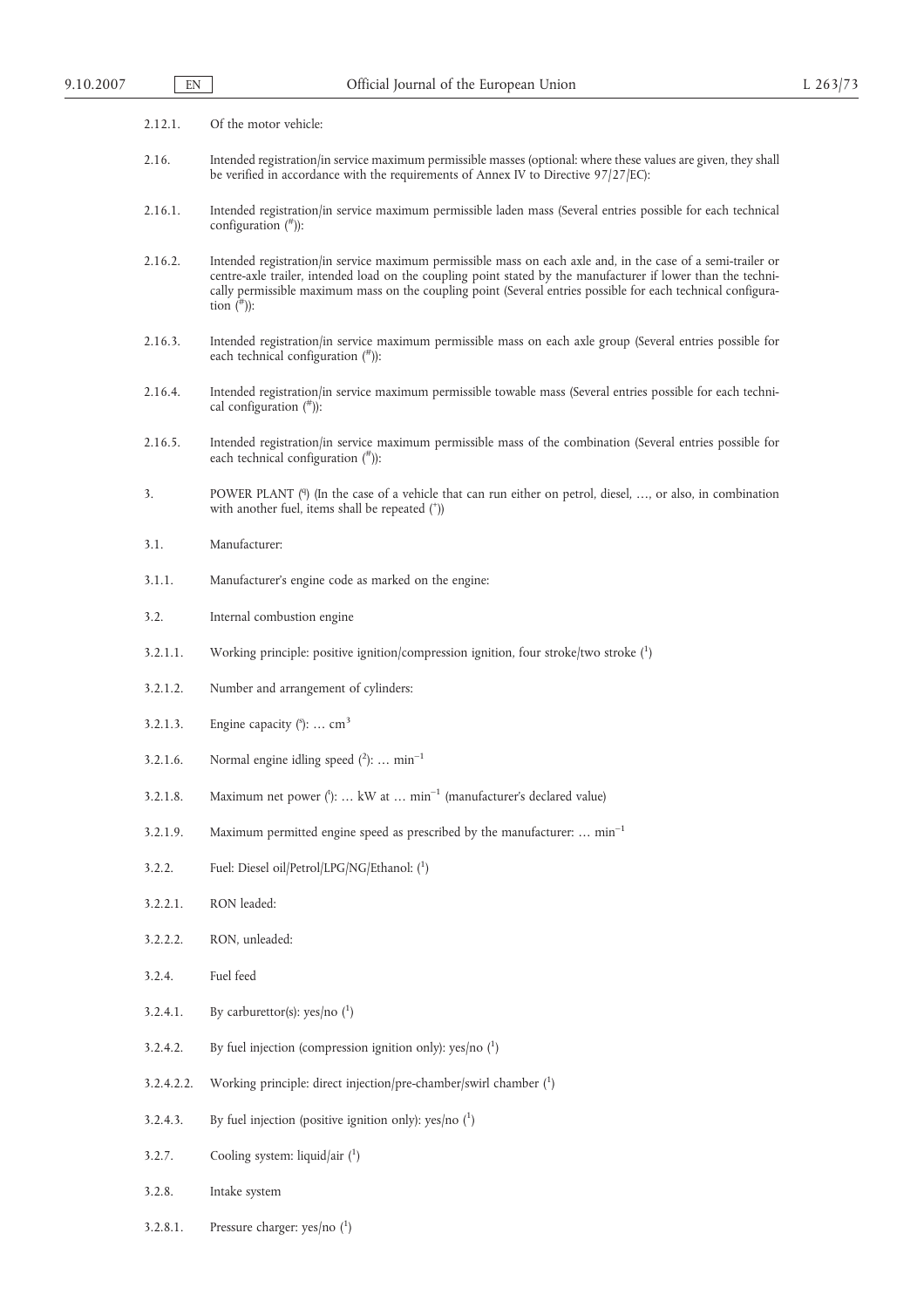2.12.1. Of the motor vehicle:

2.16. Intended registration/in service maximum permissible masses (optional: where these values are given, they shall be verified in accordance with the requirements of Annex IV to Directive 97/27/EC):

2.16.1. Intended registration/in service maximum permissible laden mass (Several entries possible for each technical configuration (#)):

2.16.2. Intended registration/in service maximum permissible mass on each axle and, in the case of a semi-trailer or centre-axle trailer, intended load on the coupling point stated by the manufacturer if lower than the technically permissible maximum mass on the coupling point (Several entries possible for each technical configuration (#)):

2.16.3. Intended registration/in service maximum permissible mass on each axle group (Several entries possible for each technical configuration (#)):

2.16.4. Intended registration/in service maximum permissible towable mass (Several entries possible for each technical configuration (#)):

2.16.5. Intended registration/in service maximum permissible mass of the combination (Several entries possible for each technical configuration (#)):

3. POWER PLANT (q) (In the case of a vehicle that can run either on petrol, diesel, …, or also, in combination with another fuel, items shall be repeated (+))

3.1. Manufacturer:

3.1.1. Manufacturer's engine code as marked on the engine:

3.2. Internal combustion engine

3.2.1.1. Working principle: positive ignition/compression ignition, four stroke/two stroke (1)

3.2.1.2. Number and arrangement of cylinders:

3.2.1.3. Engine capacity (s): … $cm^3$

3.2.1.6. Normal engine idling speed (2): … $min^{-1}$

3.2.1.8. Maximum net power (t): … kW at … $min^{-1}$ (manufacturer's declared value)

3.2.1.9. Maximum permitted engine speed as prescribed by the manufacturer: … $min^{-1}$

3.2.2. Fuel: Diesel oil/Petrol/LPG/NG/Ethanol: (1)

3.2.2.1. RON leaded:

3.2.2.2. RON, unleaded:

3.2.4. Fuel feed

3.2.4.1. By carburettor(s): yes/no (1)

3.2.4.2. By fuel injection (compression ignition only): yes/no (1)

3.2.4.2.2. Working principle: direct injection/pre-chamber/swirl chamber (1)

3.2.4.3. By fuel injection (positive ignition only): yes/no (1)

3.2.7. Cooling system: liquid/air (1)

3.2.8. Intake system

3.2.8.1. Pressure charger: yes/no (1)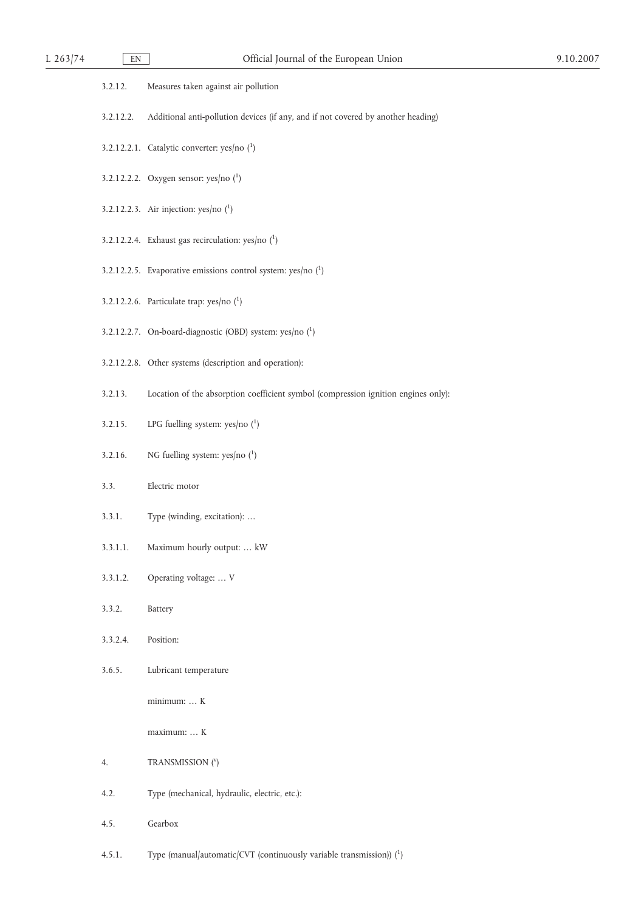3.2.12. Measures taken against air pollution

3.2.12.2. Additional anti-pollution devices (if any, and if not covered by another heading)

3.2.12.2.1. Catalytic converter: yes/no [1]

3.2.12.2.2. Oxygen sensor: yes/no [1]

3.2.12.2.3. Air injection: yes/no [1]

3.2.12.2.4. Exhaust gas recirculation: yes/no [1]

3.2.12.2.5. Evaporative emissions control system: yes/no [1]

3.2.12.2.6. Particulate trap: yes/no [1]

3.2.12.2.7. On-board-diagnostic (OBD) system: yes/no [1]

3.2.12.2.8. Other systems (description and operation):

3.2.13. Location of the absorption coefficient symbol (compression ignition engines only):

3.2.15. LPG fuelling system: yes/no [1]

3.2.16. NG fuelling system: yes/no [1]

3.3. Electric motor

3.3.1. Type (winding, excitation): …

3.3.1.1. Maximum hourly output: … kW

3.3.1.2. Operating voltage: … V

3.3.2. Battery

3.3.2.4. Position:

3.6.5. Lubricant temperature

minimum: … K

maximum: … K

4. TRANSMISSION [v]

4.2. Type (mechanical, hydraulic, electric, etc.):

4.5. Gearbox

4.5.1. Type (manual/automatic/CVT (continuously variable transmission)) [1]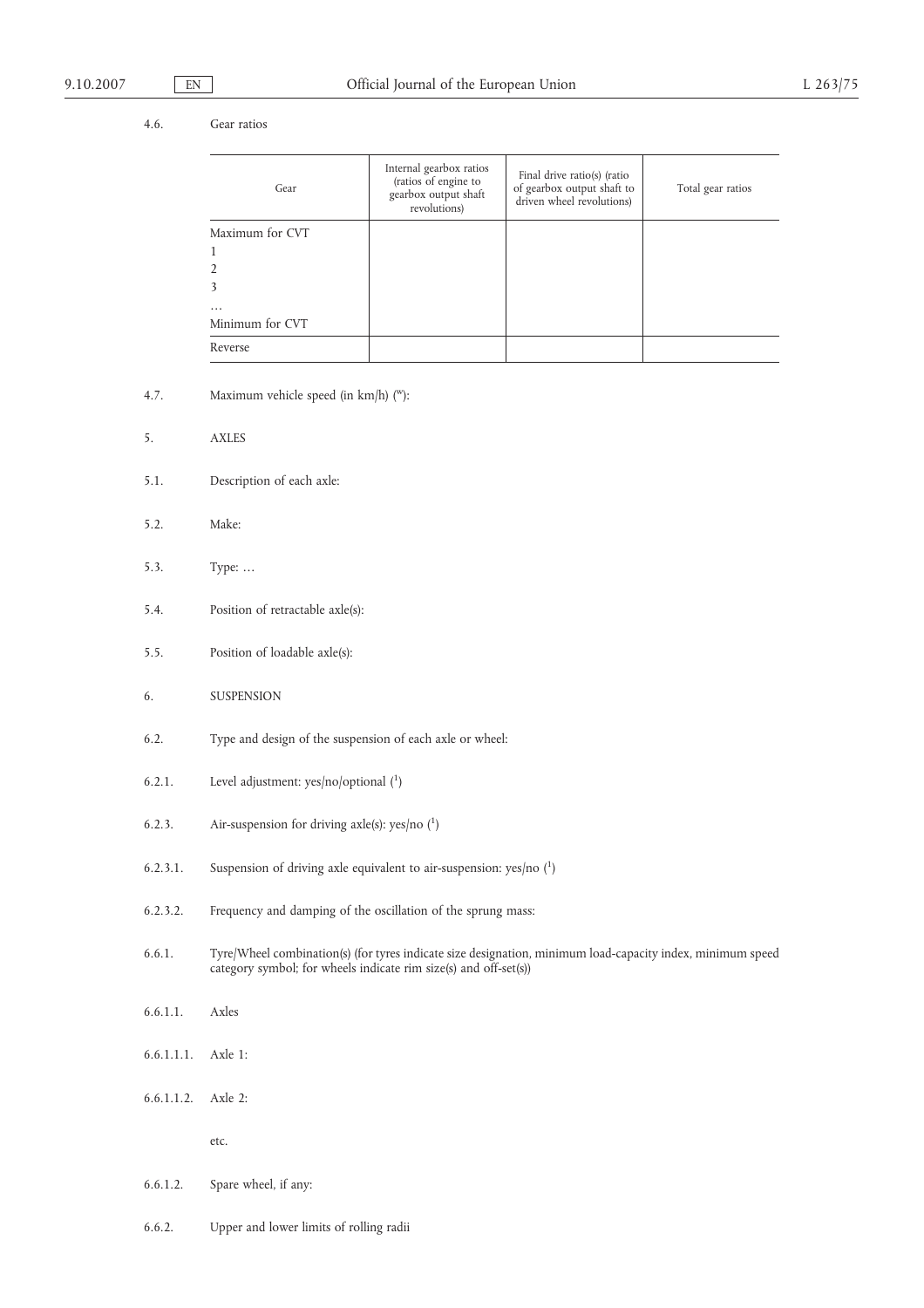4.6. Gear ratios

| Gear | Internal gearbox ratios (ratios of engine to gearbox output shaft revolutions) | Final drive ratio(s) (ratio of gearbox output shaft to driven wheel revolutions) | Total gear ratios |
|---|---|---|---|
| Maximum for CVT | | | |
| 1 | | | |
| 2 | | | |
| 3 | | | |
| … | | | |
| Minimum for CVT | | | |
| Reverse | | | |

4.7. Maximum vehicle speed (in km/h) [w]:

5. AXLES

5.1. Description of each axle:

5.2. Make:

5.3. Type: …

5.4. Position of retractable axle(s):

5.5. Position of loadable axle(s):

6. SUSPENSION

6.2. Type and design of the suspension of each axle or wheel:

6.2.1. Level adjustment: yes/no/optional [1]

6.2.3. Air-suspension for driving axle(s): yes/no [1]

6.2.3.1. Suspension of driving axle equivalent to air-suspension: yes/no [1]

6.2.3.2. Frequency and damping of the oscillation of the sprung mass:

6.6.1. Tyre/Wheel combination(s) (for tyres indicate size designation, minimum load-capacity index, minimum speed category symbol; for wheels indicate rim size(s) and off-set(s))

6.6.1.1. Axles

6.6.1.1.1. Axle 1:

6.6.1.1.2. Axle 2:

etc.

6.6.1.2. Spare wheel, if any:

6.6.2. Upper and lower limits of rolling radii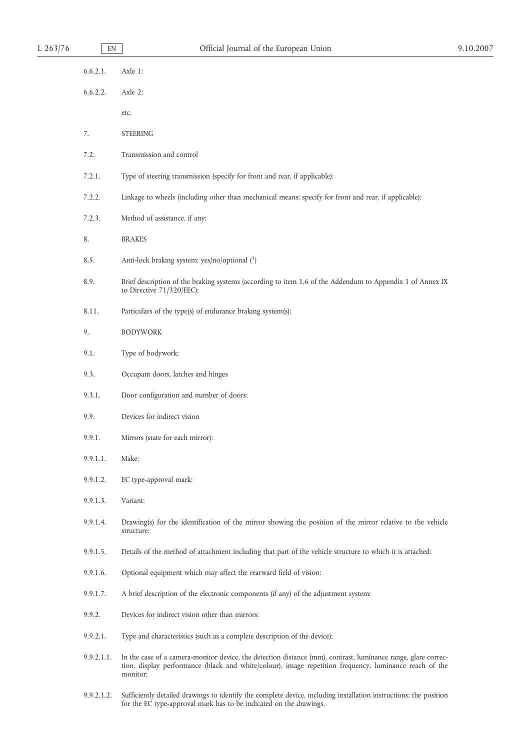6.6.2.1. Axle 1:

6.6.2.2. Axle 2:

etc.

7. STEERING

7.2. Transmission and control

7.2.1. Type of steering transmission (specify for front and rear, if applicable):

7.2.2. Linkage to wheels (including other than mechanical means; specify for front and rear, if applicable):

7.2.3. Method of assistance, if any:

8. BRAKES

8.5. Anti-lock braking system: yes/no/optional (1)

8.9. Brief description of the braking systems (according to item 1,6 of the Addendum to Appendix 1 of Annex IX to Directive 71/320/EEC):

8.11. Particulars of the type(s) of endurance braking system(s):

9. BODYWORK

9.1. Type of bodywork:

9.3. Occupant doors, latches and hinges

9.3.1. Door configuration and number of doors:

9.9. Devices for indirect vision

9.9.1. Mirrors (state for each mirror):

9.9.1.1. Make:

9.9.1.2. EC type-approval mark:

9.9.1.3. Variant:

9.9.1.4. Drawing(s) for the identification of the mirror showing the position of the mirror relative to the vehicle structure:

9.9.1.5. Details of the method of attachment including that part of the vehicle structure to which it is attached:

9.9.1.6. Optional equipment which may affect the rearward field of vision:

9.9.1.7. A brief description of the electronic components (if any) of the adjustment system:

9.9.2. Devices for indirect vision other than mirrors:

9.9.2.1. Type and characteristics (such as a complete description of the device):

9.9.2.1.1. In the case of a camera-monitor device, the detection distance (mm), contrast, luminance range, glare correction, display performance (black and white/colour), image repetition frequency, luminance reach of the monitor:

9.9.2.1.2. Sufficiently detailed drawings to identify the complete device, including installation instructions; the position for the EC type-approval mark has to be indicated on the drawings.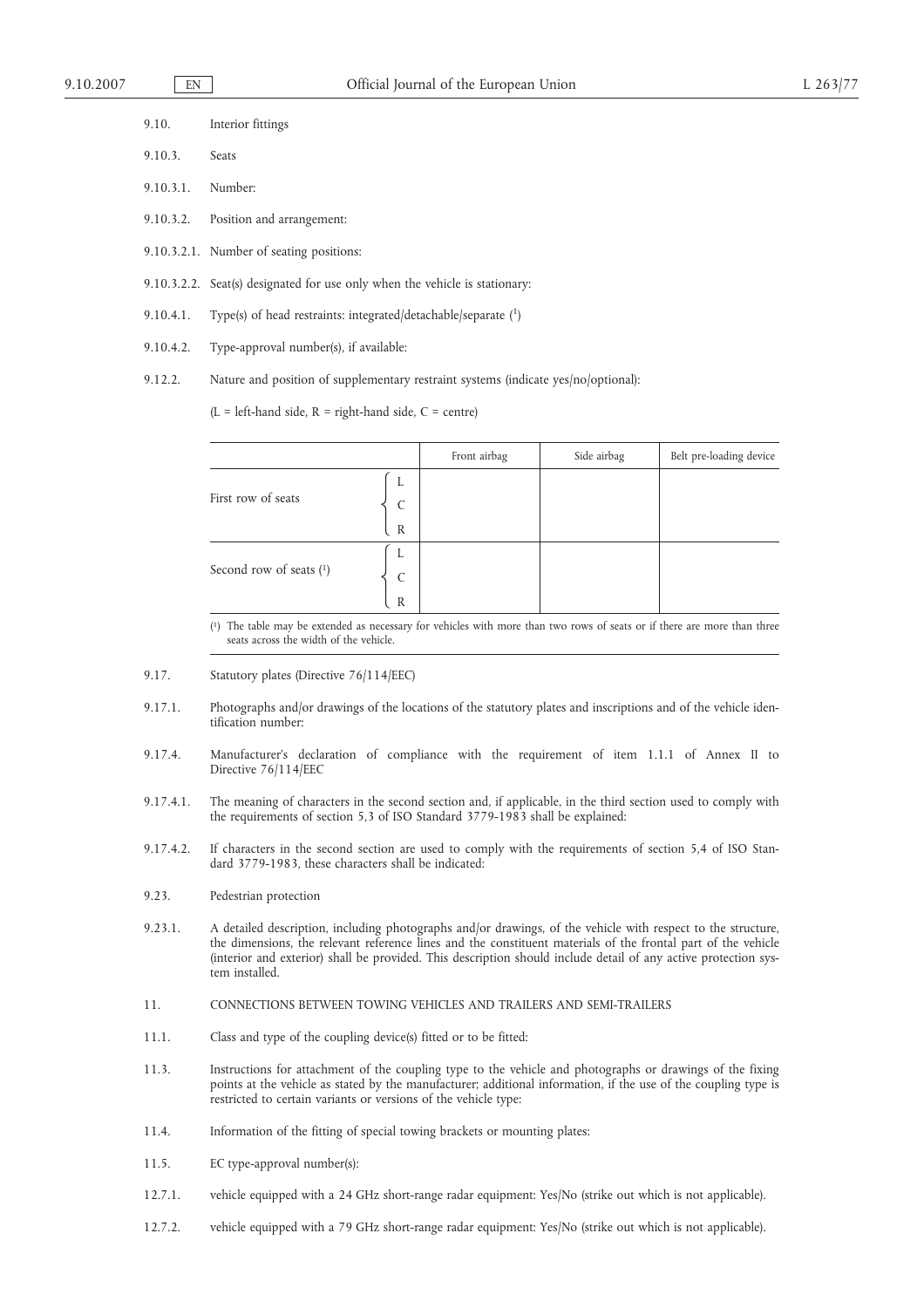9.10. Interior fittings

9.10.3. Seats

9.10.3.1. Number:

9.10.3.2. Position and arrangement:

9.10.3.2.1. Number of seating positions:

9.10.3.2.2. Seat(s) designated for use only when the vehicle is stationary:

9.10.4.1. Type(s) of head restraints: integrated/detachable/separate ([1])

9.10.4.2. Type-approval number(s), if available:

9.12.2. Nature and position of supplementary restraint systems (indicate yes/no/optional):

(L = left-hand side, R = right-hand side, C = centre)

| | | Front airbag | Side airbag | Belt pre-loading device |
|---|---|---|---|---|
| First row of seats | L | | | |
| | C | | | |
| | R | | | |
| Second row of seats ([1]) | L | | | |
| | C | | | |
| | R | | | |

([1]) The table may be extended as necessary for vehicles with more than two rows of seats or if there are more than three seats across the width of the vehicle.

9.17. Statutory plates (Directive 76/114/EEC)

9.17.1. Photographs and/or drawings of the locations of the statutory plates and inscriptions and of the vehicle identification number:

9.17.4. Manufacturer's declaration of compliance with the requirement of item 1.1.1 of Annex II to Directive 76/114/EEC

9.17.4.1. The meaning of characters in the second section and, if applicable, in the third section used to comply with the requirements of section 5,3 of ISO Standard 3779-1983 shall be explained:

9.17.4.2. If characters in the second section are used to comply with the requirements of section 5,4 of ISO Standard 3779-1983, these characters shall be indicated:

9.23. Pedestrian protection

9.23.1. A detailed description, including photographs and/or drawings, of the vehicle with respect to the structure, the dimensions, the relevant reference lines and the constituent materials of the frontal part of the vehicle (interior and exterior) shall be provided. This description should include detail of any active protection system installed.

11. CONNECTIONS BETWEEN TOWING VEHICLES AND TRAILERS AND SEMI-TRAILERS

11.1. Class and type of the coupling device(s) fitted or to be fitted:

11.3. Instructions for attachment of the coupling type to the vehicle and photographs or drawings of the fixing points at the vehicle as stated by the manufacturer; additional information, if the use of the coupling type is restricted to certain variants or versions of the vehicle type:

11.4. Information of the fitting of special towing brackets or mounting plates:

11.5. EC type-approval number(s):

12.7.1. vehicle equipped with a 24 GHz short-range radar equipment: Yes/No (strike out which is not applicable).

12.7.2. vehicle equipped with a 79 GHz short-range radar equipment: Yes/No (strike out which is not applicable).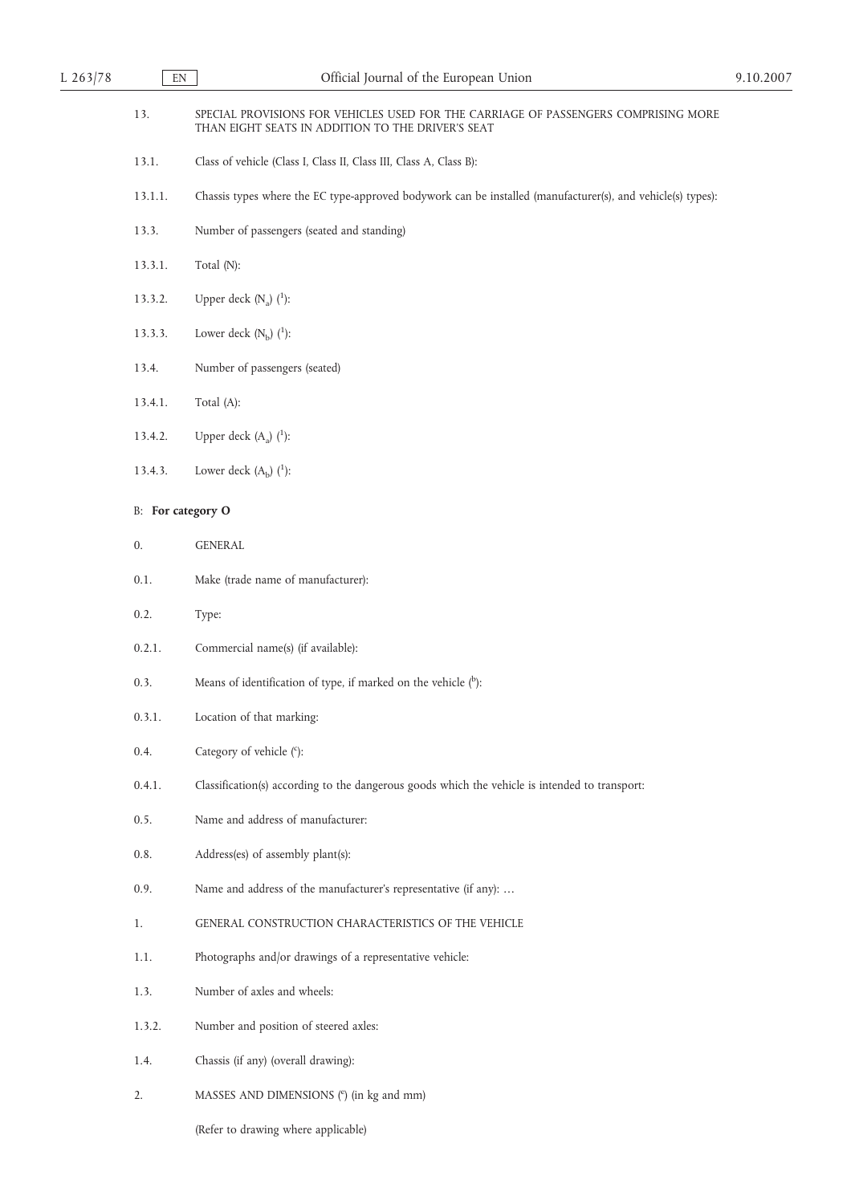13. SPECIAL PROVISIONS FOR VEHICLES USED FOR THE CARRIAGE OF PASSENGERS COMPRISING MORE THAN EIGHT SEATS IN ADDITION TO THE DRIVER'S SEAT

13.1. Class of vehicle (Class I, Class II, Class III, Class A, Class B):

13.1.1. Chassis types where the EC type-approved bodywork can be installed (manufacturer(s), and vehicle(s) types):

13.3. Number of passengers (seated and standing)

13.3.1. Total (N):

13.3.2. Upper deck ($N_a$) ([1]):

13.3.3. Lower deck ($N_b$) ([1]):

13.4. Number of passengers (seated)

13.4.1. Total (A):

13.4.2. Upper deck ($A_a$) ([1]):

13.4.3. Lower deck ($A_b$) ([1]):

B: **For category O**

0. GENERAL

0.1. Make (trade name of manufacturer):

0.2. Type:

0.2.1. Commercial name(s) (if available):

0.3. Means of identification of type, if marked on the vehicle ([b]):

0.3.1. Location of that marking:

0.4. Category of vehicle ([c]):

0.4.1. Classification(s) according to the dangerous goods which the vehicle is intended to transport:

0.5. Name and address of manufacturer:

0.8. Address(es) of assembly plant(s):

0.9. Name and address of the manufacturer's representative (if any): …

1. GENERAL CONSTRUCTION CHARACTERISTICS OF THE VEHICLE

1.1. Photographs and/or drawings of a representative vehicle:

1.3. Number of axles and wheels:

1.3.2. Number and position of steered axles:

1.4. Chassis (if any) (overall drawing):

2. MASSES AND DIMENSIONS ([e]) (in kg and mm)

(Refer to drawing where applicable)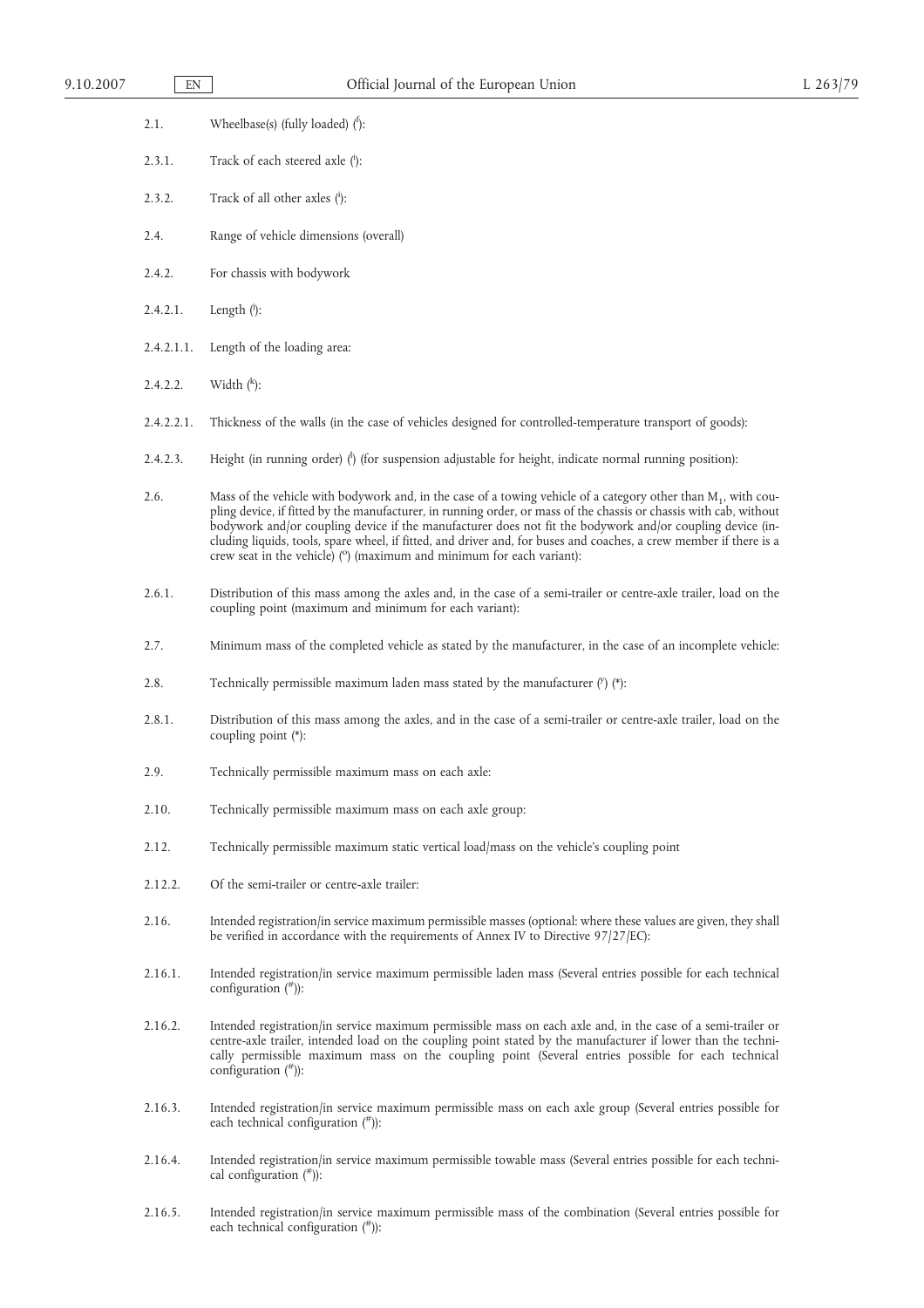2.1. Wheelbase(s) (fully loaded) (f):

2.3.1. Track of each steered axle (i):

2.3.2. Track of all other axles (i):

2.4. Range of vehicle dimensions (overall)

2.4.2. For chassis with bodywork

2.4.2.1. Length (j):

2.4.2.1.1. Length of the loading area:

2.4.2.2. Width (k):

2.4.2.2.1. Thickness of the walls (in the case of vehicles designed for controlled-temperature transport of goods):

2.4.2.3. Height (in running order) (l) (for suspension adjustable for height, indicate normal running position):

2.6. Mass of the vehicle with bodywork and, in the case of a towing vehicle of a category other than $M_1$, with coupling device, if fitted by the manufacturer, in running order, or mass of the chassis or chassis with cab, without bodywork and/or coupling device if the manufacturer does not fit the bodywork and/or coupling device (including liquids, tools, spare wheel, if fitted, and driver and, for buses and coaches, a crew member if there is a crew seat in the vehicle) (o) (maximum and minimum for each variant):

2.6.1. Distribution of this mass among the axles and, in the case of a semi-trailer or centre-axle trailer, load on the coupling point (maximum and minimum for each variant):

2.7. Minimum mass of the completed vehicle as stated by the manufacturer, in the case of an incomplete vehicle:

2.8. Technically permissible maximum laden mass stated by the manufacturer (y) (*):

2.8.1. Distribution of this mass among the axles, and in the case of a semi-trailer or centre-axle trailer, load on the coupling point (*):

2.9. Technically permissible maximum mass on each axle:

2.10. Technically permissible maximum mass on each axle group:

2.12. Technically permissible maximum static vertical load/mass on the vehicle's coupling point

2.12.2. Of the semi-trailer or centre-axle trailer:

2.16. Intended registration/in service maximum permissible masses (optional: where these values are given, they shall be verified in accordance with the requirements of Annex IV to Directive 97/27/EC):

2.16.1. Intended registration/in service maximum permissible laden mass (Several entries possible for each technical configuration (#)):

2.16.2. Intended registration/in service maximum permissible mass on each axle and, in the case of a semi-trailer or centre-axle trailer, intended load on the coupling point stated by the manufacturer if lower than the technically permissible maximum mass on the coupling point (Several entries possible for each technical configuration (#)):

2.16.3. Intended registration/in service maximum permissible mass on each axle group (Several entries possible for each technical configuration (#)):

2.16.4. Intended registration/in service maximum permissible towable mass (Several entries possible for each technical configuration (#)):

2.16.5. Intended registration/in service maximum permissible mass of the combination (Several entries possible for each technical configuration (#)):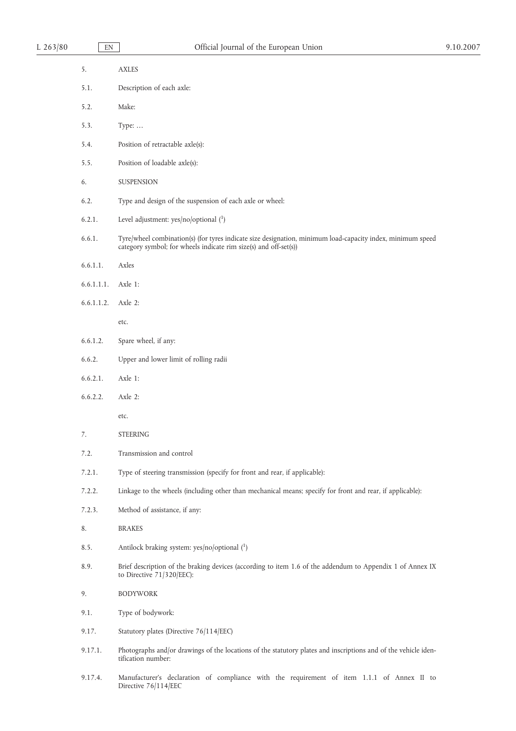5. AXLES

5.1. Description of each axle:

5.2. Make:

5.3. Type: …

5.4. Position of retractable axle(s):

5.5. Position of loadable axle(s):

6. SUSPENSION

6.2. Type and design of the suspension of each axle or wheel:

6.2.1. Level adjustment: yes/no/optional ([1])

6.6.1. Tyre/wheel combination(s) (for tyres indicate size designation, minimum load-capacity index, minimum speed category symbol; for wheels indicate rim size(s) and off-set(s))

6.6.1.1. Axles

6.6.1.1.1. Axle 1:

6.6.1.1.2. Axle 2:

etc.

6.6.1.2. Spare wheel, if any:

6.6.2. Upper and lower limit of rolling radii

6.6.2.1. Axle 1:

6.6.2.2. Axle 2:

etc.

7. STEERING

7.2. Transmission and control

7.2.1. Type of steering transmission (specify for front and rear, if applicable):

7.2.2. Linkage to the wheels (including other than mechanical means; specify for front and rear, if applicable):

7.2.3. Method of assistance, if any:

8. BRAKES

8.5. Antilock braking system: yes/no/optional ([1])

8.9. Brief description of the braking devices (according to item 1.6 of the addendum to Appendix 1 of Annex IX to Directive 71/320/EEC):

9. BODYWORK

9.1. Type of bodywork:

9.17. Statutory plates (Directive 76/114/EEC)

9.17.1. Photographs and/or drawings of the locations of the statutory plates and inscriptions and of the vehicle identification number:

9.17.4. Manufacturer's declaration of compliance with the requirement of item 1.1.1 of Annex II to Directive 76/114/EEC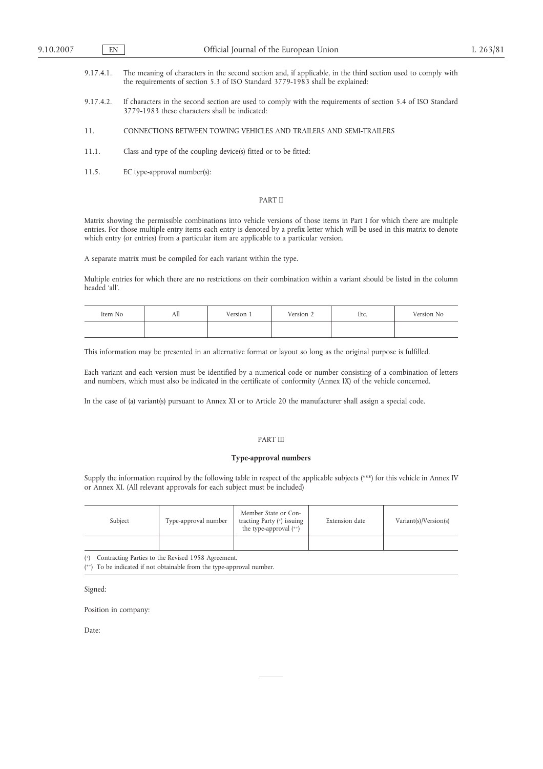9.17.4.1. The meaning of characters in the second section and, if applicable, in the third section used to comply with the requirements of section 5.3 of ISO Standard 3779-1983 shall be explained:

9.17.4.2. If characters in the second section are used to comply with the requirements of section 5.4 of ISO Standard 3779-1983 these characters shall be indicated:

11. CONNECTIONS BETWEEN TOWING VEHICLES AND TRAILERS AND SEMI-TRAILERS

11.1. Class and type of the coupling device(s) fitted or to be fitted:

11.5. EC type-approval number(s):

## PART II

Matrix showing the permissible combinations into vehicle versions of those items in Part I for which there are multiple entries. For those multiple entry items each entry is denoted by a prefix letter which will be used in this matrix to denote which entry (or entries) from a particular item are applicable to a particular version.

A separate matrix must be compiled for each variant within the type.

Multiple entries for which there are no restrictions on their combination within a variant should be listed in the column headed 'all'.

| Item No | All | Version 1 | Version 2 | Etc. | Version No |
|---|---|---|---|---|---|
| | | | | | |

This information may be presented in an alternative format or layout so long as the original purpose is fulfilled.

Each variant and each version must be identified by a numerical code or number consisting of a combination of letters and numbers, which must also be indicated in the certificate of conformity (Annex IX) of the vehicle concerned.

In the case of (a) variant(s) pursuant to Annex XI or to Article 20 the manufacturer shall assign a special code.

## PART III

### Type-approval numbers

Supply the information required by the following table in respect of the applicable subjects (***) for this vehicle in Annex IV or Annex XI. (All relevant approvals for each subject must be included)

| Subject | Type-approval number | Member State or Contracting Party (+) issuing the type-approval (++) | Extension date | Variant(s)/Version(s) |
|---|---|---|---|---|
| | | | | |

(+) Contracting Parties to the Revised 1958 Agreement.

(++) To be indicated if not obtainable from the type-approval number.

Signed:

Position in company:

Date: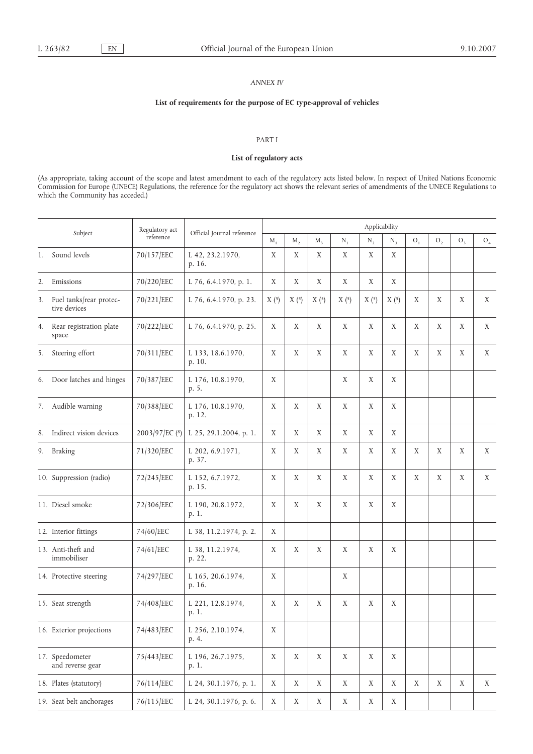*ANNEX IV*

**List of requirements for the purpose of EC type-approval of vehicles**

PART I

**List of regulatory acts**

(As appropriate, taking account of the scope and latest amendment to each of the regulatory acts listed below. In respect of United Nations Economic Commission for Europe (UNECE) Regulations, the reference for the regulatory act shows the relevant series of amendments of the UNECE Regulations to which the Community has acceded.)

| Subject | Regulatory act reference | Official Journal reference | Applicability | | | | | | | | | |
|---|---|---|---|---|---|---|---|---|---|---|---|---|
| | | | $M_1$ | $M_2$ | $M_3$ | $N_1$ | $N_2$ | $N_3$ | $O_1$ | $O_2$ | $O_3$ | $O_4$ |
| 1. Sound levels | 70/157/EEC | L 42, 23.2.1970, p. 16. | X | X | X | X | X | X | | | | |
| 2. Emissions | 70/220/EEC | L 76, 6.4.1970, p. 1. | X | X | X | X | X | X | | | | |
| 3. Fuel tanks/rear protective devices | 70/221/EEC | L 76, 6.4.1970, p. 23. | X (5) | X (5) | X (5) | X (5) | X (5) | X (5) | X | X | X | X |
| 4. Rear registration plate space | 70/222/EEC | L 76, 6.4.1970, p. 25. | X | X | X | X | X | X | X | X | X | X |
| 5. Steering effort | 70/311/EEC | L 133, 18.6.1970, p. 10. | X | X | X | X | X | X | X | X | X | X |
| 6. Door latches and hinges | 70/387/EEC | L 176, 10.8.1970, p. 5. | X | | | X | X | X | | | | |
| 7. Audible warning | 70/388/EEC | L 176, 10.8.1970, p. 12. | X | X | X | X | X | X | | | | |
| 8. Indirect vision devices | 2003/97/EC (8) | L 25, 29.1.2004, p. 1. | X | X | X | X | X | X | | | | |
| 9. Braking | 71/320/EEC | L 202, 6.9.1971, p. 37. | X | X | X | X | X | X | X | X | X | X |
| 10. Suppression (radio) | 72/245/EEC | L 152, 6.7.1972, p. 15. | X | X | X | X | X | X | X | X | X | X |
| 11. Diesel smoke | 72/306/EEC | L 190, 20.8.1972, p. 1. | X | X | X | X | X | X | | | | |
| 12. Interior fittings | 74/60/EEC | L 38, 11.2.1974, p. 2. | X | | | | | | | | | |
| 13. Anti-theft and immobiliser | 74/61/EEC | L 38, 11.2.1974, p. 22. | X | X | X | X | X | X | | | | |
| 14. Protective steering | 74/297/EEC | L 165, 20.6.1974, p. 16. | X | | | X | | | | | | |
| 15. Seat strength | 74/408/EEC | L 221, 12.8.1974, p. 1. | X | X | X | X | X | X | | | | |
| 16. Exterior projections | 74/483/EEC | L 256, 2.10.1974, p. 4. | X | | | | | | | | | |
| 17. Speedometer and reverse gear | 75/443/EEC | L 196, 26.7.1975, p. 1. | X | X | X | X | X | X | | | | |
| 18. Plates (statutory) | 76/114/EEC | L 24, 30.1.1976, p. 1. | X | X | X | X | X | X | X | X | X | X |
| 19. Seat belt anchorages | 76/115/EEC | L 24, 30.1.1976, p. 6. | X | X | X | X | X | X | | | | |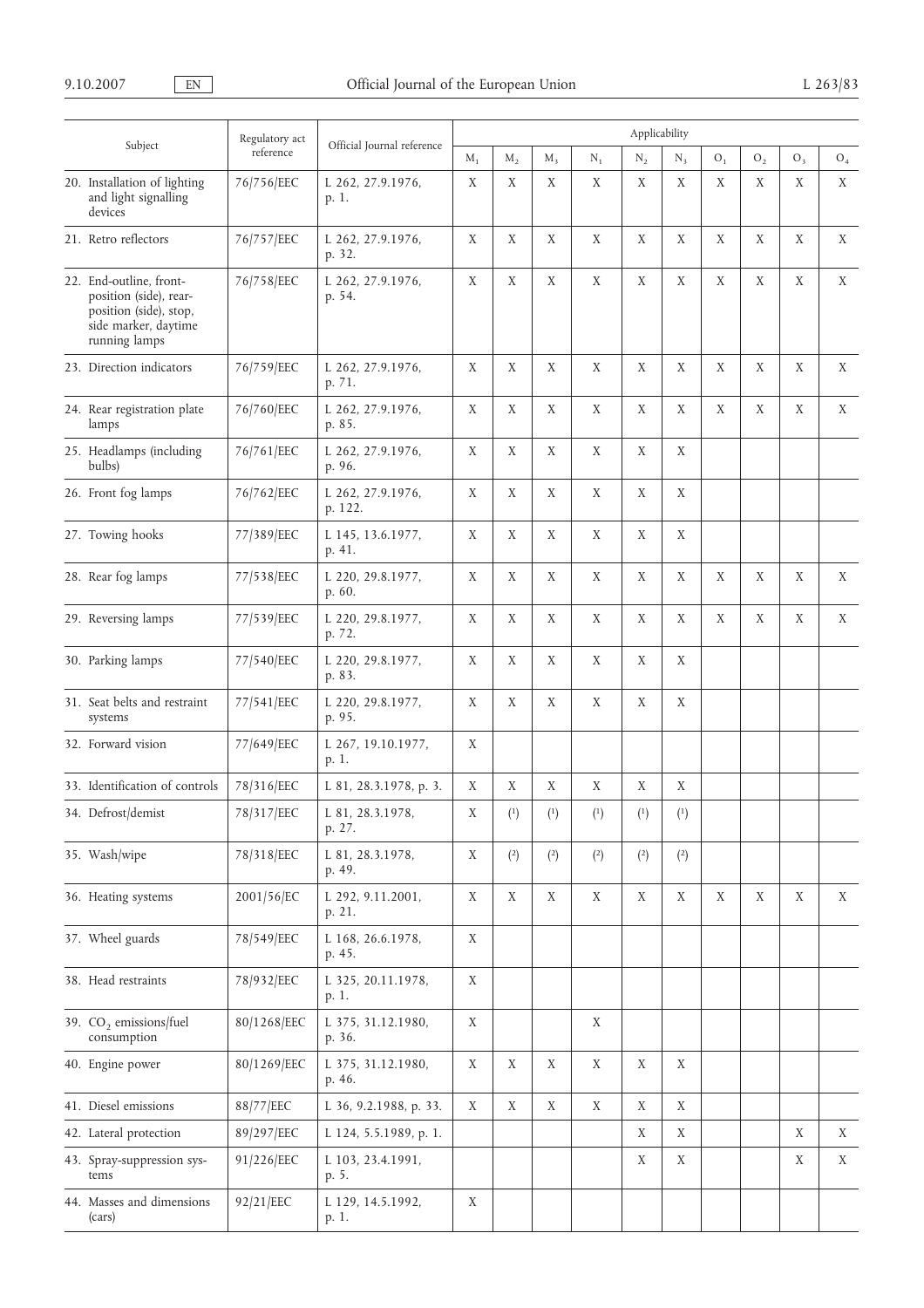| Subject | Regulatory act reference | Official Journal reference | Applicability | | | | | | | | | |
|---|---|---|---|---|---|---|---|---|---|---|---|---|
| | | | $M_1$ | $M_2$ | $M_3$ | $N_1$ | $N_2$ | $N_3$ | $O_1$ | $O_2$ | $O_3$ | $O_4$ |
| 20. Installation of lighting and light signalling devices | 76/756/EEC | L 262, 27.9.1976, p. 1. | X | X | X | X | X | X | X | X | X | X |
| 21. Retro reflectors | 76/757/EEC | L 262, 27.9.1976, p. 32. | X | X | X | X | X | X | X | X | X | X |
| 22. End-outline, front-position (side), rear-position (side), stop, side marker, daytime running lamps | 76/758/EEC | L 262, 27.9.1976, p. 54. | X | X | X | X | X | X | X | X | X | X |
| 23. Direction indicators | 76/759/EEC | L 262, 27.9.1976, p. 71. | X | X | X | X | X | X | X | X | X | X |
| 24. Rear registration plate lamps | 76/760/EEC | L 262, 27.9.1976, p. 85. | X | X | X | X | X | X | X | X | X | X |
| 25. Headlamps (including bulbs) | 76/761/EEC | L 262, 27.9.1976, p. 96. | X | X | X | X | X | X | | | | |
| 26. Front fog lamps | 76/762/EEC | L 262, 27.9.1976, p. 122. | X | X | X | X | X | X | | | | |
| 27. Towing hooks | 77/389/EEC | L 145, 13.6.1977, p. 41. | X | X | X | X | X | X | | | | |
| 28. Rear fog lamps | 77/538/EEC | L 220, 29.8.1977, p. 60. | X | X | X | X | X | X | X | X | X | X |
| 29. Reversing lamps | 77/539/EEC | L 220, 29.8.1977, p. 72. | X | X | X | X | X | X | X | X | X | X |
| 30. Parking lamps | 77/540/EEC | L 220, 29.8.1977, p. 83. | X | X | X | X | X | X | | | | |
| 31. Seat belts and restraint systems | 77/541/EEC | L 220, 29.8.1977, p. 95. | X | X | X | X | X | X | | | | |
| 32. Forward vision | 77/649/EEC | L 267, 19.10.1977, p. 1. | X | | | | | | | | | |
| 33. Identification of controls | 78/316/EEC | L 81, 28.3.1978, p. 3. | X | X | X | X | X | X | | | | |
| 34. Defrost/demist | 78/317/EEC | L 81, 28.3.1978, p. 27. | X | (1) | (1) | (1) | (1) | (1) | | | | |
| 35. Wash/wipe | 78/318/EEC | L 81, 28.3.1978, p. 49. | X | (2) | (2) | (2) | (2) | (2) | | | | |
| 36. Heating systems | 2001/56/EC | L 292, 9.11.2001, p. 21. | X | X | X | X | X | X | X | X | X | X |
| 37. Wheel guards | 78/549/EEC | L 168, 26.6.1978, p. 45. | X | | | | | | | | | |
| 38. Head restraints | 78/932/EEC | L 325, 20.11.1978, p. 1. | X | | | | | | | | | |
| 39. $CO_2$ emissions/fuel consumption | 80/1268/EEC | L 375, 31.12.1980, p. 36. | X | | | X | | | | | | |
| 40. Engine power | 80/1269/EEC | L 375, 31.12.1980, p. 46. | X | X | X | X | X | X | | | | |
| 41. Diesel emissions | 88/77/EEC | L 36, 9.2.1988, p. 33. | X | X | X | X | X | X | | | | |
| 42. Lateral protection | 89/297/EEC | L 124, 5.5.1989, p. 1. | | | | | X | X | | | X | X |
| 43. Spray-suppression systems | 91/226/EEC | L 103, 23.4.1991, p. 5. | | | | | X | X | | | X | X |
| 44. Masses and dimensions (cars) | 92/21/EEC | L 129, 14.5.1992, p. 1. | X | | | | | | | | | |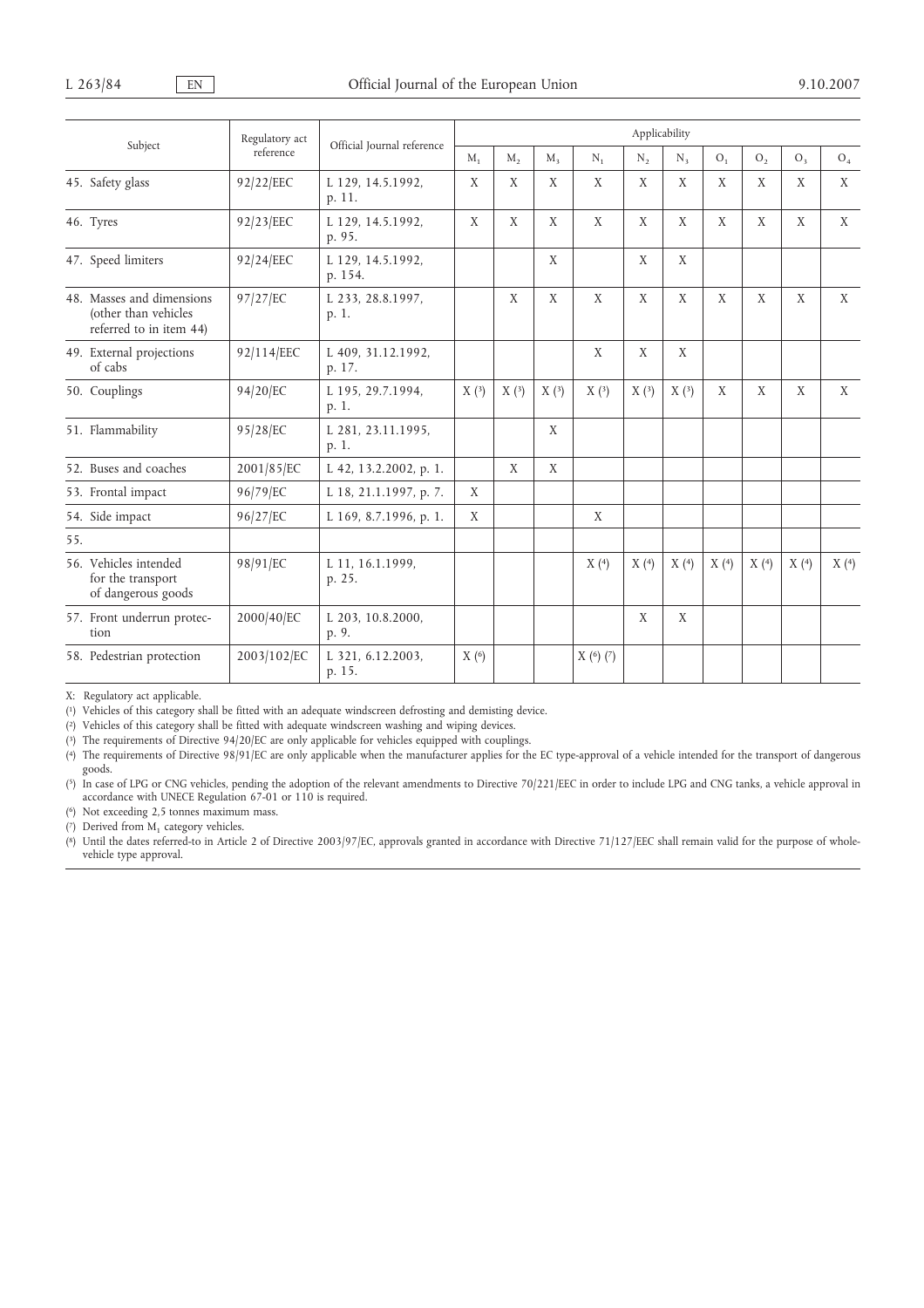| Subject | Regulatory act reference | Official Journal reference | Applicability | | | | | | | | | |
|---|---|---|---|---|---|---|---|---|---|---|---|---|
| | | | $M_1$ | $M_2$ | $M_3$ | $N_1$ | $N_2$ | $N_3$ | $O_1$ | $O_2$ | $O_3$ | $O_4$ |
| 45. Safety glass | 92/22/EEC | L 129, 14.5.1992, p. 11. | X | X | X | X | X | X | X | X | X | X |
| 46. Tyres | 92/23/EEC | L 129, 14.5.1992, p. 95. | X | X | X | X | X | X | X | X | X | X |
| 47. Speed limiters | 92/24/EEC | L 129, 14.5.1992, p. 154. | | | X | | X | X | | | | |
| 48. Masses and dimensions (other than vehicles referred to in item 44) | 97/27/EC | L 233, 28.8.1997, p. 1. | | X | X | X | X | X | X | X | X | X |
| 49. External projections of cabs | 92/114/EEC | L 409, 31.12.1992, p. 17. | | | | X | X | X | | | | |
| 50. Couplings | 94/20/EC | L 195, 29.7.1994, p. 1. | X (3) | X (3) | X (3) | X (3) | X (3) | X (3) | X | X | X | X |
| 51. Flammability | 95/28/EC | L 281, 23.11.1995, p. 1. | | | X | | | | | | | |
| 52. Buses and coaches | 2001/85/EC | L 42, 13.2.2002, p. 1. | | X | X | | | | | | | |
| 53. Frontal impact | 96/79/EC | L 18, 21.1.1997, p. 7. | X | | | | | | | | | |
| 54. Side impact | 96/27/EC | L 169, 8.7.1996, p. 1. | X | | | X | | | | | | |
| 55. | | | | | | | | | | | | |
| 56. Vehicles intended for the transport of dangerous goods | 98/91/EC | L 11, 16.1.1999, p. 25. | | | | X (4) | X (4) | X (4) | X (4) | X (4) | X (4) | X (4) |
| 57. Front underrun protection | 2000/40/EC | L 203, 10.8.2000, p. 9. | | | | | X | X | | | | |
| 58. Pedestrian protection | 2003/102/EC | L 321, 6.12.2003, p. 15. | X (6) | | | X (6) (7) | | | | | | |

X: Regulatory act applicable.

(1) Vehicles of this category shall be fitted with an adequate windscreen defrosting and demisting device.

(2) Vehicles of this category shall be fitted with adequate windscreen washing and wiping devices.

(3) The requirements of Directive 94/20/EC are only applicable for vehicles equipped with couplings.

(4) The requirements of Directive 98/91/EC are only applicable when the manufacturer applies for the EC type-approval of a vehicle intended for the transport of dangerous goods.

(5) In case of LPG or CNG vehicles, pending the adoption of the relevant amendments to Directive 70/221/EEC in order to include LPG and CNG tanks, a vehicle approval in accordance with UNECE Regulation 67-01 or 110 is required.

(6) Not exceeding 2,5 tonnes maximum mass.

(7) Derived from $M_1$ category vehicles.

(8) Until the dates referred-to in Article 2 of Directive 2003/97/EC, approvals granted in accordance with Directive 71/127/EEC shall remain valid for the purpose of whole-vehicle type approval.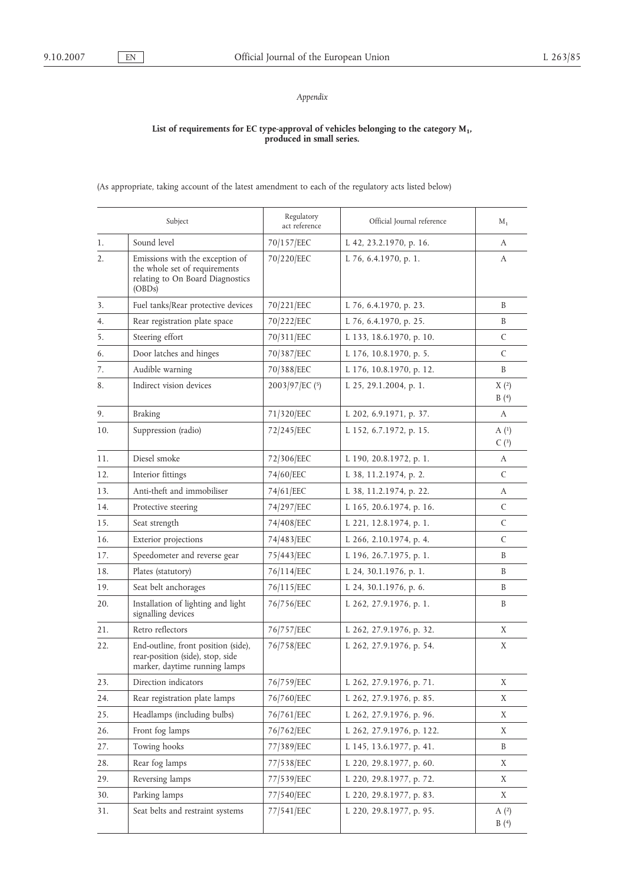*Appendix*

**List of requirements for EC type-approval of vehicles belonging to the category $M_1$, produced in small series.**

(As appropriate, taking account of the latest amendment to each of the regulatory acts listed below)

| | Subject | Regulatory act reference | Official Journal reference | $M_1$ |
|---|---|---|---|---|
| 1. | Sound level | 70/157/EEC | L 42, 23.2.1970, p. 16. | A |
| 2. | Emissions with the exception of the whole set of requirements relating to On Board Diagnostics (OBDs) | 70/220/EEC | L 76, 6.4.1970, p. 1. | A |
| 3. | Fuel tanks/Rear protective devices | 70/221/EEC | L 76, 6.4.1970, p. 23. | B |
| 4. | Rear registration plate space | 70/222/EEC | L 76, 6.4.1970, p. 25. | B |
| 5. | Steering effort | 70/311/EEC | L 133, 18.6.1970, p. 10. | C |
| 6. | Door latches and hinges | 70/387/EEC | L 176, 10.8.1970, p. 5. | C |
| 7. | Audible warning | 70/388/EEC | L 176, 10.8.1970, p. 12. | B |
| 8. | Indirect vision devices | 2003/97/EC (5) | L 25, 29.1.2004, p. 1. | X (2) B (4) |
| 9. | Braking | 71/320/EEC | L 202, 6.9.1971, p. 37. | A |
| 10. | Suppression (radio) | 72/245/EEC | L 152, 6.7.1972, p. 15. | A (1) C (3) |
| 11. | Diesel smoke | 72/306/EEC | L 190, 20.8.1972, p. 1. | A |
| 12. | Interior fittings | 74/60/EEC | L 38, 11.2.1974, p. 2. | C |
| 13. | Anti-theft and immobiliser | 74/61/EEC | L 38, 11.2.1974, p. 22. | A |
| 14. | Protective steering | 74/297/EEC | L 165, 20.6.1974, p. 16. | C |
| 15. | Seat strength | 74/408/EEC | L 221, 12.8.1974, p. 1. | C |
| 16. | Exterior projections | 74/483/EEC | L 266, 2.10.1974, p. 4. | C |
| 17. | Speedometer and reverse gear | 75/443/EEC | L 196, 26.7.1975, p. 1. | B |
| 18. | Plates (statutory) | 76/114/EEC | L 24, 30.1.1976, p. 1. | B |
| 19. | Seat belt anchorages | 76/115/EEC | L 24, 30.1.1976, p. 6. | B |
| 20. | Installation of lighting and light signalling devices | 76/756/EEC | L 262, 27.9.1976, p. 1. | B |
| 21. | Retro reflectors | 76/757/EEC | L 262, 27.9.1976, p. 32. | X |
| 22. | End-outline, front position (side), rear-position (side), stop, side marker, daytime running lamps | 76/758/EEC | L 262, 27.9.1976, p. 54. | X |
| 23. | Direction indicators | 76/759/EEC | L 262, 27.9.1976, p. 71. | X |
| 24. | Rear registration plate lamps | 76/760/EEC | L 262, 27.9.1976, p. 85. | X |
| 25. | Headlamps (including bulbs) | 76/761/EEC | L 262, 27.9.1976, p. 96. | X |
| 26. | Front fog lamps | 76/762/EEC | L 262, 27.9.1976, p. 122. | X |
| 27. | Towing hooks | 77/389/EEC | L 145, 13.6.1977, p. 41. | B |
| 28. | Rear fog lamps | 77/538/EEC | L 220, 29.8.1977, p. 60. | X |
| 29. | Reversing lamps | 77/539/EEC | L 220, 29.8.1977, p. 72. | X |
| 30. | Parking lamps | 77/540/EEC | L 220, 29.8.1977, p. 83. | X |
| 31. | Seat belts and restraint systems | 77/541/EEC | L 220, 29.8.1977, p. 95. | A (2) B (4) |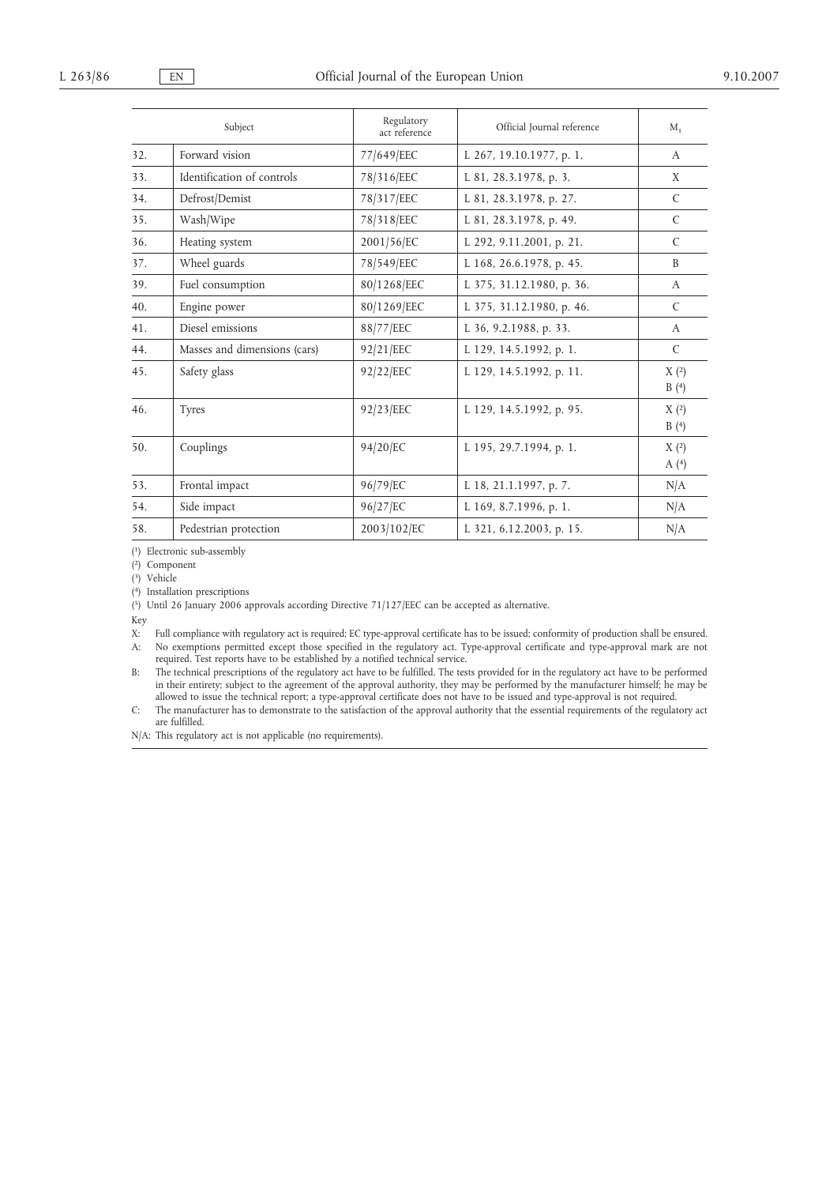| Subject | | Regulatory act reference | Official Journal reference | $M_1$ |
|---|---|---|---|---|
| 32. | Forward vision | 77/649/EEC | L 267, 19.10.1977, p. 1. | A |
| 33. | Identification of controls | 78/316/EEC | L 81, 28.3.1978, p. 3. | X |
| 34. | Defrost/Demist | 78/317/EEC | L 81, 28.3.1978, p. 27. | C |
| 35. | Wash/Wipe | 78/318/EEC | L 81, 28.3.1978, p. 49. | C |
| 36. | Heating system | 2001/56/EC | L 292, 9.11.2001, p. 21. | C |
| 37. | Wheel guards | 78/549/EEC | L 168, 26.6.1978, p. 45. | B |
| 39. | Fuel consumption | 80/1268/EEC | L 375, 31.12.1980, p. 36. | A |
| 40. | Engine power | 80/1269/EEC | L 375, 31.12.1980, p. 46. | C |
| 41. | Diesel emissions | 88/77/EEC | L 36, 9.2.1988, p. 33. | A |
| 44. | Masses and dimensions (cars) | 92/21/EEC | L 129, 14.5.1992, p. 1. | C |
| 45. | Safety glass | 92/22/EEC | L 129, 14.5.1992, p. 11. | X (2) B (4) |
| 46. | Tyres | 92/23/EEC | L 129, 14.5.1992, p. 95. | X (2) B (4) |
| 50. | Couplings | 94/20/EC | L 195, 29.7.1994, p. 1. | X (2) A (4) |
| 53. | Frontal impact | 96/79/EC | L 18, 21.1.1997, p. 7. | N/A |
| 54. | Side impact | 96/27/EC | L 169, 8.7.1996, p. 1. | N/A |
| 58. | Pedestrian protection | 2003/102/EC | L 321, 6.12.2003, p. 15. | N/A |

(1) Electronic sub-assembly

(2) Component

(3) Vehicle

(4) Installation prescriptions

(5) Until 26 January 2006 approvals according Directive 71/127/EEC can be accepted as alternative.

Key

X: Full compliance with regulatory act is required; EC type-approval certificate has to be issued; conformity of production shall be ensured.

A: No exemptions permitted except those specified in the regulatory act. Type-approval certificate and type-approval mark are not required. Test reports have to be established by a notified technical service.

B: The technical prescriptions of the regulatory act have to be fulfilled. The tests provided for in the regulatory act have to be performed in their entirety; subject to the agreement of the approval authority, they may be performed by the manufacturer himself; he may be allowed to issue the technical report; a type-approval certificate does not have to be issued and type-approval is not required.

C: The manufacturer has to demonstrate to the satisfaction of the approval authority that the essential requirements of the regulatory act are fulfilled.

N/A: This regulatory act is not applicable (no requirements).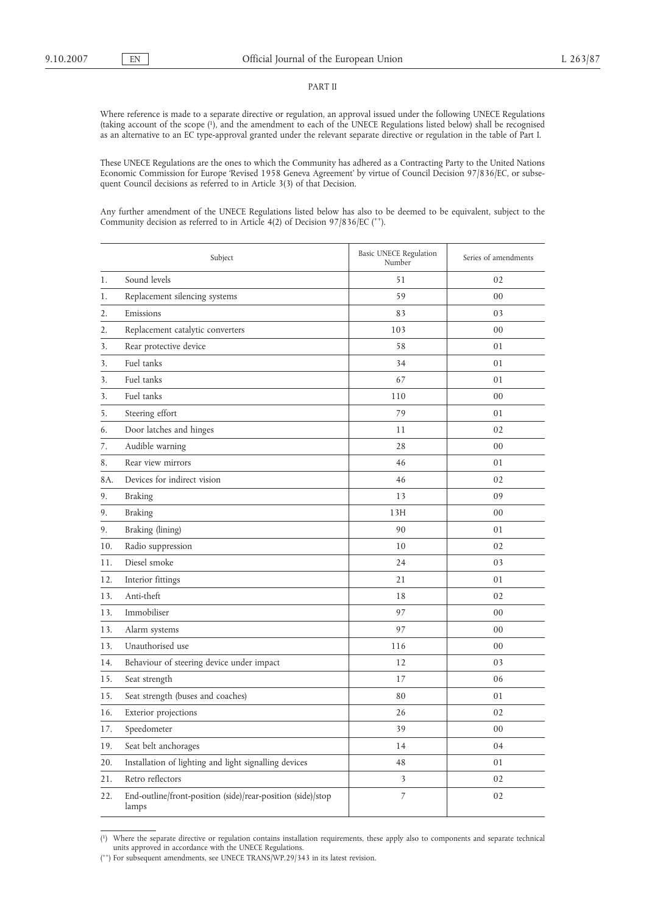PART II

Where reference is made to a separate directive or regulation, an approval issued under the following UNECE Regulations (taking account of the scope [1]), and the amendment to each of the UNECE Regulations listed below) shall be recognised as an alternative to an EC type-approval granted under the relevant separate directive or regulation in the table of Part I.

These UNECE Regulations are the ones to which the Community has adhered as a Contracting Party to the United Nations Economic Commission for Europe 'Revised 1958 Geneva Agreement' by virtue of Council Decision 97/836/EC, or subsequent Council decisions as referred to in Article 3(3) of that Decision.

Any further amendment of the UNECE Regulations listed below has also to be deemed to be equivalent, subject to the Community decision as referred to in Article 4(2) of Decision 97/836/EC [++].

| | Subject | Basic UNECE Regulation Number | Series of amendments |
|---|---|---|---|
| 1. | Sound levels | 51 | 02 |
| 1. | Replacement silencing systems | 59 | 00 |
| 2. | Emissions | 83 | 03 |
| 2. | Replacement catalytic converters | 103 | 00 |
| 3. | Rear protective device | 58 | 01 |
| 3. | Fuel tanks | 34 | 01 |
| 3. | Fuel tanks | 67 | 01 |
| 3. | Fuel tanks | 110 | 00 |
| 5. | Steering effort | 79 | 01 |
| 6. | Door latches and hinges | 11 | 02 |
| 7. | Audible warning | 28 | 00 |
| 8. | Rear view mirrors | 46 | 01 |
| 8A. | Devices for indirect vision | 46 | 02 |
| 9. | Braking | 13 | 09 |
| 9. | Braking | 13H | 00 |
| 9. | Braking (lining) | 90 | 01 |
| 10. | Radio suppression | 10 | 02 |
| 11. | Diesel smoke | 24 | 03 |
| 12. | Interior fittings | 21 | 01 |
| 13. | Anti-theft | 18 | 02 |
| 13. | Immobiliser | 97 | 00 |
| 13. | Alarm systems | 97 | 00 |
| 13. | Unauthorised use | 116 | 00 |
| 14. | Behaviour of steering device under impact | 12 | 03 |
| 15. | Seat strength | 17 | 06 |
| 15. | Seat strength (buses and coaches) | 80 | 01 |
| 16. | Exterior projections | 26 | 02 |
| 17. | Speedometer | 39 | 00 |
| 19. | Seat belt anchorages | 14 | 04 |
| 20. | Installation of lighting and light signalling devices | 48 | 01 |
| 21. | Retro reflectors | 3 | 02 |
| 22. | End-outline/front-position (side)/rear-position (side)/stop lamps | 7 | 02 |

[1] Where the separate directive or regulation contains installation requirements, these apply also to components and separate technical units approved in accordance with the UNECE Regulations.

[++] For subsequent amendments, see UNECE TRANS/WP.29/343 in its latest revision.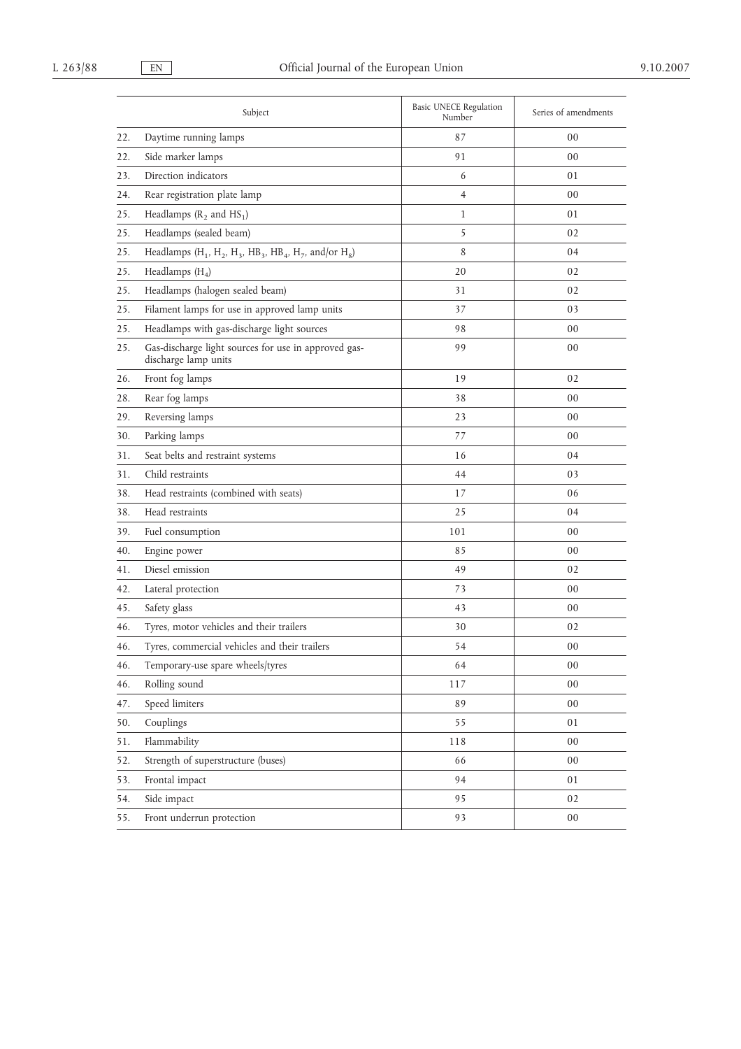| | Subject | Basic UNECE Regulation Number | Series of amendments |
|---|---|---|---|
| 22. | Daytime running lamps | 87 | 00 |
| 22. | Side marker lamps | 91 | 00 |
| 23. | Direction indicators | 6 | 01 |
| 24. | Rear registration plate lamp | 4 | 00 |
| 25. | Headlamps ($R_2$ and $HS_1$) | 1 | 01 |
| 25. | Headlamps (sealed beam) | 5 | 02 |
| 25. | Headlamps ($H_1$, $H_2$, $H_3$, $HB_3$, $HB_4$, $H_7$, and/or $H_8$) | 8 | 04 |
| 25. | Headlamps ($H_4$) | 20 | 02 |
| 25. | Headlamps (halogen sealed beam) | 31 | 02 |
| 25. | Filament lamps for use in approved lamp units | 37 | 03 |
| 25. | Headlamps with gas-discharge light sources | 98 | 00 |
| 25. | Gas-discharge light sources for use in approved gas-discharge lamp units | 99 | 00 |
| 26. | Front fog lamps | 19 | 02 |
| 28. | Rear fog lamps | 38 | 00 |
| 29. | Reversing lamps | 23 | 00 |
| 30. | Parking lamps | 77 | 00 |
| 31. | Seat belts and restraint systems | 16 | 04 |
| 31. | Child restraints | 44 | 03 |
| 38. | Head restraints (combined with seats) | 17 | 06 |
| 38. | Head restraints | 25 | 04 |
| 39. | Fuel consumption | 101 | 00 |
| 40. | Engine power | 85 | 00 |
| 41. | Diesel emission | 49 | 02 |
| 42. | Lateral protection | 73 | 00 |
| 45. | Safety glass | 43 | 00 |
| 46. | Tyres, motor vehicles and their trailers | 30 | 02 |
| 46. | Tyres, commercial vehicles and their trailers | 54 | 00 |
| 46. | Temporary-use spare wheels/tyres | 64 | 00 |
| 46. | Rolling sound | 117 | 00 |
| 47. | Speed limiters | 89 | 00 |
| 50. | Couplings | 55 | 01 |
| 51. | Flammability | 118 | 00 |
| 52. | Strength of superstructure (buses) | 66 | 00 |
| 53. | Frontal impact | 94 | 01 |
| 54. | Side impact | 95 | 02 |
| 55. | Front underrun protection | 93 | 00 |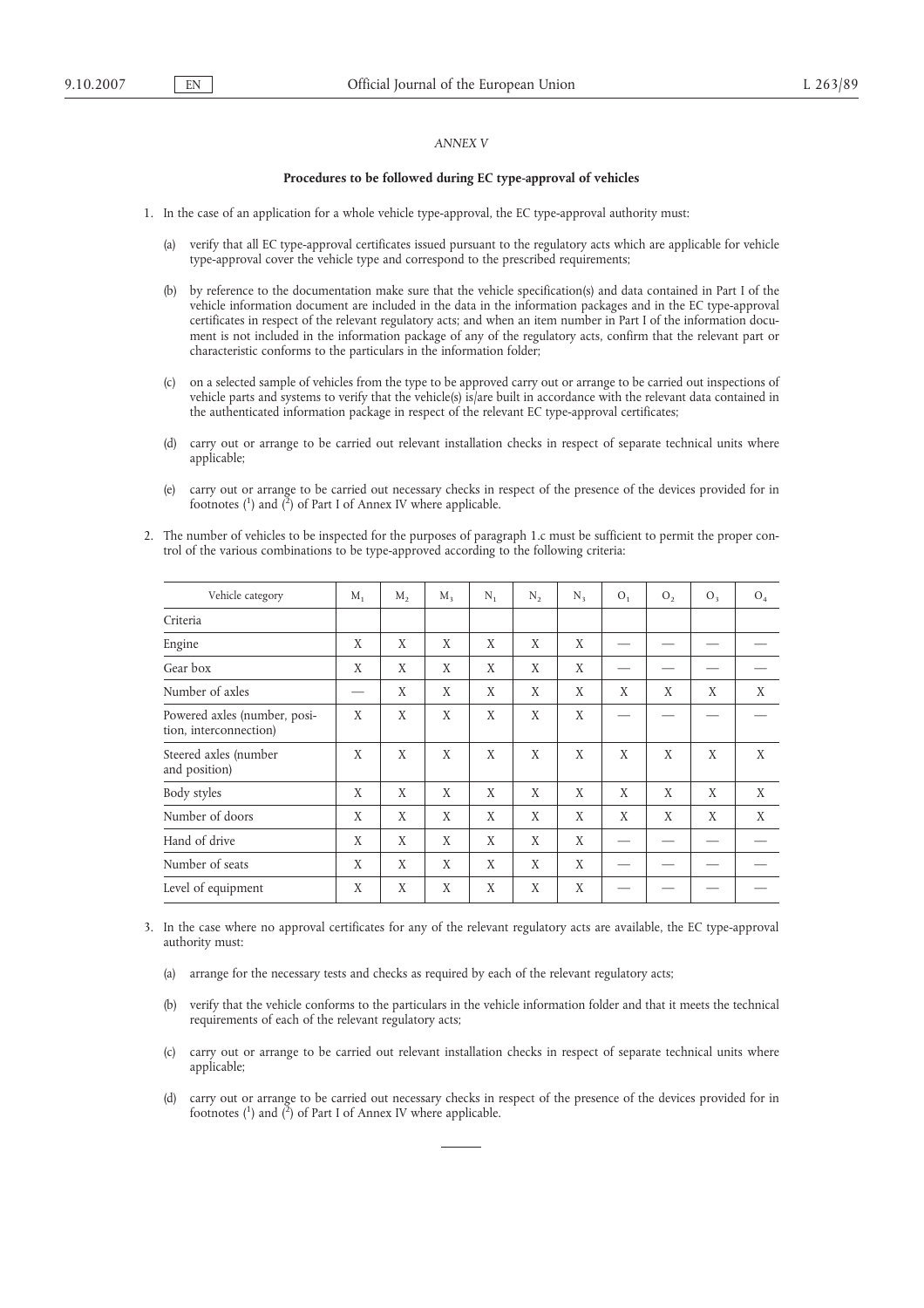*ANNEX V*

**Procedures to be followed during EC type-approval of vehicles**

1. In the case of an application for a whole vehicle type-approval, the EC type-approval authority must:

   (a) verify that all EC type-approval certificates issued pursuant to the regulatory acts which are applicable for vehicle type-approval cover the vehicle type and correspond to the prescribed requirements;

   (b) by reference to the documentation make sure that the vehicle specification(s) and data contained in Part I of the vehicle information document are included in the data in the information packages and in the EC type-approval certificates in respect of the relevant regulatory acts; and when an item number in Part I of the information document is not included in the information package of any of the regulatory acts, confirm that the relevant part or characteristic conforms to the particulars in the information folder;

   (c) on a selected sample of vehicles from the type to be approved carry out or arrange to be carried out inspections of vehicle parts and systems to verify that the vehicle(s) is/are built in accordance with the relevant data contained in the authenticated information package in respect of the relevant EC type-approval certificates;

   (d) carry out or arrange to be carried out relevant installation checks in respect of separate technical units where applicable;

   (e) carry out or arrange to be carried out necessary checks in respect of the presence of the devices provided for in footnotes ([1]) and ([2]) of Part I of Annex IV where applicable.

2. The number of vehicles to be inspected for the purposes of paragraph 1.c must be sufficient to permit the proper control of the various combinations to be type-approved according to the following criteria:

| Vehicle category | $M_1$ | $M_2$ | $M_3$ | $N_1$ | $N_2$ | $N_3$ | $O_1$ | $O_2$ | $O_3$ | $O_4$ |
|---|---|---|---|---|---|---|---|---|---|---|
| Criteria | | | | | | | | | | |
| Engine | X | X | X | X | X | X | — | — | — | — |
| Gear box | X | X | X | X | X | X | — | — | — | — |
| Number of axles | — | X | X | X | X | X | X | X | X | X |
| Powered axles (number, position, interconnection) | X | X | X | X | X | X | — | — | — | — |
| Steered axles (number and position) | X | X | X | X | X | X | X | X | X | X |
| Body styles | X | X | X | X | X | X | X | X | X | X |
| Number of doors | X | X | X | X | X | X | X | X | X | X |
| Hand of drive | X | X | X | X | X | X | — | — | — | — |
| Number of seats | X | X | X | X | X | X | — | — | — | — |
| Level of equipment | X | X | X | X | X | X | — | — | — | — |

3. In the case where no approval certificates for any of the relevant regulatory acts are available, the EC type-approval authority must:

   (a) arrange for the necessary tests and checks as required by each of the relevant regulatory acts;

   (b) verify that the vehicle conforms to the particulars in the vehicle information folder and that it meets the technical requirements of each of the relevant regulatory acts;

   (c) carry out or arrange to be carried out relevant installation checks in respect of separate technical units where applicable;

   (d) carry out or arrange to be carried out necessary checks in respect of the presence of the devices provided for in footnotes ([1]) and ([2]) of Part I of Annex IV where applicable.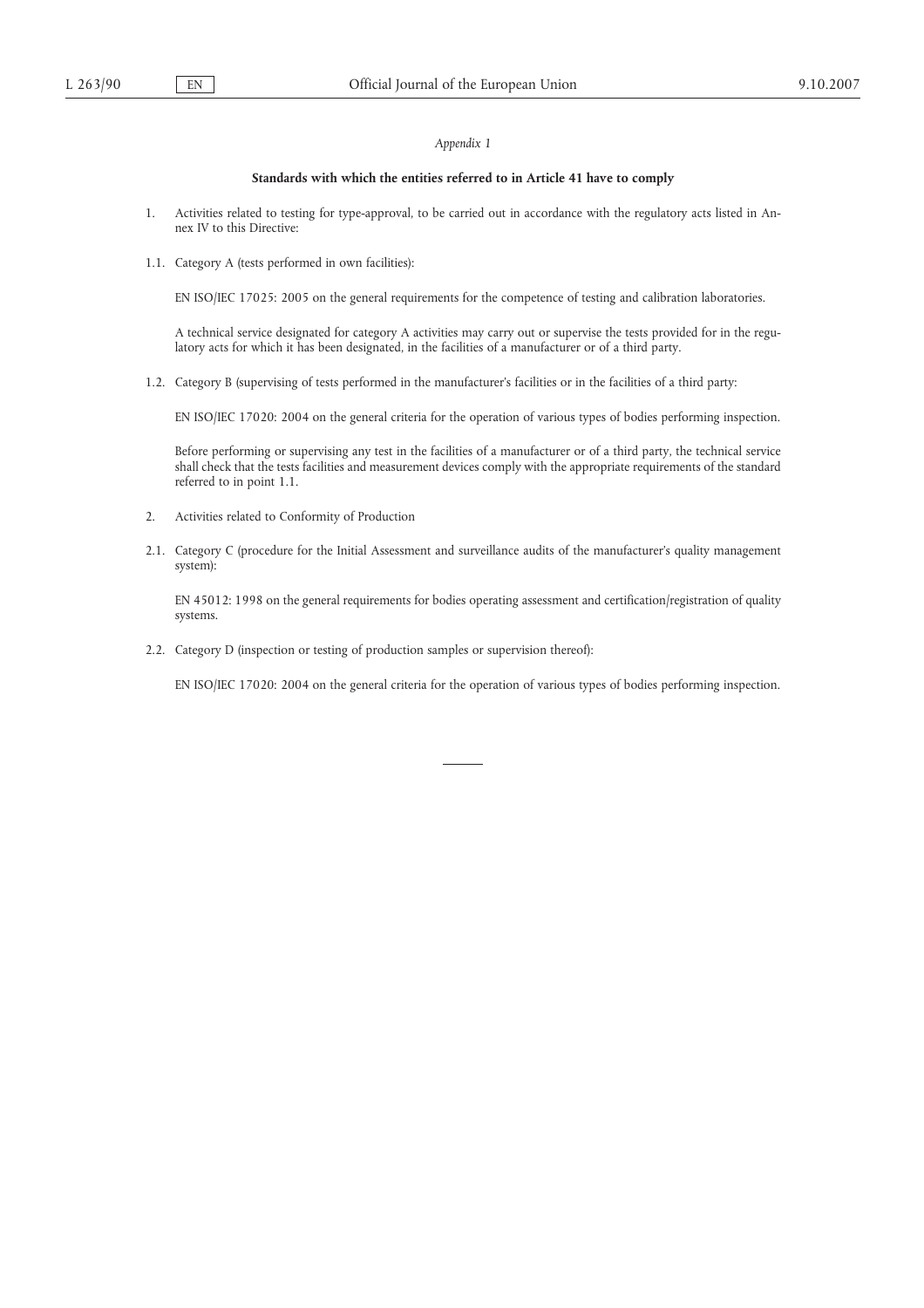*Appendix 1*

**Standards with which the entities referred to in Article 41 have to comply**

1. Activities related to testing for type-approval, to be carried out in accordance with the regulatory acts listed in Annex IV to this Directive:

1.1. Category A (tests performed in own facilities):

EN ISO/IEC 17025: 2005 on the general requirements for the competence of testing and calibration laboratories.

A technical service designated for category A activities may carry out or supervise the tests provided for in the regulatory acts for which it has been designated, in the facilities of a manufacturer or of a third party.

1.2. Category B (supervising of tests performed in the manufacturer's facilities or in the facilities of a third party:

EN ISO/IEC 17020: 2004 on the general criteria for the operation of various types of bodies performing inspection.

Before performing or supervising any test in the facilities of a manufacturer or of a third party, the technical service shall check that the tests facilities and measurement devices comply with the appropriate requirements of the standard referred to in point 1.1.

2. Activities related to Conformity of Production

2.1. Category C (procedure for the Initial Assessment and surveillance audits of the manufacturer's quality management system):

EN 45012: 1998 on the general requirements for bodies operating assessment and certification/registration of quality systems.

2.2. Category D (inspection or testing of production samples or supervision thereof):

EN ISO/IEC 17020: 2004 on the general criteria for the operation of various types of bodies performing inspection.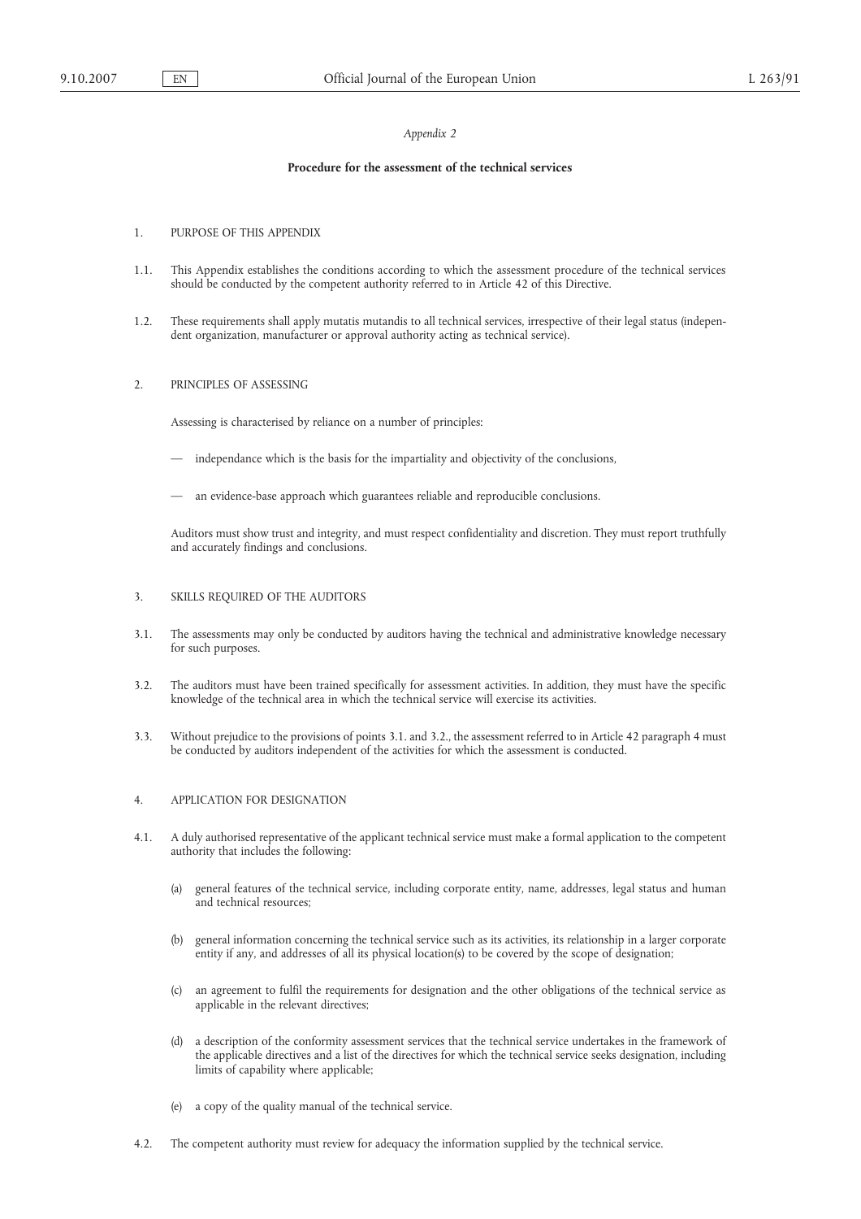*Appendix 2*

**Procedure for the assessment of the technical services**

1. PURPOSE OF THIS APPENDIX

1.1. This Appendix establishes the conditions according to which the assessment procedure of the technical services should be conducted by the competent authority referred to in Article 42 of this Directive.

1.2. These requirements shall apply mutatis mutandis to all technical services, irrespective of their legal status (independent organization, manufacturer or approval authority acting as technical service).

2. PRINCIPLES OF ASSESSING

Assessing is characterised by reliance on a number of principles:

— independance which is the basis for the impartiality and objectivity of the conclusions,

— an evidence-base approach which guarantees reliable and reproducible conclusions.

Auditors must show trust and integrity, and must respect confidentiality and discretion. They must report truthfully and accurately findings and conclusions.

3. SKILLS REQUIRED OF THE AUDITORS

3.1. The assessments may only be conducted by auditors having the technical and administrative knowledge necessary for such purposes.

3.2. The auditors must have been trained specifically for assessment activities. In addition, they must have the specific knowledge of the technical area in which the technical service will exercise its activities.

3.3. Without prejudice to the provisions of points 3.1. and 3.2., the assessment referred to in Article 42 paragraph 4 must be conducted by auditors independent of the activities for which the assessment is conducted.

4. APPLICATION FOR DESIGNATION

4.1. A duly authorised representative of the applicant technical service must make a formal application to the competent authority that includes the following:

(a) general features of the technical service, including corporate entity, name, addresses, legal status and human and technical resources;

(b) general information concerning the technical service such as its activities, its relationship in a larger corporate entity if any, and addresses of all its physical location(s) to be covered by the scope of designation;

(c) an agreement to fulfil the requirements for designation and the other obligations of the technical service as applicable in the relevant directives;

(d) a description of the conformity assessment services that the technical service undertakes in the framework of the applicable directives and a list of the directives for which the technical service seeks designation, including limits of capability where applicable;

(e) a copy of the quality manual of the technical service.

4.2. The competent authority must review for adequacy the information supplied by the technical service.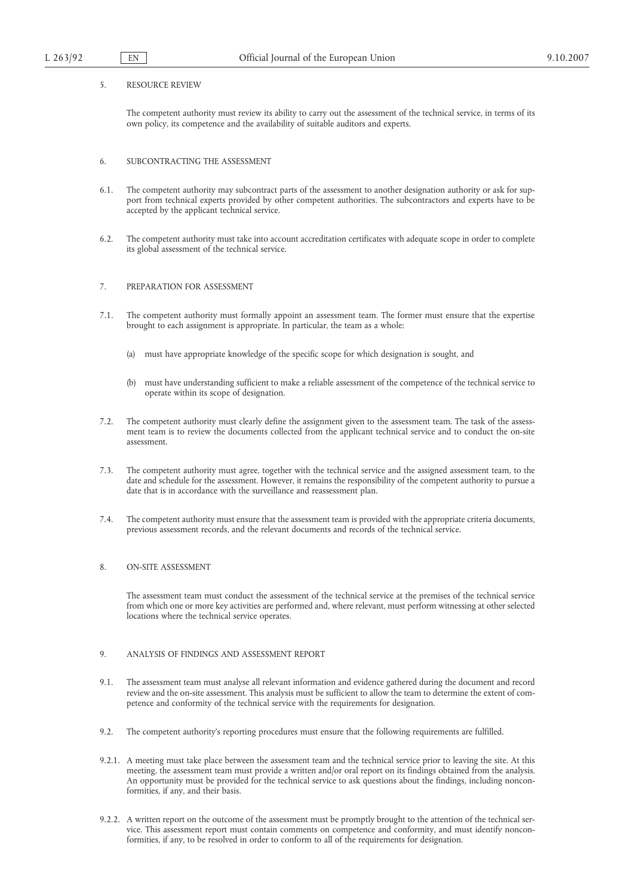5. RESOURCE REVIEW

The competent authority must review its ability to carry out the assessment of the technical service, in terms of its own policy, its competence and the availability of suitable auditors and experts.

6. SUBCONTRACTING THE ASSESSMENT

6.1. The competent authority may subcontract parts of the assessment to another designation authority or ask for support from technical experts provided by other competent authorities. The subcontractors and experts have to be accepted by the applicant technical service.

6.2. The competent authority must take into account accreditation certificates with adequate scope in order to complete its global assessment of the technical service.

7. PREPARATION FOR ASSESSMENT

7.1. The competent authority must formally appoint an assessment team. The former must ensure that the expertise brought to each assignment is appropriate. In particular, the team as a whole:

(a) must have appropriate knowledge of the specific scope for which designation is sought, and

(b) must have understanding sufficient to make a reliable assessment of the competence of the technical service to operate within its scope of designation.

7.2. The competent authority must clearly define the assignment given to the assessment team. The task of the assessment team is to review the documents collected from the applicant technical service and to conduct the on-site assessment.

7.3. The competent authority must agree, together with the technical service and the assigned assessment team, to the date and schedule for the assessment. However, it remains the responsibility of the competent authority to pursue a date that is in accordance with the surveillance and reassessment plan.

7.4. The competent authority must ensure that the assessment team is provided with the appropriate criteria documents, previous assessment records, and the relevant documents and records of the technical service.

8. ON-SITE ASSESSMENT

The assessment team must conduct the assessment of the technical service at the premises of the technical service from which one or more key activities are performed and, where relevant, must perform witnessing at other selected locations where the technical service operates.

9. ANALYSIS OF FINDINGS AND ASSESSMENT REPORT

9.1. The assessment team must analyse all relevant information and evidence gathered during the document and record review and the on-site assessment. This analysis must be sufficient to allow the team to determine the extent of competence and conformity of the technical service with the requirements for designation.

9.2. The competent authority's reporting procedures must ensure that the following requirements are fulfilled.

9.2.1. A meeting must take place between the assessment team and the technical service prior to leaving the site. At this meeting, the assessment team must provide a written and/or oral report on its findings obtained from the analysis. An opportunity must be provided for the technical service to ask questions about the findings, including nonconformities, if any, and their basis.

9.2.2. A written report on the outcome of the assessment must be promptly brought to the attention of the technical service. This assessment report must contain comments on competence and conformity, and must identify nonconformities, if any, to be resolved in order to conform to all of the requirements for designation.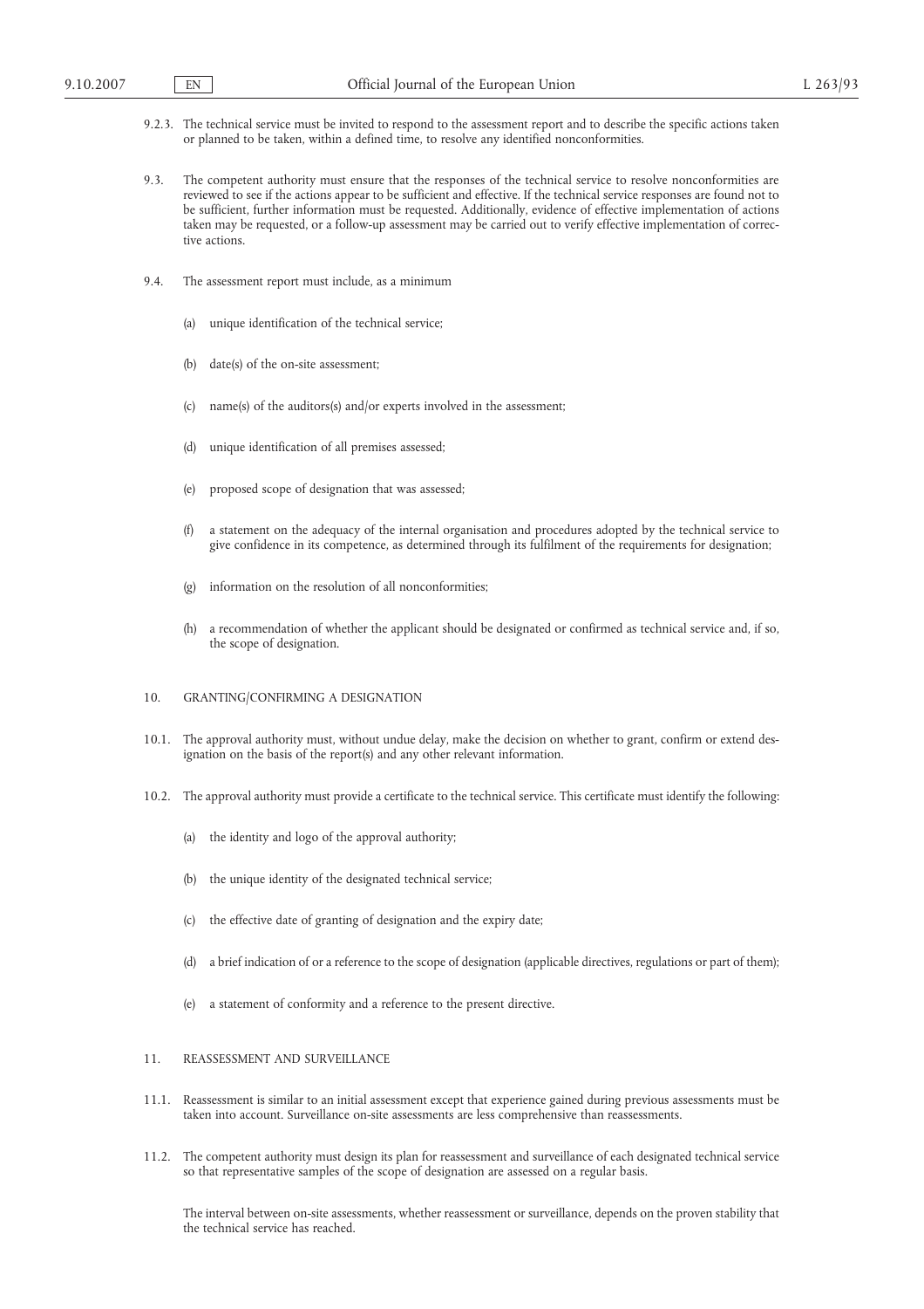9.2.3. The technical service must be invited to respond to the assessment report and to describe the specific actions taken or planned to be taken, within a defined time, to resolve any identified nonconformities.

9.3. The competent authority must ensure that the responses of the technical service to resolve nonconformities are reviewed to see if the actions appear to be sufficient and effective. If the technical service responses are found not to be sufficient, further information must be requested. Additionally, evidence of effective implementation of actions taken may be requested, or a follow-up assessment may be carried out to verify effective implementation of corrective actions.

9.4. The assessment report must include, as a minimum

(a) unique identification of the technical service;

(b) date(s) of the on-site assessment;

(c) name(s) of the auditors(s) and/or experts involved in the assessment;

(d) unique identification of all premises assessed;

(e) proposed scope of designation that was assessed;

(f) a statement on the adequacy of the internal organisation and procedures adopted by the technical service to give confidence in its competence, as determined through its fulfilment of the requirements for designation;

(g) information on the resolution of all nonconformities;

(h) a recommendation of whether the applicant should be designated or confirmed as technical service and, if so, the scope of designation.

## 10. GRANTING/CONFIRMING A DESIGNATION

10.1. The approval authority must, without undue delay, make the decision on whether to grant, confirm or extend designation on the basis of the report(s) and any other relevant information.

10.2. The approval authority must provide a certificate to the technical service. This certificate must identify the following:

(a) the identity and logo of the approval authority;

(b) the unique identity of the designated technical service;

(c) the effective date of granting of designation and the expiry date;

(d) a brief indication of or a reference to the scope of designation (applicable directives, regulations or part of them);

(e) a statement of conformity and a reference to the present directive.

## 11. REASSESSMENT AND SURVEILLANCE

11.1. Reassessment is similar to an initial assessment except that experience gained during previous assessments must be taken into account. Surveillance on-site assessments are less comprehensive than reassessments.

11.2. The competent authority must design its plan for reassessment and surveillance of each designated technical service so that representative samples of the scope of designation are assessed on a regular basis.

The interval between on-site assessments, whether reassessment or surveillance, depends on the proven stability that the technical service has reached.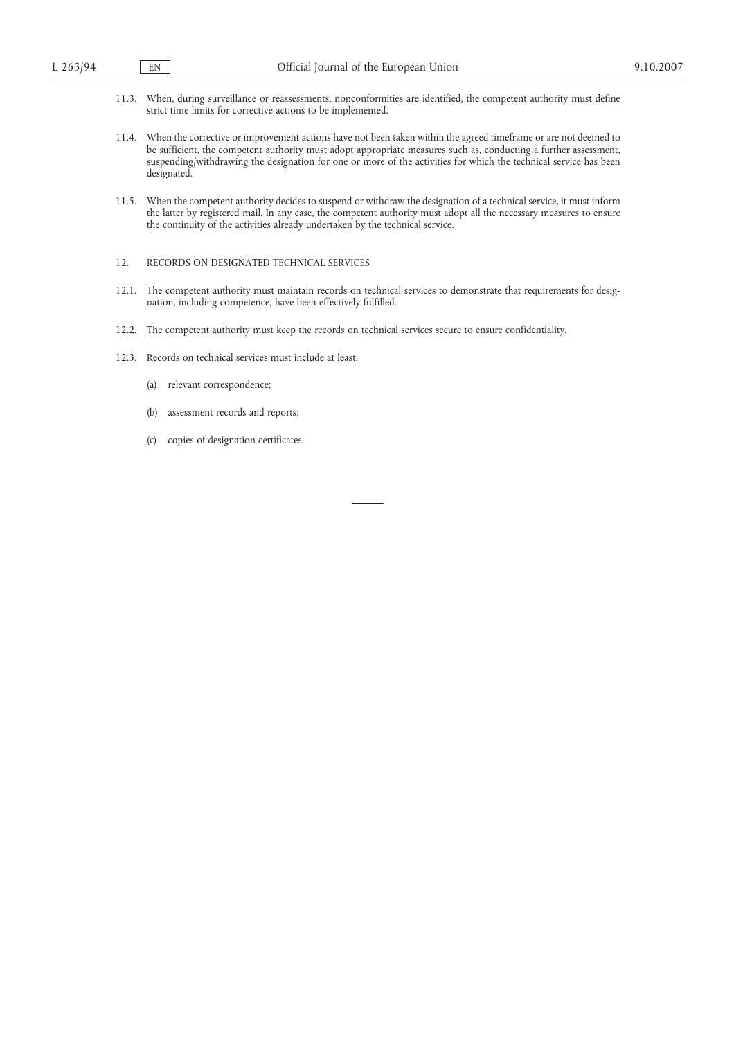11.3. When, during surveillance or reassessments, nonconformities are identified, the competent authority must define strict time limits for corrective actions to be implemented.

11.4. When the corrective or improvement actions have not been taken within the agreed timeframe or are not deemed to be sufficient, the competent authority must adopt appropriate measures such as, conducting a further assessment, suspending/withdrawing the designation for one or more of the activities for which the technical service has been designated.

11.5. When the competent authority decides to suspend or withdraw the designation of a technical service, it must inform the latter by registered mail. In any case, the competent authority must adopt all the necessary measures to ensure the continuity of the activities already undertaken by the technical service.

## 12. RECORDS ON DESIGNATED TECHNICAL SERVICES

12.1. The competent authority must maintain records on technical services to demonstrate that requirements for designation, including competence, have been effectively fulfilled.

12.2. The competent authority must keep the records on technical services secure to ensure confidentiality.

12.3. Records on technical services must include at least:

(a) relevant correspondence;

(b) assessment records and reports;

(c) copies of designation certificates.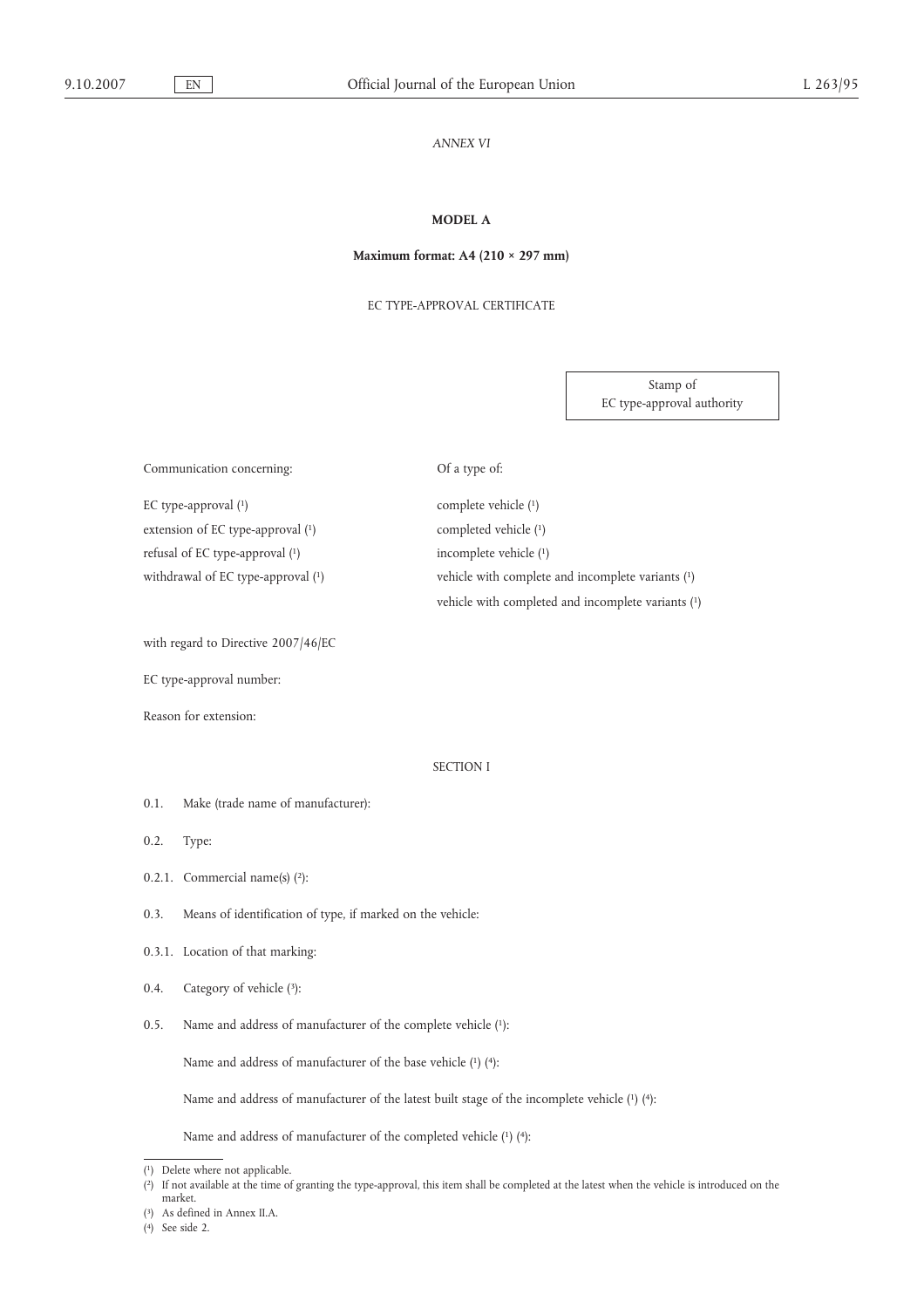*ANNEX VI*

**MODEL A**

**Maximum format: A4 (210 × 297 mm)**

EC TYPE-APPROVAL CERTIFICATE

Stamp of EC type-approval authority

| Communication concerning: | Of a type of: |
|---|---|
| EC type-approval [1] | complete vehicle [1] |
| extension of EC type-approval [1] | completed vehicle [1] |
| refusal of EC type-approval [1] | incomplete vehicle [1] |
| withdrawal of EC type-approval [1] | vehicle with complete and incomplete variants [1] |
| | vehicle with completed and incomplete variants [1] |

with regard to Directive 2007/46/EC

EC type-approval number:

Reason for extension:

SECTION I

0.1. Make (trade name of manufacturer):

0.2. Type:

0.2.1. Commercial name(s) [2]:

0.3. Means of identification of type, if marked on the vehicle:

0.3.1. Location of that marking:

0.4. Category of vehicle [3]:

0.5. Name and address of manufacturer of the complete vehicle [1]:

Name and address of manufacturer of the base vehicle [1] [4]:

Name and address of manufacturer of the latest built stage of the incomplete vehicle [1] [4]:

Name and address of manufacturer of the completed vehicle [1] [4]:

---

[1] Delete where not applicable.

[2] If not available at the time of granting the type-approval, this item shall be completed at the latest when the vehicle is introduced on the market.

[3] As defined in Annex II.A.

[4] See side 2.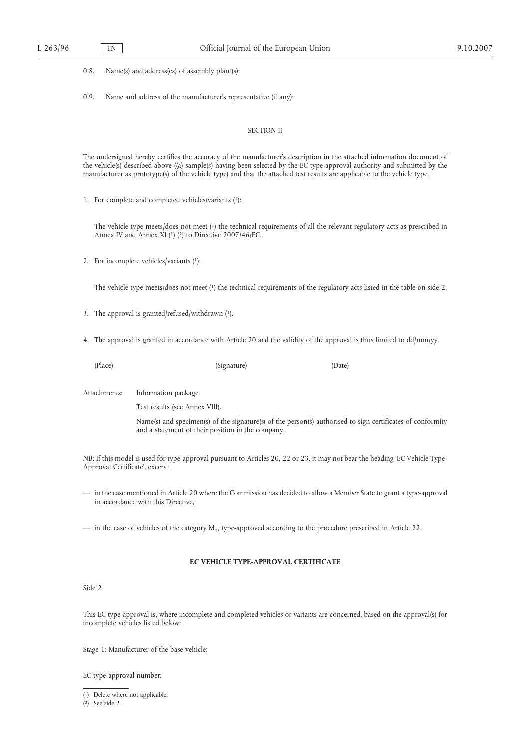0.8. Name(s) and address(es) of assembly plant(s):

0.9. Name and address of the manufacturer's representative (if any):

SECTION II

The undersigned hereby certifies the accuracy of the manufacturer's description in the attached information document of the vehicle(s) described above ((a) sample(s) having been selected by the EC type-approval authority and submitted by the manufacturer as prototype(s) of the vehicle type) and that the attached test results are applicable to the vehicle type.

1. For complete and completed vehicles/variants [1]:

   The vehicle type meets/does not meet [1] the technical requirements of all the relevant regulatory acts as prescribed in Annex IV and Annex XI [1] [2] to Directive 2007/46/EC.

2. For incomplete vehicles/variants [1]:

   The vehicle type meets/does not meet [1] the technical requirements of the regulatory acts listed in the table on side 2.

3. The approval is granted/refused/withdrawn [1].

4. The approval is granted in accordance with Article 20 and the validity of the approval is thus limited to dd/mm/yy.

   (Place) (Signature) (Date)

Attachments: Information package.

Test results (see Annex VIII).

Name(s) and specimen(s) of the signature(s) of the person(s) authorised to sign certificates of conformity and a statement of their position in the company.

*NB*: If this model is used for type-approval pursuant to Articles 20, 22 or 23, it may not bear the heading 'EC Vehicle Type-Approval Certificate', except:

— in the case mentioned in Article 20 where the Commission has decided to allow a Member State to grant a type-approval in accordance with this Directive,

— in the case of vehicles of the category $M_1$, type-approved according to the procedure prescribed in Article 22.

**EC VEHICLE TYPE-APPROVAL CERTIFICATE**

Side 2

This EC type-approval is, where incomplete and completed vehicles or variants are concerned, based on the approval(s) for incomplete vehicles listed below:

Stage 1: Manufacturer of the base vehicle:

EC type-approval number:

[1] Delete where not applicable.

[2] See side 2.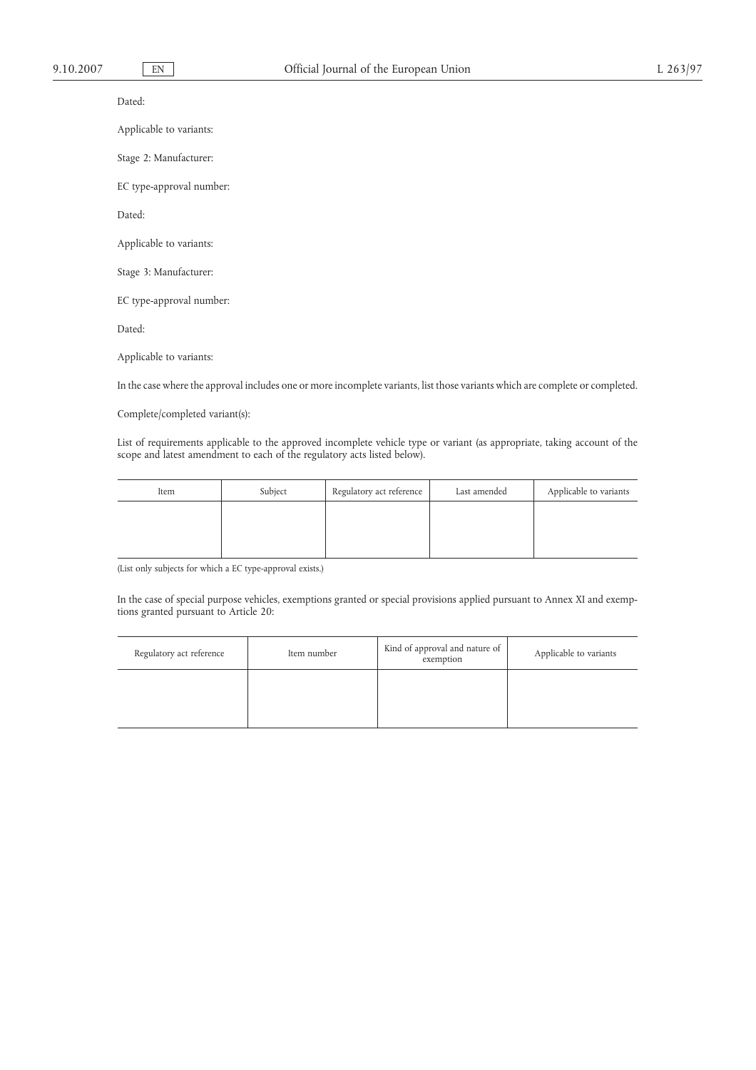Dated:

Applicable to variants:

Stage 2: Manufacturer:

EC type-approval number:

Dated:

Applicable to variants:

Stage 3: Manufacturer:

EC type-approval number:

Dated:

Applicable to variants:

In the case where the approval includes one or more incomplete variants, list those variants which are complete or completed.

Complete/completed variant(s):

List of requirements applicable to the approved incomplete vehicle type or variant (as appropriate, taking account of the scope and latest amendment to each of the regulatory acts listed below).

| Item | Subject | Regulatory act reference | Last amended | Applicable to variants |
|---|---|---|---|---|
| | | | | |

(List only subjects for which a EC type-approval exists.)

In the case of special purpose vehicles, exemptions granted or special provisions applied pursuant to Annex XI and exemptions granted pursuant to Article 20:

| Regulatory act reference | Item number | Kind of approval and nature of exemption | Applicable to variants |
|---|---|---|---|
| | | | |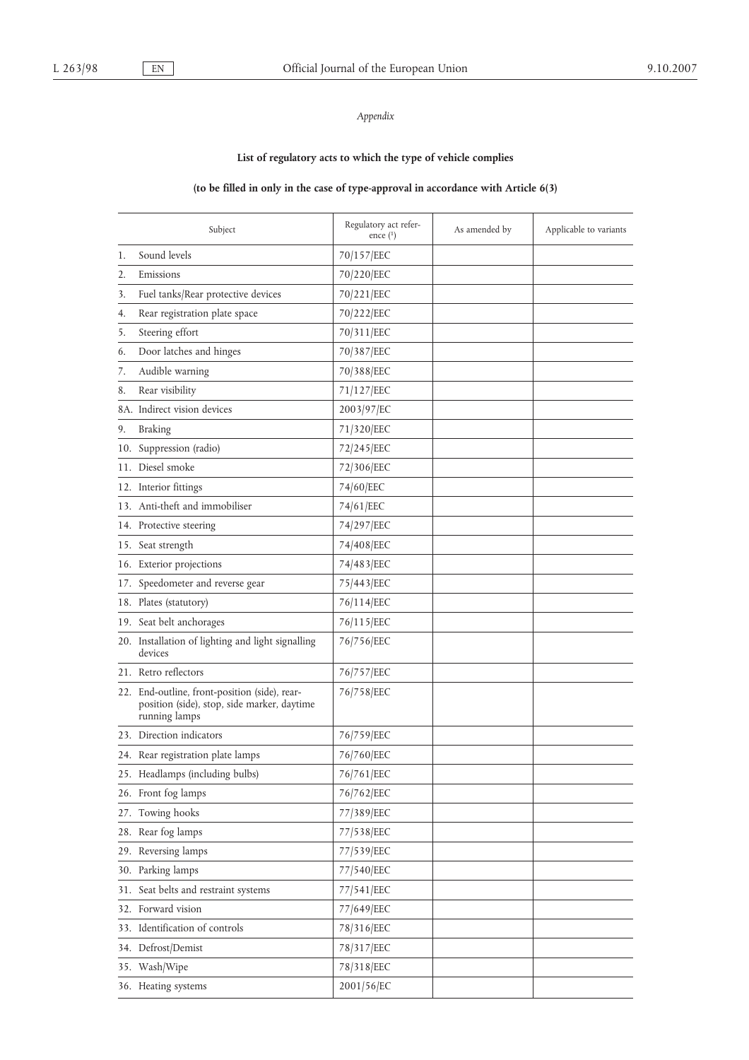*Appendix*

**List of regulatory acts to which the type of vehicle complies**

**(to be filled in only in the case of type-approval in accordance with Article 6(3)**

| Subject | Regulatory act reference [1] | As amended by | Applicable to variants |
|---|---|---|---|
| 1. Sound levels | 70/157/EEC | | |
| 2. Emissions | 70/220/EEC | | |
| 3. Fuel tanks/Rear protective devices | 70/221/EEC | | |
| 4. Rear registration plate space | 70/222/EEC | | |
| 5. Steering effort | 70/311/EEC | | |
| 6. Door latches and hinges | 70/387/EEC | | |
| 7. Audible warning | 70/388/EEC | | |
| 8. Rear visibility | 71/127/EEC | | |
| 8A. Indirect vision devices | 2003/97/EC | | |
| 9. Braking | 71/320/EEC | | |
| 10. Suppression (radio) | 72/245/EEC | | |
| 11. Diesel smoke | 72/306/EEC | | |
| 12. Interior fittings | 74/60/EEC | | |
| 13. Anti-theft and immobiliser | 74/61/EEC | | |
| 14. Protective steering | 74/297/EEC | | |
| 15. Seat strength | 74/408/EEC | | |
| 16. Exterior projections | 74/483/EEC | | |
| 17. Speedometer and reverse gear | 75/443/EEC | | |
| 18. Plates (statutory) | 76/114/EEC | | |
| 19. Seat belt anchorages | 76/115/EEC | | |
| 20. Installation of lighting and light signalling devices | 76/756/EEC | | |
| 21. Retro reflectors | 76/757/EEC | | |
| 22. End-outline, front-position (side), rear-position (side), stop, side marker, daytime running lamps | 76/758/EEC | | |
| 23. Direction indicators | 76/759/EEC | | |
| 24. Rear registration plate lamps | 76/760/EEC | | |
| 25. Headlamps (including bulbs) | 76/761/EEC | | |
| 26. Front fog lamps | 76/762/EEC | | |
| 27. Towing hooks | 77/389/EEC | | |
| 28. Rear fog lamps | 77/538/EEC | | |
| 29. Reversing lamps | 77/539/EEC | | |
| 30. Parking lamps | 77/540/EEC | | |
| 31. Seat belts and restraint systems | 77/541/EEC | | |
| 32. Forward vision | 77/649/EEC | | |
| 33. Identification of controls | 78/316/EEC | | |
| 34. Defrost/Demist | 78/317/EEC | | |
| 35. Wash/Wipe | 78/318/EEC | | |
| 36. Heating systems | 2001/56/EC | | |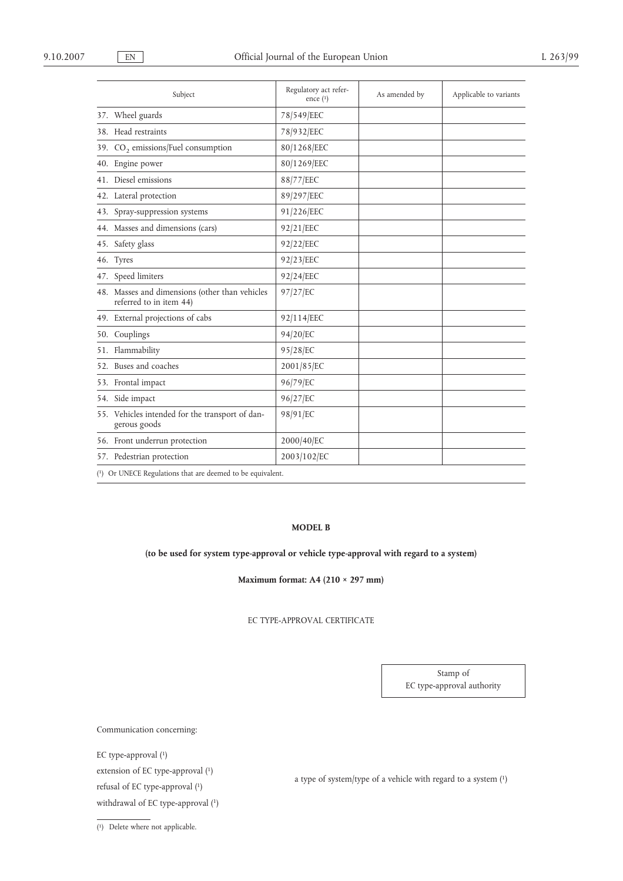| Subject | Regulatory act reference (1) | As amended by | Applicable to variants |
|---|---|---|---|
| 37. Wheel guards | 78/549/EEC | | |
| 38. Head restraints | 78/932/EEC | | |
| 39. $CO_2$ emissions/Fuel consumption | 80/1268/EEC | | |
| 40. Engine power | 80/1269/EEC | | |
| 41. Diesel emissions | 88/77/EEC | | |
| 42. Lateral protection | 89/297/EEC | | |
| 43. Spray-suppression systems | 91/226/EEC | | |
| 44. Masses and dimensions (cars) | 92/21/EEC | | |
| 45. Safety glass | 92/22/EEC | | |
| 46. Tyres | 92/23/EEC | | |
| 47. Speed limiters | 92/24/EEC | | |
| 48. Masses and dimensions (other than vehicles referred to in item 44) | 97/27/EC | | |
| 49. External projections of cabs | 92/114/EEC | | |
| 50. Couplings | 94/20/EC | | |
| 51. Flammability | 95/28/EC | | |
| 52. Buses and coaches | 2001/85/EC | | |
| 53. Frontal impact | 96/79/EC | | |
| 54. Side impact | 96/27/EC | | |
| 55. Vehicles intended for the transport of dangerous goods | 98/91/EC | | |
| 56. Front underrun protection | 2000/40/EC | | |
| 57. Pedestrian protection | 2003/102/EC | | |

(1) Or UNECE Regulations that are deemed to be equivalent.

**MODEL B**

**(to be used for system type-approval or vehicle type-approval with regard to a system)**

**Maximum format: A4 (210 × 297 mm)**

EC TYPE-APPROVAL CERTIFICATE

Stamp of EC type-approval authority

Communication concerning:

EC type-approval (1)
extension of EC type-approval (1)
refusal of EC type-approval (1)
withdrawal of EC type-approval (1)

a type of system/type of a vehicle with regard to a system (1)

(1) Delete where not applicable.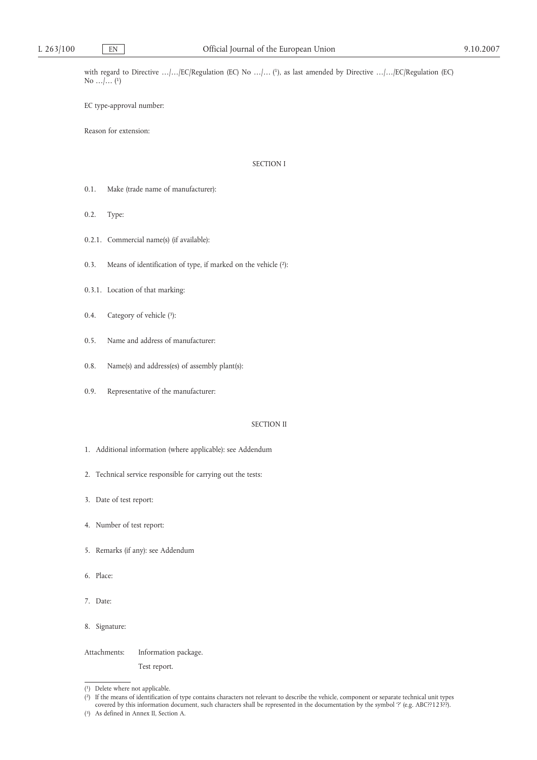with regard to Directive …/…/EC/Regulation (EC) No …/… [1], as last amended by Directive …/…/EC/Regulation (EC) No …/… [1]

EC type-approval number:

Reason for extension:

SECTION I

0.1. Make (trade name of manufacturer):

0.2. Type:

0.2.1. Commercial name(s) (if available):

0.3. Means of identification of type, if marked on the vehicle [2]:

0.3.1. Location of that marking:

0.4. Category of vehicle [3]:

0.5. Name and address of manufacturer:

0.8. Name(s) and address(es) of assembly plant(s):

0.9. Representative of the manufacturer:

SECTION II

1. Additional information (where applicable): see Addendum

2. Technical service responsible for carrying out the tests:

3. Date of test report:

4. Number of test report:

5. Remarks (if any): see Addendum

6. Place:

7. Date:

8. Signature:

Attachments: Information package.

Test report.

---

[1] Delete where not applicable.

[2] If the means of identification of type contains characters not relevant to describe the vehicle, component or separate technical unit types covered by this information document, such characters shall be represented in the documentation by the symbol '?' (e.g. ABC??123??).

[3] As defined in Annex II, Section A.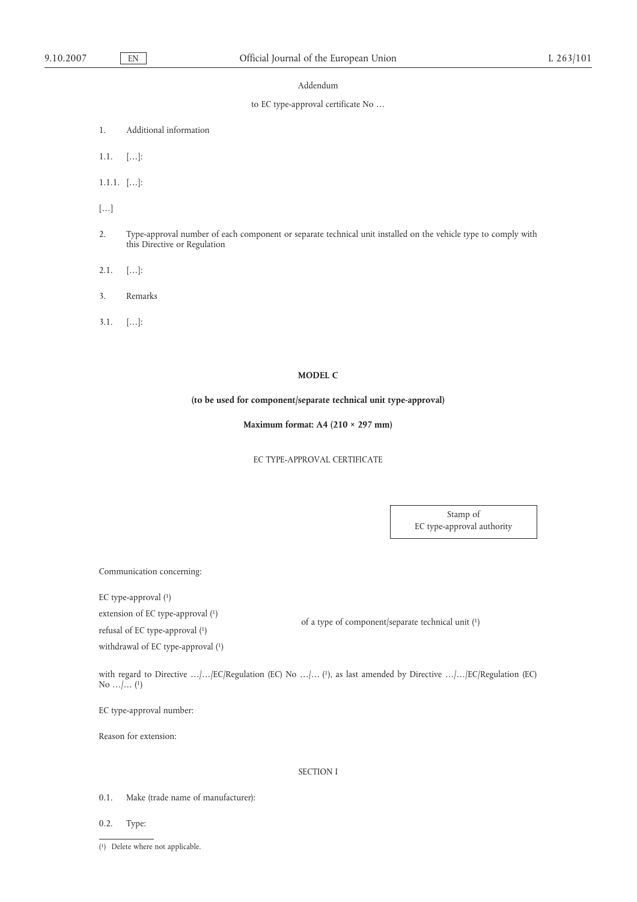Addendum

to EC type-approval certificate No …

1. Additional information

1.1. […]:

1.1.1. […]:

[…]

2. Type-approval number of each component or separate technical unit installed on the vehicle type to comply with this Directive or Regulation

2.1. […]:

3. Remarks

3.1. […]:

**MODEL C**

**(to be used for component/separate technical unit type-approval)**

**Maximum format: A4 (210 × 297 mm)**

EC TYPE-APPROVAL CERTIFICATE

| Stamp of EC type-approval authority |
|---|

Communication concerning:

EC type-approval [1]
extension of EC type-approval [1]
refusal of EC type-approval [1]
withdrawal of EC type-approval [1]

of a type of component/separate technical unit [1]

with regard to Directive …/…/EC/Regulation (EC) No …/… [1], as last amended by Directive …/…/EC/Regulation (EC) No …/… [1]

EC type-approval number:

Reason for extension:

SECTION I

0.1. Make (trade name of manufacturer):

0.2. Type:

[1] Delete where not applicable.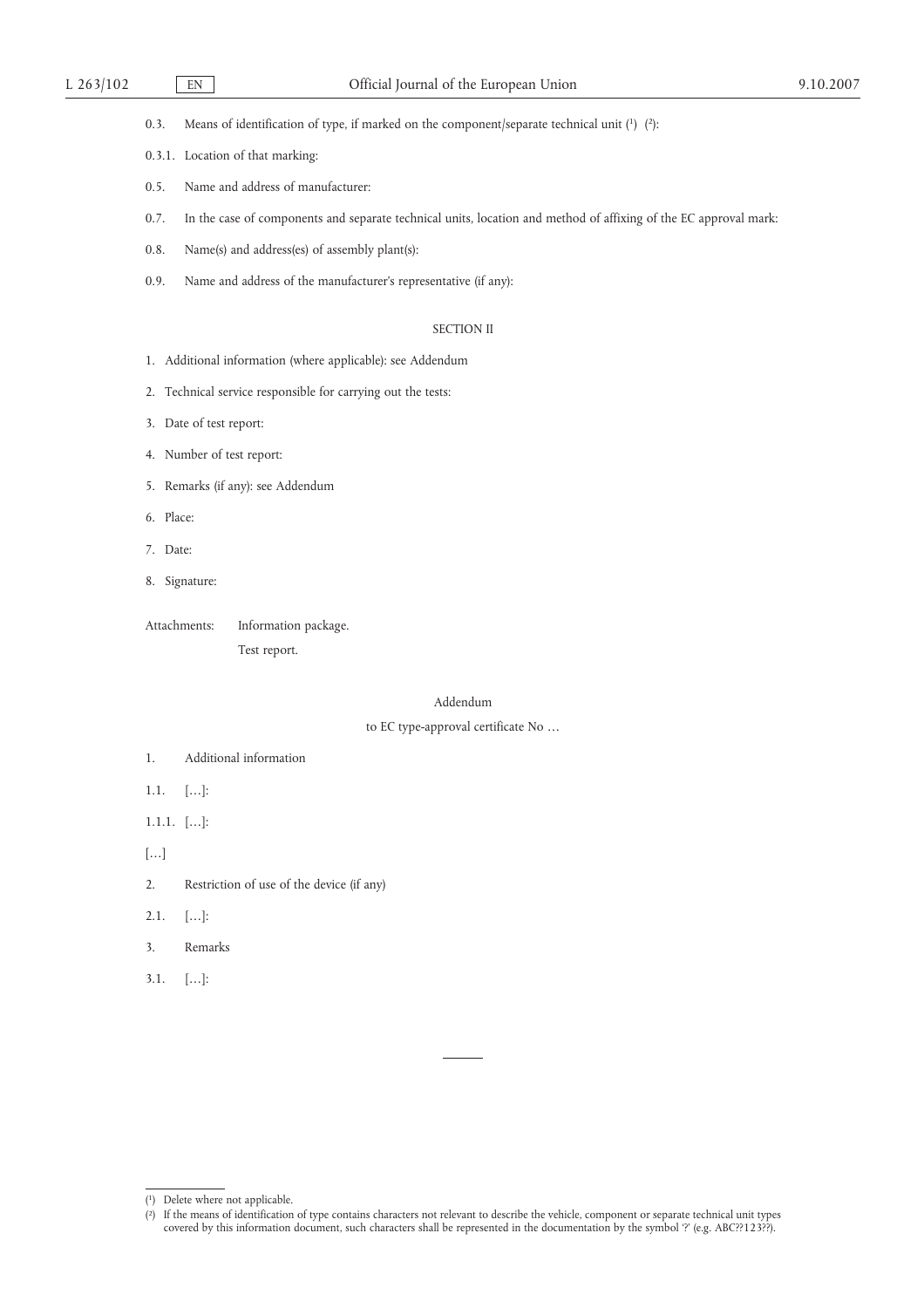0.3. Means of identification of type, if marked on the component/separate technical unit [1] [2]:

0.3.1. Location of that marking:

0.5. Name and address of manufacturer:

0.7. In the case of components and separate technical units, location and method of affixing of the EC approval mark:

0.8. Name(s) and address(es) of assembly plant(s):

0.9. Name and address of the manufacturer's representative (if any):

## SECTION II

1. Additional information (where applicable): see Addendum

2. Technical service responsible for carrying out the tests:

3. Date of test report:

4. Number of test report:

5. Remarks (if any): see Addendum

6. Place:

7. Date:

8. Signature:

Attachments: Information package.

Test report.

### Addendum

to EC type-approval certificate No …

1. Additional information

1.1. […]:

1.1.1. […]:

[…]

2. Restriction of use of the device (if any)

2.1. […]:

3. Remarks

3.1. […]:

---

[1] Delete where not applicable.

[2] If the means of identification of type contains characters not relevant to describe the vehicle, component or separate technical unit types covered by this information document, such characters shall be represented in the documentation by the symbol '?' (e.g. ABC??123??).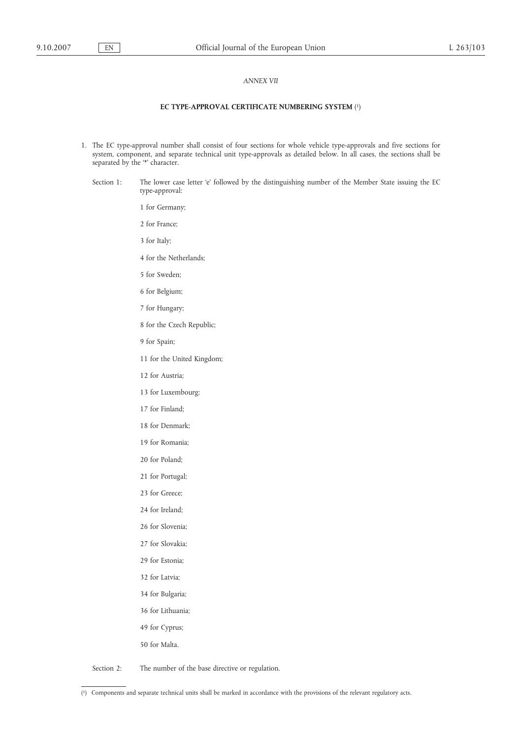*ANNEX VII*

**EC TYPE-APPROVAL CERTIFICATE NUMBERING SYSTEM** [1]

1. The EC type-approval number shall consist of four sections for whole vehicle type-approvals and five sections for system, component, and separate technical unit type-approvals as detailed below. In all cases, the sections shall be separated by the '*' character.

Section 1: The lower case letter 'e' followed by the distinguishing number of the Member State issuing the EC type-approval:

1 for Germany;

2 for France;

3 for Italy;

4 for the Netherlands;

5 for Sweden;

6 for Belgium;

7 for Hungary;

8 for the Czech Republic;

9 for Spain;

11 for the United Kingdom;

12 for Austria;

13 for Luxembourg;

17 for Finland;

18 for Denmark;

19 for Romania;

20 for Poland;

21 for Portugal;

23 for Greece;

24 for Ireland;

26 for Slovenia;

27 for Slovakia;

29 for Estonia;

32 for Latvia;

34 for Bulgaria;

36 for Lithuania;

49 for Cyprus;

50 for Malta.

Section 2: The number of the base directive or regulation.

---

[1] Components and separate technical units shall be marked in accordance with the provisions of the relevant regulatory acts.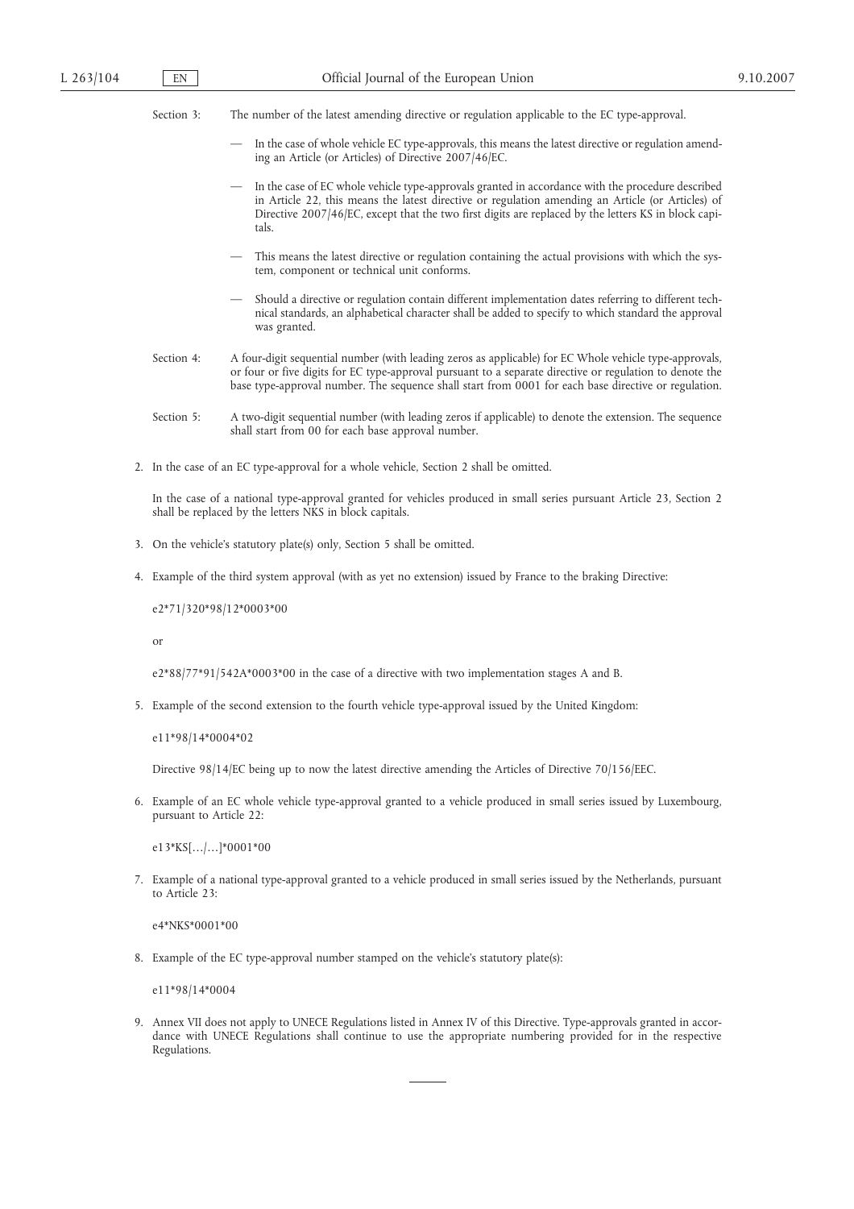Section 3: The number of the latest amending directive or regulation applicable to the EC type-approval.

- In the case of whole vehicle EC type-approvals, this means the latest directive or regulation amending an Article (or Articles) of Directive 2007/46/EC.
- In the case of EC whole vehicle type-approvals granted in accordance with the procedure described in Article 22, this means the latest directive or regulation amending an Article (or Articles) of Directive 2007/46/EC, except that the two first digits are replaced by the letters KS in block capitals.
- This means the latest directive or regulation containing the actual provisions with which the system, component or technical unit conforms.
- Should a directive or regulation contain different implementation dates referring to different technical standards, an alphabetical character shall be added to specify to which standard the approval was granted.

Section 4: A four-digit sequential number (with leading zeros as applicable) for EC Whole vehicle type-approvals, or four or five digits for EC type-approval pursuant to a separate directive or regulation to denote the base type-approval number. The sequence shall start from 0001 for each base directive or regulation.

Section 5: A two-digit sequential number (with leading zeros if applicable) to denote the extension. The sequence shall start from 00 for each base approval number.

2. In the case of an EC type-approval for a whole vehicle, Section 2 shall be omitted.

   In the case of a national type-approval granted for vehicles produced in small series pursuant Article 23, Section 2 shall be replaced by the letters NKS in block capitals.

3. On the vehicle's statutory plate(s) only, Section 5 shall be omitted.

4. Example of the third system approval (with as yet no extension) issued by France to the braking Directive:

   e2*71/320*98/12*0003*00

   or

   e2*88/77*91/542A*0003*00 in the case of a directive with two implementation stages A and B.

5. Example of the second extension to the fourth vehicle type-approval issued by the United Kingdom:

   e11*98/14*0004*02

   Directive 98/14/EC being up to now the latest directive amending the Articles of Directive 70/156/EEC.

6. Example of an EC whole vehicle type-approval granted to a vehicle produced in small series issued by Luxembourg, pursuant to Article 22:

   e13*KS[…/…]*0001*00

7. Example of a national type-approval granted to a vehicle produced in small series issued by the Netherlands, pursuant to Article 23:

   e4*NKS*0001*00

8. Example of the EC type-approval number stamped on the vehicle's statutory plate(s):

   e11*98/14*0004

9. Annex VII does not apply to UNECE Regulations listed in Annex IV of this Directive. Type-approvals granted in accordance with UNECE Regulations shall continue to use the appropriate numbering provided for in the respective Regulations.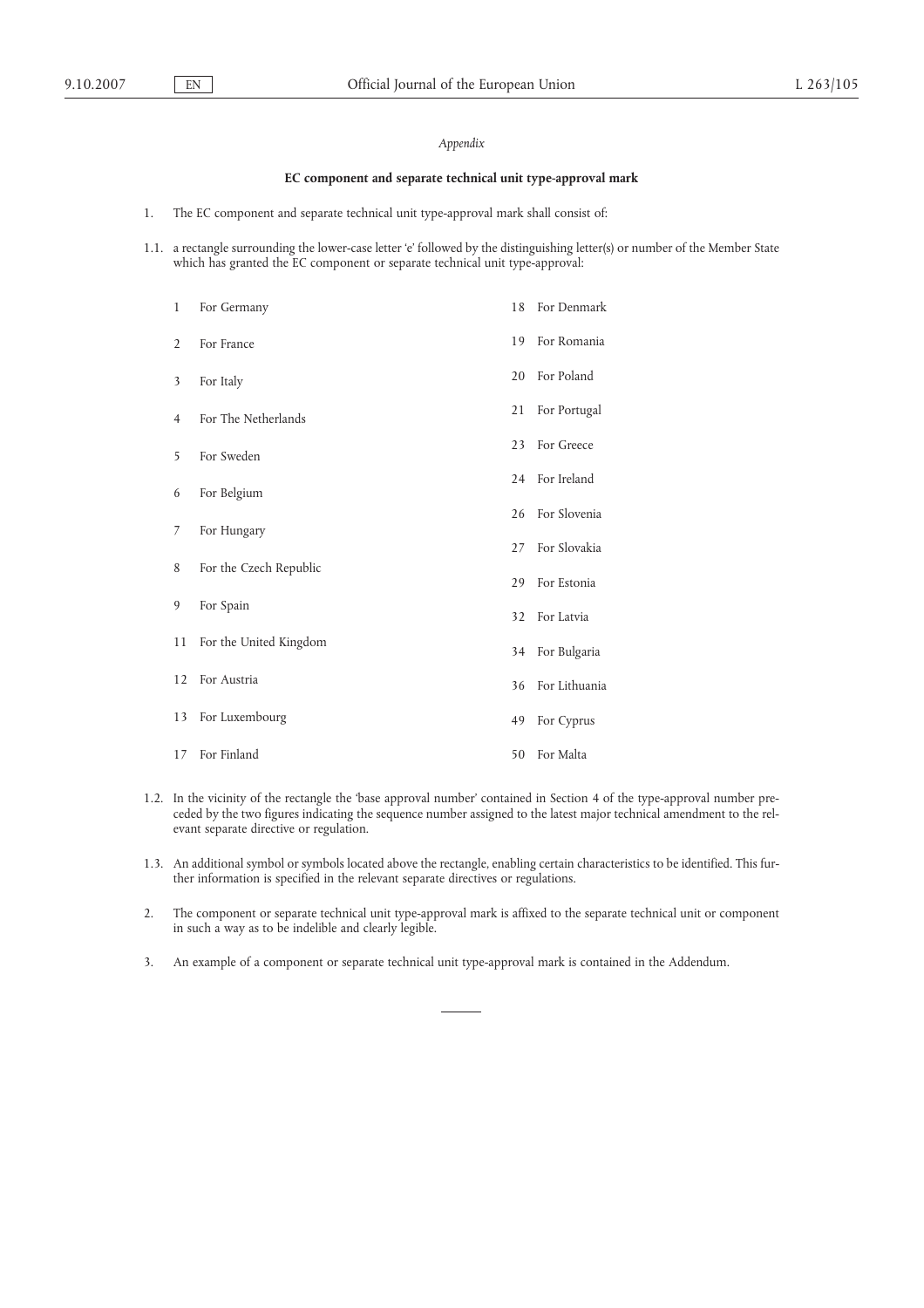*Appendix*

**EC component and separate technical unit type-approval mark**

1. The EC component and separate technical unit type-approval mark shall consist of:

1.1. a rectangle surrounding the lower-case letter 'e' followed by the distinguishing letter(s) or number of the Member State which has granted the EC component or separate technical unit type-approval:

| | | | |
|---|---|---|---|
| 1 | For Germany | 18 | For Denmark |
| 2 | For France | 19 | For Romania |
| 3 | For Italy | 20 | For Poland |
| 4 | For The Netherlands | 21 | For Portugal |
| 5 | For Sweden | 23 | For Greece |
| 6 | For Belgium | 24 | For Ireland |
| 7 | For Hungary | 26 | For Slovenia |
| 8 | For the Czech Republic | 27 | For Slovakia |
| 9 | For Spain | 29 | For Estonia |
| 11 | For the United Kingdom | 32 | For Latvia |
| 12 | For Austria | 34 | For Bulgaria |
| 13 | For Luxembourg | 36 | For Lithuania |
| 17 | For Finland | 49 | For Cyprus |
| | | 50 | For Malta |

1.2. In the vicinity of the rectangle the 'base approval number' contained in Section 4 of the type-approval number preceded by the two figures indicating the sequence number assigned to the latest major technical amendment to the relevant separate directive or regulation.

1.3. An additional symbol or symbols located above the rectangle, enabling certain characteristics to be identified. This further information is specified in the relevant separate directives or regulations.

2. The component or separate technical unit type-approval mark is affixed to the separate technical unit or component in such a way as to be indelible and clearly legible.

3. An example of a component or separate technical unit type-approval mark is contained in the Addendum.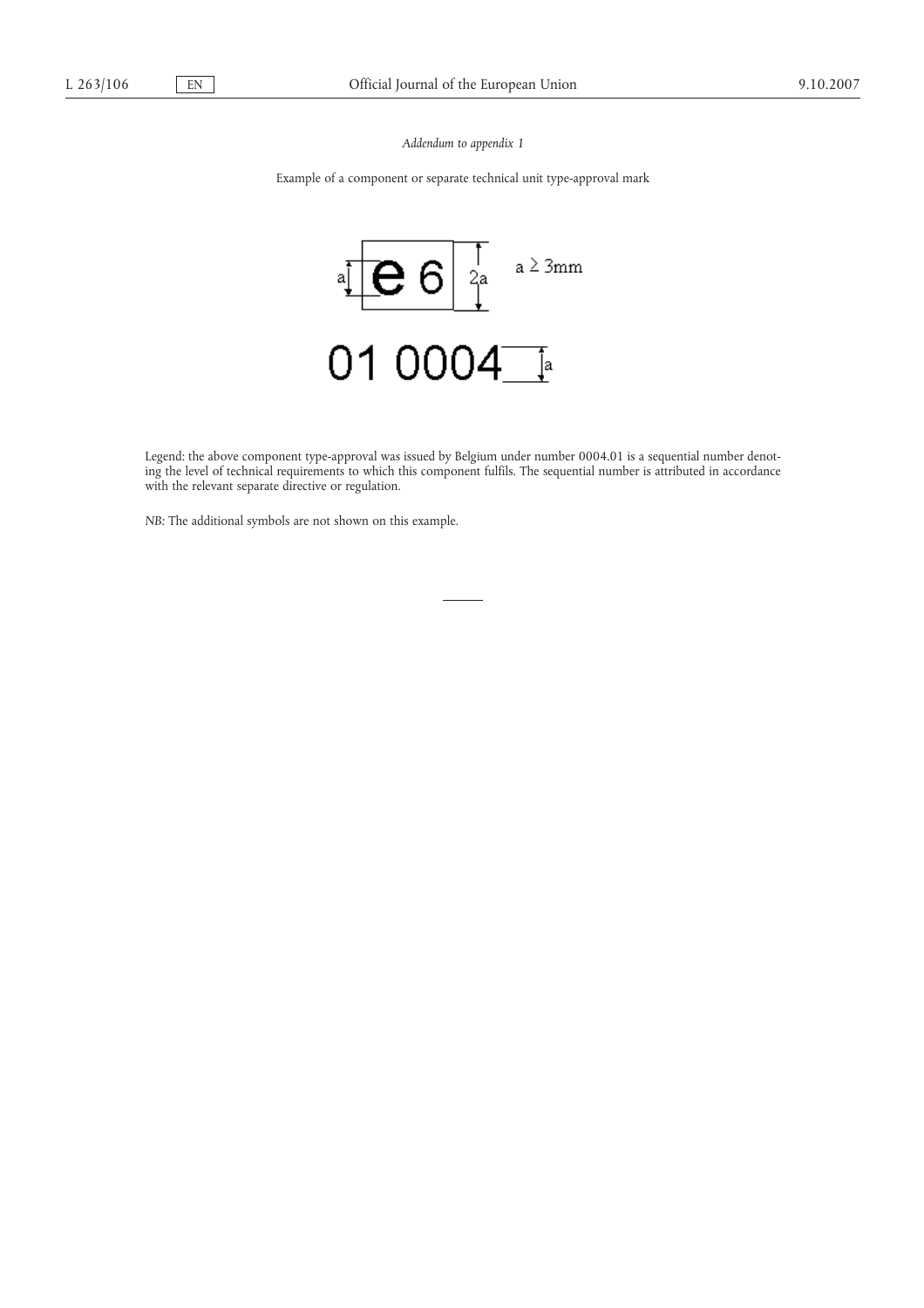*Addendum to appendix 1*

Example of a component or separate technical unit type-approval mark

e 6

$a \geq 3mm$

01 0004

Legend: the above component type-approval was issued by Belgium under number 0004.01 is a sequential number denoting the level of technical requirements to which this component fulfils. The sequential number is attributed in accordance with the relevant separate directive or regulation.

*NB*: The additional symbols are not shown on this example.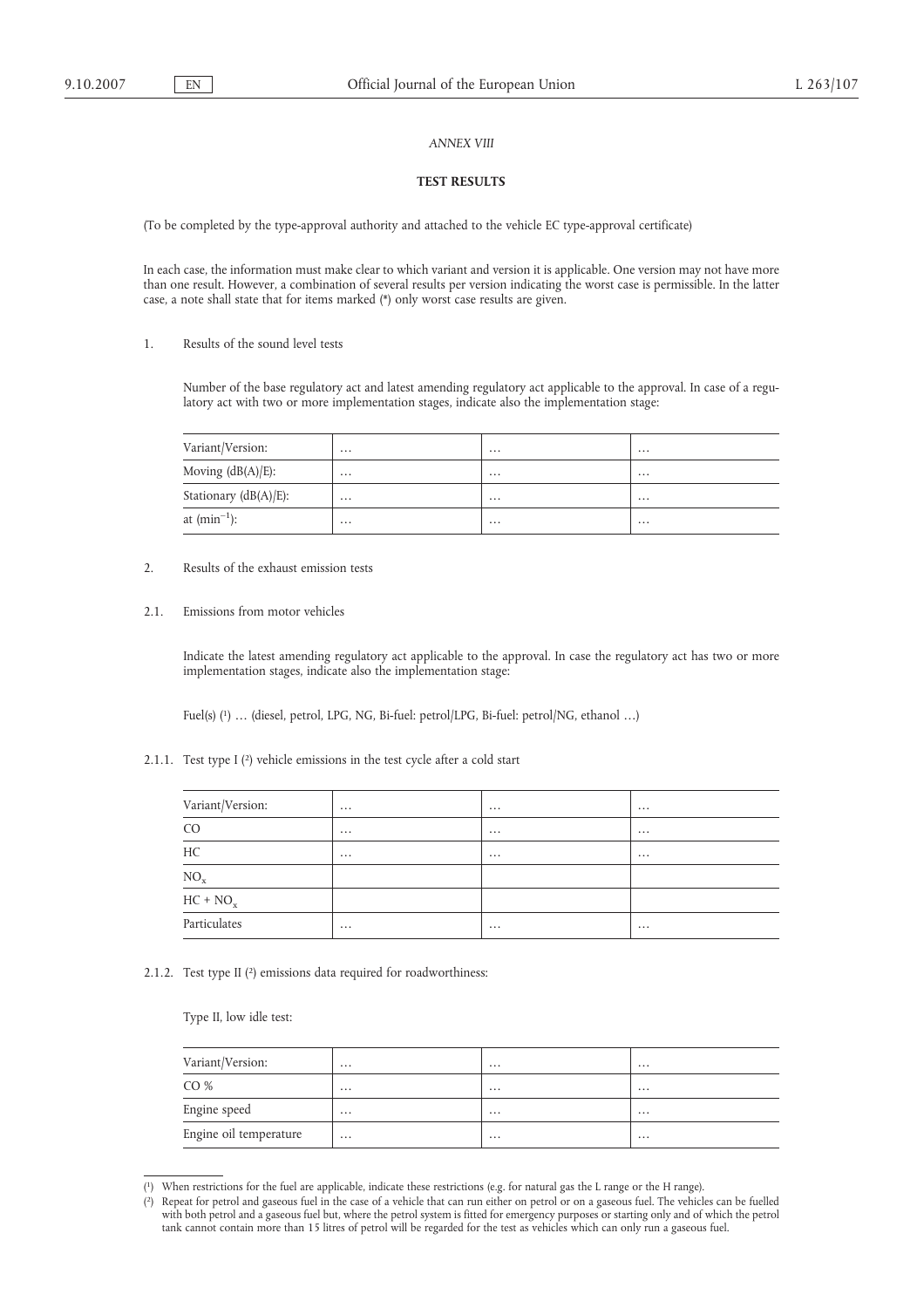*ANNEX VIII*

**TEST RESULTS**

(To be completed by the type-approval authority and attached to the vehicle EC type-approval certificate)

In each case, the information must make clear to which variant and version it is applicable. One version may not have more than one result. However, a combination of several results per version indicating the worst case is permissible. In the latter case, a note shall state that for items marked (*) only worst case results are given.

1. Results of the sound level tests

Number of the base regulatory act and latest amending regulatory act applicable to the approval. In case of a regulatory act with two or more implementation stages, indicate also the implementation stage:

| Variant/Version: | … | … | … |
|---|---|---|---|
| Moving (dB(A)/E): | … | … | … |
| Stationary (dB(A)/E): | … | … | … |
| at ($min^{-1}$): | … | … | … |

2. Results of the exhaust emission tests

2.1. Emissions from motor vehicles

Indicate the latest amending regulatory act applicable to the approval. In case the regulatory act has two or more implementation stages, indicate also the implementation stage:

Fuel(s) [1] … (diesel, petrol, LPG, NG, Bi-fuel: petrol/LPG, Bi-fuel: petrol/NG, ethanol …)

2.1.1. Test type I [2] vehicle emissions in the test cycle after a cold start

| Variant/Version: | … | … | … |
|---|---|---|---|
| CO | … | … | … |
| HC | … | … | … |
| $NO_x$ | | | |
| $HC + NO_x$ | | | |
| Particulates | … | … | … |

2.1.2. Test type II [2] emissions data required for roadworthiness:

Type II, low idle test:

| Variant/Version: | … | … | … |
|---|---|---|---|
| CO % | … | … | … |
| Engine speed | … | … | … |
| Engine oil temperature | … | … | … |

---

[1] When restrictions for the fuel are applicable, indicate these restrictions (e.g. for natural gas the L range or the H range).

[2] Repeat for petrol and gaseous fuel in the case of a vehicle that can run either on petrol or on a gaseous fuel. The vehicles can be fuelled with both petrol and a gaseous fuel but, where the petrol system is fitted for emergency purposes or starting only and of which the petrol tank cannot contain more than 15 litres of petrol will be regarded for the test as vehicles which can only run a gaseous fuel.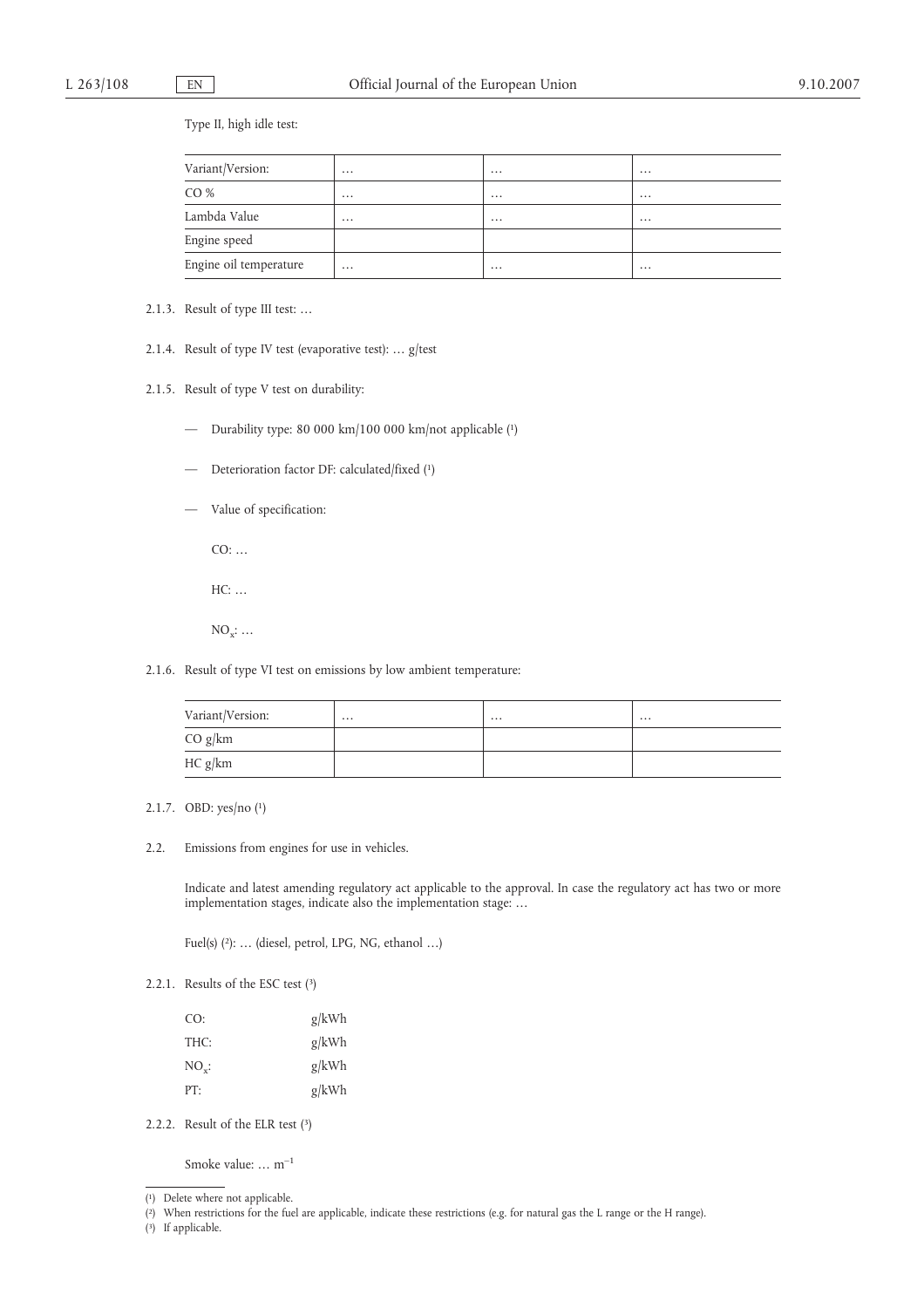Type II, high idle test:

| Variant/Version: | … | … | … |
|---|---|---|---|
| CO % | … | … | … |
| Lambda Value | … | … | … |
| Engine speed | | | |
| Engine oil temperature | … | … | … |

2.1.3. Result of type III test: …

2.1.4. Result of type IV test (evaporative test): … g/test

2.1.5. Result of type V test on durability:

— Durability type: 80 000 km/100 000 km/not applicable [1]

— Deterioration factor DF: calculated/fixed [1]

— Value of specification:

CO: …

HC: …

$NO_x$: …

2.1.6. Result of type VI test on emissions by low ambient temperature:

| Variant/Version: | … | … | … |
|---|---|---|---|
| CO g/km | | | |
| HC g/km | | | |

2.1.7. OBD: yes/no [1]

2.2. Emissions from engines for use in vehicles.

Indicate and latest amending regulatory act applicable to the approval. In case the regulatory act has two or more implementation stages, indicate also the implementation stage: …

Fuel(s) [2]: … (diesel, petrol, LPG, NG, ethanol …)

2.2.1. Results of the ESC test [3]

| | |
|---|---|
| CO: | g/kWh |
| THC: | g/kWh |
| $NO_x$: | g/kWh |
| PT: | g/kWh |

2.2.2. Result of the ELR test [3]

Smoke value: … $m^{-1}$

[1] Delete where not applicable.

[2] When restrictions for the fuel are applicable, indicate these restrictions (e.g. for natural gas the L range or the H range).

[3] If applicable.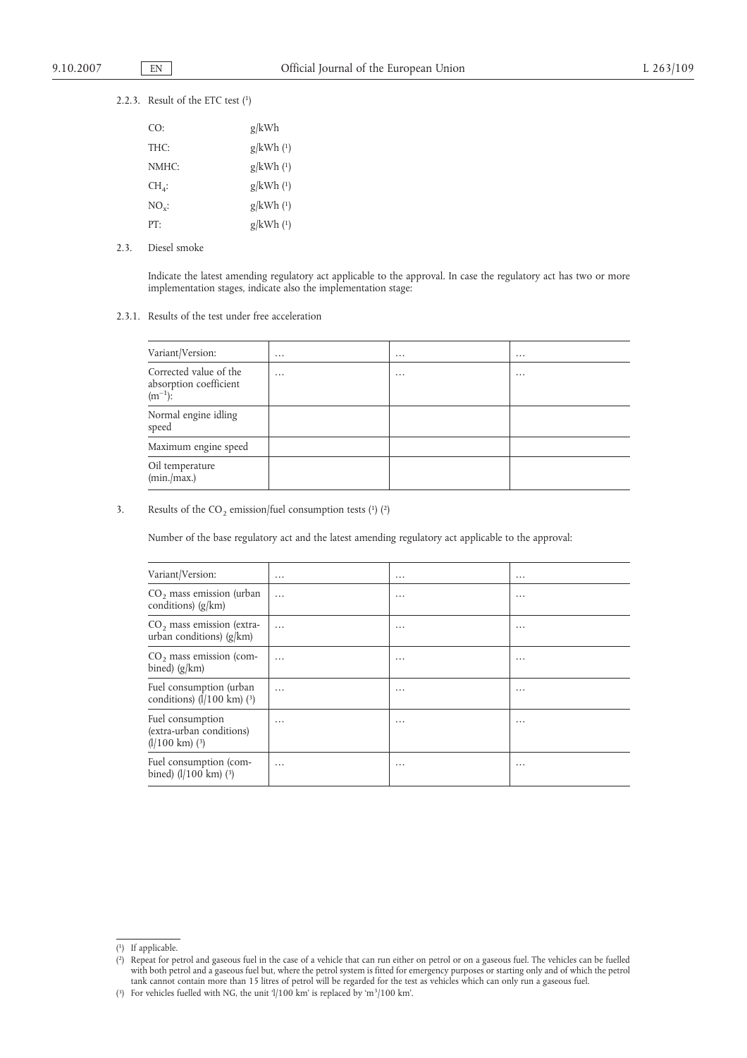2.2.3. Result of the ETC test [1]

| | |
|---|---|
| CO: | g/kWh |
| THC: | g/kWh [1] |
| NMHC: | g/kWh [1] |
| $CH_4$: | g/kWh [1] |
| $NO_x$: | g/kWh [1] |
| PT: | g/kWh [1] |

2.3. Diesel smoke

Indicate the latest amending regulatory act applicable to the approval. In case the regulatory act has two or more implementation stages, indicate also the implementation stage:

2.3.1. Results of the test under free acceleration

| Variant/Version: | … | … | … |
|---|---|---|---|
| Corrected value of the absorption coefficient ($m^{-1}$): | … | … | … |
| Normal engine idling speed | | | |
| Maximum engine speed | | | |
| Oil temperature (min./max.) | | | |

3. Results of the $CO_2$ emission/fuel consumption tests [1] [2]

Number of the base regulatory act and the latest amending regulatory act applicable to the approval:

| Variant/Version: | … | … | … |
|---|---|---|---|
| $CO_2$ mass emission (urban conditions) (g/km) | … | … | … |
| $CO_2$ mass emission (extra-urban conditions) (g/km) | … | … | … |
| $CO_2$ mass emission (combined) (g/km) | … | … | … |
| Fuel consumption (urban conditions) (l/100 km) [3] | … | … | … |
| Fuel consumption (extra-urban conditions) (l/100 km) [3] | … | … | … |
| Fuel consumption (combined) (l/100 km) [3] | … | … | … |

---

[1] If applicable.

[2] Repeat for petrol and gaseous fuel in the case of a vehicle that can run either on petrol or on a gaseous fuel. The vehicles can be fuelled with both petrol and a gaseous fuel but, where the petrol system is fitted for emergency purposes or starting only and of which the petrol tank cannot contain more than 15 litres of petrol will be regarded for the test as vehicles which can only run a gaseous fuel.

[3] For vehicles fuelled with NG, the unit 'l/100 km' is replaced by '$m^3$/100 km'.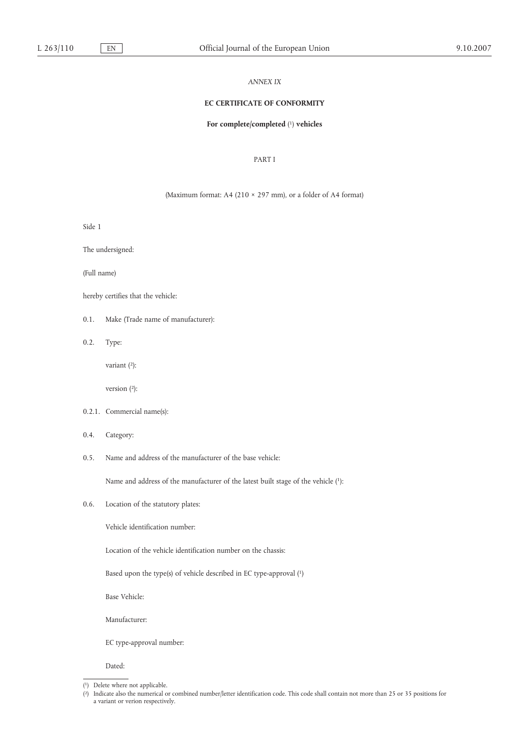*ANNEX IX*

**EC CERTIFICATE OF CONFORMITY**

**For complete/completed** [1] **vehicles**

PART I

(Maximum format: A4 (210 × 297 mm), or a folder of A4 format)

Side 1

The undersigned:

(Full name)

hereby certifies that the vehicle:

0.1. Make (Trade name of manufacturer):

0.2. Type:

variant [2]:

version [2]:

0.2.1. Commercial name(s):

0.4. Category:

0.5. Name and address of the manufacturer of the base vehicle:

Name and address of the manufacturer of the latest built stage of the vehicle [1]:

0.6. Location of the statutory plates:

Vehicle identification number:

Location of the vehicle identification number on the chassis:

Based upon the type(s) of vehicle described in EC type-approval [1]

Base Vehicle:

Manufacturer:

EC type-approval number:

Dated:

---

[1] Delete where not applicable.

[2] Indicate also the numerical or combined number/letter identification code. This code shall contain not more than 25 or 35 positions for a variant or verion respectively.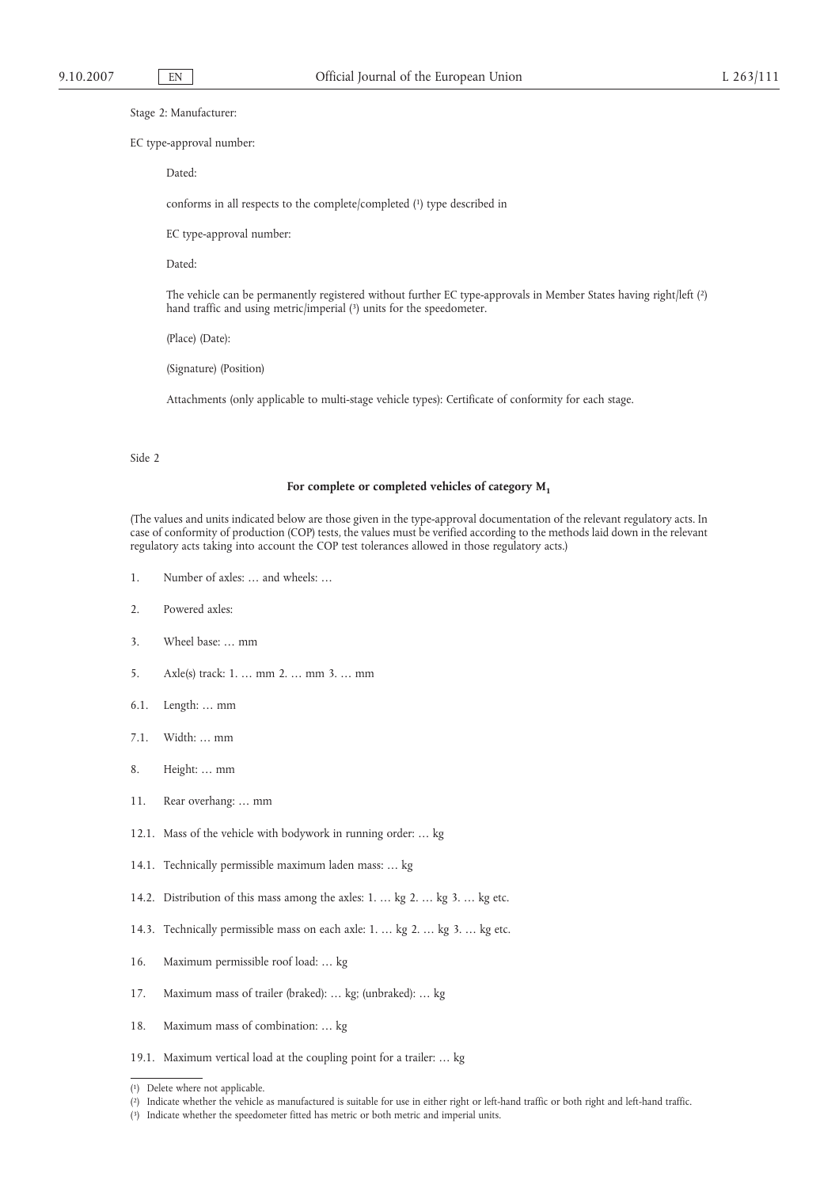Stage 2: Manufacturer:

EC type-approval number:

Dated:

conforms in all respects to the complete/completed [1] type described in

EC type-approval number:

Dated:

The vehicle can be permanently registered without further EC type-approvals in Member States having right/left [2] hand traffic and using metric/imperial [3] units for the speedometer.

(Place) (Date):

(Signature) (Position)

Attachments (only applicable to multi-stage vehicle types): Certificate of conformity for each stage.

Side 2

**For complete or completed vehicles of category $M_1$**

(The values and units indicated below are those given in the type-approval documentation of the relevant regulatory acts. In case of conformity of production (COP) tests, the values must be verified according to the methods laid down in the relevant regulatory acts taking into account the COP test tolerances allowed in those regulatory acts.)

1. Number of axles: … and wheels: …

2. Powered axles:

3. Wheel base: … mm

5. Axle(s) track: 1. … mm 2. … mm 3. … mm

6.1. Length: … mm

7.1. Width: … mm

8. Height: … mm

11. Rear overhang: … mm

12.1. Mass of the vehicle with bodywork in running order: … kg

14.1. Technically permissible maximum laden mass: … kg

14.2. Distribution of this mass among the axles: 1. … kg 2. … kg 3. … kg etc.

14.3. Technically permissible mass on each axle: 1. … kg 2. … kg 3. … kg etc.

16. Maximum permissible roof load: … kg

17. Maximum mass of trailer (braked): … kg; (unbraked): … kg

18. Maximum mass of combination: … kg

19.1. Maximum vertical load at the coupling point for a trailer: … kg

(1) Delete where not applicable.

(2) Indicate whether the vehicle as manufactured is suitable for use in either right or left-hand traffic or both right and left-hand traffic.

(3) Indicate whether the speedometer fitted has metric or both metric and imperial units.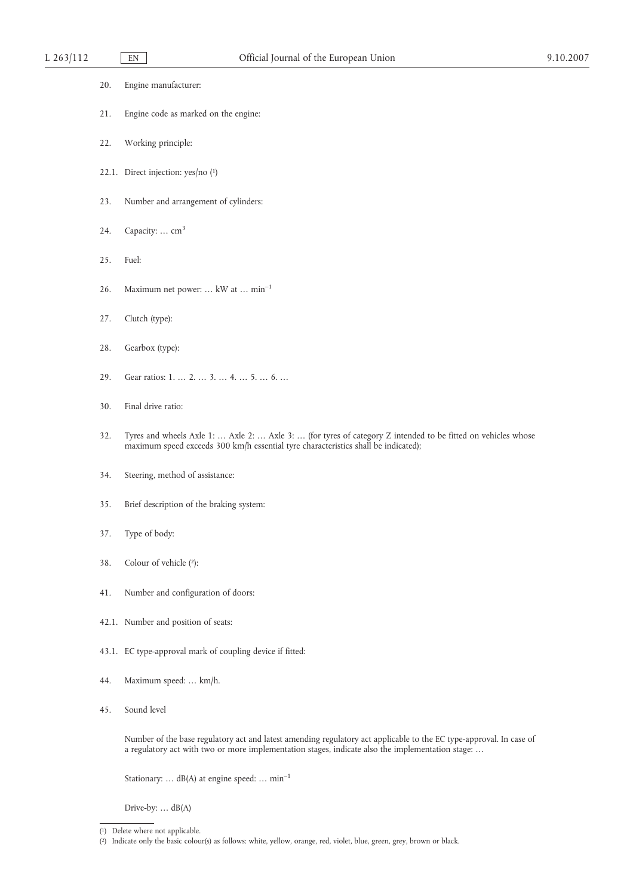20. Engine manufacturer:

21. Engine code as marked on the engine:

22. Working principle:

22.1. Direct injection: yes/no [1]

23. Number and arrangement of cylinders:

24. Capacity: … $cm^3$

25. Fuel:

26. Maximum net power: … kW at … $min^{-1}$

27. Clutch (type):

28. Gearbox (type):

29. Gear ratios: 1. … 2. … 3. … 4. … 5. … 6. …

30. Final drive ratio:

32. Tyres and wheels Axle 1: … Axle 2: … Axle 3: … (for tyres of category Z intended to be fitted on vehicles whose maximum speed exceeds 300 km/h essential tyre characteristics shall be indicated);

34. Steering, method of assistance:

35. Brief description of the braking system:

37. Type of body:

38. Colour of vehicle [2]:

41. Number and configuration of doors:

42.1. Number and position of seats:

43.1. EC type-approval mark of coupling device if fitted:

44. Maximum speed: … km/h.

45. Sound level

    Number of the base regulatory act and latest amending regulatory act applicable to the EC type-approval. In case of a regulatory act with two or more implementation stages, indicate also the implementation stage: …

    Stationary: … dB(A) at engine speed: … $min^{-1}$

    Drive-by: … dB(A)

---

[1] Delete where not applicable.

[2] Indicate only the basic colour(s) as follows: white, yellow, orange, red, violet, blue, green, grey, brown or black.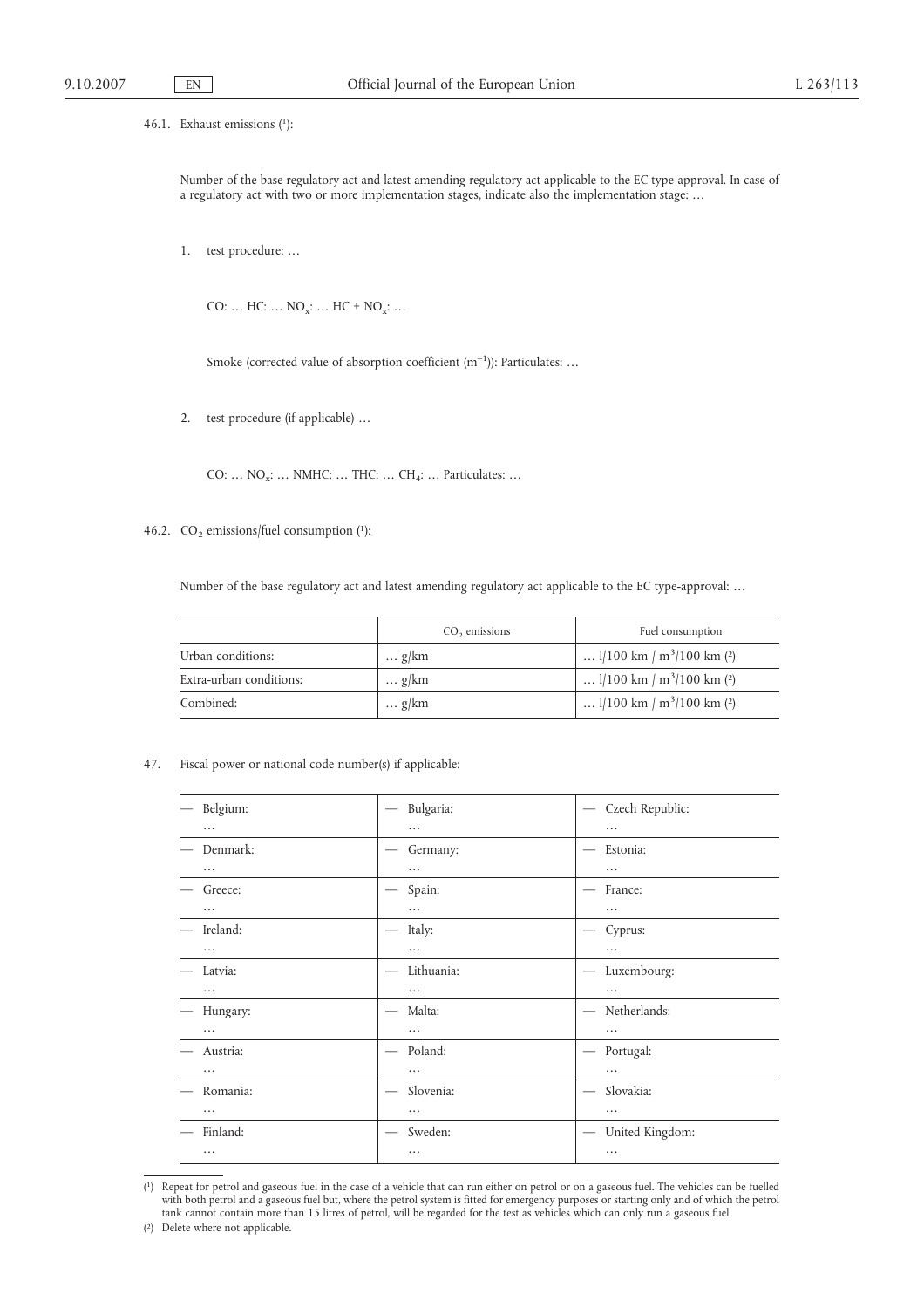46.1. Exhaust emissions [1]:

Number of the base regulatory act and latest amending regulatory act applicable to the EC type-approval. In case of a regulatory act with two or more implementation stages, indicate also the implementation stage: …

1. test procedure: …

CO: … HC: … $NO_x$: … HC + $NO_x$: …

Smoke (corrected value of absorption coefficient ($m^{-1}$)): Particulates: …

2. test procedure (if applicable) …

CO: … $NO_x$: … NMHC: … THC: … $CH_4$: … Particulates: …

46.2. $CO_2$ emissions/fuel consumption [1]:

Number of the base regulatory act and latest amending regulatory act applicable to the EC type-approval: …

| | $CO_2$ emissions | Fuel consumption |
|---|---|---|
| Urban conditions: | … g/km | … l/100 km / $m^3$/100 km [2] |
| Extra-urban conditions: | … g/km | … l/100 km / $m^3$/100 km [2] |
| Combined: | … g/km | … l/100 km / $m^3$/100 km [2] |

47. Fiscal power or national code number(s) if applicable:

| | | |
|---|---|---|
| — Belgium: … | — Bulgaria: … | — Czech Republic: … |
| — Denmark: … | — Germany: … | — Estonia: … |
| — Greece: … | — Spain: … | — France: … |
| — Ireland: … | — Italy: … | — Cyprus: … |
| — Latvia: … | — Lithuania: … | — Luxembourg: … |
| — Hungary: … | — Malta: … | — Netherlands: … |
| — Austria: … | — Poland: … | — Portugal: … |
| — Romania: … | — Slovenia: … | — Slovakia: … |
| — Finland: … | — Sweden: … | — United Kingdom: … |

[1] Repeat for petrol and gaseous fuel in the case of a vehicle that can run either on petrol or on a gaseous fuel. The vehicles can be fuelled with both petrol and a gaseous fuel but, where the petrol system is fitted for emergency purposes or starting only and of which the petrol tank cannot contain more than 15 litres of petrol, will be regarded for the test as vehicles which can only run a gaseous fuel.

[2] Delete where not applicable.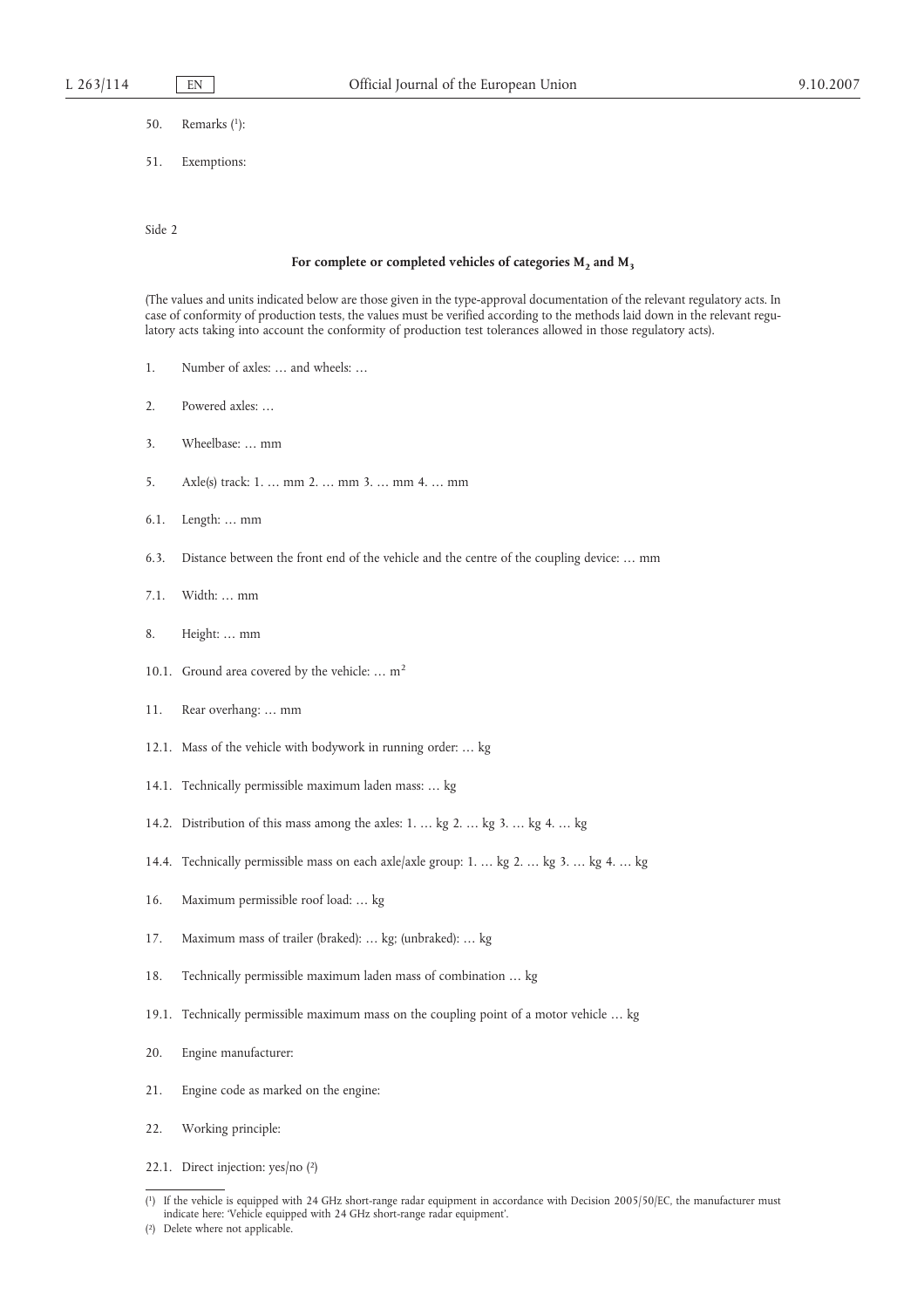50. Remarks ([1]):

51. Exemptions:

Side 2

**For complete or completed vehicles of categories $M_2$ and $M_3$**

(The values and units indicated below are those given in the type-approval documentation of the relevant regulatory acts. In case of conformity of production tests, the values must be verified according to the methods laid down in the relevant regulatory acts taking into account the conformity of production test tolerances allowed in those regulatory acts).

1. Number of axles: … and wheels: …

2. Powered axles: …

3. Wheelbase: … mm

5. Axle(s) track: 1. … mm 2. … mm 3. … mm 4. … mm

6.1. Length: … mm

6.3. Distance between the front end of the vehicle and the centre of the coupling device: … mm

7.1. Width: … mm

8. Height: … mm

10.1. Ground area covered by the vehicle: … $m^2$

11. Rear overhang: … mm

12.1. Mass of the vehicle with bodywork in running order: … kg

14.1. Technically permissible maximum laden mass: … kg

14.2. Distribution of this mass among the axles: 1. … kg 2. … kg 3. … kg 4. … kg

14.4. Technically permissible mass on each axle/axle group: 1. … kg 2. … kg 3. … kg 4. … kg

16. Maximum permissible roof load: … kg

17. Maximum mass of trailer (braked): … kg; (unbraked): … kg

18. Technically permissible maximum laden mass of combination … kg

19.1. Technically permissible maximum mass on the coupling point of a motor vehicle … kg

20. Engine manufacturer:

21. Engine code as marked on the engine:

22. Working principle:

22.1. Direct injection: yes/no ([2])

---

([1]) If the vehicle is equipped with 24 GHz short-range radar equipment in accordance with Decision 2005/50/EC, the manufacturer must indicate here: 'Vehicle equipped with 24 GHz short-range radar equipment'.

([2]) Delete where not applicable.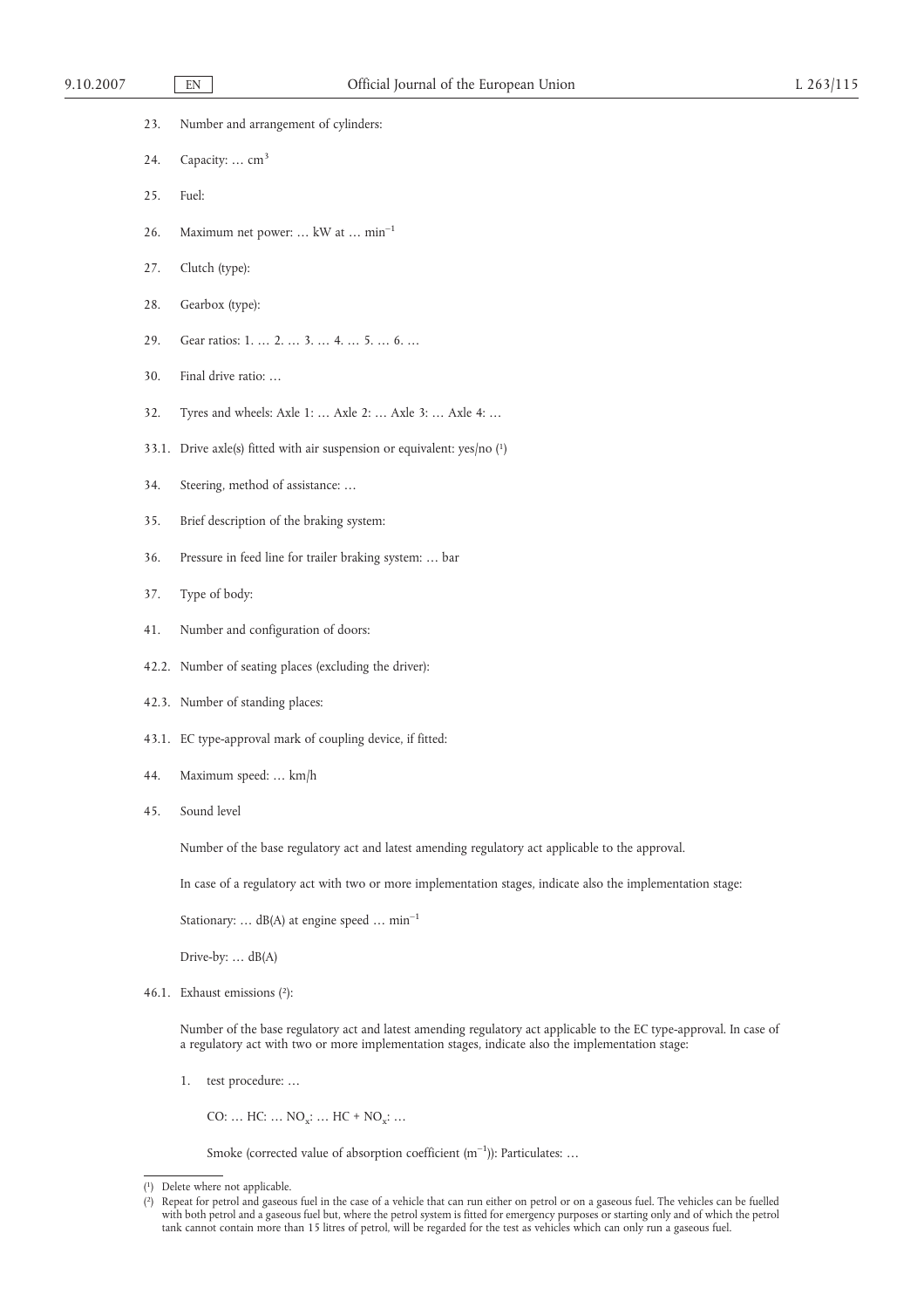23. Number and arrangement of cylinders:

24. Capacity: … $cm^3$

25. Fuel:

26. Maximum net power: … kW at … $min^{-1}$

27. Clutch (type):

28. Gearbox (type):

29. Gear ratios: 1. … 2. … 3. … 4. … 5. … 6. …

30. Final drive ratio: …

32. Tyres and wheels: Axle 1: … Axle 2: … Axle 3: … Axle 4: …

33.1. Drive axle(s) fitted with air suspension or equivalent: yes/no [1]

34. Steering, method of assistance: …

35. Brief description of the braking system:

36. Pressure in feed line for trailer braking system: … bar

37. Type of body:

41. Number and configuration of doors:

42.2. Number of seating places (excluding the driver):

42.3. Number of standing places:

43.1. EC type-approval mark of coupling device, if fitted:

44. Maximum speed: … km/h

45. Sound level

    Number of the base regulatory act and latest amending regulatory act applicable to the approval.

    In case of a regulatory act with two or more implementation stages, indicate also the implementation stage:

    Stationary: … dB(A) at engine speed … $min^{-1}$

    Drive-by: … dB(A)

46.1. Exhaust emissions [2]:

    Number of the base regulatory act and latest amending regulatory act applicable to the EC type-approval. In case of a regulatory act with two or more implementation stages, indicate also the implementation stage:

    1. test procedure: …

       CO: … HC: … $NO_x$: … HC + $NO_x$: …

       Smoke (corrected value of absorption coefficient ($m^{-1}$)): Particulates: …

---

[1] Delete where not applicable.

[2] Repeat for petrol and gaseous fuel in the case of a vehicle that can run either on petrol or on a gaseous fuel. The vehicles can be fuelled with both petrol and a gaseous fuel but, where the petrol system is fitted for emergency purposes or starting only and of which the petrol tank cannot contain more than 15 litres of petrol, will be regarded for the test as vehicles which can only run a gaseous fuel.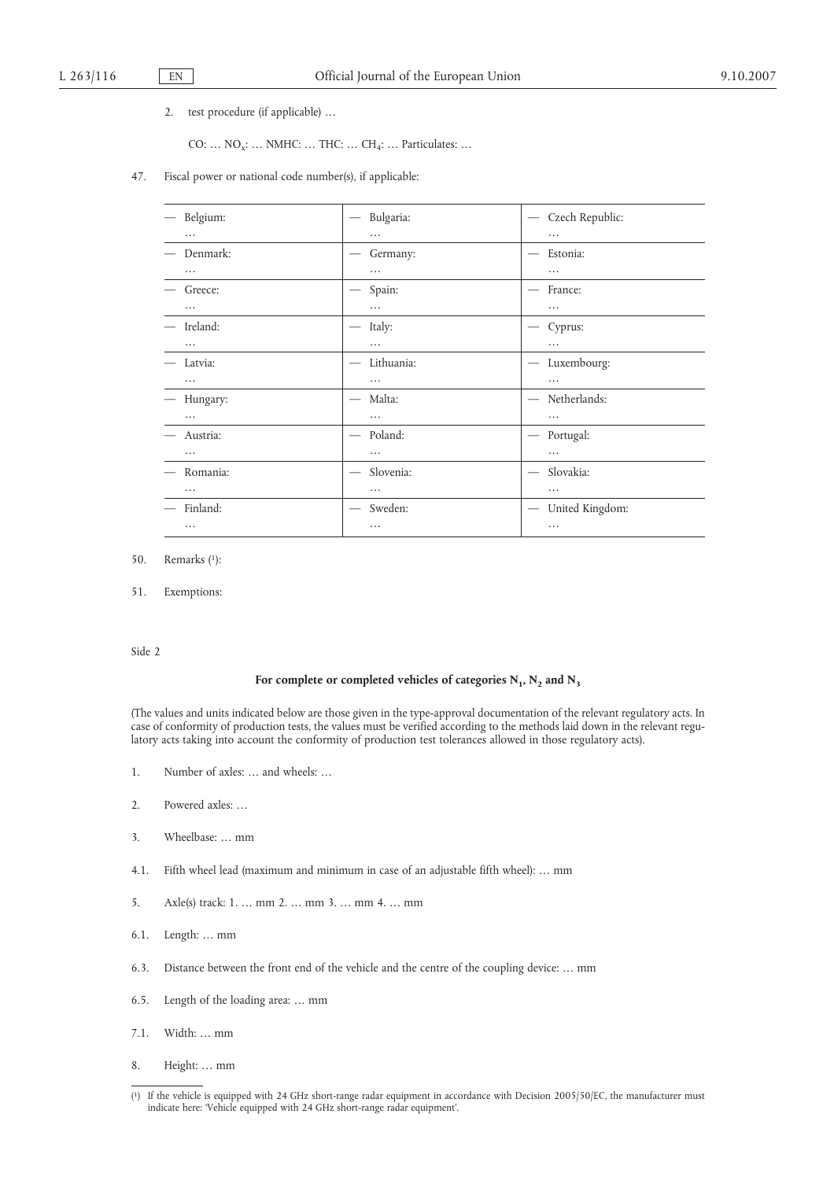2. test procedure (if applicable) …

CO: … $NO_x$: … NMHC: … THC: … $CH_4$: … Particulates: …

47. Fiscal power or national code number(s), if applicable:

| | | |
|---|---|---|
| — Belgium: … | — Bulgaria: … | — Czech Republic: … |
| — Denmark: … | — Germany: … | — Estonia: … |
| — Greece: … | — Spain: … | — France: … |
| — Ireland: … | — Italy: … | — Cyprus: … |
| — Latvia: … | — Lithuania: … | — Luxembourg: … |
| — Hungary: … | — Malta: … | — Netherlands: … |
| — Austria: … | — Poland: … | — Portugal: … |
| — Romania: … | — Slovenia: … | — Slovakia: … |
| — Finland: … | — Sweden: … | — United Kingdom: … |

50. Remarks [1]:

51. Exemptions:

Side 2

### For complete or completed vehicles of categories $N_1$, $N_2$ and $N_3$

(The values and units indicated below are those given in the type-approval documentation of the relevant regulatory acts. In case of conformity of production tests, the values must be verified according to the methods laid down in the relevant regulatory acts taking into account the conformity of production test tolerances allowed in those regulatory acts).

1. Number of axles: … and wheels: …

2. Powered axles: …

3. Wheelbase: … mm

4.1. Fifth wheel lead (maximum and minimum in case of an adjustable fifth wheel): … mm

5. Axle(s) track: 1. … mm 2. … mm 3. … mm 4. … mm

6.1. Length: … mm

6.3. Distance between the front end of the vehicle and the centre of the coupling device: … mm

6.5. Length of the loading area: … mm

7.1. Width: … mm

8. Height: … mm

---

[1] If the vehicle is equipped with 24 GHz short-range radar equipment in accordance with Decision 2005/50/EC, the manufacturer must indicate here: 'Vehicle equipped with 24 GHz short-range radar equipment'.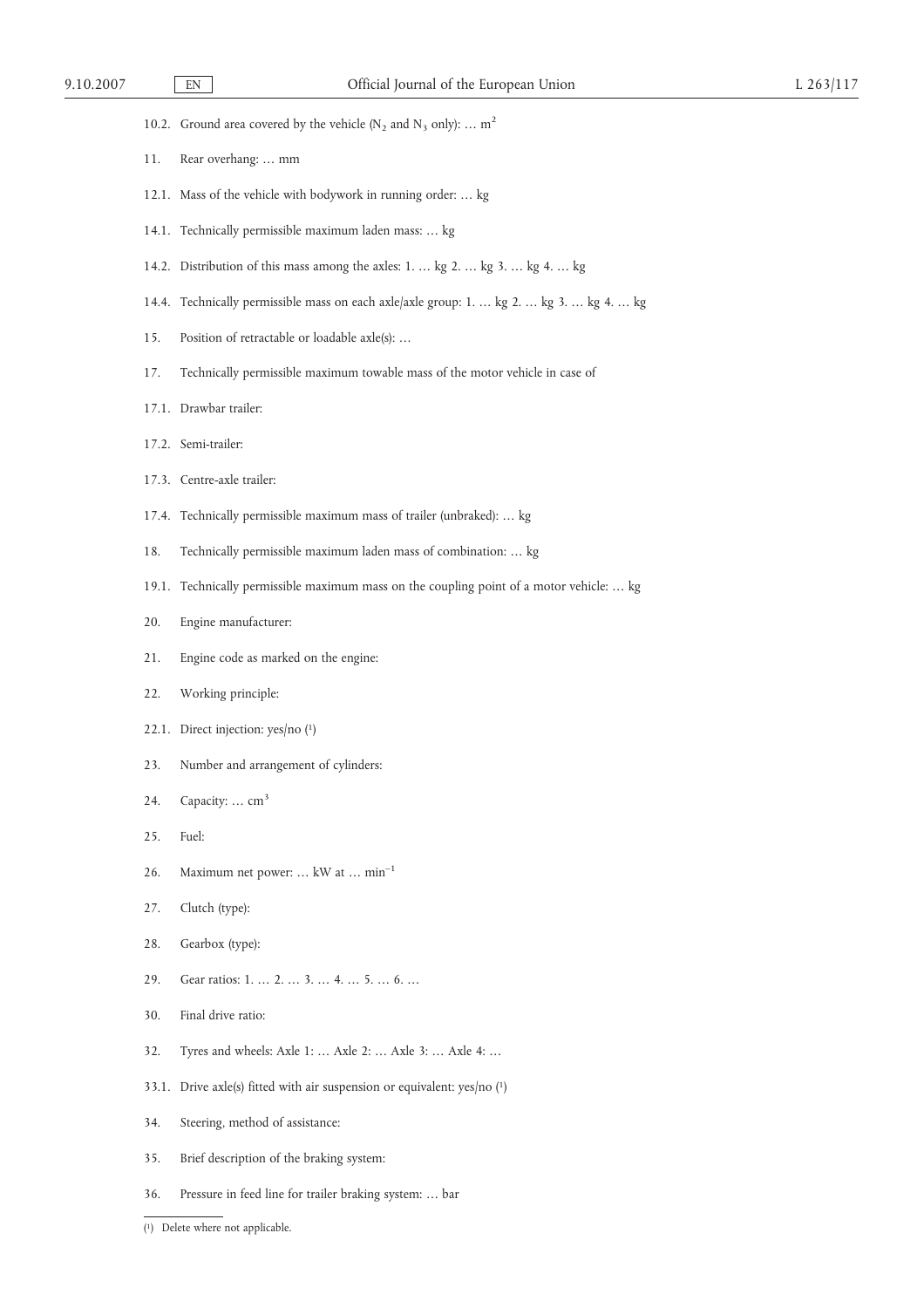10.2. Ground area covered by the vehicle ($N_2$ and $N_3$ only): … $m^2$

11. Rear overhang: … mm

12.1. Mass of the vehicle with bodywork in running order: … kg

14.1. Technically permissible maximum laden mass: … kg

14.2. Distribution of this mass among the axles: 1. … kg 2. … kg 3. … kg 4. … kg

14.4. Technically permissible mass on each axle/axle group: 1. … kg 2. … kg 3. … kg 4. … kg

15. Position of retractable or loadable axle(s): …

17. Technically permissible maximum towable mass of the motor vehicle in case of

17.1. Drawbar trailer:

17.2. Semi-trailer:

17.3. Centre-axle trailer:

17.4. Technically permissible maximum mass of trailer (unbraked): … kg

18. Technically permissible maximum laden mass of combination: … kg

19.1. Technically permissible maximum mass on the coupling point of a motor vehicle: … kg

20. Engine manufacturer:

21. Engine code as marked on the engine:

22. Working principle:

22.1. Direct injection: yes/no (1)

23. Number and arrangement of cylinders:

24. Capacity: … $cm^3$

25. Fuel:

26. Maximum net power: … kW at … $min^{-1}$

27. Clutch (type):

28. Gearbox (type):

29. Gear ratios: 1. … 2. … 3. … 4. … 5. … 6. …

30. Final drive ratio:

32. Tyres and wheels: Axle 1: … Axle 2: … Axle 3: … Axle 4: …

33.1. Drive axle(s) fitted with air suspension or equivalent: yes/no (1)

34. Steering, method of assistance:

35. Brief description of the braking system:

36. Pressure in feed line for trailer braking system: … bar

---

(1) Delete where not applicable.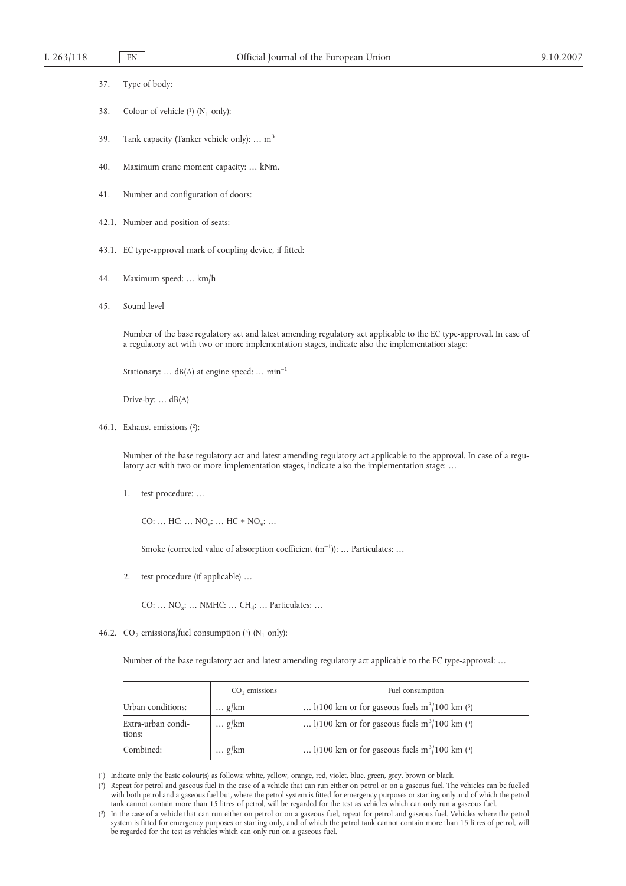37. Type of body:

38. Colour of vehicle [1] ($N_1$ only):

39. Tank capacity (Tanker vehicle only): … $m^3$

40. Maximum crane moment capacity: … kNm.

41. Number and configuration of doors:

42.1. Number and position of seats:

43.1. EC type-approval mark of coupling device, if fitted:

44. Maximum speed: … km/h

45. Sound level

    Number of the base regulatory act and latest amending regulatory act applicable to the EC type-approval. In case of a regulatory act with two or more implementation stages, indicate also the implementation stage:

    Stationary: … dB(A) at engine speed: … $min^{-1}$

    Drive-by: … dB(A)

46.1. Exhaust emissions [2]:

    Number of the base regulatory act and latest amending regulatory act applicable to the approval. In case of a regulatory act with two or more implementation stages, indicate also the implementation stage: …

    1. test procedure: …

       CO: … HC: … $NO_x$: … HC + $NO_x$: …

       Smoke (corrected value of absorption coefficient ($m^{-1}$)): … Particulates: …

    2. test procedure (if applicable) …

       CO: … $NO_x$: … NMHC: … $CH_4$: … Particulates: …

46.2. $CO_2$ emissions/fuel consumption [3] ($N_1$ only):

    Number of the base regulatory act and latest amending regulatory act applicable to the EC type-approval: …

| | $CO_2$ emissions | Fuel consumption |
|---|---|---|
| Urban conditions: | … g/km | … l/100 km or for gaseous fuels $m^3$/100 km [3] |
| Extra-urban conditions: | … g/km | … l/100 km or for gaseous fuels $m^3$/100 km [3] |
| Combined: | … g/km | … l/100 km or for gaseous fuels $m^3$/100 km [3] |

---

[1] Indicate only the basic colour(s) as follows: white, yellow, orange, red, violet, blue, green, grey, brown or black.

[2] Repeat for petrol and gaseous fuel in the case of a vehicle that can run either on petrol or on a gaseous fuel. The vehicles can be fuelled with both petrol and a gaseous fuel but, where the petrol system is fitted for emergency purposes or starting only and of which the petrol tank cannot contain more than 15 litres of petrol, will be regarded for the test as vehicles which can only run a gaseous fuel.

[3] In the case of a vehicle that can run either on petrol or on a gaseous fuel, repeat for petrol and gaseous fuel. Vehicles where the petrol system is fitted for emergency purposes or starting only, and of which the petrol tank cannot contain more than 15 litres of petrol, will be regarded for the test as vehicles which can only run on a gaseous fuel.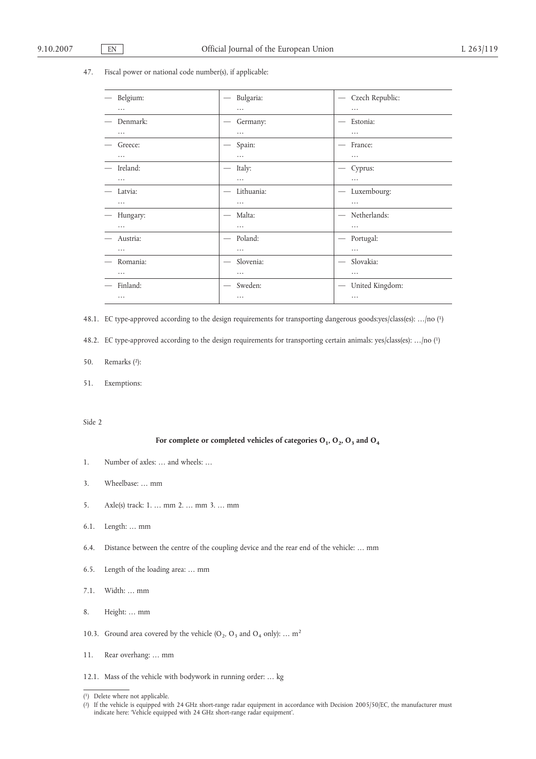47. Fiscal power or national code number(s), if applicable:

| | | |
|---|---|---|
| — Belgium: … | — Bulgaria: … | — Czech Republic: … |
| — Denmark: … | — Germany: … | — Estonia: … |
| — Greece: … | — Spain: … | — France: … |
| — Ireland: … | — Italy: … | — Cyprus: … |
| — Latvia: … | — Lithuania: … | — Luxembourg: … |
| — Hungary: … | — Malta: … | — Netherlands: … |
| — Austria: … | — Poland: … | — Portugal: … |
| — Romania: … | — Slovenia: … | — Slovakia: … |
| — Finland: … | — Sweden: … | — United Kingdom: … |

48.1. EC type-approved according to the design requirements for transporting dangerous goods:yes/class(es): …/no [1]

48.2. EC type-approved according to the design requirements for transporting certain animals: yes/class(es): …/no [1]

50. Remarks [2]:

51. Exemptions:

Side 2

**For complete or completed vehicles of categories $O_1$, $O_2$, $O_3$ and $O_4$**

1. Number of axles: … and wheels: …

3. Wheelbase: … mm

5. Axle(s) track: 1. … mm 2. … mm 3. … mm

6.1. Length: … mm

6.4. Distance between the centre of the coupling device and the rear end of the vehicle: … mm

6.5. Length of the loading area: … mm

7.1. Width: … mm

8. Height: … mm

10.3. Ground area covered by the vehicle ($O_2$, $O_3$ and $O_4$ only): … $m^2$

11. Rear overhang: … mm

12.1. Mass of the vehicle with bodywork in running order: … kg

---

[1] Delete where not applicable.

[2] If the vehicle is equipped with 24 GHz short-range radar equipment in accordance with Decision 2005/50/EC, the manufacturer must indicate here: 'Vehicle equipped with 24 GHz short-range radar equipment'.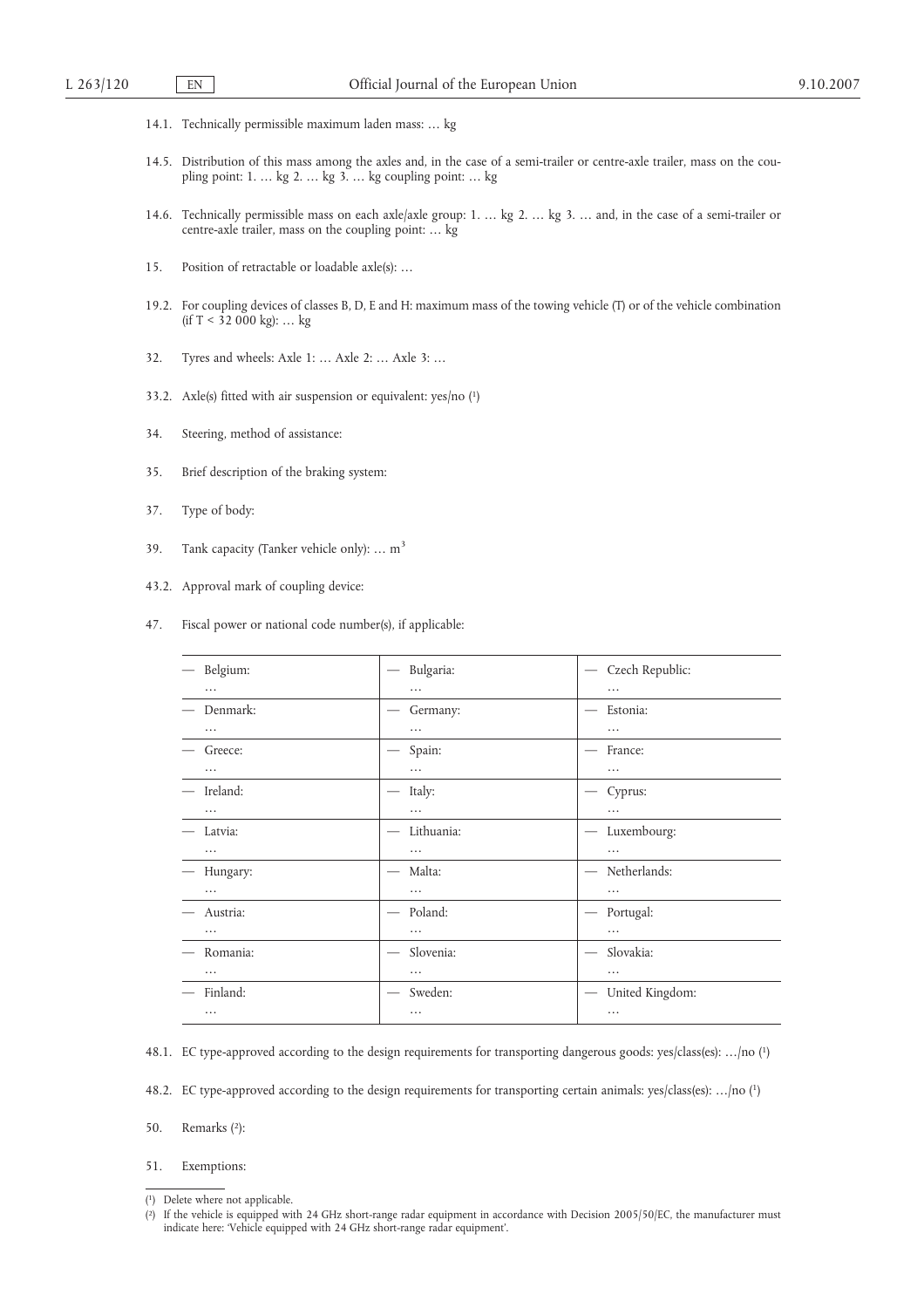14.1. Technically permissible maximum laden mass: … kg

14.5. Distribution of this mass among the axles and, in the case of a semi-trailer or centre-axle trailer, mass on the coupling point: 1. … kg 2. … kg 3. … kg coupling point: … kg

14.6. Technically permissible mass on each axle/axle group: 1. … kg 2. … kg 3. … and, in the case of a semi-trailer or centre-axle trailer, mass on the coupling point: … kg

15. Position of retractable or loadable axle(s): …

19.2. For coupling devices of classes B, D, E and H: maximum mass of the towing vehicle (T) or of the vehicle combination (if T < 32 000 kg): … kg

32. Tyres and wheels: Axle 1: … Axle 2: … Axle 3: …

33.2. Axle(s) fitted with air suspension or equivalent: yes/no (1)

34. Steering, method of assistance:

35. Brief description of the braking system:

37. Type of body:

39. Tank capacity (Tanker vehicle only): … $m^3$

43.2. Approval mark of coupling device:

47. Fiscal power or national code number(s), if applicable:

| | | |
|---|---|---|
| — Belgium: … | — Bulgaria: … | — Czech Republic: … |
| — Denmark: … | — Germany: … | — Estonia: … |
| — Greece: … | — Spain: … | — France: … |
| — Ireland: … | — Italy: … | — Cyprus: … |
| — Latvia: … | — Lithuania: … | — Luxembourg: … |
| — Hungary: … | — Malta: … | — Netherlands: … |
| — Austria: … | — Poland: … | — Portugal: … |
| — Romania: … | — Slovenia: … | — Slovakia: … |
| — Finland: … | — Sweden: … | — United Kingdom: … |

48.1. EC type-approved according to the design requirements for transporting dangerous goods: yes/class(es): …/no (1)

48.2. EC type-approved according to the design requirements for transporting certain animals: yes/class(es): …/no (1)

50. Remarks (2):

51. Exemptions:

---

(1) Delete where not applicable.

(2) If the vehicle is equipped with 24 GHz short-range radar equipment in accordance with Decision 2005/50/EC, the manufacturer must indicate here: 'Vehicle equipped with 24 GHz short-range radar equipment'.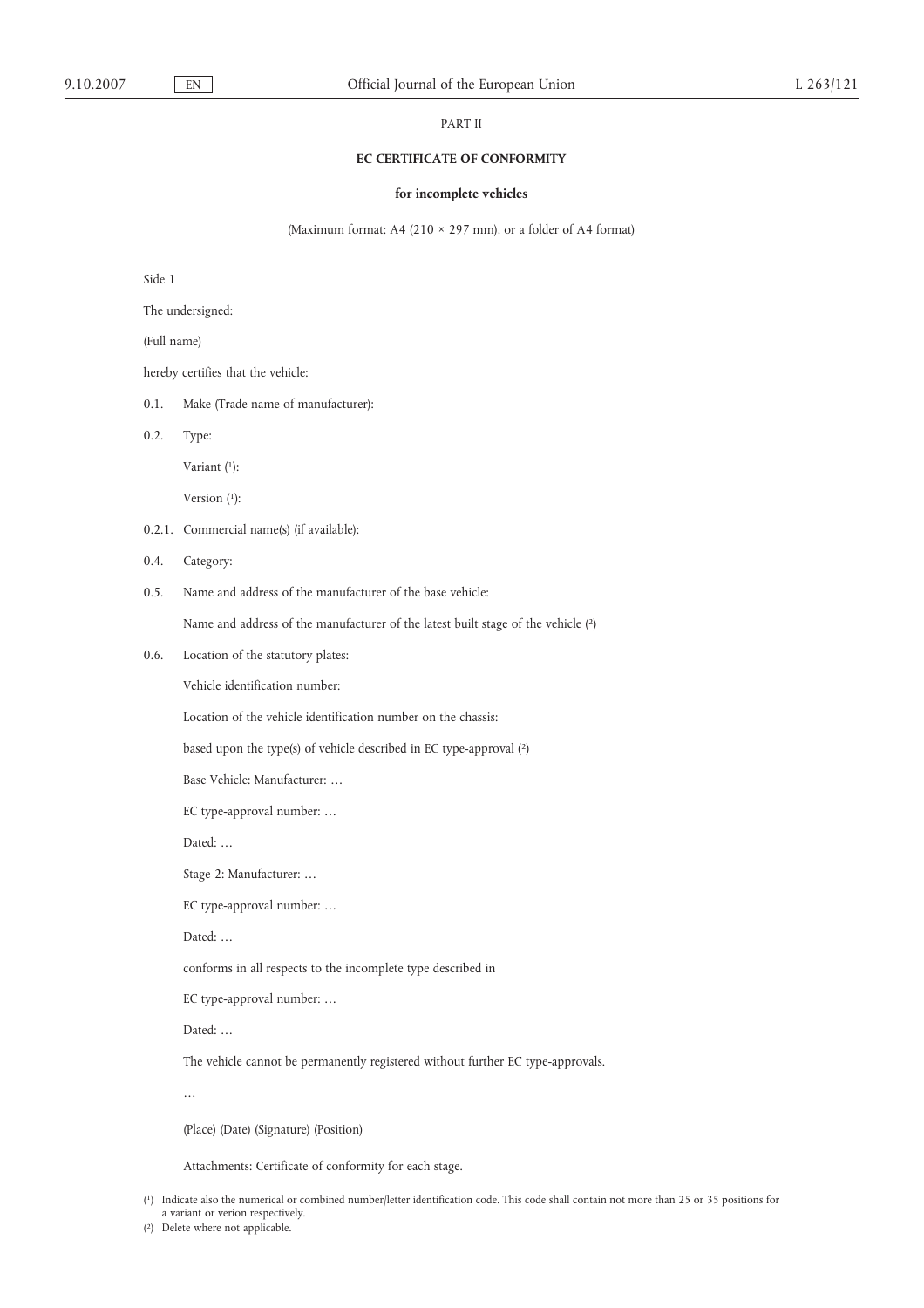PART II

**EC CERTIFICATE OF CONFORMITY**

**for incomplete vehicles**

(Maximum format: A4 (210 × 297 mm), or a folder of A4 format)

Side 1

The undersigned:

(Full name)

hereby certifies that the vehicle:

0.1. Make (Trade name of manufacturer):

0.2. Type:

Variant [1]:

Version [1]:

0.2.1. Commercial name(s) (if available):

0.4. Category:

0.5. Name and address of the manufacturer of the base vehicle:

Name and address of the manufacturer of the latest built stage of the vehicle [2]

0.6. Location of the statutory plates:

Vehicle identification number:

Location of the vehicle identification number on the chassis:

based upon the type(s) of vehicle described in EC type-approval [2]

Base Vehicle: Manufacturer: …

EC type-approval number: …

Dated: …

Stage 2: Manufacturer: …

EC type-approval number: …

Dated: …

conforms in all respects to the incomplete type described in

EC type-approval number: …

Dated: …

The vehicle cannot be permanently registered without further EC type-approvals.

…

(Place) (Date) (Signature) (Position)

Attachments: Certificate of conformity for each stage.

---

[1] Indicate also the numerical or combined number/letter identification code. This code shall contain not more than 25 or 35 positions for a variant or verion respectively.

[2] Delete where not applicable.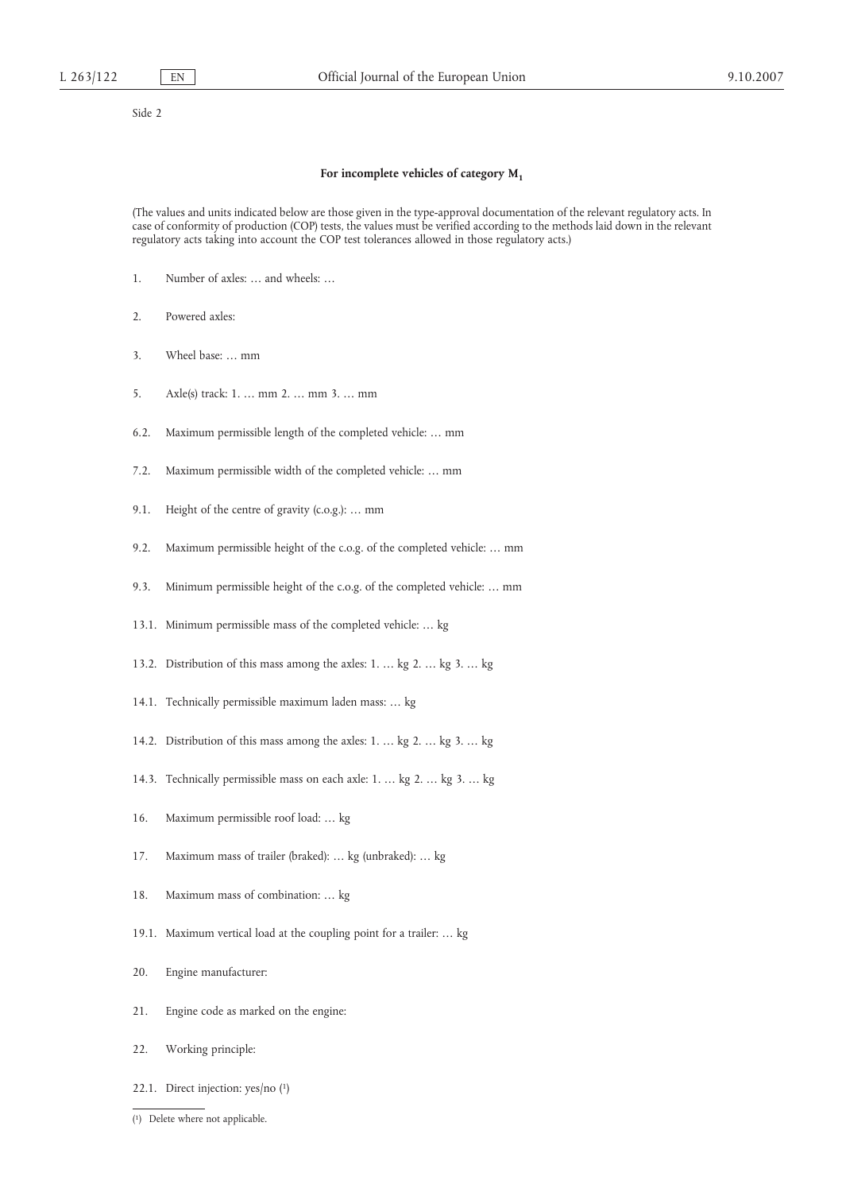Side 2

### For incomplete vehicles of category $M_1$

(The values and units indicated below are those given in the type-approval documentation of the relevant regulatory acts. In case of conformity of production (COP) tests, the values must be verified according to the methods laid down in the relevant regulatory acts taking into account the COP test tolerances allowed in those regulatory acts.)

1. Number of axles: … and wheels: …

2. Powered axles:

3. Wheel base: … mm

5. Axle(s) track: 1. … mm 2. … mm 3. … mm

6.2. Maximum permissible length of the completed vehicle: … mm

7.2. Maximum permissible width of the completed vehicle: … mm

9.1. Height of the centre of gravity (c.o.g.): … mm

9.2. Maximum permissible height of the c.o.g. of the completed vehicle: … mm

9.3. Minimum permissible height of the c.o.g. of the completed vehicle: … mm

13.1. Minimum permissible mass of the completed vehicle: … kg

13.2. Distribution of this mass among the axles: 1. … kg 2. … kg 3. … kg

14.1. Technically permissible maximum laden mass: … kg

14.2. Distribution of this mass among the axles: 1. … kg 2. … kg 3. … kg

14.3. Technically permissible mass on each axle: 1. … kg 2. … kg 3. … kg

16. Maximum permissible roof load: … kg

17. Maximum mass of trailer (braked): … kg (unbraked): … kg

18. Maximum mass of combination: … kg

19.1. Maximum vertical load at the coupling point for a trailer: … kg

20. Engine manufacturer:

21. Engine code as marked on the engine:

22. Working principle:

22.1. Direct injection: yes/no [1]

---

[1] Delete where not applicable.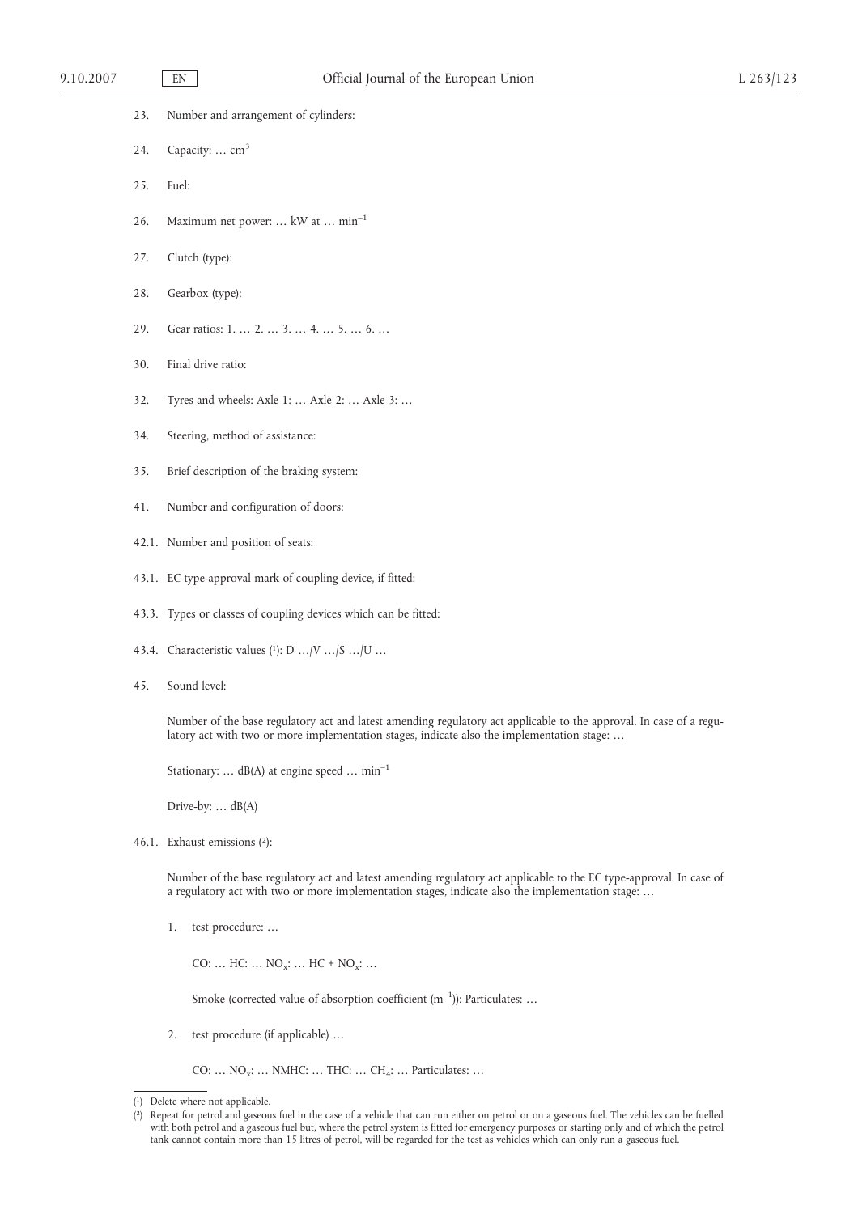23. Number and arrangement of cylinders:

24. Capacity: … $cm^3$

25. Fuel:

26. Maximum net power: … kW at … $min^{-1}$

27. Clutch (type):

28. Gearbox (type):

29. Gear ratios: 1. … 2. … 3. … 4. … 5. … 6. …

30. Final drive ratio:

32. Tyres and wheels: Axle 1: … Axle 2: … Axle 3: …

34. Steering, method of assistance:

35. Brief description of the braking system:

41. Number and configuration of doors:

42.1. Number and position of seats:

43.1. EC type-approval mark of coupling device, if fitted:

43.3. Types or classes of coupling devices which can be fitted:

43.4. Characteristic values [1]: D …/V …/S …/U …

45. Sound level:

Number of the base regulatory act and latest amending regulatory act applicable to the approval. In case of a regulatory act with two or more implementation stages, indicate also the implementation stage: …

Stationary: … dB(A) at engine speed … $min^{-1}$

Drive-by: … dB(A)

46.1. Exhaust emissions [2]:

Number of the base regulatory act and latest amending regulatory act applicable to the EC type-approval. In case of a regulatory act with two or more implementation stages, indicate also the implementation stage: …

1. test procedure: …

   CO: … HC: … $NO_x$: … HC + $NO_x$: …

   Smoke (corrected value of absorption coefficient ($m^{-1}$)): Particulates: …

2. test procedure (if applicable) …

   CO: … $NO_x$: … NMHC: … THC: … $CH_4$: … Particulates: …

---

[1] Delete where not applicable.

[2] Repeat for petrol and gaseous fuel in the case of a vehicle that can run either on petrol or on a gaseous fuel. The vehicles can be fuelled with both petrol and a gaseous fuel but, where the petrol system is fitted for emergency purposes or starting only and of which the petrol tank cannot contain more than 15 litres of petrol, will be regarded for the test as vehicles which can only run a gaseous fuel.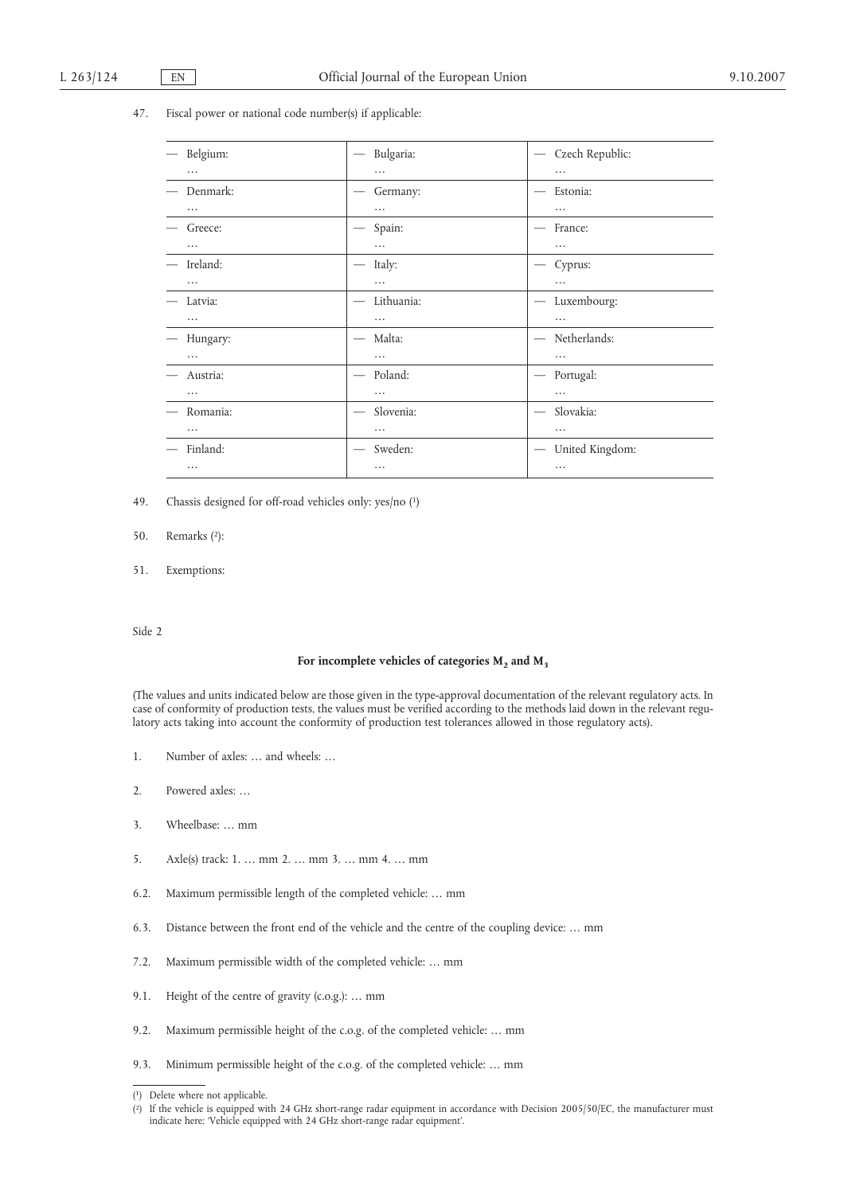47. Fiscal power or national code number(s) if applicable:

| | | |
|---|---|---|
| — Belgium: … | — Bulgaria: … | — Czech Republic: … |
| — Denmark: … | — Germany: … | — Estonia: … |
| — Greece: … | — Spain: … | — France: … |
| — Ireland: … | — Italy: … | — Cyprus: … |
| — Latvia: … | — Lithuania: … | — Luxembourg: … |
| — Hungary: … | — Malta: … | — Netherlands: … |
| — Austria: … | — Poland: … | — Portugal: … |
| — Romania: … | — Slovenia: … | — Slovakia: … |
| — Finland: … | — Sweden: … | — United Kingdom: … |

49. Chassis designed for off-road vehicles only: yes/no (1)

50. Remarks (2):

51. Exemptions:

Side 2

### For incomplete vehicles of categories $M_2$ and $M_3$

(The values and units indicated below are those given in the type-approval documentation of the relevant regulatory acts. In case of conformity of production tests, the values must be verified according to the methods laid down in the relevant regulatory acts taking into account the conformity of production test tolerances allowed in those regulatory acts).

1. Number of axles: … and wheels: …

2. Powered axles: …

3. Wheelbase: … mm

5. Axle(s) track: 1. … mm 2. … mm 3. … mm 4. … mm

6.2. Maximum permissible length of the completed vehicle: … mm

6.3. Distance between the front end of the vehicle and the centre of the coupling device: … mm

7.2. Maximum permissible width of the completed vehicle: … mm

9.1. Height of the centre of gravity (c.o.g.): … mm

9.2. Maximum permissible height of the c.o.g. of the completed vehicle: … mm

9.3. Minimum permissible height of the c.o.g. of the completed vehicle: … mm

---

(1) Delete where not applicable.

(2) If the vehicle is equipped with 24 GHz short-range radar equipment in accordance with Decision 2005/50/EC, the manufacturer must indicate here: 'Vehicle equipped with 24 GHz short-range radar equipment'.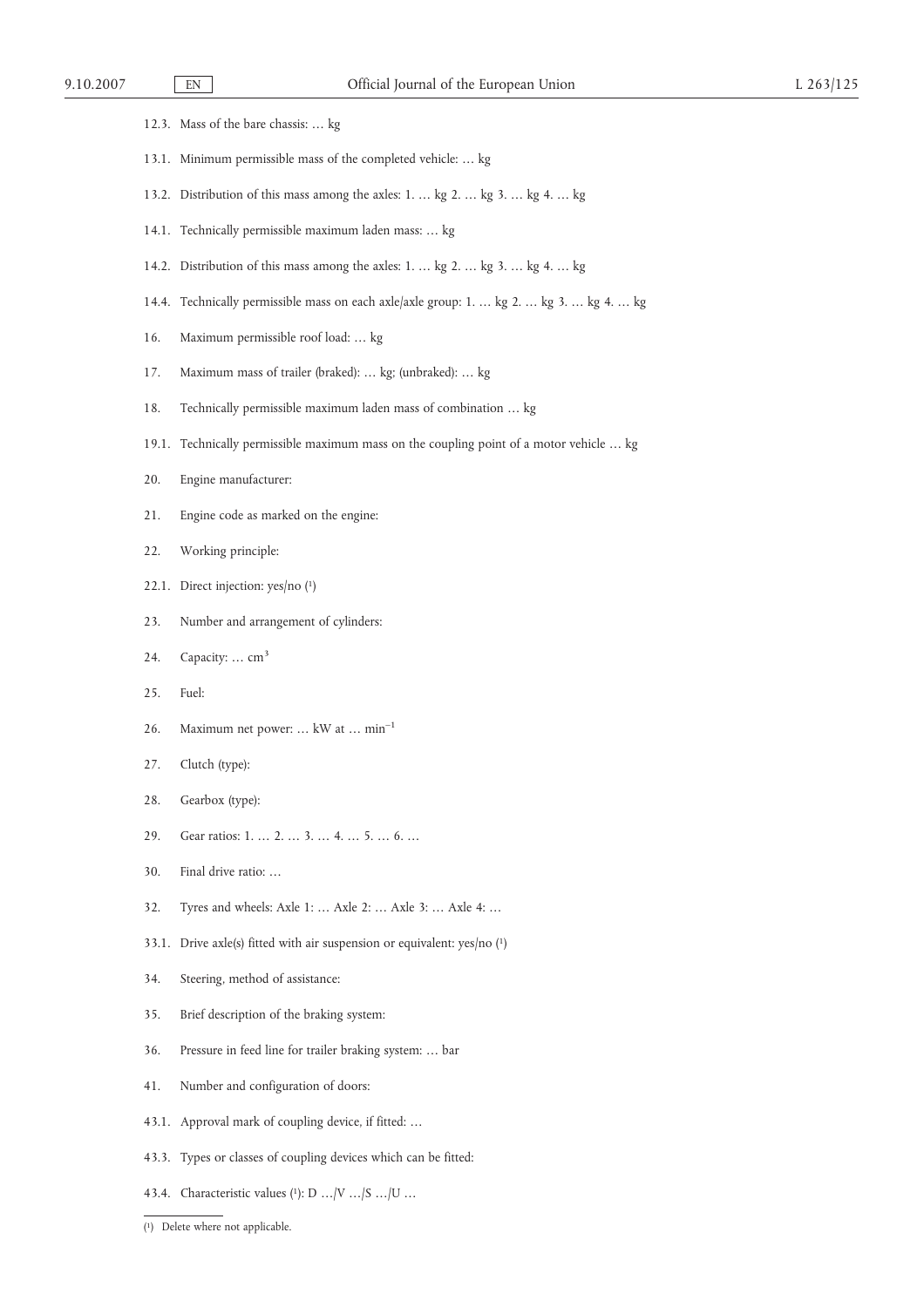12.3. Mass of the bare chassis: … kg

13.1. Minimum permissible mass of the completed vehicle: … kg

13.2. Distribution of this mass among the axles: 1. … kg 2. … kg 3. … kg 4. … kg

14.1. Technically permissible maximum laden mass: … kg

14.2. Distribution of this mass among the axles: 1. … kg 2. … kg 3. … kg 4. … kg

14.4. Technically permissible mass on each axle/axle group: 1. … kg 2. … kg 3. … kg 4. … kg

16. Maximum permissible roof load: … kg

17. Maximum mass of trailer (braked): … kg; (unbraked): … kg

18. Technically permissible maximum laden mass of combination … kg

19.1. Technically permissible maximum mass on the coupling point of a motor vehicle … kg

20. Engine manufacturer:

21. Engine code as marked on the engine:

22. Working principle:

22.1. Direct injection: yes/no [1]

23. Number and arrangement of cylinders:

24. Capacity: … $cm^3$

25. Fuel:

26. Maximum net power: … kW at … $min^{-1}$

27. Clutch (type):

28. Gearbox (type):

29. Gear ratios: 1. … 2. … 3. … 4. … 5. … 6. …

30. Final drive ratio: …

32. Tyres and wheels: Axle 1: … Axle 2: … Axle 3: … Axle 4: …

33.1. Drive axle(s) fitted with air suspension or equivalent: yes/no [1]

34. Steering, method of assistance:

35. Brief description of the braking system:

36. Pressure in feed line for trailer braking system: … bar

41. Number and configuration of doors:

43.1. Approval mark of coupling device, if fitted: …

43.3. Types or classes of coupling devices which can be fitted:

43.4. Characteristic values [1]: D …/V …/S …/U …

---

[1] Delete where not applicable.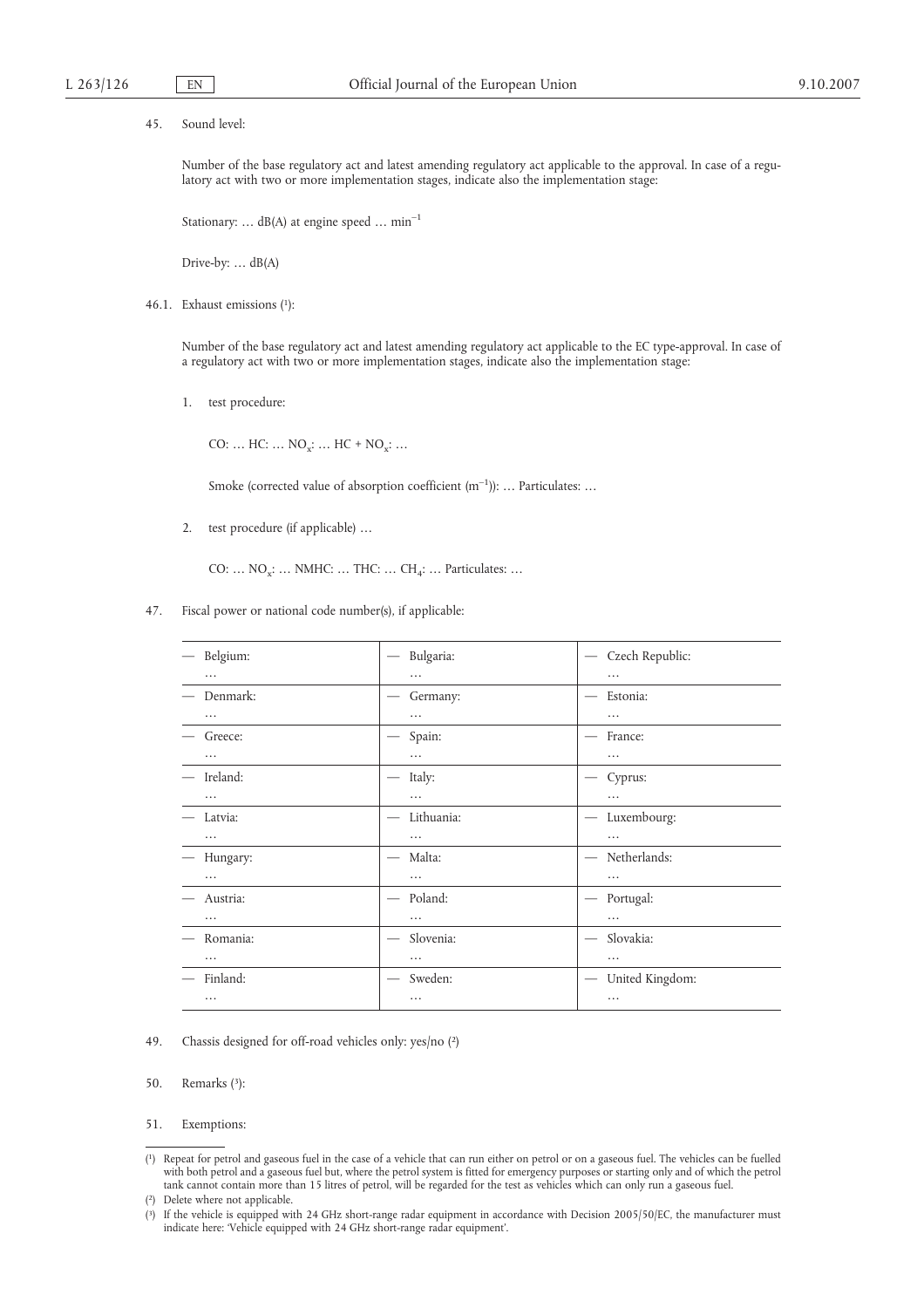45. Sound level:

Number of the base regulatory act and latest amending regulatory act applicable to the approval. In case of a regulatory act with two or more implementation stages, indicate also the implementation stage:

Stationary: … dB(A) at engine speed … $min^{-1}$

Drive-by: … dB(A)

46.1. Exhaust emissions [1]:

Number of the base regulatory act and latest amending regulatory act applicable to the EC type-approval. In case of a regulatory act with two or more implementation stages, indicate also the implementation stage:

1. test procedure:

   CO: … HC: … $NO_x$: … HC + $NO_x$: …

   Smoke (corrected value of absorption coefficient ($m^{-1}$)): … Particulates: …

2. test procedure (if applicable) …

   CO: … $NO_x$: … NMHC: … THC: … $CH_4$: … Particulates: …

47. Fiscal power or national code number(s), if applicable:

| | | |
|---|---|---|
| — Belgium: … | — Bulgaria: … | — Czech Republic: … |
| — Denmark: … | — Germany: … | — Estonia: … |
| — Greece: … | — Spain: … | — France: … |
| — Ireland: … | — Italy: … | — Cyprus: … |
| — Latvia: … | — Lithuania: … | — Luxembourg: … |
| — Hungary: … | — Malta: … | — Netherlands: … |
| — Austria: … | — Poland: … | — Portugal: … |
| — Romania: … | — Slovenia: … | — Slovakia: … |
| — Finland: … | — Sweden: … | — United Kingdom: … |

49. Chassis designed for off-road vehicles only: yes/no [2]

50. Remarks [3]:

51. Exemptions:

---

[1] Repeat for petrol and gaseous fuel in the case of a vehicle that can run either on petrol or on a gaseous fuel. The vehicles can be fuelled with both petrol and a gaseous fuel but, where the petrol system is fitted for emergency purposes or starting only and of which the petrol tank cannot contain more than 15 litres of petrol, will be regarded for the test as vehicles which can only run a gaseous fuel.

[2] Delete where not applicable.

[3] If the vehicle is equipped with 24 GHz short-range radar equipment in accordance with Decision 2005/50/EC, the manufacturer must indicate here: 'Vehicle equipped with 24 GHz short-range radar equipment'.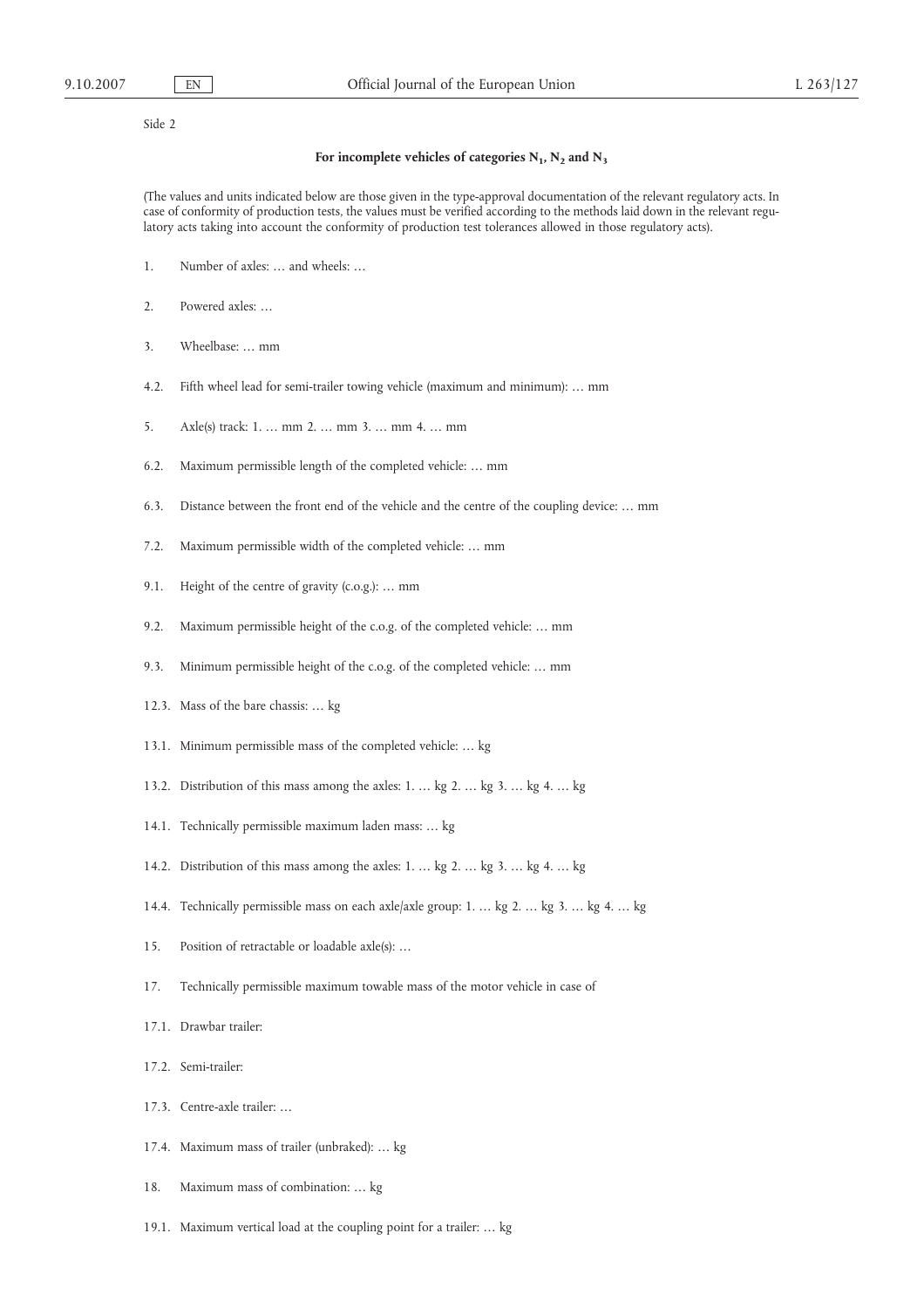Side 2

**For incomplete vehicles of categories $N_1$, $N_2$ and $N_3$**

(The values and units indicated below are those given in the type-approval documentation of the relevant regulatory acts. In case of conformity of production tests, the values must be verified according to the methods laid down in the relevant regulatory acts taking into account the conformity of production test tolerances allowed in those regulatory acts).

1. Number of axles: … and wheels: …

2. Powered axles: …

3. Wheelbase: … mm

4.2. Fifth wheel lead for semi-trailer towing vehicle (maximum and minimum): … mm

5. Axle(s) track: 1. … mm 2. … mm 3. … mm 4. … mm

6.2. Maximum permissible length of the completed vehicle: … mm

6.3. Distance between the front end of the vehicle and the centre of the coupling device: … mm

7.2. Maximum permissible width of the completed vehicle: … mm

9.1. Height of the centre of gravity (c.o.g.): … mm

9.2. Maximum permissible height of the c.o.g. of the completed vehicle: … mm

9.3. Minimum permissible height of the c.o.g. of the completed vehicle: … mm

12.3. Mass of the bare chassis: … kg

13.1. Minimum permissible mass of the completed vehicle: … kg

13.2. Distribution of this mass among the axles: 1. … kg 2. … kg 3. … kg 4. … kg

14.1. Technically permissible maximum laden mass: … kg

14.2. Distribution of this mass among the axles: 1. … kg 2. … kg 3. … kg 4. … kg

14.4. Technically permissible mass on each axle/axle group: 1. … kg 2. … kg 3. … kg 4. … kg

15. Position of retractable or loadable axle(s): …

17. Technically permissible maximum towable mass of the motor vehicle in case of

17.1. Drawbar trailer:

17.2. Semi-trailer:

17.3. Centre-axle trailer: …

17.4. Maximum mass of trailer (unbraked): … kg

18. Maximum mass of combination: … kg

19.1. Maximum vertical load at the coupling point for a trailer: … kg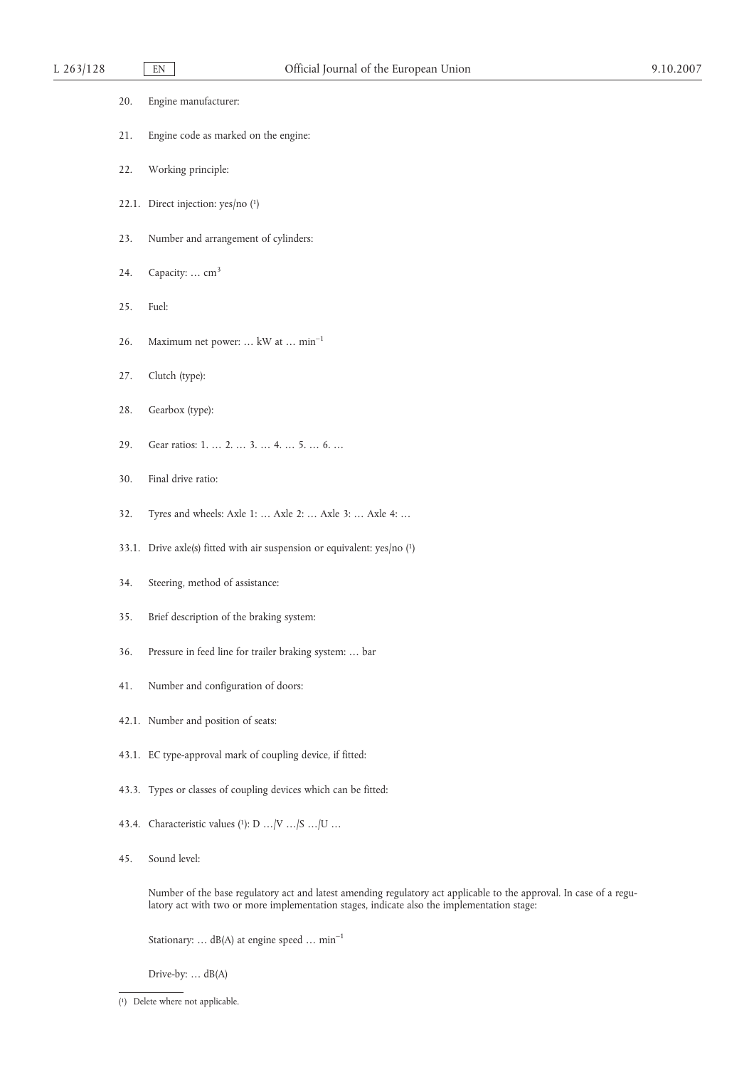20. Engine manufacturer:

21. Engine code as marked on the engine:

22. Working principle:

22.1. Direct injection: yes/no [1]

23. Number and arrangement of cylinders:

24. Capacity: … $cm^3$

25. Fuel:

26. Maximum net power: … kW at … $min^{-1}$

27. Clutch (type):

28. Gearbox (type):

29. Gear ratios: 1. … 2. … 3. … 4. … 5. … 6. …

30. Final drive ratio:

32. Tyres and wheels: Axle 1: … Axle 2: … Axle 3: … Axle 4: …

33.1. Drive axle(s) fitted with air suspension or equivalent: yes/no [1]

34. Steering, method of assistance:

35. Brief description of the braking system:

36. Pressure in feed line for trailer braking system: … bar

41. Number and configuration of doors:

42.1. Number and position of seats:

43.1. EC type-approval mark of coupling device, if fitted:

43.3. Types or classes of coupling devices which can be fitted:

43.4. Characteristic values [1]: D …/V …/S …/U …

45. Sound level:

Number of the base regulatory act and latest amending regulatory act applicable to the approval. In case of a regulatory act with two or more implementation stages, indicate also the implementation stage:

Stationary: … dB(A) at engine speed … $min^{-1}$

Drive-by: … dB(A)

---

[1] Delete where not applicable.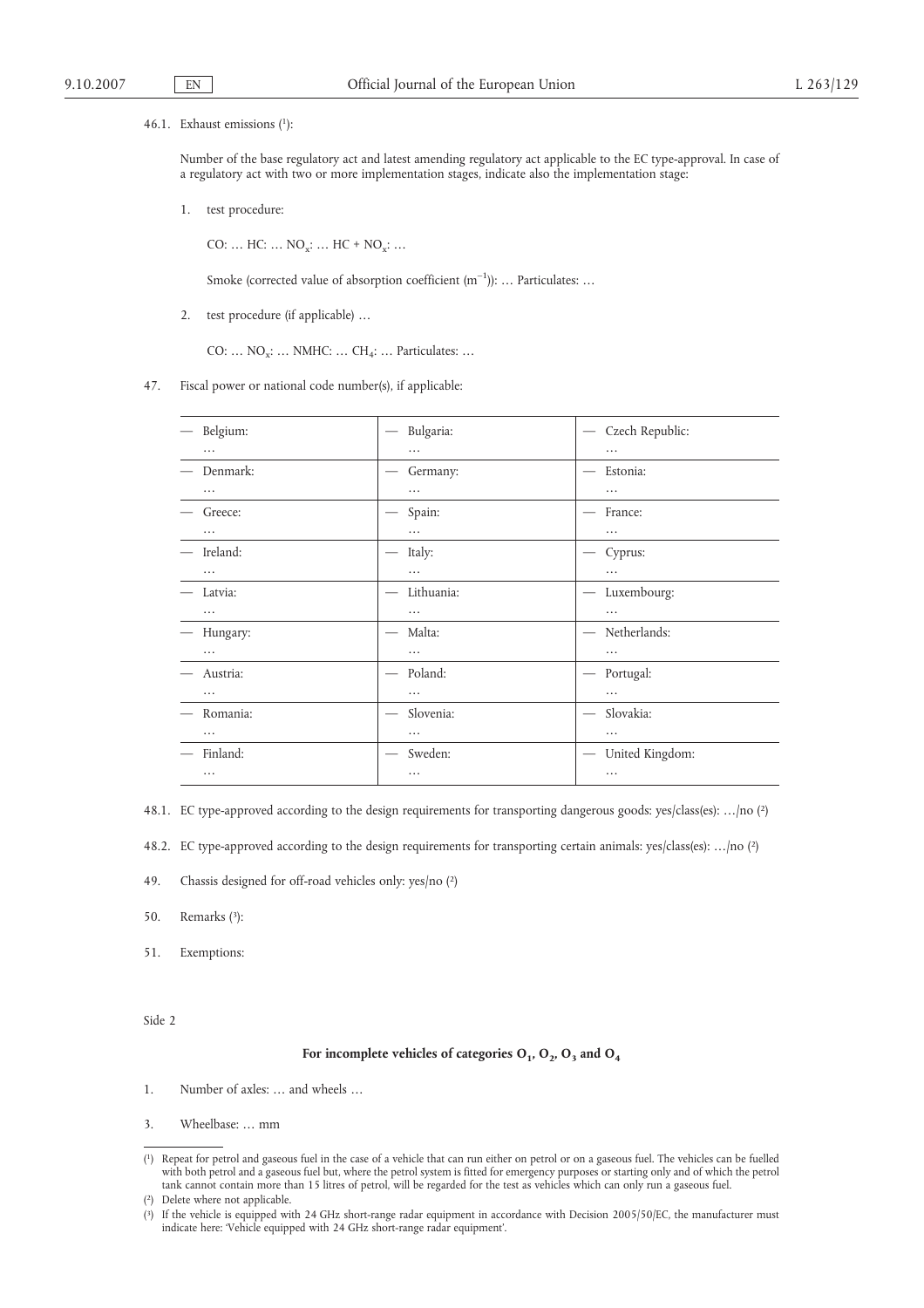46.1. Exhaust emissions [1]:

Number of the base regulatory act and latest amending regulatory act applicable to the EC type-approval. In case of a regulatory act with two or more implementation stages, indicate also the implementation stage:

1. test procedure:

   CO: … HC: … $NO_x$: … HC + $NO_x$: …

   Smoke (corrected value of absorption coefficient ($m^{-1}$)): … Particulates: …

2. test procedure (if applicable) …

   CO: … $NO_x$: … NMHC: … $CH_4$: … Particulates: …

47. Fiscal power or national code number(s), if applicable:

| | | |
|---|---|---|
| — Belgium: … | — Bulgaria: … | — Czech Republic: … |
| — Denmark: … | — Germany: … | — Estonia: … |
| — Greece: … | — Spain: … | — France: … |
| — Ireland: … | — Italy: … | — Cyprus: … |
| — Latvia: … | — Lithuania: … | — Luxembourg: … |
| — Hungary: … | — Malta: … | — Netherlands: … |
| — Austria: … | — Poland: … | — Portugal: … |
| — Romania: … | — Slovenia: … | — Slovakia: … |
| — Finland: … | — Sweden: … | — United Kingdom: … |

48.1. EC type-approved according to the design requirements for transporting dangerous goods: yes/class(es): …/no [2]

48.2. EC type-approved according to the design requirements for transporting certain animals: yes/class(es): …/no [2]

49. Chassis designed for off-road vehicles only: yes/no [2]

50. Remarks [3]:

51. Exemptions:

Side 2

**For incomplete vehicles of categories $O_1$, $O_2$, $O_3$ and $O_4$**

1. Number of axles: … and wheels …

3. Wheelbase: … mm

---

[1] Repeat for petrol and gaseous fuel in the case of a vehicle that can run either on petrol or on a gaseous fuel. The vehicles can be fuelled with both petrol and a gaseous fuel but, where the petrol system is fitted for emergency purposes or starting only and of which the petrol tank cannot contain more than 15 litres of petrol, will be regarded for the test as vehicles which can only run a gaseous fuel.

[2] Delete where not applicable.

[3] If the vehicle is equipped with 24 GHz short-range radar equipment in accordance with Decision 2005/50/EC, the manufacturer must indicate here: 'Vehicle equipped with 24 GHz short-range radar equipment'.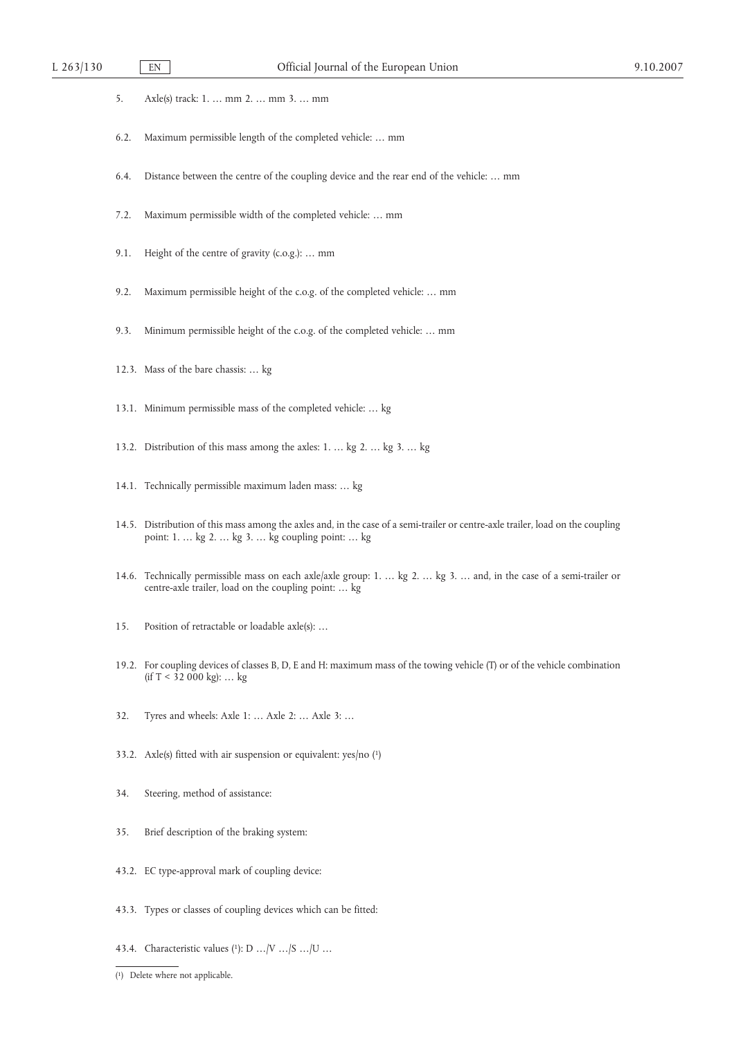5. Axle(s) track: 1. … mm 2. … mm 3. … mm

6.2. Maximum permissible length of the completed vehicle: … mm

6.4. Distance between the centre of the coupling device and the rear end of the vehicle: … mm

7.2. Maximum permissible width of the completed vehicle: … mm

9.1. Height of the centre of gravity (c.o.g.): … mm

9.2. Maximum permissible height of the c.o.g. of the completed vehicle: … mm

9.3. Minimum permissible height of the c.o.g. of the completed vehicle: … mm

12.3. Mass of the bare chassis: … kg

13.1. Minimum permissible mass of the completed vehicle: … kg

13.2. Distribution of this mass among the axles: 1. … kg 2. … kg 3. … kg

14.1. Technically permissible maximum laden mass: … kg

14.5. Distribution of this mass among the axles and, in the case of a semi-trailer or centre-axle trailer, load on the coupling point: 1. … kg 2. … kg 3. … kg coupling point: … kg

14.6. Technically permissible mass on each axle/axle group: 1. … kg 2. … kg 3. … and, in the case of a semi-trailer or centre-axle trailer, load on the coupling point: … kg

15. Position of retractable or loadable axle(s): …

19.2. For coupling devices of classes B, D, E and H: maximum mass of the towing vehicle (T) or of the vehicle combination (if T < 32 000 kg): … kg

32. Tyres and wheels: Axle 1: … Axle 2: … Axle 3: …

33.2. Axle(s) fitted with air suspension or equivalent: yes/no [1]

34. Steering, method of assistance:

35. Brief description of the braking system:

43.2. EC type-approval mark of coupling device:

43.3. Types or classes of coupling devices which can be fitted:

43.4. Characteristic values [1]: D …/V …/S …/U …

---

[1] Delete where not applicable.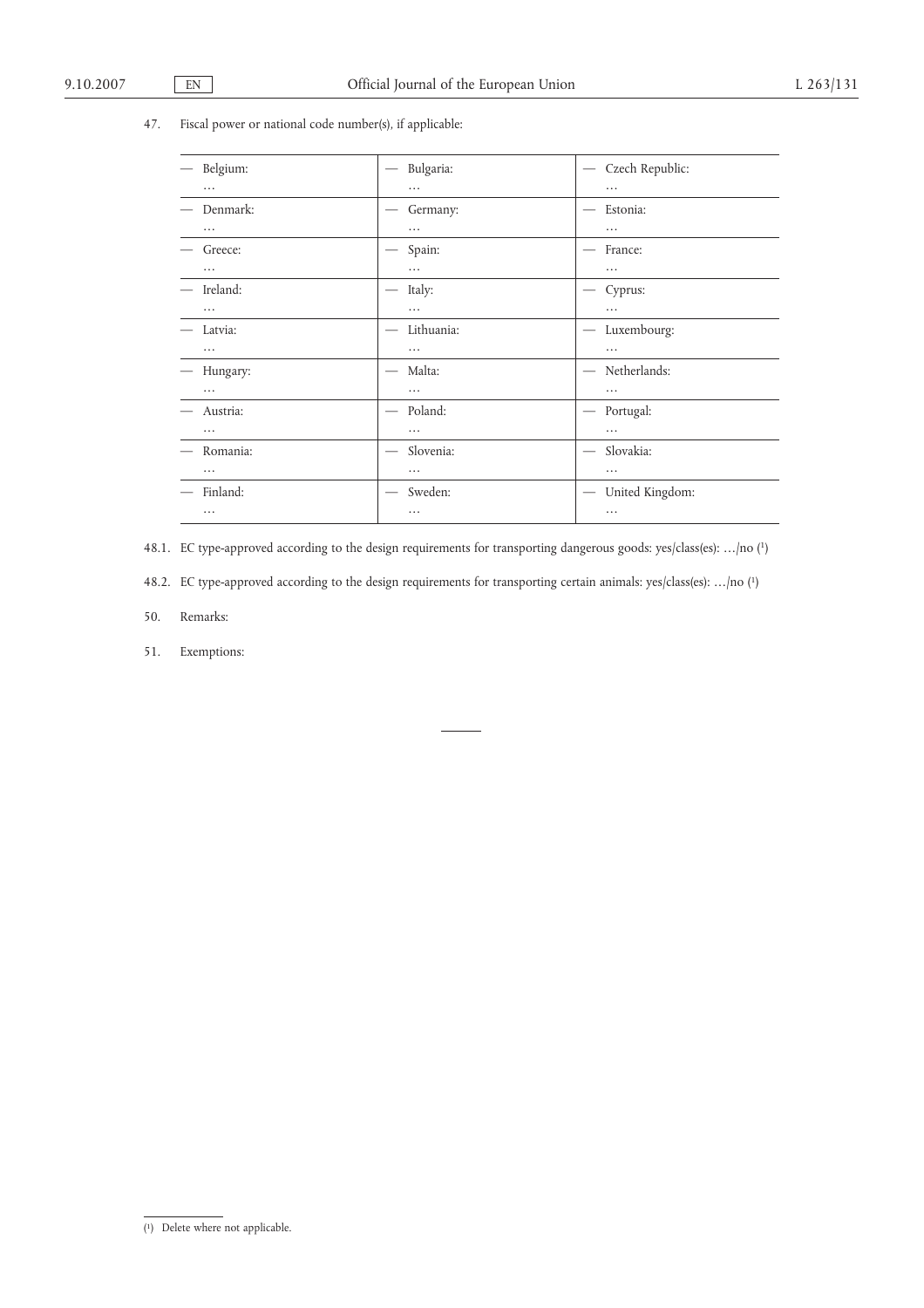47. Fiscal power or national code number(s), if applicable:

| | | |
|---|---|---|
| — Belgium: … | — Bulgaria: … | — Czech Republic: … |
| — Denmark: … | — Germany: … | — Estonia: … |
| — Greece: … | — Spain: … | — France: … |
| — Ireland: … | — Italy: … | — Cyprus: … |
| — Latvia: … | — Lithuania: … | — Luxembourg: … |
| — Hungary: … | — Malta: … | — Netherlands: … |
| — Austria: … | — Poland: … | — Portugal: … |
| — Romania: … | — Slovenia: … | — Slovakia: … |
| — Finland: … | — Sweden: … | — United Kingdom: … |

48.1. EC type-approved according to the design requirements for transporting dangerous goods: yes/class(es): …/no [1]

48.2. EC type-approved according to the design requirements for transporting certain animals: yes/class(es): …/no [1]

50. Remarks:

51. Exemptions:

---

[1] Delete where not applicable.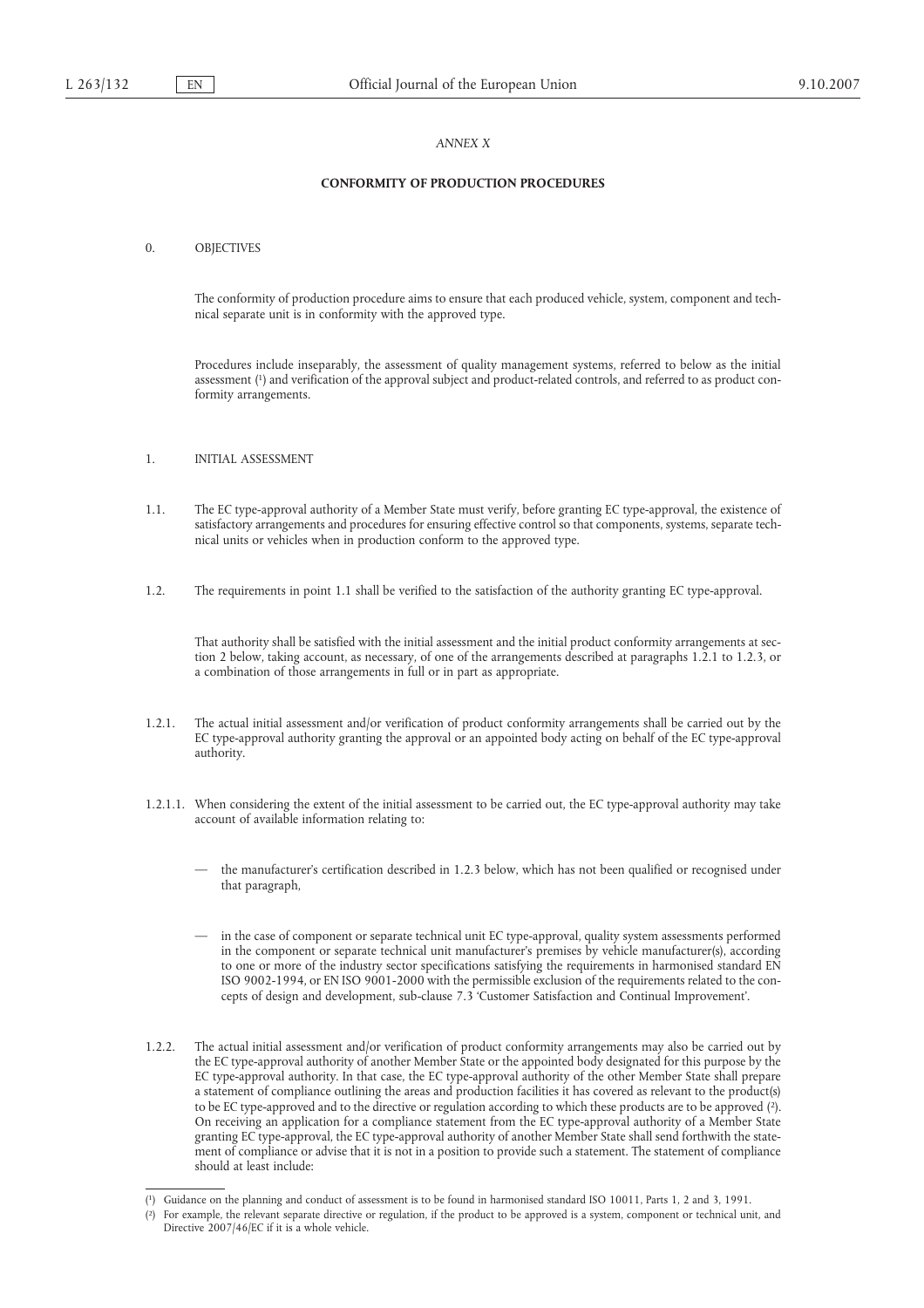*ANNEX X*

## CONFORMITY OF PRODUCTION PROCEDURES

0. OBJECTIVES

The conformity of production procedure aims to ensure that each produced vehicle, system, component and technical separate unit is in conformity with the approved type.

Procedures include inseparably, the assessment of quality management systems, referred to below as the initial assessment [1] and verification of the approval subject and product-related controls, and referred to as product conformity arrangements.

1. INITIAL ASSESSMENT

1.1. The EC type-approval authority of a Member State must verify, before granting EC type-approval, the existence of satisfactory arrangements and procedures for ensuring effective control so that components, systems, separate technical units or vehicles when in production conform to the approved type.

1.2. The requirements in point 1.1 shall be verified to the satisfaction of the authority granting EC type-approval.

That authority shall be satisfied with the initial assessment and the initial product conformity arrangements at section 2 below, taking account, as necessary, of one of the arrangements described at paragraphs 1.2.1 to 1.2.3, or a combination of those arrangements in full or in part as appropriate.

1.2.1. The actual initial assessment and/or verification of product conformity arrangements shall be carried out by the EC type-approval authority granting the approval or an appointed body acting on behalf of the EC type-approval authority.

1.2.1.1. When considering the extent of the initial assessment to be carried out, the EC type-approval authority may take account of available information relating to:

- the manufacturer's certification described in 1.2.3 below, which has not been qualified or recognised under that paragraph,
- in the case of component or separate technical unit EC type-approval, quality system assessments performed in the component or separate technical unit manufacturer's premises by vehicle manufacturer(s), according to one or more of the industry sector specifications satisfying the requirements in harmonised standard EN ISO 9002-1994, or EN ISO 9001-2000 with the permissible exclusion of the requirements related to the concepts of design and development, sub-clause 7.3 'Customer Satisfaction and Continual Improvement'.

1.2.2. The actual initial assessment and/or verification of product conformity arrangements may also be carried out by the EC type-approval authority of another Member State or the appointed body designated for this purpose by the EC type-approval authority. In that case, the EC type-approval authority of the other Member State shall prepare a statement of compliance outlining the areas and production facilities it has covered as relevant to the product(s) to be EC type-approved and to the directive or regulation according to which these products are to be approved [2]. On receiving an application for a compliance statement from the EC type-approval authority of a Member State granting EC type-approval, the EC type-approval authority of another Member State shall send forthwith the statement of compliance or advise that it is not in a position to provide such a statement. The statement of compliance should at least include:

---

[1] Guidance on the planning and conduct of assessment is to be found in harmonised standard ISO 10011, Parts 1, 2 and 3, 1991.

[2] For example, the relevant separate directive or regulation, if the product to be approved is a system, component or technical unit, and Directive 2007/46/EC if it is a whole vehicle.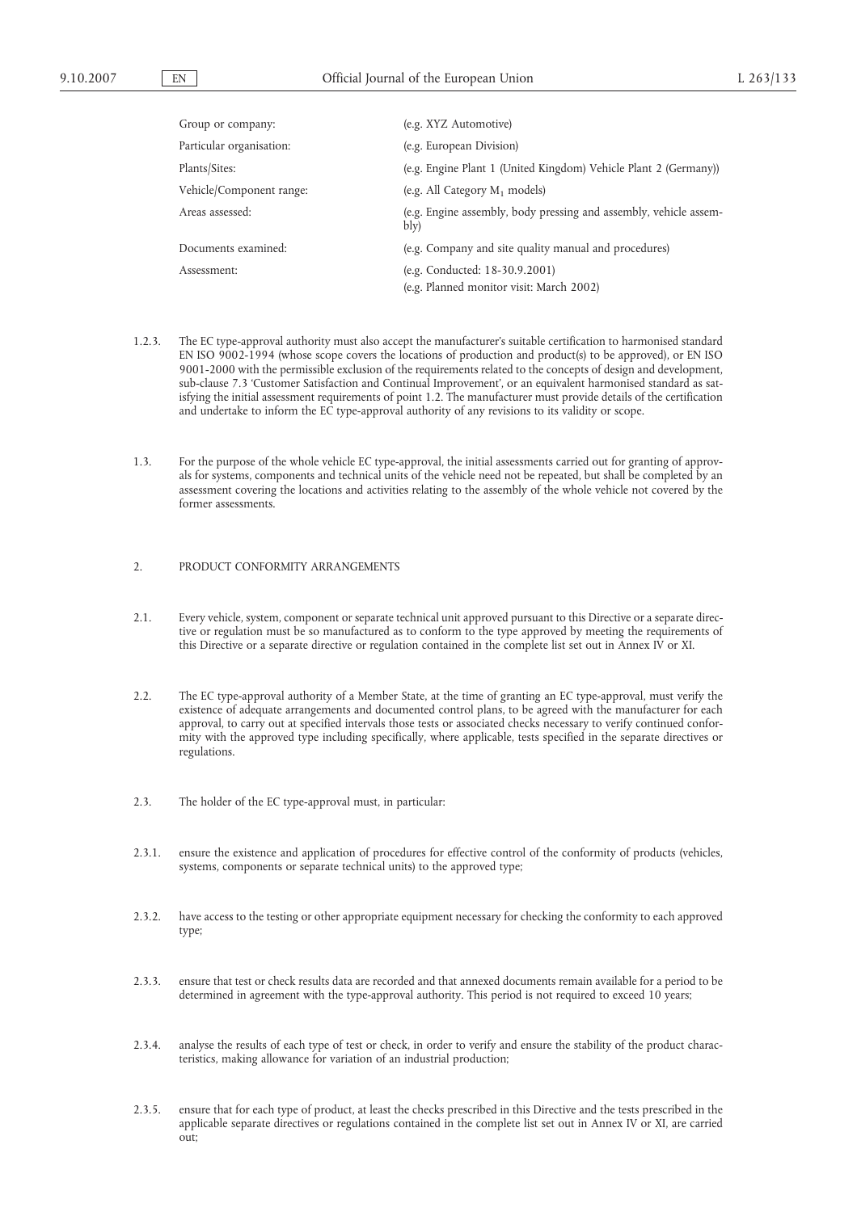| | |
|---|---|
| Group or company: | (e.g. XYZ Automotive) |
| Particular organisation: | (e.g. European Division) |
| Plants/Sites: | (e.g. Engine Plant 1 (United Kingdom) Vehicle Plant 2 (Germany)) |
| Vehicle/Component range: | (e.g. All Category $M_1$ models) |
| Areas assessed: | (e.g. Engine assembly, body pressing and assembly, vehicle assembly) |
| Documents examined: | (e.g. Company and site quality manual and procedures) |
| Assessment: | (e.g. Conducted: 18-30.9.2001) (e.g. Planned monitor visit: March 2002) |

1.2.3. The EC type-approval authority must also accept the manufacturer's suitable certification to harmonised standard EN ISO 9002-1994 (whose scope covers the locations of production and product(s) to be approved), or EN ISO 9001-2000 with the permissible exclusion of the requirements related to the concepts of design and development, sub-clause 7.3 'Customer Satisfaction and Continual Improvement', or an equivalent harmonised standard as satisfying the initial assessment requirements of point 1.2. The manufacturer must provide details of the certification and undertake to inform the EC type-approval authority of any revisions to its validity or scope.

1.3. For the purpose of the whole vehicle EC type-approval, the initial assessments carried out for granting of approvals for systems, components and technical units of the vehicle need not be repeated, but shall be completed by an assessment covering the locations and activities relating to the assembly of the whole vehicle not covered by the former assessments.

## 2. PRODUCT CONFORMITY ARRANGEMENTS

2.1. Every vehicle, system, component or separate technical unit approved pursuant to this Directive or a separate directive or regulation must be so manufactured as to conform to the type approved by meeting the requirements of this Directive or a separate directive or regulation contained in the complete list set out in Annex IV or XI.

2.2. The EC type-approval authority of a Member State, at the time of granting an EC type-approval, must verify the existence of adequate arrangements and documented control plans, to be agreed with the manufacturer for each approval, to carry out at specified intervals those tests or associated checks necessary to verify continued conformity with the approved type including specifically, where applicable, tests specified in the separate directives or regulations.

2.3. The holder of the EC type-approval must, in particular:

2.3.1. ensure the existence and application of procedures for effective control of the conformity of products (vehicles, systems, components or separate technical units) to the approved type;

2.3.2. have access to the testing or other appropriate equipment necessary for checking the conformity to each approved type;

2.3.3. ensure that test or check results data are recorded and that annexed documents remain available for a period to be determined in agreement with the type-approval authority. This period is not required to exceed 10 years;

2.3.4. analyse the results of each type of test or check, in order to verify and ensure the stability of the product characteristics, making allowance for variation of an industrial production;

2.3.5. ensure that for each type of product, at least the checks prescribed in this Directive and the tests prescribed in the applicable separate directives or regulations contained in the complete list set out in Annex IV or XI, are carried out;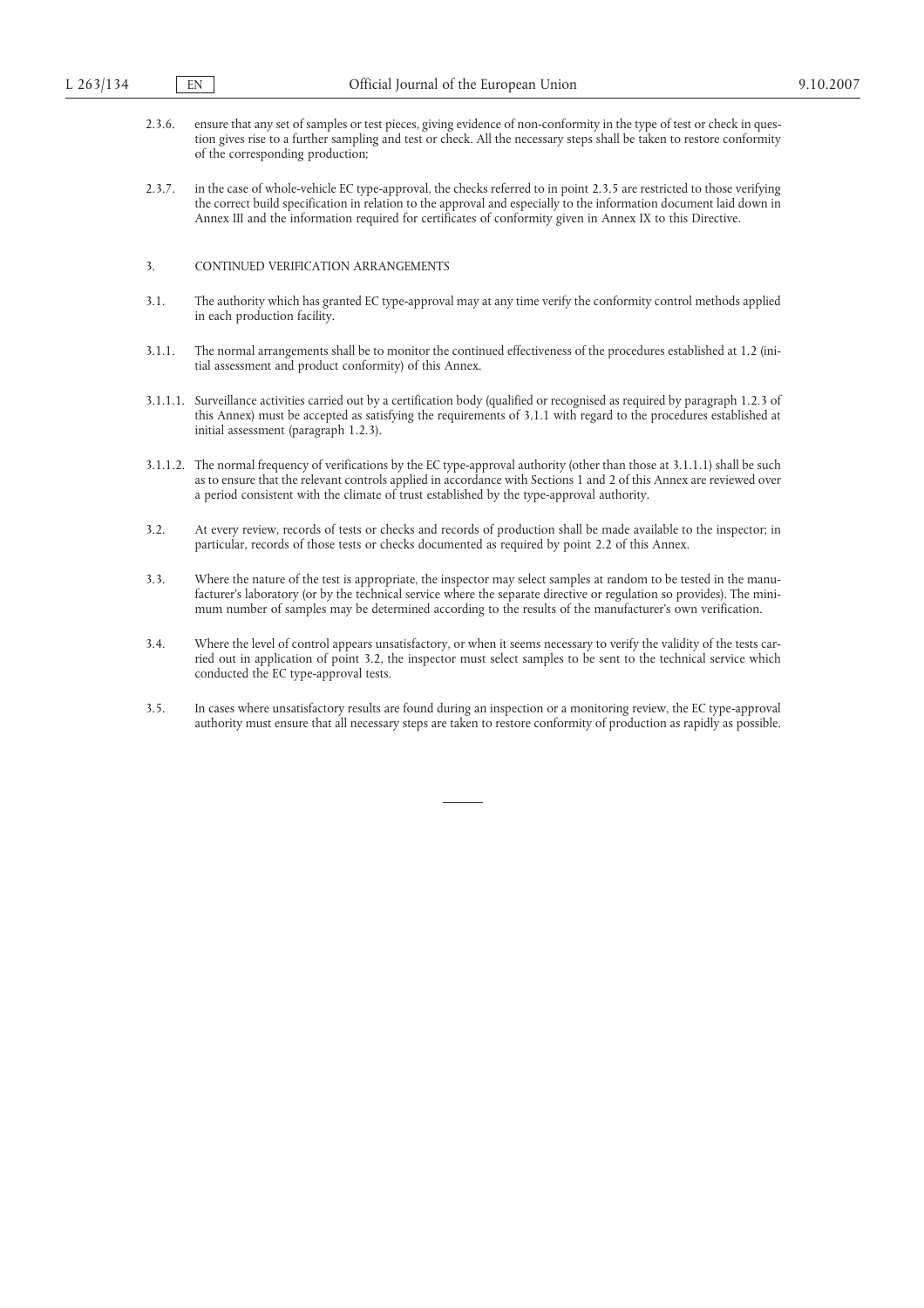2.3.6. ensure that any set of samples or test pieces, giving evidence of non-conformity in the type of test or check in question gives rise to a further sampling and test or check. All the necessary steps shall be taken to restore conformity of the corresponding production;

2.3.7. in the case of whole-vehicle EC type-approval, the checks referred to in point 2.3.5 are restricted to those verifying the correct build specification in relation to the approval and especially to the information document laid down in Annex III and the information required for certificates of conformity given in Annex IX to this Directive.

3. CONTINUED VERIFICATION ARRANGEMENTS

3.1. The authority which has granted EC type-approval may at any time verify the conformity control methods applied in each production facility.

3.1.1. The normal arrangements shall be to monitor the continued effectiveness of the procedures established at 1.2 (initial assessment and product conformity) of this Annex.

3.1.1.1. Surveillance activities carried out by a certification body (qualified or recognised as required by paragraph 1.2.3 of this Annex) must be accepted as satisfying the requirements of 3.1.1 with regard to the procedures established at initial assessment (paragraph 1.2.3).

3.1.1.2. The normal frequency of verifications by the EC type-approval authority (other than those at 3.1.1.1) shall be such as to ensure that the relevant controls applied in accordance with Sections 1 and 2 of this Annex are reviewed over a period consistent with the climate of trust established by the type-approval authority.

3.2. At every review, records of tests or checks and records of production shall be made available to the inspector; in particular, records of those tests or checks documented as required by point 2.2 of this Annex.

3.3. Where the nature of the test is appropriate, the inspector may select samples at random to be tested in the manufacturer's laboratory (or by the technical service where the separate directive or regulation so provides). The minimum number of samples may be determined according to the results of the manufacturer's own verification.

3.4. Where the level of control appears unsatisfactory, or when it seems necessary to verify the validity of the tests carried out in application of point 3.2, the inspector must select samples to be sent to the technical service which conducted the EC type-approval tests.

3.5. In cases where unsatisfactory results are found during an inspection or a monitoring review, the EC type-approval authority must ensure that all necessary steps are taken to restore conformity of production as rapidly as possible.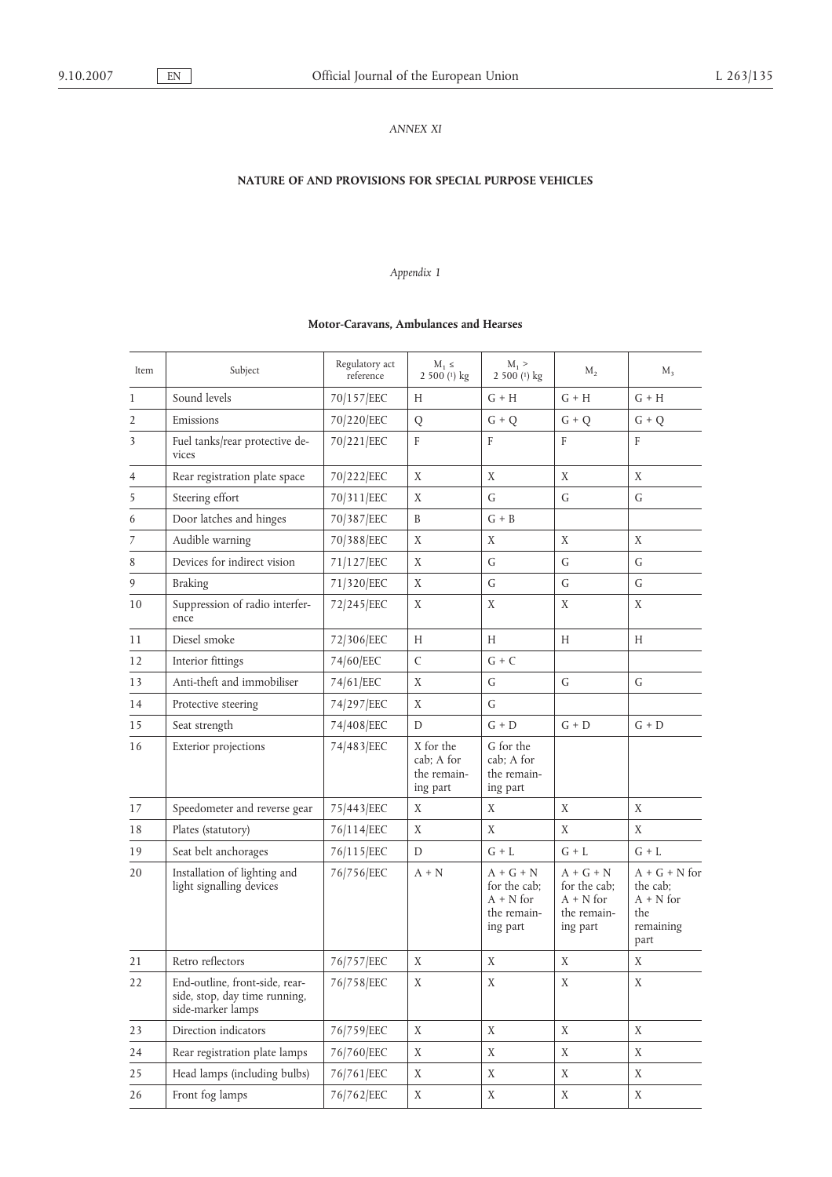*ANNEX XI*

**NATURE OF AND PROVISIONS FOR SPECIAL PURPOSE VEHICLES**

*Appendix 1*

**Motor-Caravans, Ambulances and Hearses**

| Item | Subject | Regulatory act reference | $M_1 \leq$ 2 500 (1) kg | $M_1 >$ 2 500 (1) kg | $M_2$ | $M_3$ |
|---|---|---|---|---|---|---|
| 1 | Sound levels | 70/157/EEC | H | G + H | G + H | G + H |
| 2 | Emissions | 70/220/EEC | Q | G + Q | G + Q | G + Q |
| 3 | Fuel tanks/rear protective devices | 70/221/EEC | F | F | F | F |
| 4 | Rear registration plate space | 70/222/EEC | X | X | X | X |
| 5 | Steering effort | 70/311/EEC | X | G | G | G |
| 6 | Door latches and hinges | 70/387/EEC | B | G + B | | |
| 7 | Audible warning | 70/388/EEC | X | X | X | X |
| 8 | Devices for indirect vision | 71/127/EEC | X | G | G | G |
| 9 | Braking | 71/320/EEC | X | G | G | G |
| 10 | Suppression of radio interference | 72/245/EEC | X | X | X | X |
| 11 | Diesel smoke | 72/306/EEC | H | H | H | H |
| 12 | Interior fittings | 74/60/EEC | C | G + C | | |
| 13 | Anti-theft and immobiliser | 74/61/EEC | X | G | G | G |
| 14 | Protective steering | 74/297/EEC | X | G | | |
| 15 | Seat strength | 74/408/EEC | D | G + D | G + D | G + D |
| 16 | Exterior projections | 74/483/EEC | X for the cab; A for the remaining part | G for the cab; A for the remaining part | | |
| 17 | Speedometer and reverse gear | 75/443/EEC | X | X | X | X |
| 18 | Plates (statutory) | 76/114/EEC | X | X | X | X |
| 19 | Seat belt anchorages | 76/115/EEC | D | G + L | G + L | G + L |
| 20 | Installation of lighting and light signalling devices | 76/756/EEC | A + N | A + G + N for the cab; A + N for the remaining part | A + G + N for the cab; A + N for the remaining part | A + G + N for the cab; A + N for the remaining part |
| 21 | Retro reflectors | 76/757/EEC | X | X | X | X |
| 22 | End-outline, front-side, rear-side, stop, day time running, side-marker lamps | 76/758/EEC | X | X | X | X |
| 23 | Direction indicators | 76/759/EEC | X | X | X | X |
| 24 | Rear registration plate lamps | 76/760/EEC | X | X | X | X |
| 25 | Head lamps (including bulbs) | 76/761/EEC | X | X | X | X |
| 26 | Front fog lamps | 76/762/EEC | X | X | X | X |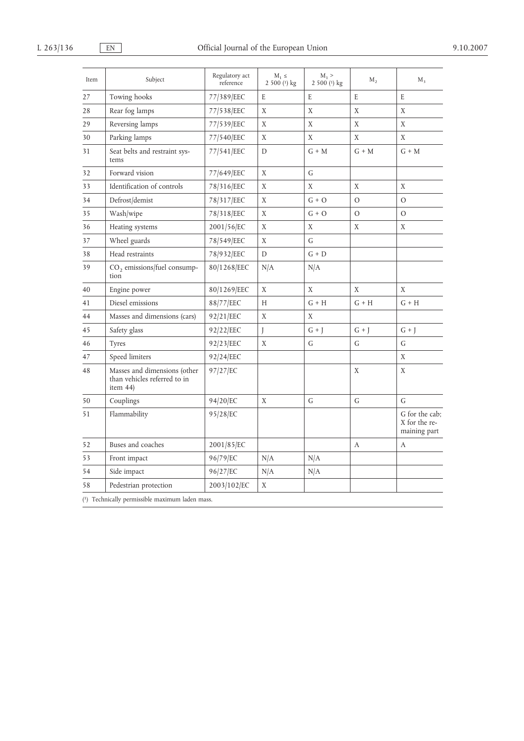| Item | Subject | Regulatory act reference | $M_1 \leq$ 2 500 [1] kg | $M_1 >$ 2 500 [1] kg | $M_2$ | $M_3$ |
|---|---|---|---|---|---|---|
| 27 | Towing hooks | 77/389/EEC | E | E | E | E |
| 28 | Rear fog lamps | 77/538/EEC | X | X | X | X |
| 29 | Reversing lamps | 77/539/EEC | X | X | X | X |
| 30 | Parking lamps | 77/540/EEC | X | X | X | X |
| 31 | Seat belts and restraint systems | 77/541/EEC | D | G + M | G + M | G + M |
| 32 | Forward vision | 77/649/EEC | X | G | | |
| 33 | Identification of controls | 78/316/EEC | X | X | X | X |
| 34 | Defrost/demist | 78/317/EEC | X | G + O | O | O |
| 35 | Wash/wipe | 78/318/EEC | X | G + O | O | O |
| 36 | Heating systems | 2001/56/EC | X | X | X | X |
| 37 | Wheel guards | 78/549/EEC | X | G | | |
| 38 | Head restraints | 78/932/EEC | D | G + D | | |
| 39 | $CO_2$ emissions/fuel consumption | 80/1268/EEC | N/A | N/A | | |
| 40 | Engine power | 80/1269/EEC | X | X | X | X |
| 41 | Diesel emissions | 88/77/EEC | H | G + H | G + H | G + H |
| 44 | Masses and dimensions (cars) | 92/21/EEC | X | X | | |
| 45 | Safety glass | 92/22/EEC | J | G + J | G + J | G + J |
| 46 | Tyres | 92/23/EEC | X | G | G | G |
| 47 | Speed limiters | 92/24/EEC | | | | X |
| 48 | Masses and dimensions (other than vehicles referred to in item 44) | 97/27/EC | | | X | X |
| 50 | Couplings | 94/20/EC | X | G | G | G |
| 51 | Flammability | 95/28/EC | | | | G for the cab; X for the remaining part |
| 52 | Buses and coaches | 2001/85/EC | | | A | A |
| 53 | Front impact | 96/79/EC | N/A | N/A | | |
| 54 | Side impact | 96/27/EC | N/A | N/A | | |
| 58 | Pedestrian protection | 2003/102/EC | X | | | |

[1] Technically permissible maximum laden mass.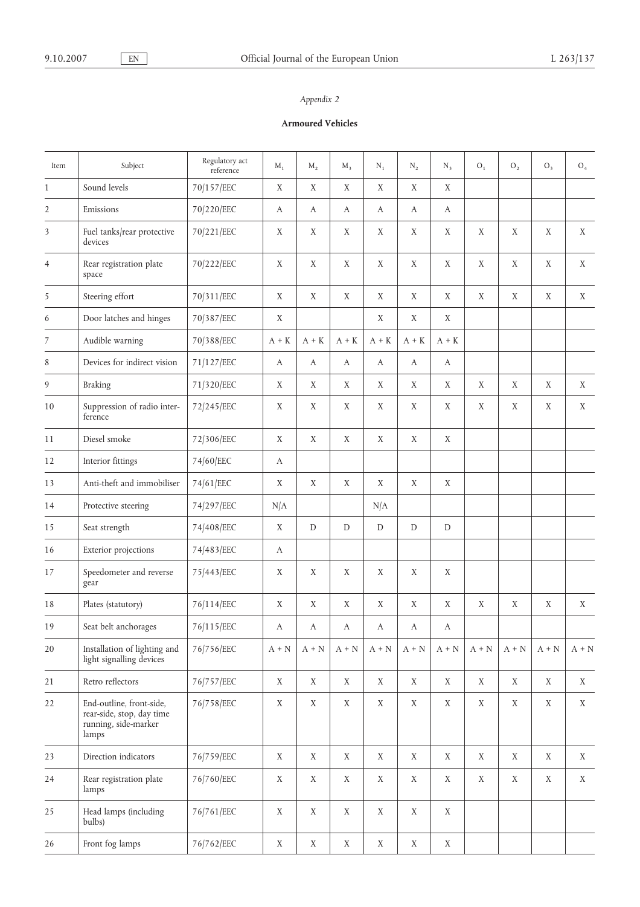*Appendix 2*

**Armoured Vehicles**

| Item | Subject | Regulatory act reference | $M_1$ | $M_2$ | $M_3$ | $N_1$ | $N_2$ | $N_3$ | $O_1$ | $O_2$ | $O_3$ | $O_4$ |
|---|---|---|---|---|---|---|---|---|---|---|---|---|
| 1 | Sound levels | 70/157/EEC | X | X | X | X | X | X | | | | |
| 2 | Emissions | 70/220/EEC | A | A | A | A | A | A | | | | |
| 3 | Fuel tanks/rear protective devices | 70/221/EEC | X | X | X | X | X | X | X | X | X | X |
| 4 | Rear registration plate space | 70/222/EEC | X | X | X | X | X | X | X | X | X | X |
| 5 | Steering effort | 70/311/EEC | X | X | X | X | X | X | X | X | X | X |
| 6 | Door latches and hinges | 70/387/EEC | X | | | X | X | X | | | | |
| 7 | Audible warning | 70/388/EEC | A + K | A + K | A + K | A + K | A + K | A + K | | | | |
| 8 | Devices for indirect vision | 71/127/EEC | A | A | A | A | A | A | | | | |
| 9 | Braking | 71/320/EEC | X | X | X | X | X | X | X | X | X | X |
| 10 | Suppression of radio interference | 72/245/EEC | X | X | X | X | X | X | X | X | X | X |
| 11 | Diesel smoke | 72/306/EEC | X | X | X | X | X | X | | | | |
| 12 | Interior fittings | 74/60/EEC | A | | | | | | | | | |
| 13 | Anti-theft and immobiliser | 74/61/EEC | X | X | X | X | X | X | | | | |
| 14 | Protective steering | 74/297/EEC | N/A | | | N/A | | | | | | |
| 15 | Seat strength | 74/408/EEC | X | D | D | D | D | D | | | | |
| 16 | Exterior projections | 74/483/EEC | A | | | | | | | | | |
| 17 | Speedometer and reverse gear | 75/443/EEC | X | X | X | X | X | X | | | | |
| 18 | Plates (statutory) | 76/114/EEC | X | X | X | X | X | X | X | X | X | X |
| 19 | Seat belt anchorages | 76/115/EEC | A | A | A | A | A | A | | | | |
| 20 | Installation of lighting and light signalling devices | 76/756/EEC | A + N | A + N | A + N | A + N | A + N | A + N | A + N | A + N | A + N | A + N |
| 21 | Retro reflectors | 76/757/EEC | X | X | X | X | X | X | X | X | X | X |
| 22 | End-outline, front-side, rear-side, stop, day time running, side-marker lamps | 76/758/EEC | X | X | X | X | X | X | X | X | X | X |
| 23 | Direction indicators | 76/759/EEC | X | X | X | X | X | X | X | X | X | X |
| 24 | Rear registration plate lamps | 76/760/EEC | X | X | X | X | X | X | X | X | X | X |
| 25 | Head lamps (including bulbs) | 76/761/EEC | X | X | X | X | X | X | | | | |
| 26 | Front fog lamps | 76/762/EEC | X | X | X | X | X | X | | | | |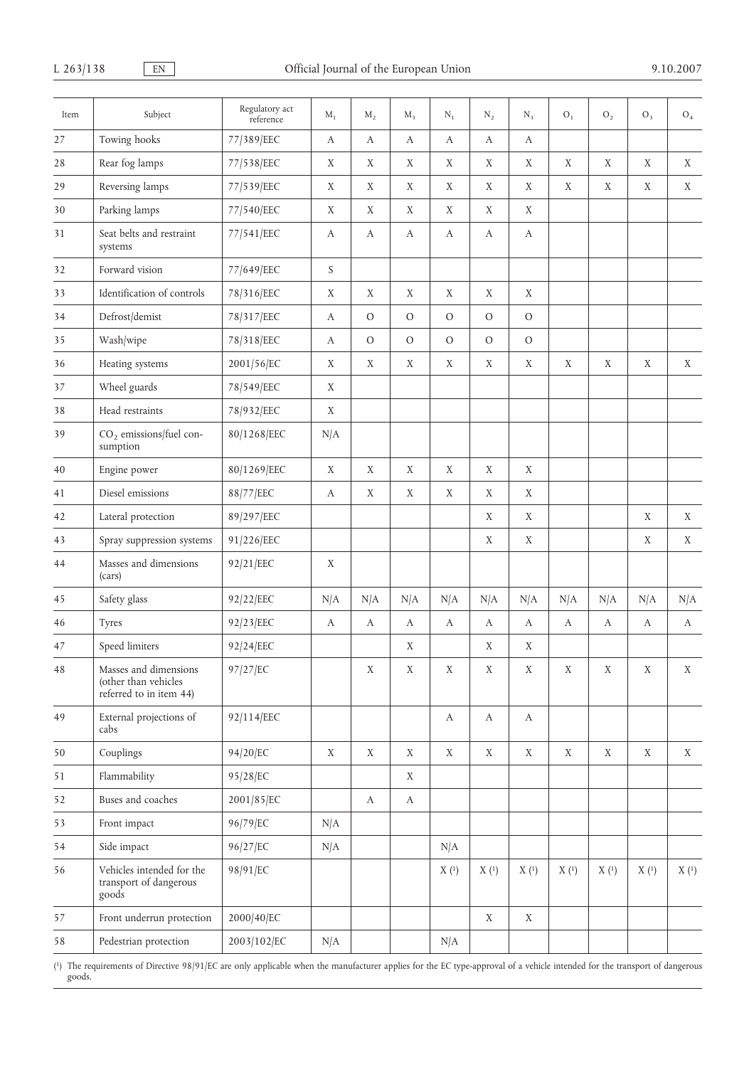| Item | Subject | Regulatory act reference | $M_1$ | $M_2$ | $M_3$ | $N_1$ | $N_2$ | $N_3$ | $O_1$ | $O_2$ | $O_3$ | $O_4$ |
|---|---|---|---|---|---|---|---|---|---|---|---|---|
| 27 | Towing hooks | 77/389/EEC | A | A | A | A | A | A | | | | |
| 28 | Rear fog lamps | 77/538/EEC | X | X | X | X | X | X | X | X | X | X |
| 29 | Reversing lamps | 77/539/EEC | X | X | X | X | X | X | X | X | X | X |
| 30 | Parking lamps | 77/540/EEC | X | X | X | X | X | X | | | | |
| 31 | Seat belts and restraint systems | 77/541/EEC | A | A | A | A | A | A | | | | |
| 32 | Forward vision | 77/649/EEC | S | | | | | | | | | |
| 33 | Identification of controls | 78/316/EEC | X | X | X | X | X | X | | | | |
| 34 | Defrost/demist | 78/317/EEC | A | O | O | O | O | O | | | | |
| 35 | Wash/wipe | 78/318/EEC | A | O | O | O | O | O | | | | |
| 36 | Heating systems | 2001/56/EC | X | X | X | X | X | X | X | X | X | X |
| 37 | Wheel guards | 78/549/EEC | X | | | | | | | | | |
| 38 | Head restraints | 78/932/EEC | X | | | | | | | | | |
| 39 | $CO_2$ emissions/fuel consumption | 80/1268/EEC | N/A | | | | | | | | | |
| 40 | Engine power | 80/1269/EEC | X | X | X | X | X | X | | | | |
| 41 | Diesel emissions | 88/77/EEC | A | X | X | X | X | X | | | | |
| 42 | Lateral protection | 89/297/EEC | | | | | X | X | | | X | X |
| 43 | Spray suppression systems | 91/226/EEC | | | | | X | X | | | X | X |
| 44 | Masses and dimensions (cars) | 92/21/EEC | X | | | | | | | | | |
| 45 | Safety glass | 92/22/EEC | N/A | N/A | N/A | N/A | N/A | N/A | N/A | N/A | N/A | N/A |
| 46 | Tyres | 92/23/EEC | A | A | A | A | A | A | A | A | A | A |
| 47 | Speed limiters | 92/24/EEC | | | X | | X | X | | | | |
| 48 | Masses and dimensions (other than vehicles referred to in item 44) | 97/27/EC | | X | X | X | X | X | X | X | X | X |
| 49 | External projections of cabs | 92/114/EEC | | | | A | A | A | | | | |
| 50 | Couplings | 94/20/EC | X | X | X | X | X | X | X | X | X | X |
| 51 | Flammability | 95/28/EC | | | X | | | | | | | |
| 52 | Buses and coaches | 2001/85/EC | | A | A | | | | | | | |
| 53 | Front impact | 96/79/EC | N/A | | | | | | | | | |
| 54 | Side impact | 96/27/EC | N/A | | | N/A | | | | | | |
| 56 | Vehicles intended for the transport of dangerous goods | 98/91/EC | | | | X [1] | X [1] | X [1] | X [1] | X [1] | X [1] | X [1] |
| 57 | Front underrun protection | 2000/40/EC | | | | | X | X | | | | |
| 58 | Pedestrian protection | 2003/102/EC | N/A | | | N/A | | | | | | |

[1] The requirements of Directive 98/91/EC are only applicable when the manufacturer applies for the EC type-approval of a vehicle intended for the transport of dangerous goods.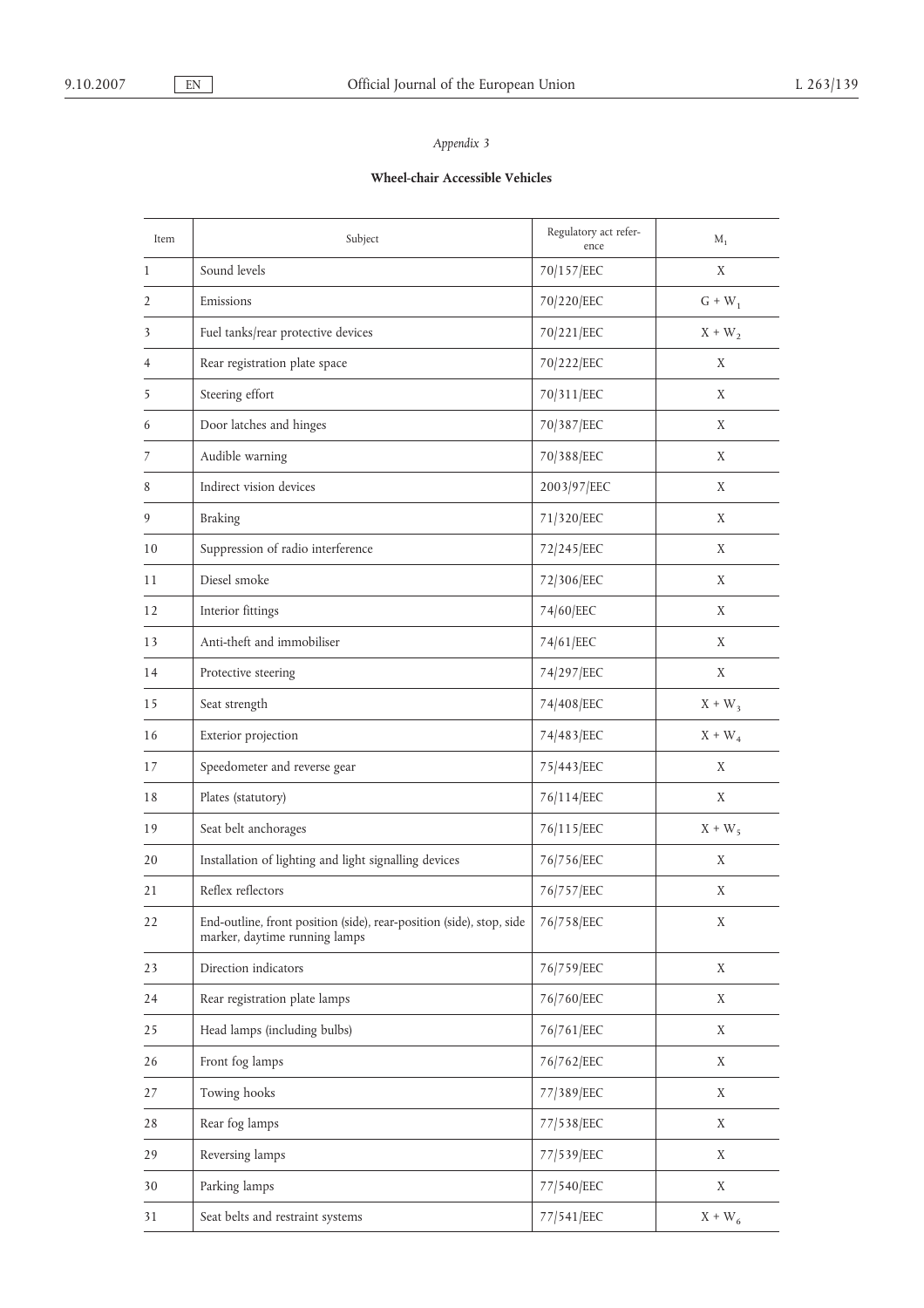*Appendix 3*

**Wheel-chair Accessible Vehicles**

| Item | Subject | Regulatory act reference | $M_1$ |
|---|---|---|---|
| 1 | Sound levels | 70/157/EEC | X |
| 2 | Emissions | 70/220/EEC | $G + W_1$ |
| 3 | Fuel tanks/rear protective devices | 70/221/EEC | $X + W_2$ |
| 4 | Rear registration plate space | 70/222/EEC | X |
| 5 | Steering effort | 70/311/EEC | X |
| 6 | Door latches and hinges | 70/387/EEC | X |
| 7 | Audible warning | 70/388/EEC | X |
| 8 | Indirect vision devices | 2003/97/EEC | X |
| 9 | Braking | 71/320/EEC | X |
| 10 | Suppression of radio interference | 72/245/EEC | X |
| 11 | Diesel smoke | 72/306/EEC | X |
| 12 | Interior fittings | 74/60/EEC | X |
| 13 | Anti-theft and immobiliser | 74/61/EEC | X |
| 14 | Protective steering | 74/297/EEC | X |
| 15 | Seat strength | 74/408/EEC | $X + W_3$ |
| 16 | Exterior projection | 74/483/EEC | $X + W_4$ |
| 17 | Speedometer and reverse gear | 75/443/EEC | X |
| 18 | Plates (statutory) | 76/114/EEC | X |
| 19 | Seat belt anchorages | 76/115/EEC | $X + W_5$ |
| 20 | Installation of lighting and light signalling devices | 76/756/EEC | X |
| 21 | Reflex reflectors | 76/757/EEC | X |
| 22 | End-outline, front position (side), rear-position (side), stop, side marker, daytime running lamps | 76/758/EEC | X |
| 23 | Direction indicators | 76/759/EEC | X |
| 24 | Rear registration plate lamps | 76/760/EEC | X |
| 25 | Head lamps (including bulbs) | 76/761/EEC | X |
| 26 | Front fog lamps | 76/762/EEC | X |
| 27 | Towing hooks | 77/389/EEC | X |
| 28 | Rear fog lamps | 77/538/EEC | X |
| 29 | Reversing lamps | 77/539/EEC | X |
| 30 | Parking lamps | 77/540/EEC | X |
| 31 | Seat belts and restraint systems | 77/541/EEC | $X + W_6$ |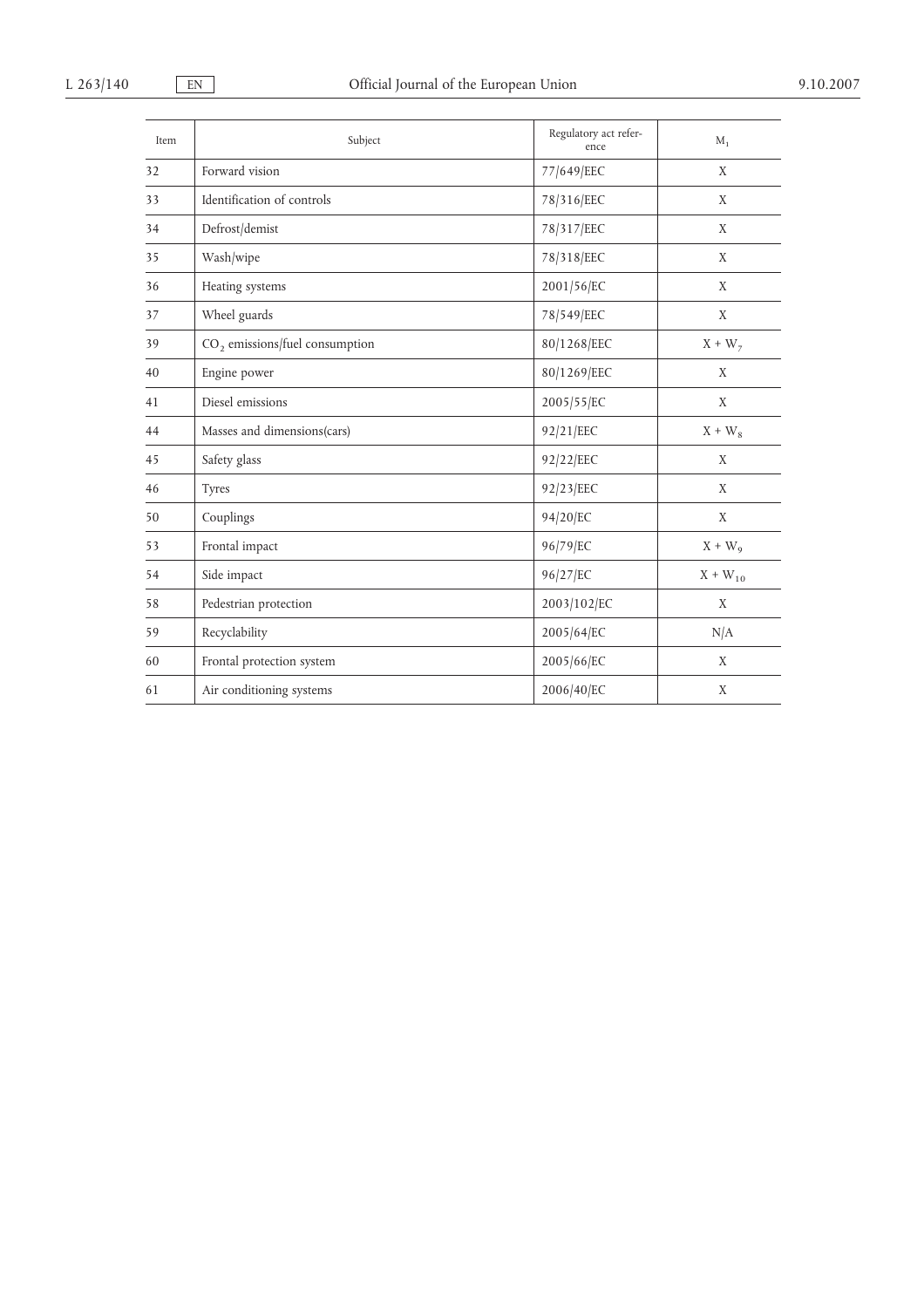| Item | Subject | Regulatory act reference | $M_1$ |
|---|---|---|---|
| 32 | Forward vision | 77/649/EEC | X |
| 33 | Identification of controls | 78/316/EEC | X |
| 34 | Defrost/demist | 78/317/EEC | X |
| 35 | Wash/wipe | 78/318/EEC | X |
| 36 | Heating systems | 2001/56/EC | X |
| 37 | Wheel guards | 78/549/EEC | X |
| 39 | $CO_2$ emissions/fuel consumption | 80/1268/EEC | $X + W_7$ |
| 40 | Engine power | 80/1269/EEC | X |
| 41 | Diesel emissions | 2005/55/EC | X |
| 44 | Masses and dimensions(cars) | 92/21/EEC | $X + W_8$ |
| 45 | Safety glass | 92/22/EEC | X |
| 46 | Tyres | 92/23/EEC | X |
| 50 | Couplings | 94/20/EC | X |
| 53 | Frontal impact | 96/79/EC | $X + W_9$ |
| 54 | Side impact | 96/27/EC | $X + W_{10}$ |
| 58 | Pedestrian protection | 2003/102/EC | X |
| 59 | Recyclability | 2005/64/EC | N/A |
| 60 | Frontal protection system | 2005/66/EC | X |
| 61 | Air conditioning systems | 2006/40/EC | X |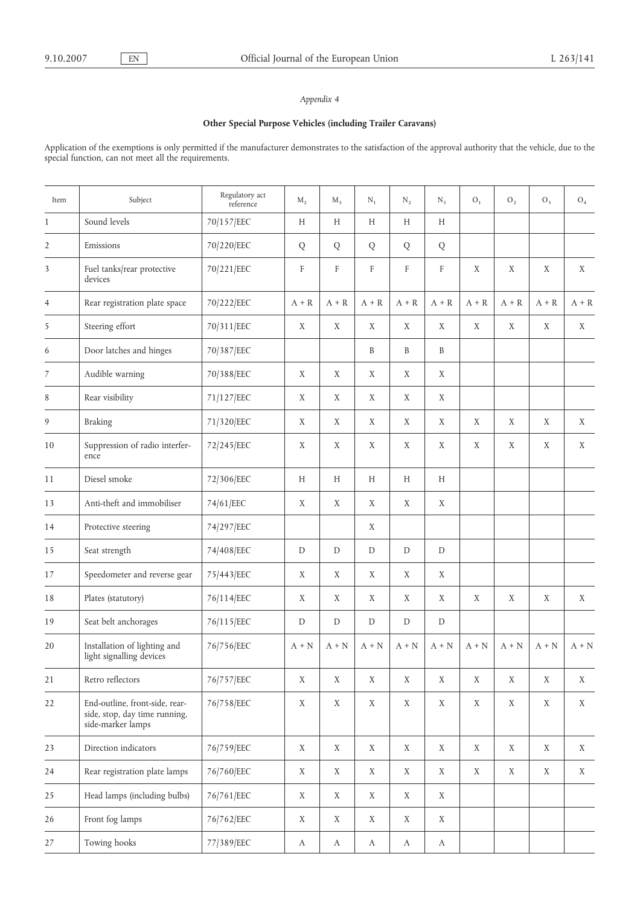*Appendix 4*

**Other Special Purpose Vehicles (including Trailer Caravans)**

Application of the exemptions is only permitted if the manufacturer demonstrates to the satisfaction of the approval authority that the vehicle, due to the special function, can not meet all the requirements.

| Item | Subject | Regulatory act reference | $M_2$ | $M_3$ | $N_1$ | $N_2$ | $N_3$ | $O_1$ | $O_2$ | $O_3$ | $O_4$ |
|---|---|---|---|---|---|---|---|---|---|---|---|
| 1 | Sound levels | 70/157/EEC | H | H | H | H | H | | | | |
| 2 | Emissions | 70/220/EEC | Q | Q | Q | Q | Q | | | | |
| 3 | Fuel tanks/rear protective devices | 70/221/EEC | F | F | F | F | F | X | X | X | X |
| 4 | Rear registration plate space | 70/222/EEC | A + R | A + R | A + R | A + R | A + R | A + R | A + R | A + R | A + R |
| 5 | Steering effort | 70/311/EEC | X | X | X | X | X | X | X | X | X |
| 6 | Door latches and hinges | 70/387/EEC | | | B | B | B | | | | |
| 7 | Audible warning | 70/388/EEC | X | X | X | X | X | | | | |
| 8 | Rear visibility | 71/127/EEC | X | X | X | X | X | | | | |
| 9 | Braking | 71/320/EEC | X | X | X | X | X | X | X | X | X |
| 10 | Suppression of radio interference | 72/245/EEC | X | X | X | X | X | X | X | X | X |
| 11 | Diesel smoke | 72/306/EEC | H | H | H | H | H | | | | |
| 13 | Anti-theft and immobiliser | 74/61/EEC | X | X | X | X | X | | | | |
| 14 | Protective steering | 74/297/EEC | | | X | | | | | | |
| 15 | Seat strength | 74/408/EEC | D | D | D | D | D | | | | |
| 17 | Speedometer and reverse gear | 75/443/EEC | X | X | X | X | X | | | | |
| 18 | Plates (statutory) | 76/114/EEC | X | X | X | X | X | X | X | X | X |
| 19 | Seat belt anchorages | 76/115/EEC | D | D | D | D | D | | | | |
| 20 | Installation of lighting and light signalling devices | 76/756/EEC | A + N | A + N | A + N | A + N | A + N | A + N | A + N | A + N | A + N |
| 21 | Retro reflectors | 76/757/EEC | X | X | X | X | X | X | X | X | X |
| 22 | End-outline, front-side, rear-side, stop, day time running, side-marker lamps | 76/758/EEC | X | X | X | X | X | X | X | X | X |
| 23 | Direction indicators | 76/759/EEC | X | X | X | X | X | X | X | X | X |
| 24 | Rear registration plate lamps | 76/760/EEC | X | X | X | X | X | X | X | X | X |
| 25 | Head lamps (including bulbs) | 76/761/EEC | X | X | X | X | X | | | | |
| 26 | Front fog lamps | 76/762/EEC | X | X | X | X | X | | | | |
| 27 | Towing hooks | 77/389/EEC | A | A | A | A | A | | | | |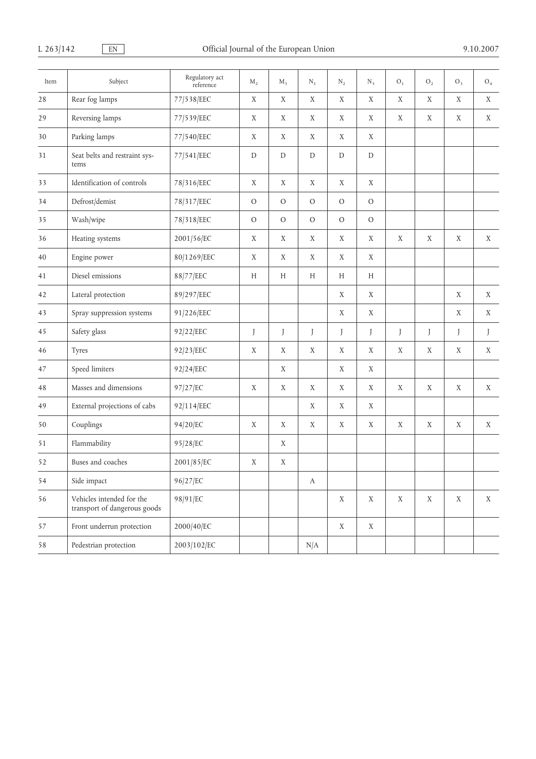| Item | Subject | Regulatory act reference | $M_2$ | $M_3$ | $N_1$ | $N_2$ | $N_3$ | $O_1$ | $O_2$ | $O_3$ | $O_4$ |
|---|---|---|---|---|---|---|---|---|---|---|---|
| 28 | Rear fog lamps | 77/538/EEC | X | X | X | X | X | X | X | X | X |
| 29 | Reversing lamps | 77/539/EEC | X | X | X | X | X | X | X | X | X |
| 30 | Parking lamps | 77/540/EEC | X | X | X | X | X | | | | |
| 31 | Seat belts and restraint systems | 77/541/EEC | D | D | D | D | D | | | | |
| 33 | Identification of controls | 78/316/EEC | X | X | X | X | X | | | | |
| 34 | Defrost/demist | 78/317/EEC | O | O | O | O | O | | | | |
| 35 | Wash/wipe | 78/318/EEC | O | O | O | O | O | | | | |
| 36 | Heating systems | 2001/56/EC | X | X | X | X | X | X | X | X | X |
| 40 | Engine power | 80/1269/EEC | X | X | X | X | X | | | | |
| 41 | Diesel emissions | 88/77/EEC | H | H | H | H | H | | | | |
| 42 | Lateral protection | 89/297/EEC | | | | X | X | | | X | X |
| 43 | Spray suppression systems | 91/226/EEC | | | | X | X | | | X | X |
| 45 | Safety glass | 92/22/EEC | J | J | J | J | J | J | J | J | J |
| 46 | Tyres | 92/23/EEC | X | X | X | X | X | X | X | X | X |
| 47 | Speed limiters | 92/24/EEC | | X | | X | X | | | | |
| 48 | Masses and dimensions | 97/27/EC | X | X | X | X | X | X | X | X | X |
| 49 | External projections of cabs | 92/114/EEC | | | X | X | X | | | | |
| 50 | Couplings | 94/20/EC | X | X | X | X | X | X | X | X | X |
| 51 | Flammability | 95/28/EC | | X | | | | | | | |
| 52 | Buses and coaches | 2001/85/EC | X | X | | | | | | | |
| 54 | Side impact | 96/27/EC | | | A | | | | | | |
| 56 | Vehicles intended for the transport of dangerous goods | 98/91/EC | | | | X | X | X | X | X | X |
| 57 | Front underrun protection | 2000/40/EC | | | | X | X | | | | |
| 58 | Pedestrian protection | 2003/102/EC | | | N/A | | | | | | |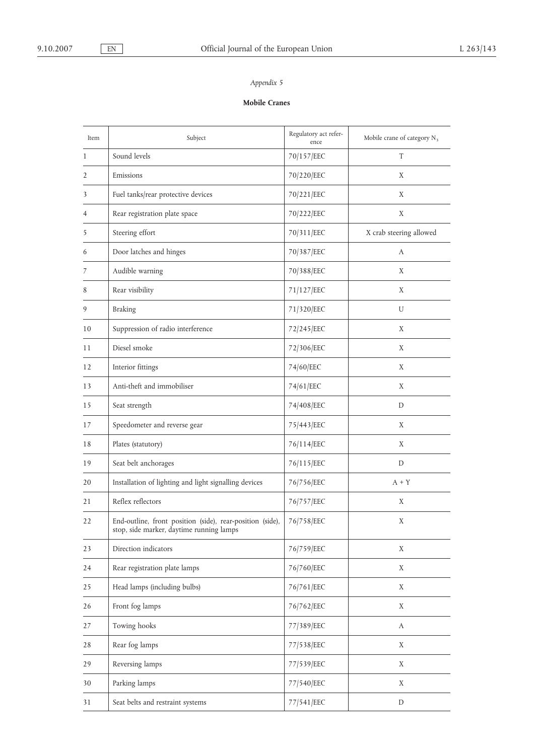*Appendix 5*

**Mobile Cranes**

| Item | Subject | Regulatory act reference | Mobile crane of category $N_3$ |
|---|---|---|---|
| 1 | Sound levels | 70/157/EEC | T |
| 2 | Emissions | 70/220/EEC | X |
| 3 | Fuel tanks/rear protective devices | 70/221/EEC | X |
| 4 | Rear registration plate space | 70/222/EEC | X |
| 5 | Steering effort | 70/311/EEC | X crab steering allowed |
| 6 | Door latches and hinges | 70/387/EEC | A |
| 7 | Audible warning | 70/388/EEC | X |
| 8 | Rear visibility | 71/127/EEC | X |
| 9 | Braking | 71/320/EEC | U |
| 10 | Suppression of radio interference | 72/245/EEC | X |
| 11 | Diesel smoke | 72/306/EEC | X |
| 12 | Interior fittings | 74/60/EEC | X |
| 13 | Anti-theft and immobiliser | 74/61/EEC | X |
| 15 | Seat strength | 74/408/EEC | D |
| 17 | Speedometer and reverse gear | 75/443/EEC | X |
| 18 | Plates (statutory) | 76/114/EEC | X |
| 19 | Seat belt anchorages | 76/115/EEC | D |
| 20 | Installation of lighting and light signalling devices | 76/756/EEC | A + Y |
| 21 | Reflex reflectors | 76/757/EEC | X |
| 22 | End-outline, front position (side), rear-position (side), stop, side marker, daytime running lamps | 76/758/EEC | X |
| 23 | Direction indicators | 76/759/EEC | X |
| 24 | Rear registration plate lamps | 76/760/EEC | X |
| 25 | Head lamps (including bulbs) | 76/761/EEC | X |
| 26 | Front fog lamps | 76/762/EEC | X |
| 27 | Towing hooks | 77/389/EEC | A |
| 28 | Rear fog lamps | 77/538/EEC | X |
| 29 | Reversing lamps | 77/539/EEC | X |
| 30 | Parking lamps | 77/540/EEC | X |
| 31 | Seat belts and restraint systems | 77/541/EEC | D |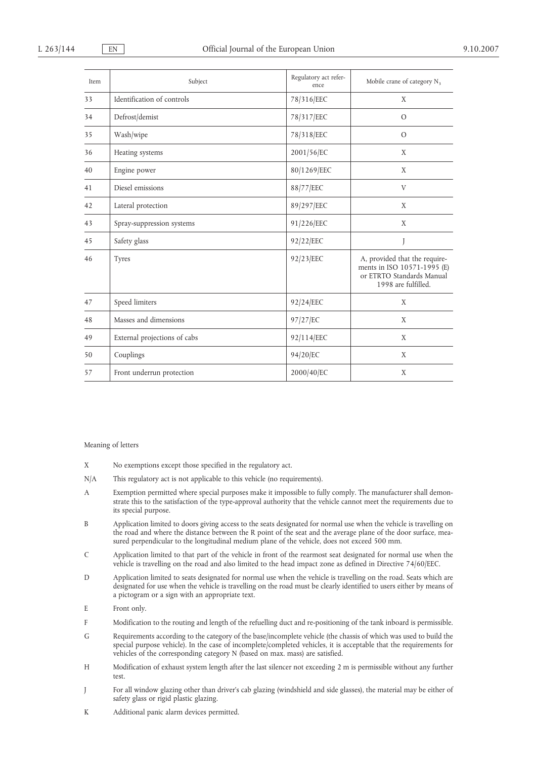| Item | Subject | Regulatory act reference | Mobile crane of category $N_3$ |
|---|---|---|---|
| 33 | Identification of controls | 78/316/EEC | X |
| 34 | Defrost/demist | 78/317/EEC | O |
| 35 | Wash/wipe | 78/318/EEC | O |
| 36 | Heating systems | 2001/56/EC | X |
| 40 | Engine power | 80/1269/EEC | X |
| 41 | Diesel emissions | 88/77/EEC | V |
| 42 | Lateral protection | 89/297/EEC | X |
| 43 | Spray-suppression systems | 91/226/EEC | X |
| 45 | Safety glass | 92/22/EEC | J |
| 46 | Tyres | 92/23/EEC | A, provided that the requirements in ISO 10571-1995 (E) or ETRTO Standards Manual 1998 are fulfilled. |
| 47 | Speed limiters | 92/24/EEC | X |
| 48 | Masses and dimensions | 97/27/EC | X |
| 49 | External projections of cabs | 92/114/EEC | X |
| 50 | Couplings | 94/20/EC | X |
| 57 | Front underrun protection | 2000/40/EC | X |

Meaning of letters

X No exemptions except those specified in the regulatory act.

N/A This regulatory act is not applicable to this vehicle (no requirements).

A Exemption permitted where special purposes make it impossible to fully comply. The manufacturer shall demonstrate this to the satisfaction of the type-approval authority that the vehicle cannot meet the requirements due to its special purpose.

B Application limited to doors giving access to the seats designated for normal use when the vehicle is travelling on the road and where the distance between the R point of the seat and the average plane of the door surface, measured perpendicular to the longitudinal medium plane of the vehicle, does not exceed 500 mm.

C Application limited to that part of the vehicle in front of the rearmost seat designated for normal use when the vehicle is travelling on the road and also limited to the head impact zone as defined in Directive 74/60/EEC.

D Application limited to seats designated for normal use when the vehicle is travelling on the road. Seats which are designated for use when the vehicle is travelling on the road must be clearly identified to users either by means of a pictogram or a sign with an appropriate text.

E Front only.

F Modification to the routing and length of the refuelling duct and re-positioning of the tank inboard is permissible.

G Requirements according to the category of the base/incomplete vehicle (the chassis of which was used to build the special purpose vehicle). In the case of incomplete/completed vehicles, it is acceptable that the requirements for vehicles of the corresponding category N (based on max. mass) are satisfied.

H Modification of exhaust system length after the last silencer not exceeding 2 m is permissible without any further test.

J For all window glazing other than driver's cab glazing (windshield and side glasses), the material may be either of safety glass or rigid plastic glazing.

K Additional panic alarm devices permitted.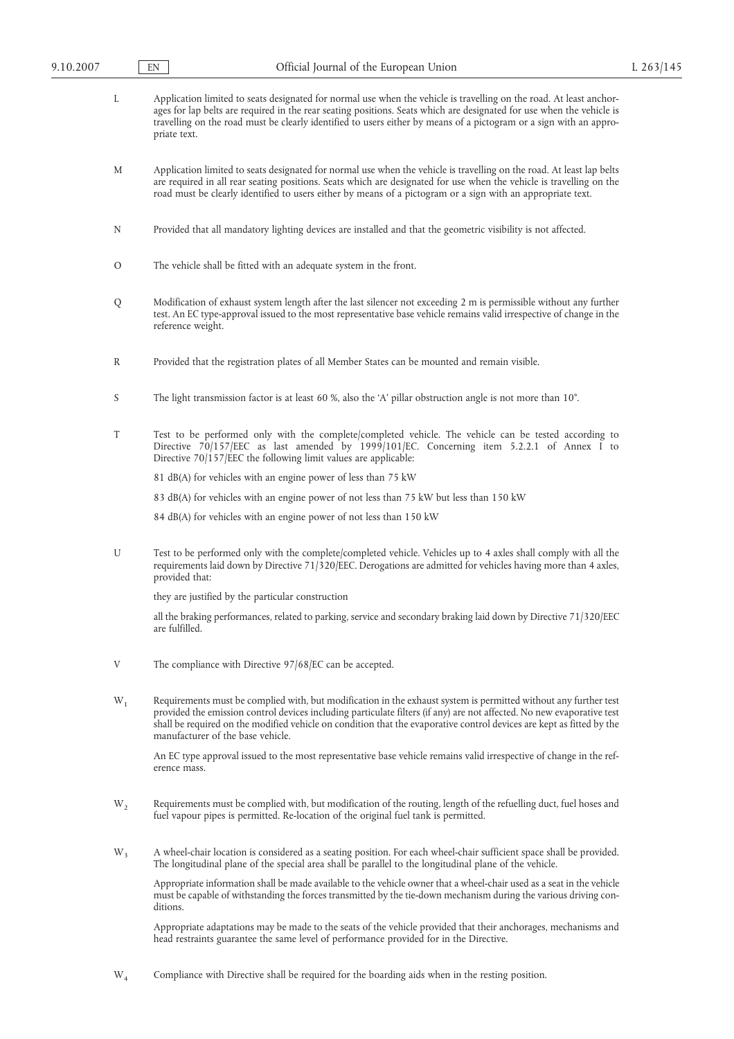L Application limited to seats designated for normal use when the vehicle is travelling on the road. At least anchorages for lap belts are required in the rear seating positions. Seats which are designated for use when the vehicle is travelling on the road must be clearly identified to users either by means of a pictogram or a sign with an appropriate text.

M Application limited to seats designated for normal use when the vehicle is travelling on the road. At least lap belts are required in all rear seating positions. Seats which are designated for use when the vehicle is travelling on the road must be clearly identified to users either by means of a pictogram or a sign with an appropriate text.

N Provided that all mandatory lighting devices are installed and that the geometric visibility is not affected.

O The vehicle shall be fitted with an adequate system in the front.

Q Modification of exhaust system length after the last silencer not exceeding 2 m is permissible without any further test. An EC type-approval issued to the most representative base vehicle remains valid irrespective of change in the reference weight.

R Provided that the registration plates of all Member States can be mounted and remain visible.

S The light transmission factor is at least 60 %, also the 'A' pillar obstruction angle is not more than 10°.

T Test to be performed only with the complete/completed vehicle. The vehicle can be tested according to Directive 70/157/EEC as last amended by 1999/101/EC. Concerning item 5.2.2.1 of Annex I to Directive 70/157/EEC the following limit values are applicable:

81 dB(A) for vehicles with an engine power of less than 75 kW

83 dB(A) for vehicles with an engine power of not less than 75 kW but less than 150 kW

84 dB(A) for vehicles with an engine power of not less than 150 kW

U Test to be performed only with the complete/completed vehicle. Vehicles up to 4 axles shall comply with all the requirements laid down by Directive 71/320/EEC. Derogations are admitted for vehicles having more than 4 axles, provided that:

they are justified by the particular construction

all the braking performances, related to parking, service and secondary braking laid down by Directive 71/320/EEC are fulfilled.

V The compliance with Directive 97/68/EC can be accepted.

$W_1$ Requirements must be complied with, but modification in the exhaust system is permitted without any further test provided the emission control devices including particulate filters (if any) are not affected. No new evaporative test shall be required on the modified vehicle on condition that the evaporative control devices are kept as fitted by the manufacturer of the base vehicle.

An EC type approval issued to the most representative base vehicle remains valid irrespective of change in the reference mass.

$W_2$ Requirements must be complied with, but modification of the routing, length of the refuelling duct, fuel hoses and fuel vapour pipes is permitted. Re-location of the original fuel tank is permitted.

$W_3$ A wheel-chair location is considered as a seating position. For each wheel-chair sufficient space shall be provided. The longitudinal plane of the special area shall be parallel to the longitudinal plane of the vehicle.

Appropriate information shall be made available to the vehicle owner that a wheel-chair used as a seat in the vehicle must be capable of withstanding the forces transmitted by the tie-down mechanism during the various driving conditions.

Appropriate adaptations may be made to the seats of the vehicle provided that their anchorages, mechanisms and head restraints guarantee the same level of performance provided for in the Directive.

$W_4$ Compliance with Directive shall be required for the boarding aids when in the resting position.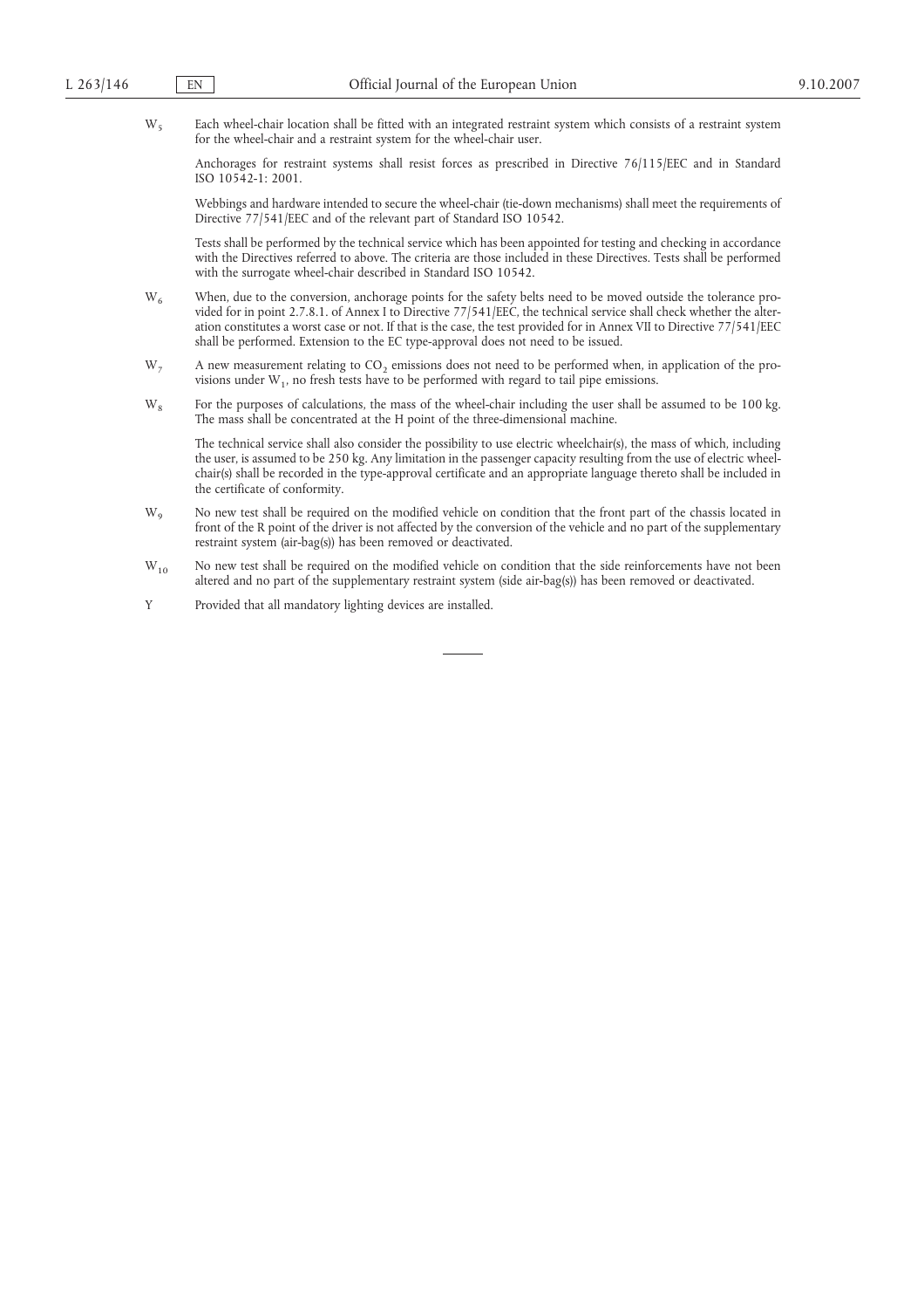$W_5$ Each wheel-chair location shall be fitted with an integrated restraint system which consists of a restraint system for the wheel-chair and a restraint system for the wheel-chair user.

Anchorages for restraint systems shall resist forces as prescribed in Directive 76/115/EEC and in Standard ISO 10542-1: 2001.

Webbings and hardware intended to secure the wheel-chair (tie-down mechanisms) shall meet the requirements of Directive 77/541/EEC and of the relevant part of Standard ISO 10542.

Tests shall be performed by the technical service which has been appointed for testing and checking in accordance with the Directives referred to above. The criteria are those included in these Directives. Tests shall be performed with the surrogate wheel-chair described in Standard ISO 10542.

$W_6$ When, due to the conversion, anchorage points for the safety belts need to be moved outside the tolerance provided for in point 2.7.8.1. of Annex I to Directive 77/541/EEC, the technical service shall check whether the alteration constitutes a worst case or not. If that is the case, the test provided for in Annex VII to Directive 77/541/EEC shall be performed. Extension to the EC type-approval does not need to be issued.

$W_7$ A new measurement relating to $CO_2$ emissions does not need to be performed when, in application of the provisions under $W_1$, no fresh tests have to be performed with regard to tail pipe emissions.

$W_8$ For the purposes of calculations, the mass of the wheel-chair including the user shall be assumed to be 100 kg. The mass shall be concentrated at the H point of the three-dimensional machine.

The technical service shall also consider the possibility to use electric wheelchair(s), the mass of which, including the user, is assumed to be 250 kg. Any limitation in the passenger capacity resulting from the use of electric wheelchair(s) shall be recorded in the type-approval certificate and an appropriate language thereto shall be included in the certificate of conformity.

$W_9$ No new test shall be required on the modified vehicle on condition that the front part of the chassis located in front of the R point of the driver is not affected by the conversion of the vehicle and no part of the supplementary restraint system (air-bag(s)) has been removed or deactivated.

$W_{10}$ No new test shall be required on the modified vehicle on condition that the side reinforcements have not been altered and no part of the supplementary restraint system (side air-bag(s)) has been removed or deactivated.

Y Provided that all mandatory lighting devices are installed.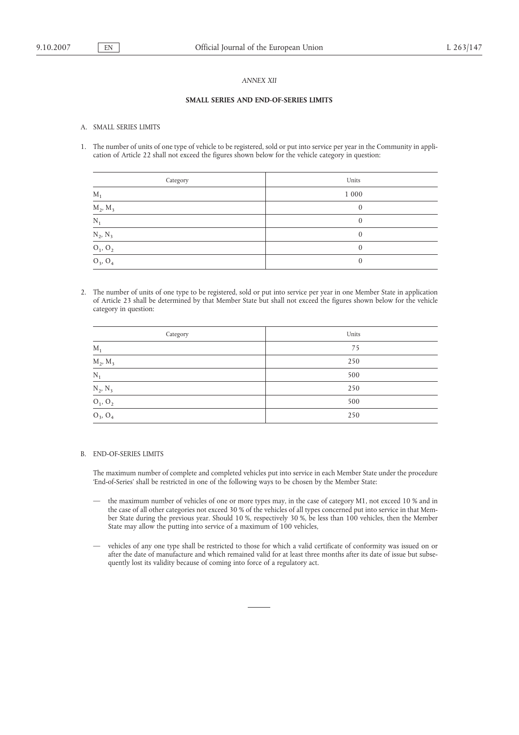*ANNEX XII*

## SMALL SERIES AND END-OF-SERIES LIMITS

A. SMALL SERIES LIMITS

1. The number of units of one type of vehicle to be registered, sold or put into service per year in the Community in application of Article 22 shall not exceed the figures shown below for the vehicle category in question:

| Category | Units |
|---|---|
| $M_1$ | 1 000 |
| $M_2$, $M_3$ | 0 |
| $N_1$ | 0 |
| $N_2$, $N_3$ | 0 |
| $O_1$, $O_2$ | 0 |
| $O_3$, $O_4$ | 0 |

2. The number of units of one type to be registered, sold or put into service per year in one Member State in application of Article 23 shall be determined by that Member State but shall not exceed the figures shown below for the vehicle category in question:

| Category | Units |
|---|---|
| $M_1$ | 75 |
| $M_2$, $M_3$ | 250 |
| $N_1$ | 500 |
| $N_2$, $N_3$ | 250 |
| $O_1$, $O_2$ | 500 |
| $O_3$, $O_4$ | 250 |

B. END-OF-SERIES LIMITS

The maximum number of complete and completed vehicles put into service in each Member State under the procedure 'End-of-Series' shall be restricted in one of the following ways to be chosen by the Member State:

— the maximum number of vehicles of one or more types may, in the case of category M1, not exceed 10 % and in the case of all other categories not exceed 30 % of the vehicles of all types concerned put into service in that Member State during the previous year. Should 10 %, respectively 30 %, be less than 100 vehicles, then the Member State may allow the putting into service of a maximum of 100 vehicles,

— vehicles of any one type shall be restricted to those for which a valid certificate of conformity was issued on or after the date of manufacture and which remained valid for at least three months after its date of issue but subsequently lost its validity because of coming into force of a regulatory act.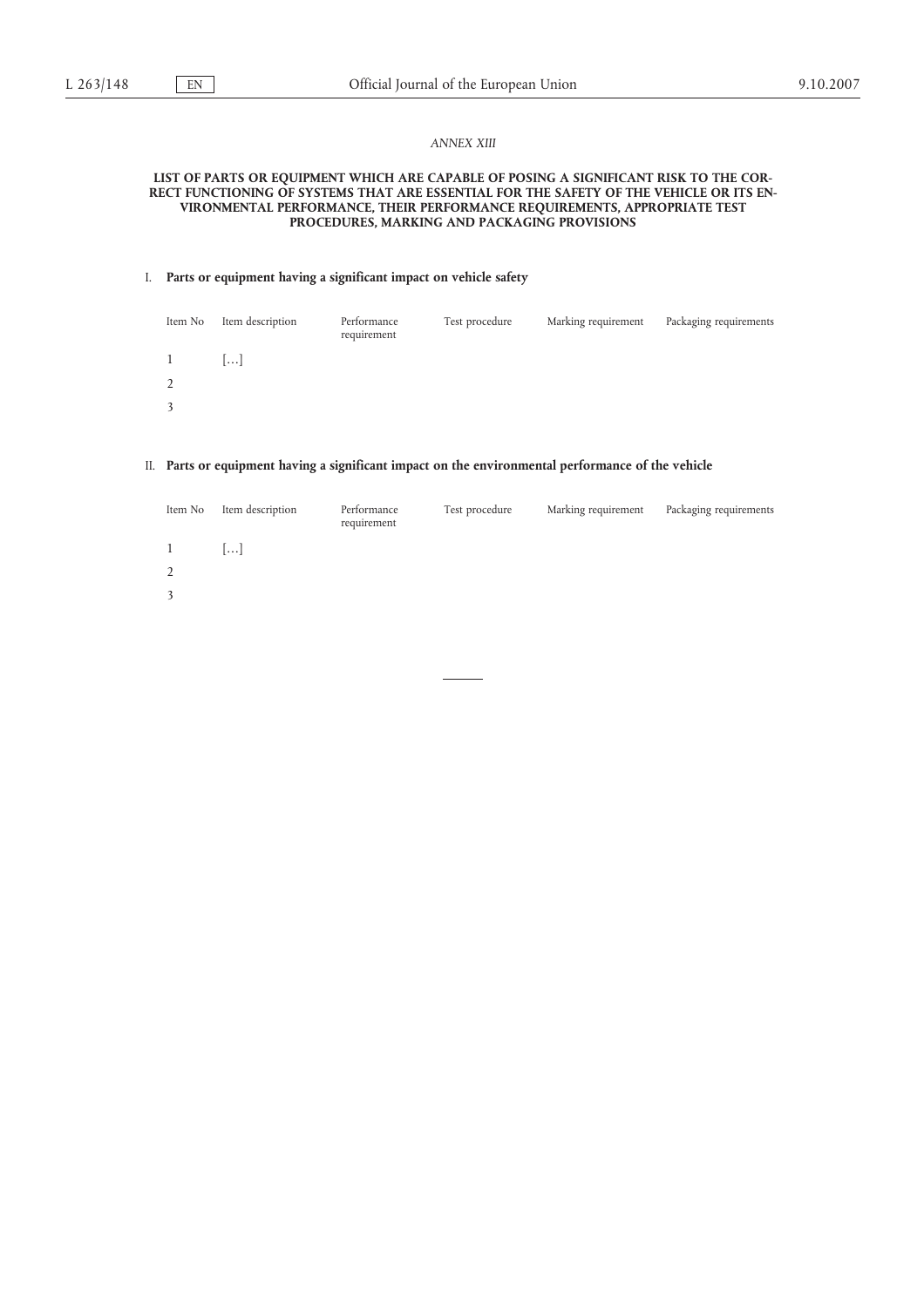*ANNEX XIII*

**LIST OF PARTS OR EQUIPMENT WHICH ARE CAPABLE OF POSING A SIGNIFICANT RISK TO THE CORRECT FUNCTIONING OF SYSTEMS THAT ARE ESSENTIAL FOR THE SAFETY OF THE VEHICLE OR ITS ENVIRONMENTAL PERFORMANCE, THEIR PERFORMANCE REQUIREMENTS, APPROPRIATE TEST PROCEDURES, MARKING AND PACKAGING PROVISIONS**

I. **Parts or equipment having a significant impact on vehicle safety**

| Item No | Item description | Performance requirement | Test procedure | Marking requirement | Packaging requirements |
|---|---|---|---|---|---|
| 1 | […] | | | | |
| 2 | | | | | |
| 3 | | | | | |

II. **Parts or equipment having a significant impact on the environmental performance of the vehicle**

| Item No | Item description | Performance requirement | Test procedure | Marking requirement | Packaging requirements |
|---|---|---|---|---|---|
| 1 | […] | | | | |
| 2 | | | | | |
| 3 | | | | | |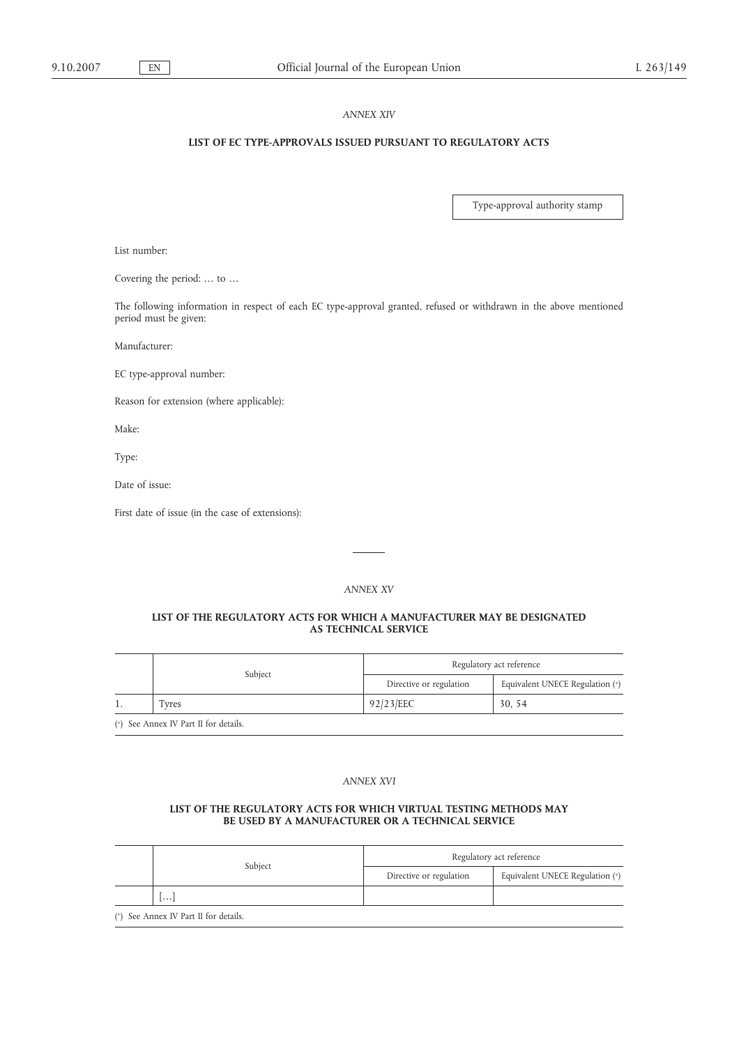*ANNEX XIV*

## LIST OF EC TYPE-APPROVALS ISSUED PURSUANT TO REGULATORY ACTS

Type-approval authority stamp

List number:

Covering the period: … to …

The following information in respect of each EC type-approval granted, refused or withdrawn in the above mentioned period must be given:

Manufacturer:

EC type-approval number:

Reason for extension (where applicable):

Make:

Type:

Date of issue:

First date of issue (in the case of extensions):

*ANNEX XV*

## LIST OF THE REGULATORY ACTS FOR WHICH A MANUFACTURER MAY BE DESIGNATED AS TECHNICAL SERVICE

| | Subject | Regulatory act reference | |
|---|---|---|---|
| | | Directive or regulation | Equivalent UNECE Regulation (+) |
| 1. | Tyres | 92/23/EEC | 30, 54 |

(+) See Annex IV Part II for details.

*ANNEX XVI*

## LIST OF THE REGULATORY ACTS FOR WHICH VIRTUAL TESTING METHODS MAY BE USED BY A MANUFACTURER OR A TECHNICAL SERVICE

| | Subject | Regulatory act reference | |
|---|---|---|---|
| | | Directive or regulation | Equivalent UNECE Regulation (+) |
| | […] | | |

(+) See Annex IV Part II for details.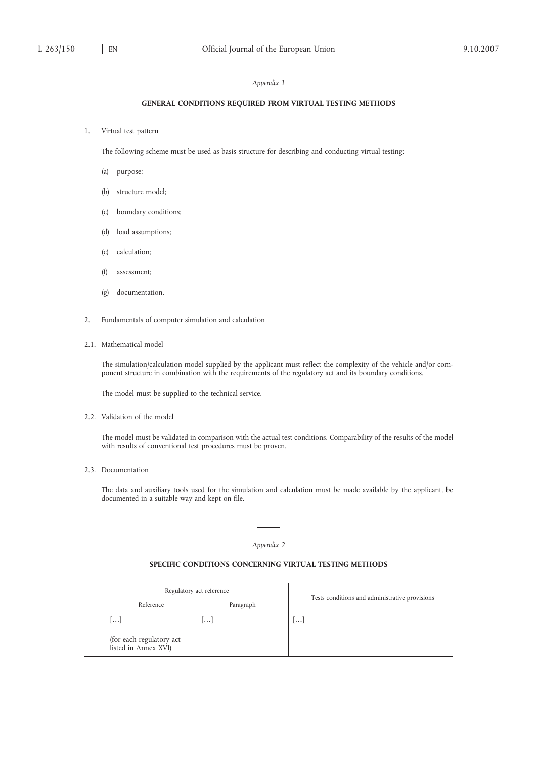*Appendix 1*

## GENERAL CONDITIONS REQUIRED FROM VIRTUAL TESTING METHODS

1. Virtual test pattern

   The following scheme must be used as basis structure for describing and conducting virtual testing:

   (a) purpose;

   (b) structure model;

   (c) boundary conditions;

   (d) load assumptions;

   (e) calculation;

   (f) assessment;

   (g) documentation.

2. Fundamentals of computer simulation and calculation

2.1. Mathematical model

   The simulation/calculation model supplied by the applicant must reflect the complexity of the vehicle and/or component structure in combination with the requirements of the regulatory act and its boundary conditions.

   The model must be supplied to the technical service.

2.2. Validation of the model

   The model must be validated in comparison with the actual test conditions. Comparability of the results of the model with results of conventional test procedures must be proven.

2.3. Documentation

   The data and auxiliary tools used for the simulation and calculation must be made available by the applicant, be documented in a suitable way and kept on file.

---

*Appendix 2*

## SPECIFIC CONDITIONS CONCERNING VIRTUAL TESTING METHODS

| Regulatory act reference | | Tests conditions and administrative provisions |
|---|---|---|
| Reference | Paragraph | |
| […] (for each regulatory act listed in Annex XVI) | […] | […] |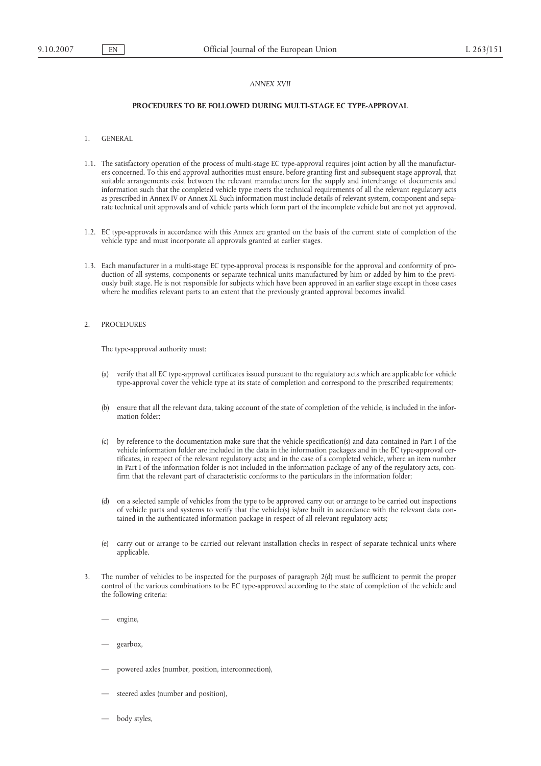*ANNEX XVII*

## PROCEDURES TO BE FOLLOWED DURING MULTI-STAGE EC TYPE-APPROVAL

1. GENERAL

1.1. The satisfactory operation of the process of multi-stage EC type-approval requires joint action by all the manufacturers concerned. To this end approval authorities must ensure, before granting first and subsequent stage approval, that suitable arrangements exist between the relevant manufacturers for the supply and interchange of documents and information such that the completed vehicle type meets the technical requirements of all the relevant regulatory acts as prescribed in Annex IV or Annex XI. Such information must include details of relevant system, component and separate technical unit approvals and of vehicle parts which form part of the incomplete vehicle but are not yet approved.

1.2. EC type-approvals in accordance with this Annex are granted on the basis of the current state of completion of the vehicle type and must incorporate all approvals granted at earlier stages.

1.3. Each manufacturer in a multi-stage EC type-approval process is responsible for the approval and conformity of production of all systems, components or separate technical units manufactured by him or added by him to the previously built stage. He is not responsible for subjects which have been approved in an earlier stage except in those cases where he modifies relevant parts to an extent that the previously granted approval becomes invalid.

2. PROCEDURES

The type-approval authority must:

(a) verify that all EC type-approval certificates issued pursuant to the regulatory acts which are applicable for vehicle type-approval cover the vehicle type at its state of completion and correspond to the prescribed requirements;

(b) ensure that all the relevant data, taking account of the state of completion of the vehicle, is included in the information folder;

(c) by reference to the documentation make sure that the vehicle specification(s) and data contained in Part I of the vehicle information folder are included in the data in the information packages and in the EC type-approval certificates, in respect of the relevant regulatory acts; and in the case of a completed vehicle, where an item number in Part I of the information folder is not included in the information package of any of the regulatory acts, confirm that the relevant part of characteristic conforms to the particulars in the information folder;

(d) on a selected sample of vehicles from the type to be approved carry out or arrange to be carried out inspections of vehicle parts and systems to verify that the vehicle(s) is/are built in accordance with the relevant data contained in the authenticated information package in respect of all relevant regulatory acts;

(e) carry out or arrange to be carried out relevant installation checks in respect of separate technical units where applicable.

3. The number of vehicles to be inspected for the purposes of paragraph 2(d) must be sufficient to permit the proper control of the various combinations to be EC type-approved according to the state of completion of the vehicle and the following criteria:

— engine,

— gearbox,

— powered axles (number, position, interconnection),

— steered axles (number and position),

— body styles,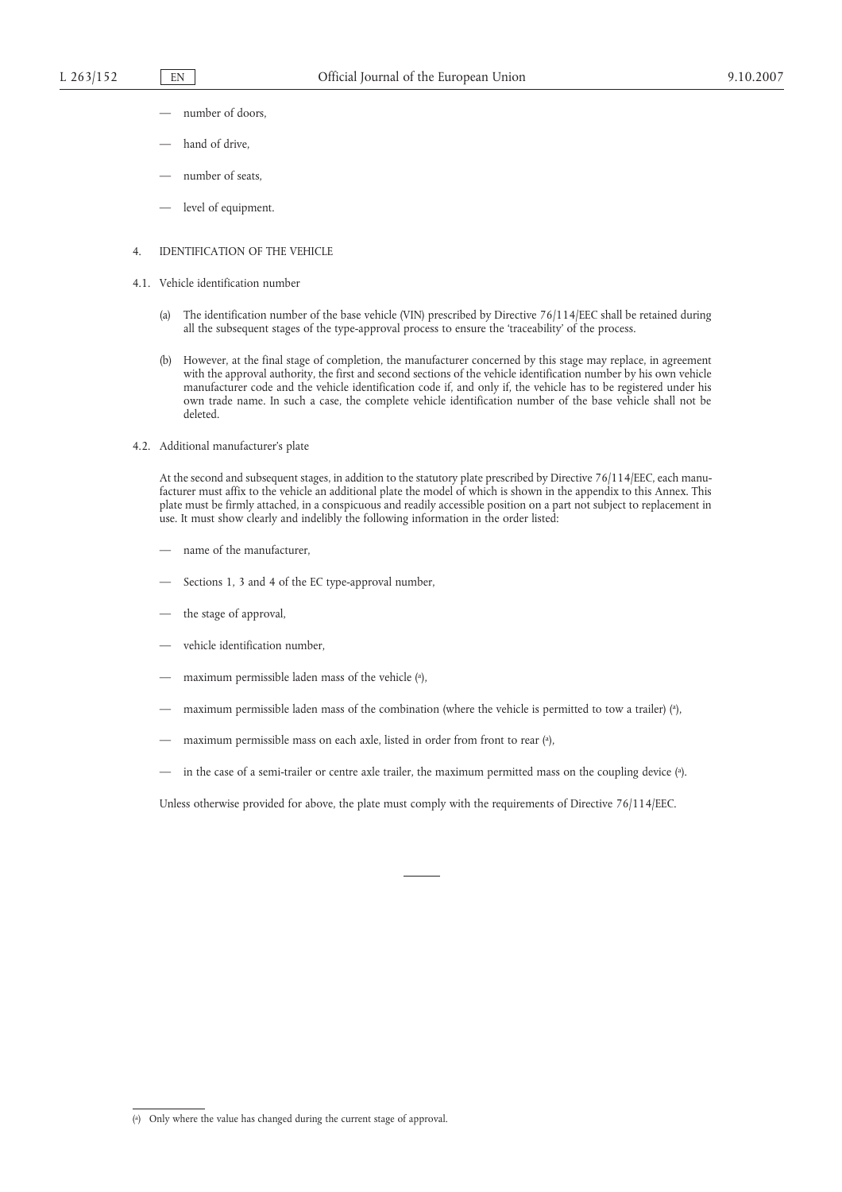- number of doors,
- hand of drive,
- number of seats,
- level of equipment.

4. IDENTIFICATION OF THE VEHICLE

4.1. Vehicle identification number

(a) The identification number of the base vehicle (VIN) prescribed by Directive 76/114/EEC shall be retained during all the subsequent stages of the type-approval process to ensure the 'traceability' of the process.

(b) However, at the final stage of completion, the manufacturer concerned by this stage may replace, in agreement with the approval authority, the first and second sections of the vehicle identification number by his own vehicle manufacturer code and the vehicle identification code if, and only if, the vehicle has to be registered under his own trade name. In such a case, the complete vehicle identification number of the base vehicle shall not be deleted.

4.2. Additional manufacturer's plate

At the second and subsequent stages, in addition to the statutory plate prescribed by Directive 76/114/EEC, each manufacturer must affix to the vehicle an additional plate the model of which is shown in the appendix to this Annex. This plate must be firmly attached, in a conspicuous and readily accessible position on a part not subject to replacement in use. It must show clearly and indelibly the following information in the order listed:

- name of the manufacturer,
- Sections 1, 3 and 4 of the EC type-approval number,
- the stage of approval,
- vehicle identification number,
- maximum permissible laden mass of the vehicle [a],
- maximum permissible laden mass of the combination (where the vehicle is permitted to tow a trailer) [a],
- maximum permissible mass on each axle, listed in order from front to rear [a],
- in the case of a semi-trailer or centre axle trailer, the maximum permitted mass on the coupling device [a].

Unless otherwise provided for above, the plate must comply with the requirements of Directive 76/114/EEC.

[a] Only where the value has changed during the current stage of approval.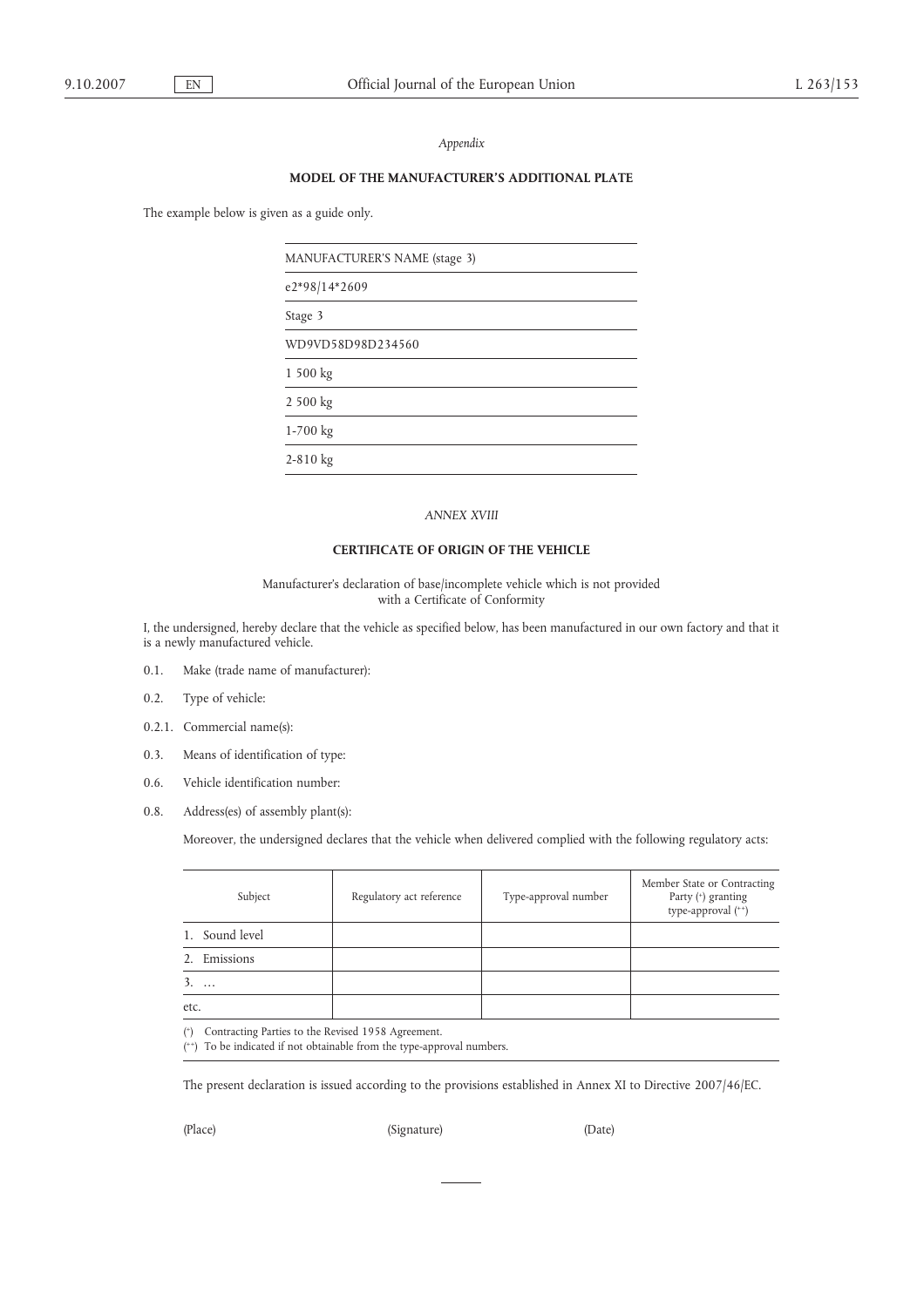*Appendix*

**MODEL OF THE MANUFACTURER'S ADDITIONAL PLATE**

The example below is given as a guide only.

| MANUFACTURER'S NAME (stage 3) |
|---|
| e2*98/14*2609 |
| Stage 3 |
| WD9VD58D98D234560 |
| 1 500 kg |
| 2 500 kg |
| 1-700 kg |
| 2-810 kg |

*ANNEX XVIII*

**CERTIFICATE OF ORIGIN OF THE VEHICLE**

Manufacturer's declaration of base/incomplete vehicle which is not provided with a Certificate of Conformity

I, the undersigned, hereby declare that the vehicle as specified below, has been manufactured in our own factory and that it is a newly manufactured vehicle.

0.1. Make (trade name of manufacturer):

0.2. Type of vehicle:

0.2.1. Commercial name(s):

0.3. Means of identification of type:

0.6. Vehicle identification number:

0.8. Address(es) of assembly plant(s):

Moreover, the undersigned declares that the vehicle when delivered complied with the following regulatory acts:

| Subject | Regulatory act reference | Type-approval number | Member State or Contracting Party (*) granting type-approval (**) |
|---|---|---|---|
| 1. Sound level | | | |
| 2. Emissions | | | |
| 3. … | | | |
| etc. | | | |

(*) Contracting Parties to the Revised 1958 Agreement.
(**) To be indicated if not obtainable from the type-approval numbers.

The present declaration is issued according to the provisions established in Annex XI to Directive 2007/46/EC.

(Place) (Signature) (Date)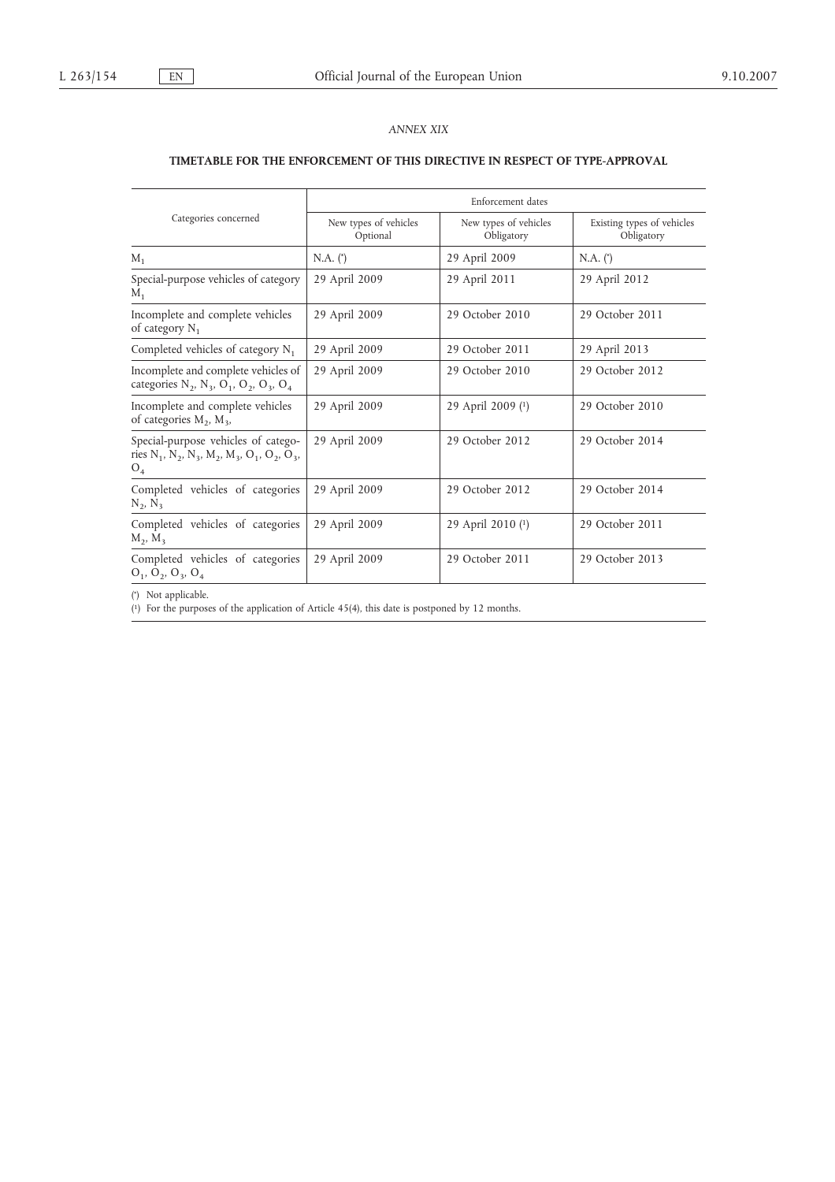*ANNEX XIX*

**TIMETABLE FOR THE ENFORCEMENT OF THIS DIRECTIVE IN RESPECT OF TYPE-APPROVAL**

| Categories concerned | Enforcement dates | | |
|---|---|---|---|
| | New types of vehicles Optional | New types of vehicles Obligatory | Existing types of vehicles Obligatory |
| $M_1$ | N.A. (*) | 29 April 2009 | N.A. (*) |
| Special-purpose vehicles of category $M_1$ | 29 April 2009 | 29 April 2011 | 29 April 2012 |
| Incomplete and complete vehicles of category $N_1$ | 29 April 2009 | 29 October 2010 | 29 October 2011 |
| Completed vehicles of category $N_1$ | 29 April 2009 | 29 October 2011 | 29 April 2013 |
| Incomplete and complete vehicles of categories $N_2$, $N_3$, $O_1$, $O_2$, $O_3$, $O_4$ | 29 April 2009 | 29 October 2010 | 29 October 2012 |
| Incomplete and complete vehicles of categories $M_2$, $M_3$, | 29 April 2009 | 29 April 2009 (1) | 29 October 2010 |
| Special-purpose vehicles of categories $N_1$, $N_2$, $N_3$, $M_2$, $M_3$, $O_1$, $O_2$, $O_3$, $O_4$ | 29 April 2009 | 29 October 2012 | 29 October 2014 |
| Completed vehicles of categories $N_2$, $N_3$ | 29 April 2009 | 29 October 2012 | 29 October 2014 |
| Completed vehicles of categories $M_2$, $M_3$ | 29 April 2009 | 29 April 2010 (1) | 29 October 2011 |
| Completed vehicles of categories $O_1$, $O_2$, $O_3$, $O_4$ | 29 April 2009 | 29 October 2011 | 29 October 2013 |

(*) Not applicable.

(1) For the purposes of the application of Article 45(4), this date is postponed by 12 months.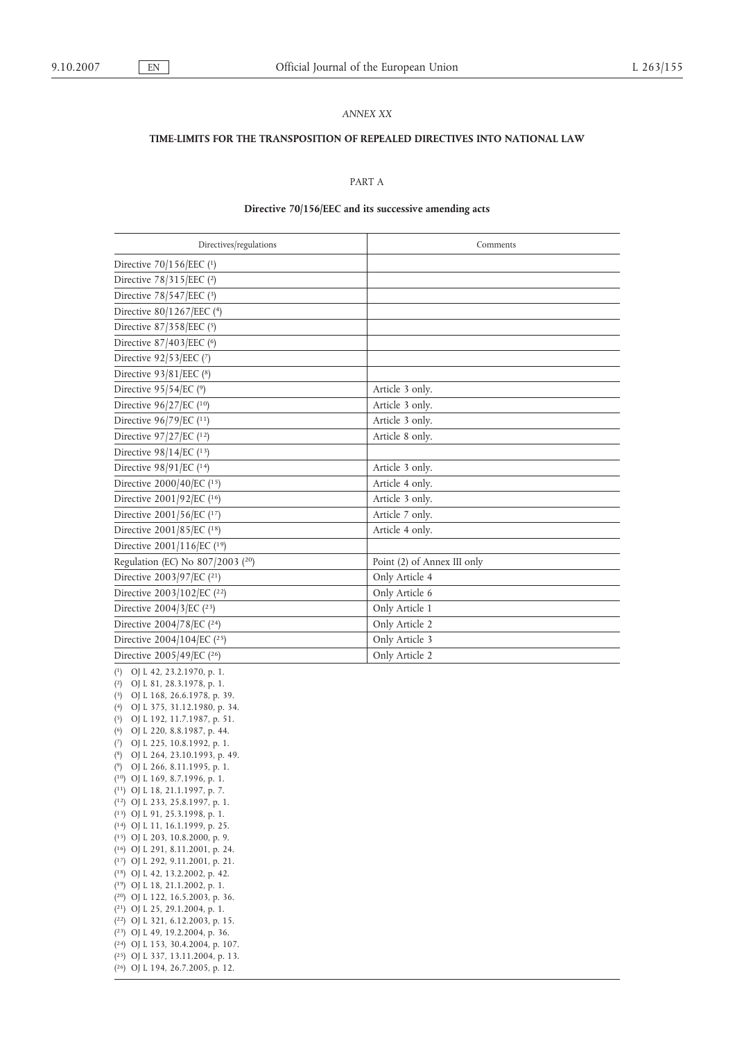*ANNEX XX*

## TIME-LIMITS FOR THE TRANSPOSITION OF REPEALED DIRECTIVES INTO NATIONAL LAW

PART A

### Directive 70/156/EEC and its successive amending acts

| Directives/regulations | Comments |
|---|---|
| Directive 70/156/EEC [1] | |
| Directive 78/315/EEC [2] | |
| Directive 78/547/EEC [3] | |
| Directive 80/1267/EEC [4] | |
| Directive 87/358/EEC [5] | |
| Directive 87/403/EEC [6] | |
| Directive 92/53/EEC [7] | |
| Directive 93/81/EEC [8] | |
| Directive 95/54/EC [9] | Article 3 only. |
| Directive 96/27/EC [10] | Article 3 only. |
| Directive 96/79/EC [11] | Article 3 only. |
| Directive 97/27/EC [12] | Article 8 only. |
| Directive 98/14/EC [13] | |
| Directive 98/91/EC [14] | Article 3 only. |
| Directive 2000/40/EC [15] | Article 4 only. |
| Directive 2001/92/EC [16] | Article 3 only. |
| Directive 2001/56/EC [17] | Article 7 only. |
| Directive 2001/85/EC [18] | Article 4 only. |
| Directive 2001/116/EC [19] | |
| Regulation (EC) No 807/2003 [20] | Point (2) of Annex III only |
| Directive 2003/97/EC [21] | Only Article 4 |
| Directive 2003/102/EC [22] | Only Article 6 |
| Directive 2004/3/EC [23] | Only Article 1 |
| Directive 2004/78/EC [24] | Only Article 2 |
| Directive 2004/104/EC [25] | Only Article 3 |
| Directive 2005/49/EC [26] | Only Article 2 |

[1] OJ L 42, 23.2.1970, p. 1.
[2] OJ L 81, 28.3.1978, p. 1.
[3] OJ L 168, 26.6.1978, p. 39.
[4] OJ L 375, 31.12.1980, p. 34.
[5] OJ L 192, 11.7.1987, p. 51.
[6] OJ L 220, 8.8.1987, p. 44.
[7] OJ L 225, 10.8.1992, p. 1.
[8] OJ L 264, 23.10.1993, p. 49.
[9] OJ L 266, 8.11.1995, p. 1.
[10] OJ L 169, 8.7.1996, p. 1.
[11] OJ L 18, 21.1.1997, p. 7.
[12] OJ L 233, 25.8.1997, p. 1.
[13] OJ L 91, 25.3.1998, p. 1.
[14] OJ L 11, 16.1.1999, p. 25.
[15] OJ L 203, 10.8.2000, p. 9.
[16] OJ L 291, 8.11.2001, p. 24.
[17] OJ L 292, 9.11.2001, p. 21.
[18] OJ L 42, 13.2.2002, p. 42.
[19] OJ L 18, 21.1.2002, p. 1.
[20] OJ L 122, 16.5.2003, p. 36.
[21] OJ L 25, 29.1.2004, p. 1.
[22] OJ L 321, 6.12.2003, p. 15.
[23] OJ L 49, 19.2.2004, p. 36.
[24] OJ L 153, 30.4.2004, p. 107.
[25] OJ L 337, 13.11.2004, p. 13.
[26] OJ L 194, 26.7.2005, p. 12.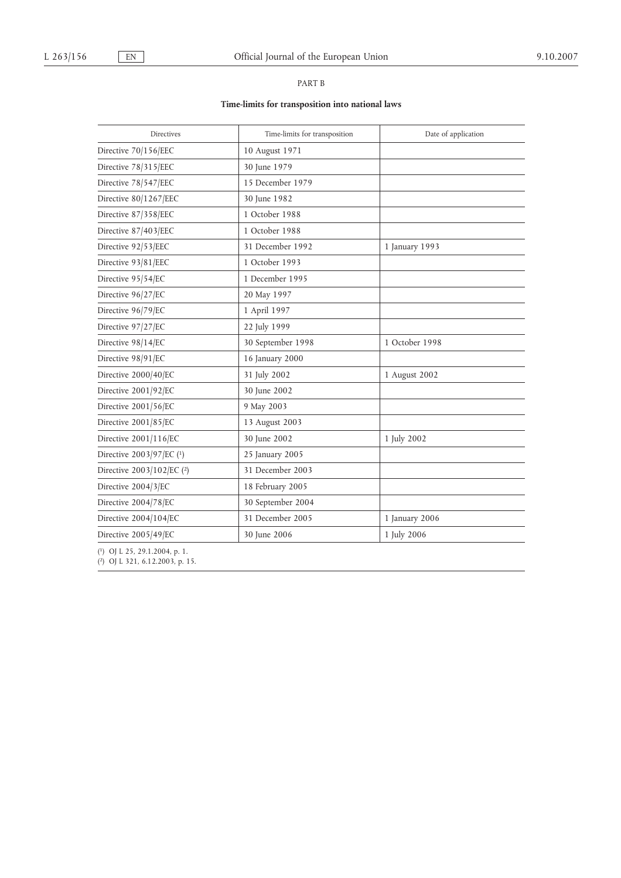PART B

**Time-limits for transposition into national laws**

| Directives | Time-limits for transposition | Date of application |
|---|---|---|
| Directive 70/156/EEC | 10 August 1971 | |
| Directive 78/315/EEC | 30 June 1979 | |
| Directive 78/547/EEC | 15 December 1979 | |
| Directive 80/1267/EEC | 30 June 1982 | |
| Directive 87/358/EEC | 1 October 1988 | |
| Directive 87/403/EEC | 1 October 1988 | |
| Directive 92/53/EEC | 31 December 1992 | 1 January 1993 |
| Directive 93/81/EEC | 1 October 1993 | |
| Directive 95/54/EC | 1 December 1995 | |
| Directive 96/27/EC | 20 May 1997 | |
| Directive 96/79/EC | 1 April 1997 | |
| Directive 97/27/EC | 22 July 1999 | |
| Directive 98/14/EC | 30 September 1998 | 1 October 1998 |
| Directive 98/91/EC | 16 January 2000 | |
| Directive 2000/40/EC | 31 July 2002 | 1 August 2002 |
| Directive 2001/92/EC | 30 June 2002 | |
| Directive 2001/56/EC | 9 May 2003 | |
| Directive 2001/85/EC | 13 August 2003 | |
| Directive 2001/116/EC | 30 June 2002 | 1 July 2002 |
| Directive 2003/97/EC (1) | 25 January 2005 | |
| Directive 2003/102/EC (2) | 31 December 2003 | |
| Directive 2004/3/EC | 18 February 2005 | |
| Directive 2004/78/EC | 30 September 2004 | |
| Directive 2004/104/EC | 31 December 2005 | 1 January 2006 |
| Directive 2005/49/EC | 30 June 2006 | 1 July 2006 |

(1) OJ L 25, 29.1.2004, p. 1.

(2) OJ L 321, 6.12.2003, p. 15.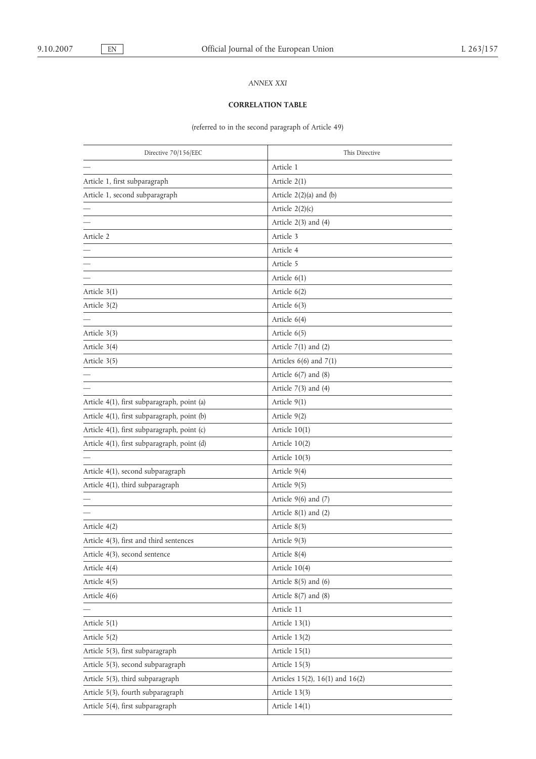*ANNEX XXI*

**CORRELATION TABLE**

(referred to in the second paragraph of Article 49)

| Directive 70/156/EEC | This Directive |
|---|---|
| — | Article 1 |
| Article 1, first subparagraph | Article 2(1) |
| Article 1, second subparagraph | Article 2(2)(a) and (b) |
| — | Article 2(2)(c) |
| — | Article 2(3) and (4) |
| Article 2 | Article 3 |
| — | Article 4 |
| — | Article 5 |
| — | Article 6(1) |
| Article 3(1) | Article 6(2) |
| Article 3(2) | Article 6(3) |
| — | Article 6(4) |
| Article 3(3) | Article 6(5) |
| Article 3(4) | Article 7(1) and (2) |
| Article 3(5) | Articles 6(6) and 7(1) |
| — | Article 6(7) and (8) |
| — | Article 7(3) and (4) |
| Article 4(1), first subparagraph, point (a) | Article 9(1) |
| Article 4(1), first subparagraph, point (b) | Article 9(2) |
| Article 4(1), first subparagraph, point (c) | Article 10(1) |
| Article 4(1), first subparagraph, point (d) | Article 10(2) |
| — | Article 10(3) |
| Article 4(1), second subparagraph | Article 9(4) |
| Article 4(1), third subparagraph | Article 9(5) |
| — | Article 9(6) and (7) |
| — | Article 8(1) and (2) |
| Article 4(2) | Article 8(3) |
| Article 4(3), first and third sentences | Article 9(3) |
| Article 4(3), second sentence | Article 8(4) |
| Article 4(4) | Article 10(4) |
| Article 4(5) | Article 8(5) and (6) |
| Article 4(6) | Article 8(7) and (8) |
| — | Article 11 |
| Article 5(1) | Article 13(1) |
| Article 5(2) | Article 13(2) |
| Article 5(3), first subparagraph | Article 15(1) |
| Article 5(3), second subparagraph | Article 15(3) |
| Article 5(3), third subparagraph | Articles 15(2), 16(1) and 16(2) |
| Article 5(3), fourth subparagraph | Article 13(3) |
| Article 5(4), first subparagraph | Article 14(1) |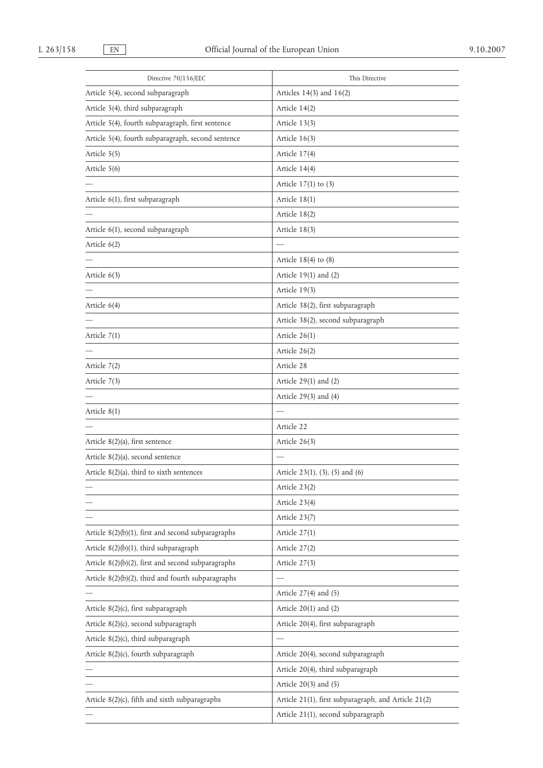| Directive 70/156/EEC | This Directive |
|---|---|
| Article 5(4), second subparagraph | Articles 14(3) and 16(2) |
| Article 5(4), third subparagraph | Article 14(2) |
| Article 5(4), fourth subparagraph, first sentence | Article 13(3) |
| Article 5(4), fourth subparagraph, second sentence | Article 16(3) |
| Article 5(5) | Article 17(4) |
| Article 5(6) | Article 14(4) |
| — | Article 17(1) to (3) |
| Article 6(1), first subparagraph | Article 18(1) |
| — | Article 18(2) |
| Article 6(1), second subparagraph | Article 18(3) |
| Article 6(2) | — |
| — | Article 18(4) to (8) |
| Article 6(3) | Article 19(1) and (2) |
| — | Article 19(3) |
| Article 6(4) | Article 38(2), first subparagraph |
| — | Article 38(2), second subparagraph |
| Article 7(1) | Article 26(1) |
| — | Article 26(2) |
| Article 7(2) | Article 28 |
| Article 7(3) | Article 29(1) and (2) |
| — | Article 29(3) and (4) |
| Article 8(1) | — |
| — | Article 22 |
| Article 8(2)(a), first sentence | Article 26(3) |
| Article 8(2)(a), second sentence | — |
| Article 8(2)(a), third to sixth sentences | Article 23(1), (3), (5) and (6) |
| — | Article 23(2) |
| — | Article 23(4) |
| — | Article 23(7) |
| Article 8(2)(b)(1), first and second subparagraphs | Article 27(1) |
| Article 8(2)(b)(1), third subparagraph | Article 27(2) |
| Article 8(2)(b)(2), first and second subparagraphs | Article 27(3) |
| Article 8(2)(b)(2), third and fourth subparagraphs | — |
| — | Article 27(4) and (5) |
| Article 8(2)(c), first subparagraph | Article 20(1) and (2) |
| Article 8(2)(c), second subparagraph | Article 20(4), first subparagraph |
| Article 8(2)(c), third subparagraph | — |
| Article 8(2)(c), fourth subparagraph | Article 20(4), second subparagraph |
| — | Article 20(4), third subparagraph |
| — | Article 20(3) and (5) |
| Article 8(2)(c), fifth and sixth subparagraphs | Article 21(1), first subparagraph, and Article 21(2) |
| — | Article 21(1), second subparagraph |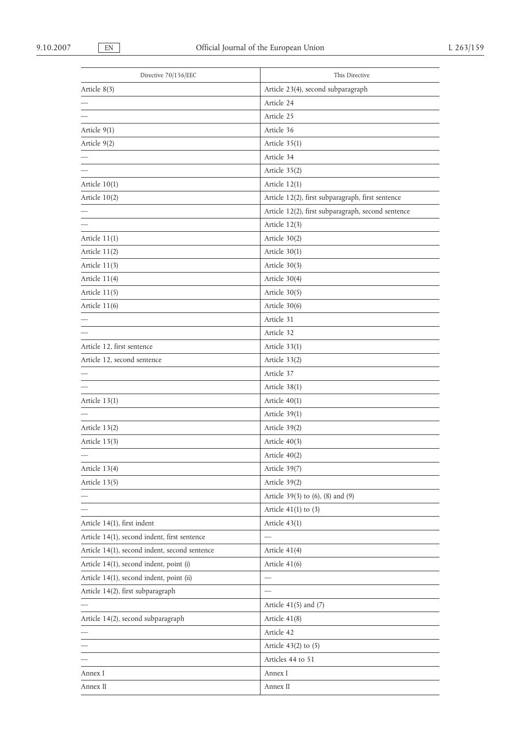| Directive 70/156/EEC | This Directive |
| --- | --- |
| Article 8(3) | Article 23(4), second subparagraph |
| — | Article 24 |
| — | Article 25 |
| Article 9(1) | Article 36 |
| Article 9(2) | Article 35(1) |
| — | Article 34 |
| — | Article 35(2) |
| Article 10(1) | Article 12(1) |
| Article 10(2) | Article 12(2), first subparagraph, first sentence |
| — | Article 12(2), first subparagraph, second sentence |
| — | Article 12(3) |
| Article 11(1) | Article 30(2) |
| Article 11(2) | Article 30(1) |
| Article 11(3) | Article 30(3) |
| Article 11(4) | Article 30(4) |
| Article 11(5) | Article 30(5) |
| Article 11(6) | Article 30(6) |
| — | Article 31 |
| — | Article 32 |
| Article 12, first sentence | Article 33(1) |
| Article 12, second sentence | Article 33(2) |
| — | Article 37 |
| — | Article 38(1) |
| Article 13(1) | Article 40(1) |
| — | Article 39(1) |
| Article 13(2) | Article 39(2) |
| Article 13(3) | Article 40(3) |
| — | Article 40(2) |
| Article 13(4) | Article 39(7) |
| Article 13(5) | Article 39(2) |
| — | Article 39(3) to (6), (8) and (9) |
| — | Article 41(1) to (3) |
| Article 14(1), first indent | Article 43(1) |
| Article 14(1), second indent, first sentence | — |
| Article 14(1), second indent, second sentence | Article 41(4) |
| Article 14(1), second indent, point (i) | Article 41(6) |
| Article 14(1), second indent, point (ii) | — |
| Article 14(2), first subparagraph | — |
| — | Article 41(5) and (7) |
| Article 14(2), second subparagraph | Article 41(8) |
| — | Article 42 |
| — | Article 43(2) to (5) |
| — | Articles 44 to 51 |
| Annex I | Annex I |
| Annex II | Annex II |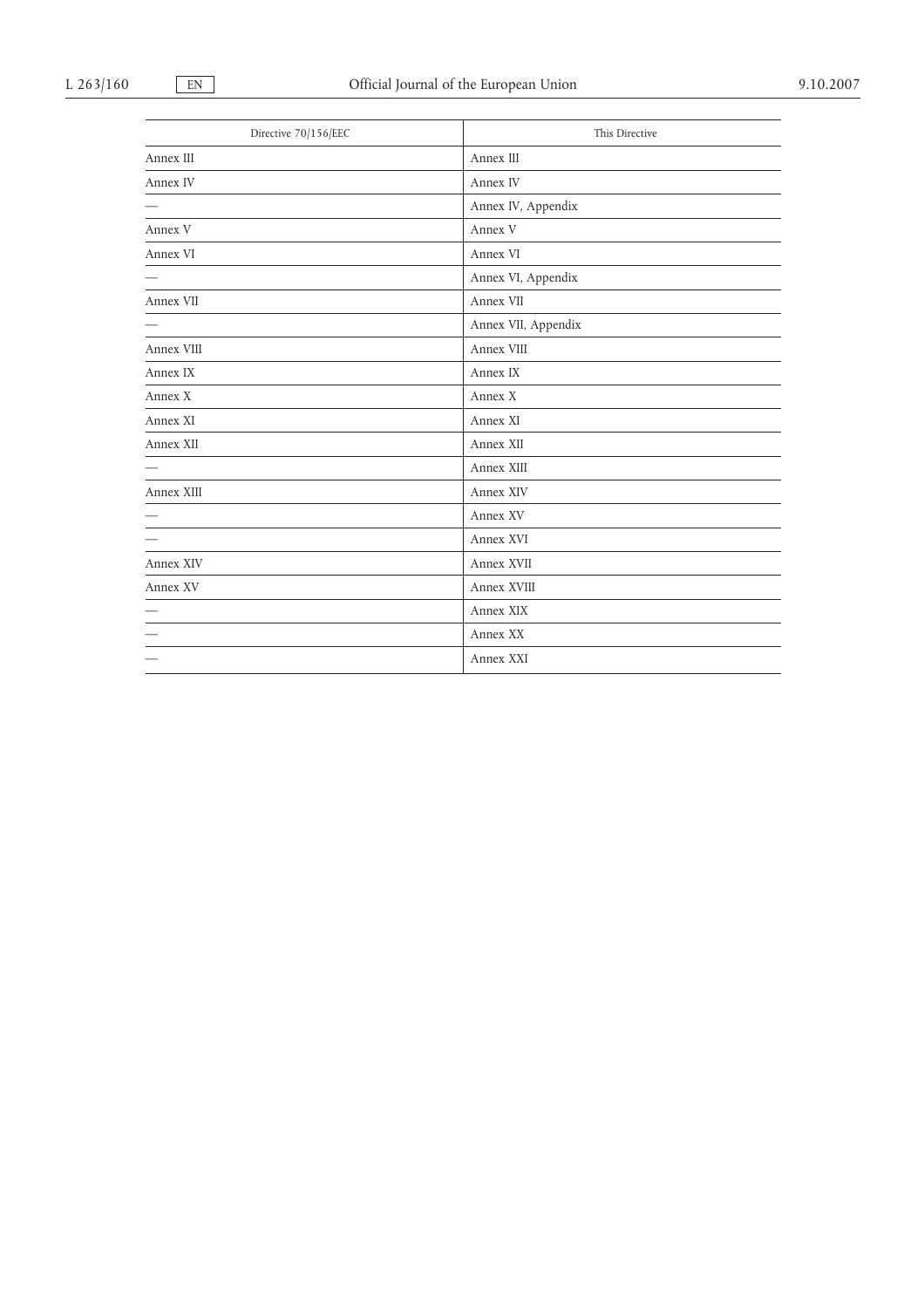| Directive 70/156/EEC | This Directive |
|---|---|
| Annex III | Annex III |
| Annex IV | Annex IV |
| — | Annex IV, Appendix |
| Annex V | Annex V |
| Annex VI | Annex VI |
| — | Annex VI, Appendix |
| Annex VII | Annex VII |
| — | Annex VII, Appendix |
| Annex VIII | Annex VIII |
| Annex IX | Annex IX |
| Annex X | Annex X |
| Annex XI | Annex XI |
| Annex XII | Annex XII |
| — | Annex XIII |
| Annex XIII | Annex XIV |
| — | Annex XV |
| — | Annex XVI |
| Annex XIV | Annex XVII |
| Annex XV | Annex XVIII |
| — | Annex XIX |
| — | Annex XX |
| — | Annex XXI |